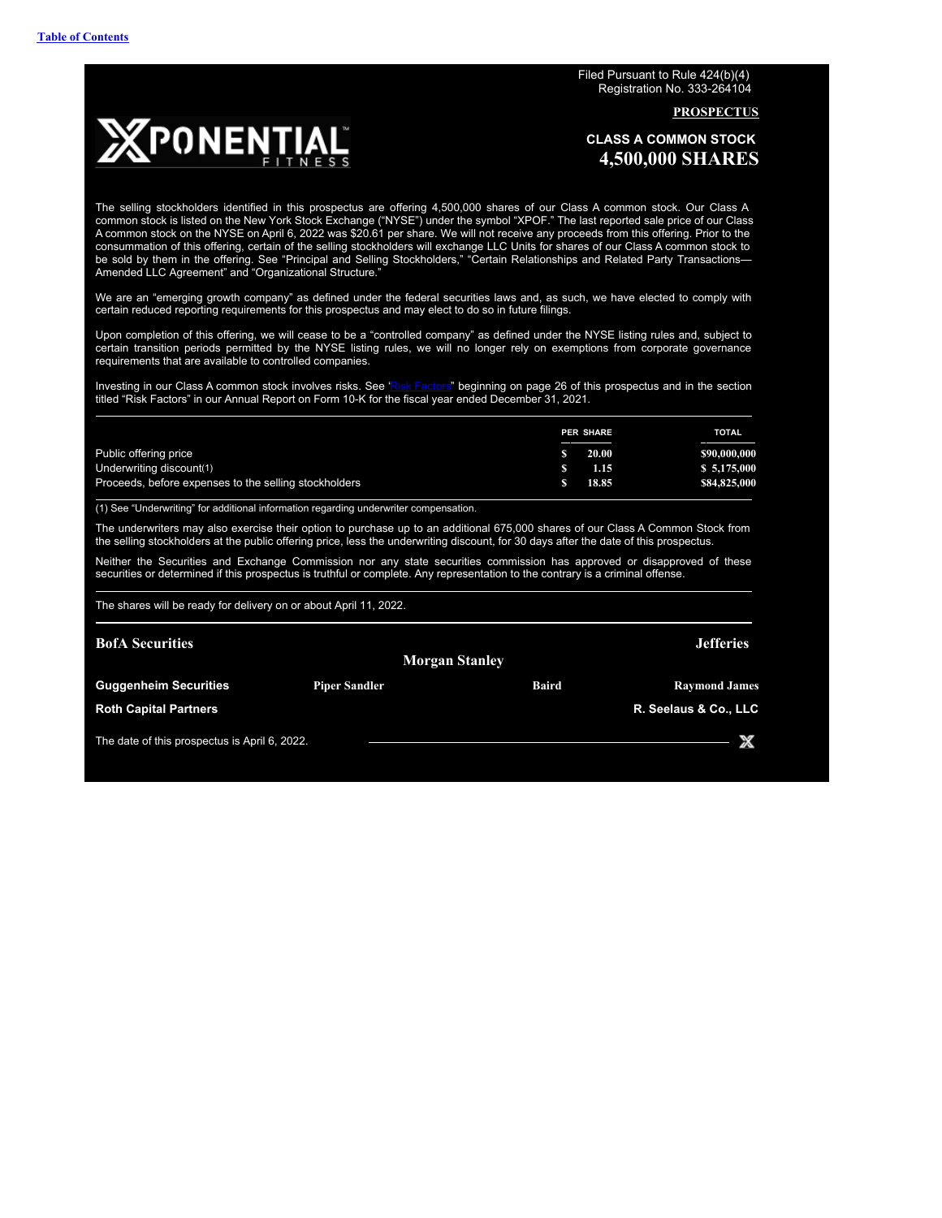Filed Pursuant to Rule 424(b)(4)
Registration No. 333-264104

**PROSPECTUS**

XPONENTIAL FITNESS

# CLASS A COMMON STOCK
# 4,500,000 SHARES

The selling stockholders identified in this prospectus are offering 4,500,000 shares of our Class A common stock. Our Class A common stock is listed on the New York Stock Exchange ("NYSE") under the symbol "XPOF." The last reported sale price of our Class A common stock on the NYSE on April 6, 2022 was $20.61 per share. We will not receive any proceeds from this offering. Prior to the consummation of this offering, certain of the selling stockholders will exchange LLC Units for shares of our Class A common stock to be sold by them in the offering. See "Principal and Selling Stockholders," "Certain Relationships and Related Party Transactions—Amended LLC Agreement" and "Organizational Structure."

We are an "emerging growth company" as defined under the federal securities laws and, as such, we have elected to comply with certain reduced reporting requirements for this prospectus and may elect to do so in future filings.

Upon completion of this offering, we will cease to be a "controlled company" as defined under the NYSE listing rules and, subject to certain transition periods permitted by the NYSE listing rules, we will no longer rely on exemptions from corporate governance requirements that are available to controlled companies.

Investing in our Class A common stock involves risks. See "Risk Factors" beginning on page 26 of this prospectus and in the section titled "Risk Factors" in our Annual Report on Form 10-K for the fiscal year ended December 31, 2021.

| | PER SHARE | TOTAL |
|---|---|---|
| Public offering price | $ 20.00 | $90,000,000 |
| Underwriting discount(1) | $ 1.15 | $ 5,175,000 |
| Proceeds, before expenses to the selling stockholders | $ 18.85 | $84,825,000 |

(1) See "Underwriting" for additional information regarding underwriter compensation.

The underwriters may also exercise their option to purchase up to an additional 675,000 shares of our Class A Common Stock from the selling stockholders at the public offering price, less the underwriting discount, for 30 days after the date of this prospectus.

Neither the Securities and Exchange Commission nor any state securities commission has approved or disapproved of these securities or determined if this prospectus is truthful or complete. Any representation to the contrary is a criminal offense.

The shares will be ready for delivery on or about April 11, 2022.

**BofA Securities** **Morgan Stanley** **Jefferies**

**Guggenheim Securities** **Piper Sandler** **Baird** **Raymond James**

**Roth Capital Partners** **R. Seelaus & Co., LLC**

The date of this prospectus is April 6, 2022.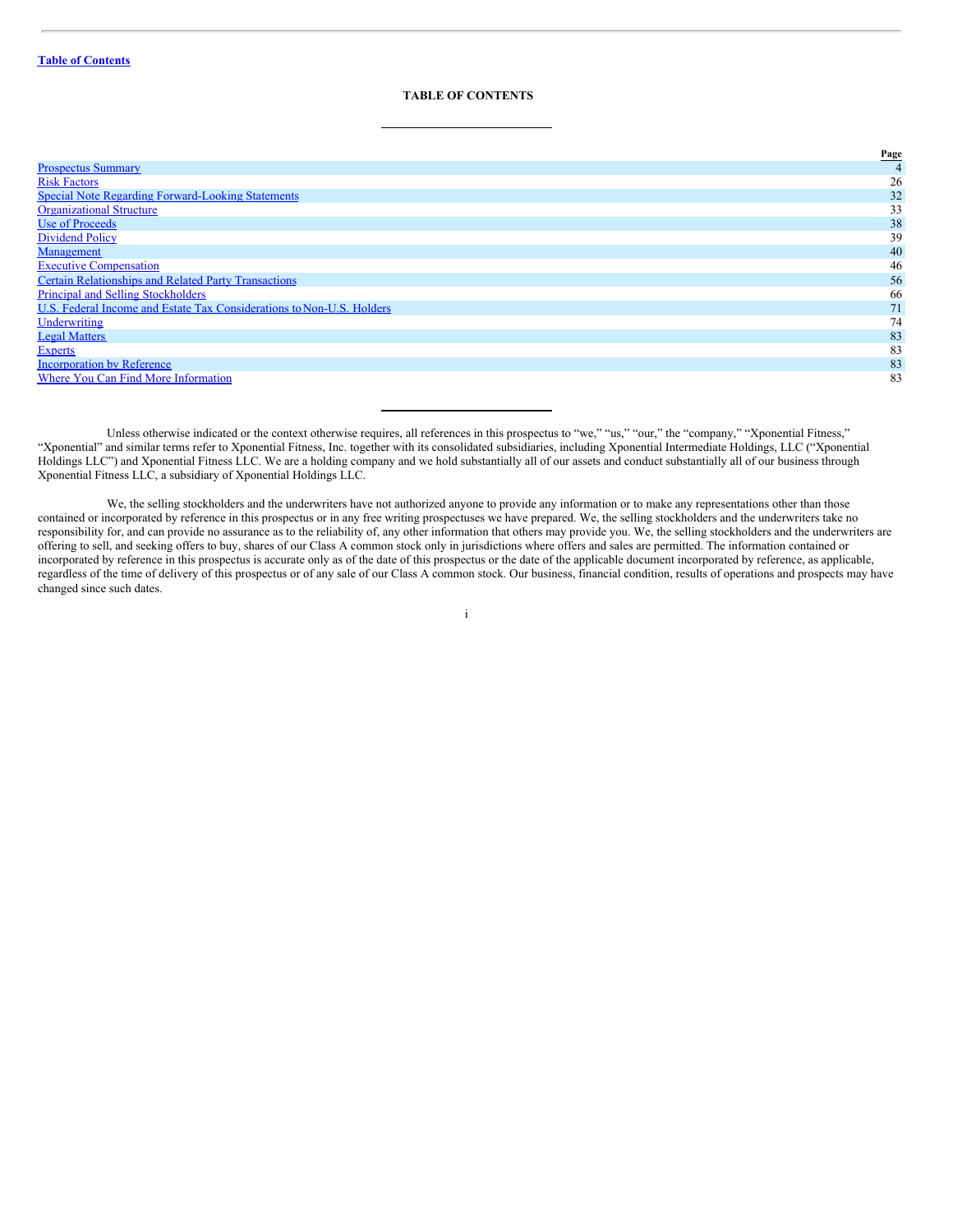Table of Contents

# TABLE OF CONTENTS

| | Page |
|---|---|
| Prospectus Summary | 4 |
| Risk Factors | 26 |
| Special Note Regarding Forward-Looking Statements | 32 |
| Organizational Structure | 33 |
| Use of Proceeds | 38 |
| Dividend Policy | 39 |
| Management | 40 |
| Executive Compensation | 46 |
| Certain Relationships and Related Party Transactions | 56 |
| Principal and Selling Stockholders | 66 |
| U.S. Federal Income and Estate Tax Considerations to Non-U.S. Holders | 71 |
| Underwriting | 74 |
| Legal Matters | 83 |
| Experts | 83 |
| Incorporation by Reference | 83 |
| Where You Can Find More Information | 83 |

Unless otherwise indicated or the context otherwise requires, all references in this prospectus to "we," "us," "our," the "company," "Xponential Fitness," "Xponential" and similar terms refer to Xponential Fitness, Inc. together with its consolidated subsidiaries, including Xponential Intermediate Holdings, LLC ("Xponential Holdings LLC") and Xponential Fitness LLC. We are a holding company and we hold substantially all of our assets and conduct substantially all of our business through Xponential Fitness LLC, a subsidiary of Xponential Holdings LLC.

We, the selling stockholders and the underwriters have not authorized anyone to provide any information or to make any representations other than those contained or incorporated by reference in this prospectus or in any free writing prospectuses we have prepared. We, the selling stockholders and the underwriters take no responsibility for, and can provide no assurance as to the reliability of, any other information that others may provide you. We, the selling stockholders and the underwriters are offering to sell, and seeking offers to buy, shares of our Class A common stock only in jurisdictions where offers and sales are permitted. The information contained or incorporated by reference in this prospectus is accurate only as of the date of this prospectus or the date of the applicable document incorporated by reference, as applicable, regardless of the time of delivery of this prospectus or of any sale of our Class A common stock. Our business, financial condition, results of operations and prospects may have changed since such dates.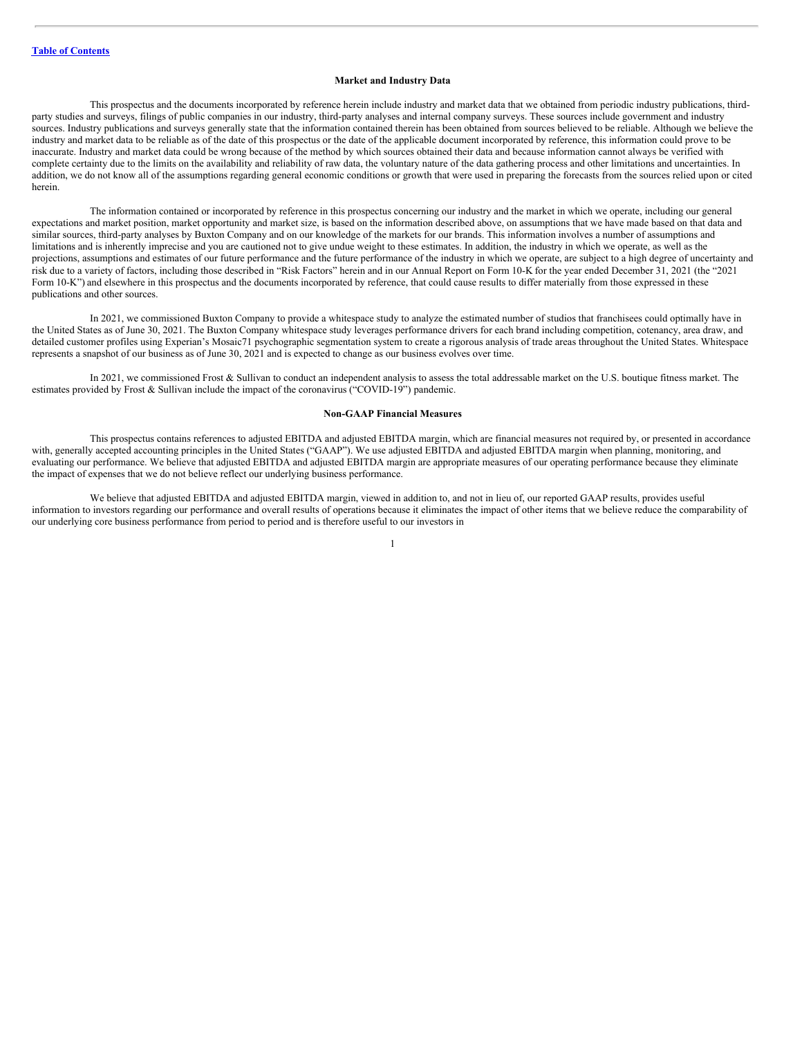### Market and Industry Data

This prospectus and the documents incorporated by reference herein include industry and market data that we obtained from periodic industry publications, third-party studies and surveys, filings of public companies in our industry, third-party analyses and internal company surveys. These sources include government and industry sources. Industry publications and surveys generally state that the information contained therein has been obtained from sources believed to be reliable. Although we believe the industry and market data to be reliable as of the date of this prospectus or the date of the applicable document incorporated by reference, this information could prove to be inaccurate. Industry and market data could be wrong because of the method by which sources obtained their data and because information cannot always be verified with complete certainty due to the limits on the availability and reliability of raw data, the voluntary nature of the data gathering process and other limitations and uncertainties. In addition, we do not know all of the assumptions regarding general economic conditions or growth that were used in preparing the forecasts from the sources relied upon or cited herein.

The information contained or incorporated by reference in this prospectus concerning our industry and the market in which we operate, including our general expectations and market position, market opportunity and market size, is based on the information described above, on assumptions that we have made based on that data and similar sources, third-party analyses by Buxton Company and on our knowledge of the markets for our brands. This information involves a number of assumptions and limitations and is inherently imprecise and you are cautioned not to give undue weight to these estimates. In addition, the industry in which we operate, as well as the projections, assumptions and estimates of our future performance and the future performance of the industry in which we operate, are subject to a high degree of uncertainty and risk due to a variety of factors, including those described in "Risk Factors" herein and in our Annual Report on Form 10-K for the year ended December 31, 2021 (the "2021 Form 10-K") and elsewhere in this prospectus and the documents incorporated by reference, that could cause results to differ materially from those expressed in these publications and other sources.

In 2021, we commissioned Buxton Company to provide a whitespace study to analyze the estimated number of studios that franchisees could optimally have in the United States as of June 30, 2021. The Buxton Company whitespace study leverages performance drivers for each brand including competition, cotenancy, area draw, and detailed customer profiles using Experian's Mosaic71 psychographic segmentation system to create a rigorous analysis of trade areas throughout the United States. Whitespace represents a snapshot of our business as of June 30, 2021 and is expected to change as our business evolves over time.

In 2021, we commissioned Frost & Sullivan to conduct an independent analysis to assess the total addressable market on the U.S. boutique fitness market. The estimates provided by Frost & Sullivan include the impact of the coronavirus ("COVID-19") pandemic.

### Non-GAAP Financial Measures

This prospectus contains references to adjusted EBITDA and adjusted EBITDA margin, which are financial measures not required by, or presented in accordance with, generally accepted accounting principles in the United States ("GAAP"). We use adjusted EBITDA and adjusted EBITDA margin when planning, monitoring, and evaluating our performance. We believe that adjusted EBITDA and adjusted EBITDA margin are appropriate measures of our operating performance because they eliminate the impact of expenses that we do not believe reflect our underlying business performance.

We believe that adjusted EBITDA and adjusted EBITDA margin, viewed in addition to, and not in lieu of, our reported GAAP results, provides useful information to investors regarding our performance and overall results of operations because it eliminates the impact of other items that we believe reduce the comparability of our underlying core business performance from period to period and is therefore useful to our investors in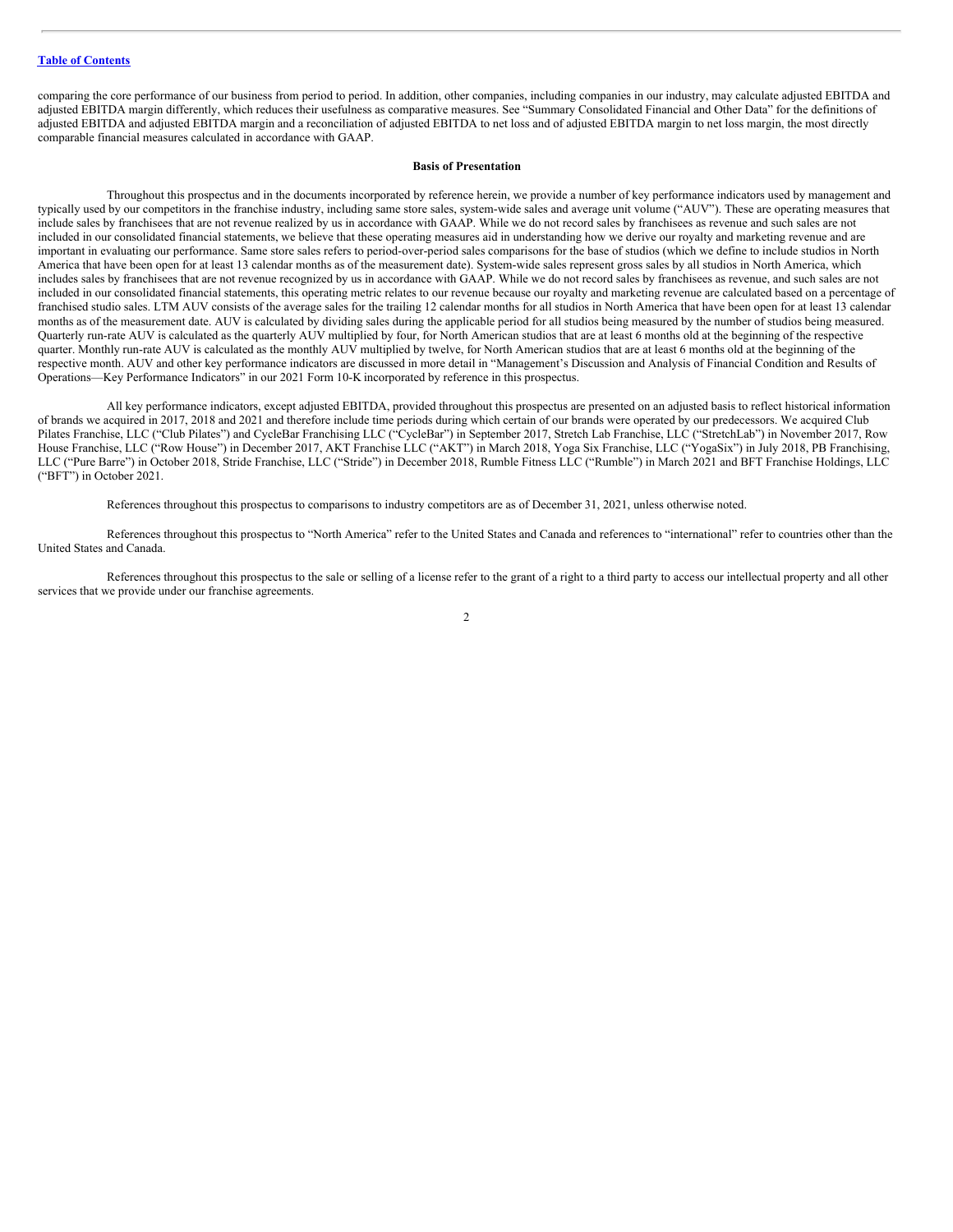comparing the core performance of our business from period to period. In addition, other companies, including companies in our industry, may calculate adjusted EBITDA and adjusted EBITDA margin differently, which reduces their usefulness as comparative measures. See "Summary Consolidated Financial and Other Data" for the definitions of adjusted EBITDA and adjusted EBITDA margin and a reconciliation of adjusted EBITDA to net loss and of adjusted EBITDA margin to net loss margin, the most directly comparable financial measures calculated in accordance with GAAP.

**Basis of Presentation**

Throughout this prospectus and in the documents incorporated by reference herein, we provide a number of key performance indicators used by management and typically used by our competitors in the franchise industry, including same store sales, system-wide sales and average unit volume ("AUV"). These are operating measures that include sales by franchisees that are not revenue realized by us in accordance with GAAP. While we do not record sales by franchisees as revenue and such sales are not included in our consolidated financial statements, we believe that these operating measures aid in understanding how we derive our royalty and marketing revenue and are important in evaluating our performance. Same store sales refers to period-over-period sales comparisons for the base of studios (which we define to include studios in North America that have been open for at least 13 calendar months as of the measurement date). System-wide sales represent gross sales by all studios in North America, which includes sales by franchisees that are not revenue recognized by us in accordance with GAAP. While we do not record sales by franchisees as revenue, and such sales are not included in our consolidated financial statements, this operating metric relates to our revenue because our royalty and marketing revenue are calculated based on a percentage of franchised studio sales. LTM AUV consists of the average sales for the trailing 12 calendar months for all studios in North America that have been open for at least 13 calendar months as of the measurement date. AUV is calculated by dividing sales during the applicable period for all studios being measured by the number of studios being measured. Quarterly run-rate AUV is calculated as the quarterly AUV multiplied by four, for North American studios that are at least 6 months old at the beginning of the respective quarter. Monthly run-rate AUV is calculated as the monthly AUV multiplied by twelve, for North American studios that are at least 6 months old at the beginning of the respective month. AUV and other key performance indicators are discussed in more detail in "Management's Discussion and Analysis of Financial Condition and Results of Operations—Key Performance Indicators" in our 2021 Form 10-K incorporated by reference in this prospectus.

All key performance indicators, except adjusted EBITDA, provided throughout this prospectus are presented on an adjusted basis to reflect historical information of brands we acquired in 2017, 2018 and 2021 and therefore include time periods during which certain of our brands were operated by our predecessors. We acquired Club Pilates Franchise, LLC ("Club Pilates") and CycleBar Franchising LLC ("CycleBar") in September 2017, Stretch Lab Franchise, LLC ("StretchLab") in November 2017, Row House Franchise, LLC ("Row House") in December 2017, AKT Franchise LLC ("AKT") in March 2018, Yoga Six Franchise, LLC ("YogaSix") in July 2018, PB Franchising, LLC ("Pure Barre") in October 2018, Stride Franchise, LLC ("Stride") in December 2018, Rumble Fitness LLC ("Rumble") in March 2021 and BFT Franchise Holdings, LLC ("BFT") in October 2021.

References throughout this prospectus to comparisons to industry competitors are as of December 31, 2021, unless otherwise noted.

References throughout this prospectus to "North America" refer to the United States and Canada and references to "international" refer to countries other than the United States and Canada.

References throughout this prospectus to the sale or selling of a license refer to the grant of a right to a third party to access our intellectual property and all other services that we provide under our franchise agreements.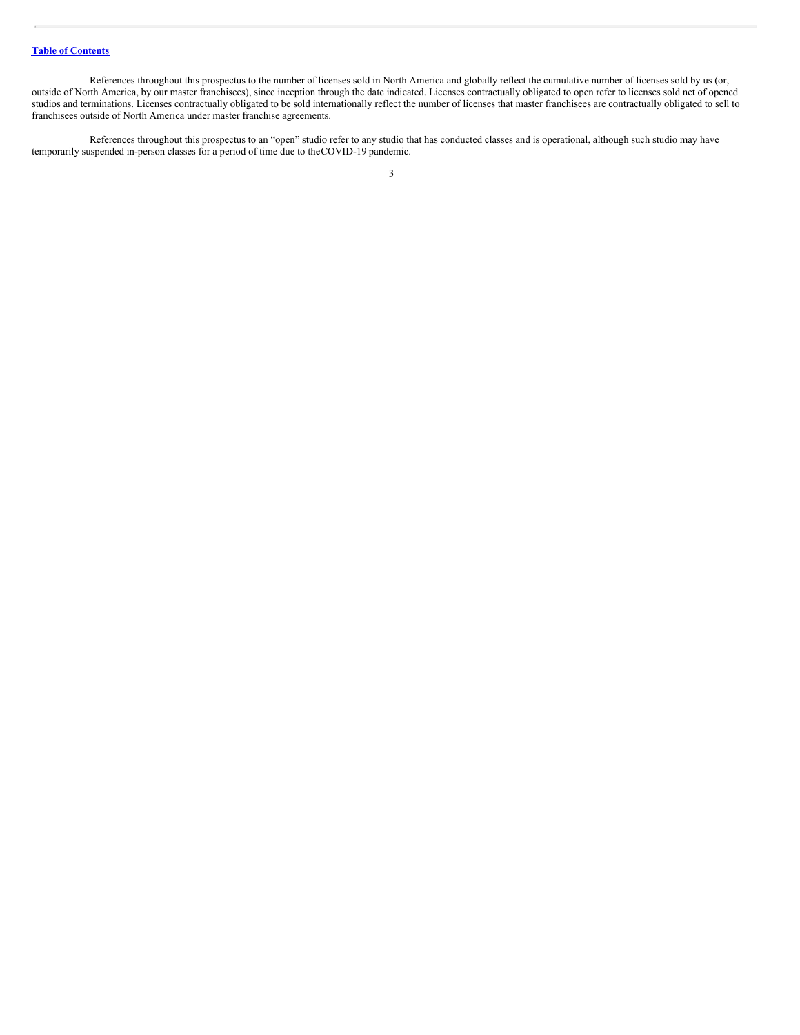References throughout this prospectus to the number of licenses sold in North America and globally reflect the cumulative number of licenses sold by us (or, outside of North America, by our master franchisees), since inception through the date indicated. Licenses contractually obligated to open refer to licenses sold net of opened studios and terminations. Licenses contractually obligated to be sold internationally reflect the number of licenses that master franchisees are contractually obligated to sell to franchisees outside of North America under master franchise agreements.

References throughout this prospectus to an "open" studio refer to any studio that has conducted classes and is operational, although such studio may have temporarily suspended in-person classes for a period of time due to the COVID-19 pandemic.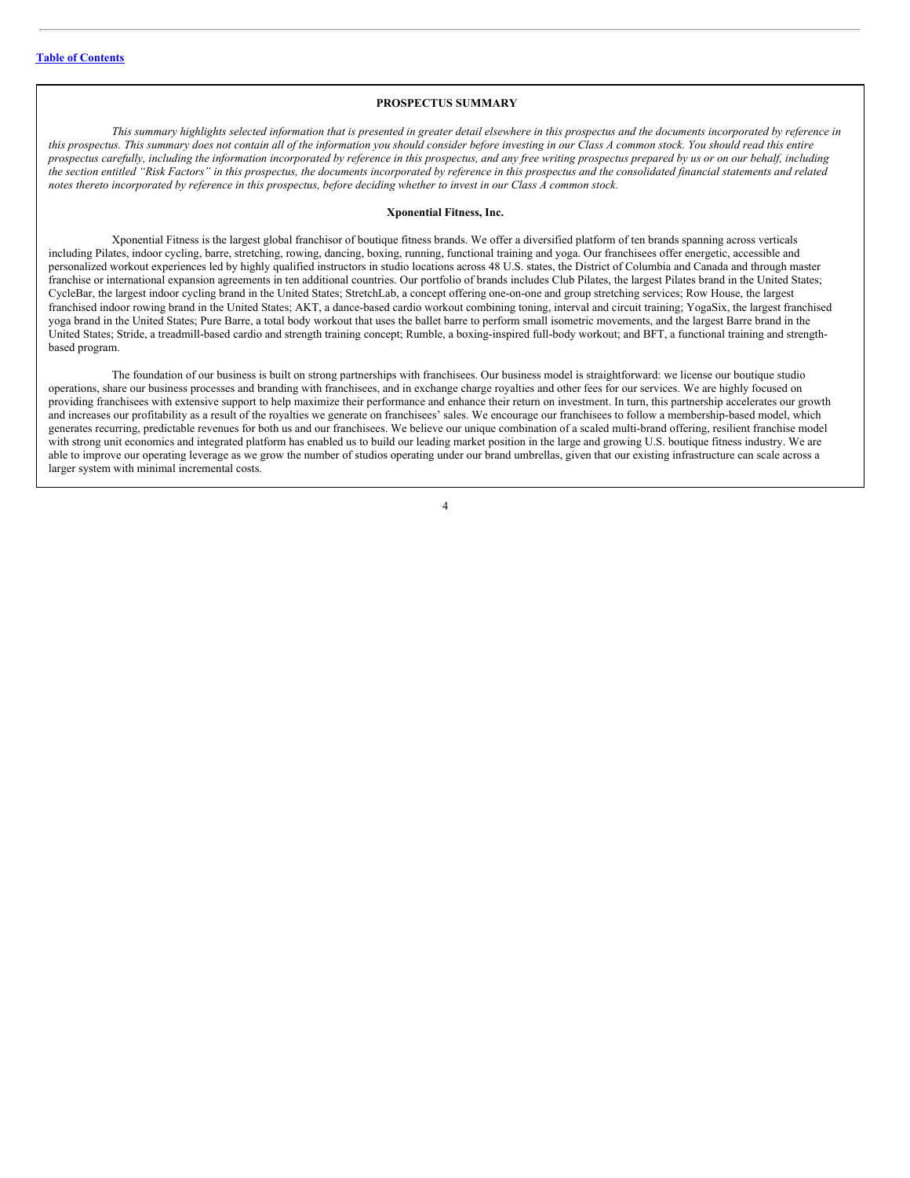## PROSPECTUS SUMMARY

*This summary highlights selected information that is presented in greater detail elsewhere in this prospectus and the documents incorporated by reference in this prospectus. This summary does not contain all of the information you should consider before investing in our Class A common stock. You should read this entire prospectus carefully, including the information incorporated by reference in this prospectus, and any free writing prospectus prepared by us or on our behalf, including the section entitled "Risk Factors" in this prospectus, the documents incorporated by reference in this prospectus and the consolidated financial statements and related notes thereto incorporated by reference in this prospectus, before deciding whether to invest in our Class A common stock.*

### Xponential Fitness, Inc.

Xponential Fitness is the largest global franchisor of boutique fitness brands. We offer a diversified platform of ten brands spanning across verticals including Pilates, indoor cycling, barre, stretching, rowing, dancing, boxing, running, functional training and yoga. Our franchisees offer energetic, accessible and personalized workout experiences led by highly qualified instructors in studio locations across 48 U.S. states, the District of Columbia and Canada and through master franchise or international expansion agreements in ten additional countries. Our portfolio of brands includes Club Pilates, the largest Pilates brand in the United States; CycleBar, the largest indoor cycling brand in the United States; StretchLab, a concept offering one-on-one and group stretching services; Row House, the largest franchised indoor rowing brand in the United States; AKT, a dance-based cardio workout combining toning, interval and circuit training; YogaSix, the largest franchised yoga brand in the United States; Pure Barre, a total body workout that uses the ballet barre to perform small isometric movements, and the largest Barre brand in the United States; Stride, a treadmill-based cardio and strength training concept; Rumble, a boxing-inspired full-body workout; and BFT, a functional training and strength-based program.

The foundation of our business is built on strong partnerships with franchisees. Our business model is straightforward: we license our boutique studio operations, share our business processes and branding with franchisees, and in exchange charge royalties and other fees for our services. We are highly focused on providing franchisees with extensive support to help maximize their performance and enhance their return on investment. In turn, this partnership accelerates our growth and increases our profitability as a result of the royalties we generate on franchisees' sales. We encourage our franchisees to follow a membership-based model, which generates recurring, predictable revenues for both us and our franchisees. We believe our unique combination of a scaled multi-brand offering, resilient franchise model with strong unit economics and integrated platform has enabled us to build our leading market position in the large and growing U.S. boutique fitness industry. We are able to improve our operating leverage as we grow the number of studios operating under our brand umbrellas, given that our existing infrastructure can scale across a larger system with minimal incremental costs.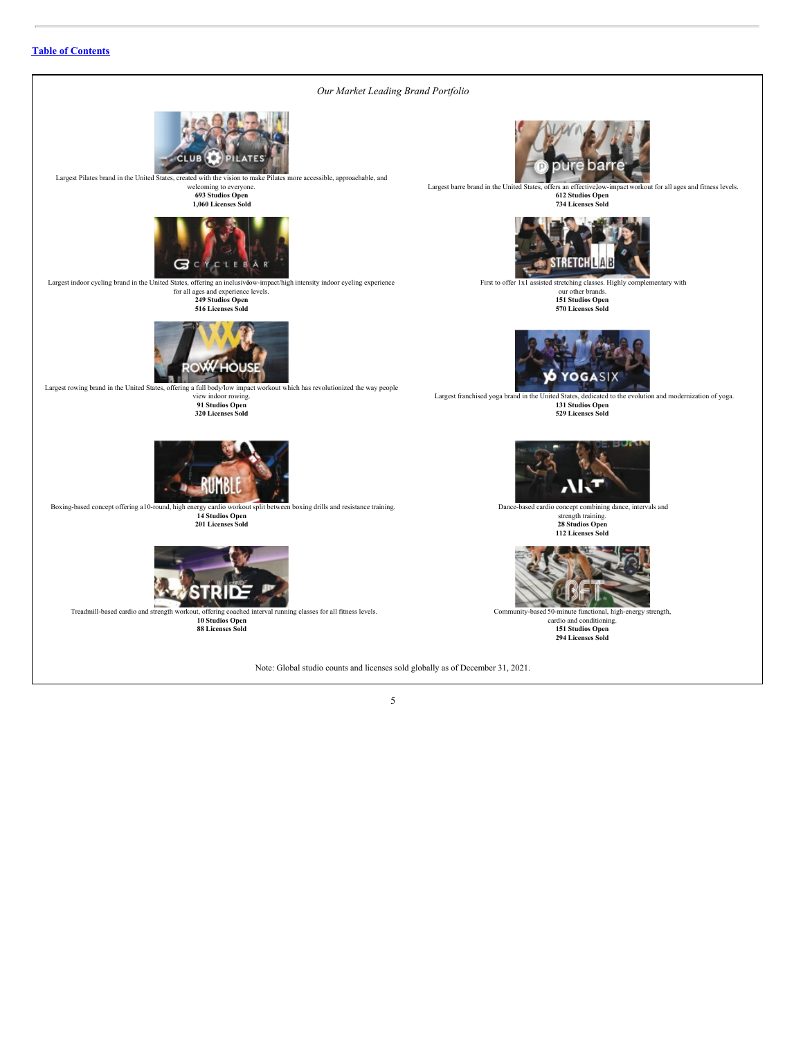*Our Market Leading Brand Portfolio*

**Club Pilates**

Largest Pilates brand in the United States, created with the vision to make Pilates more accessible, approachable, and welcoming to everyone.
**693 Studios Open**
**1,060 Licenses Sold**

**Pure Barre**

Largest barre brand in the United States, offers an effective, low-impact workout for all ages and fitness levels.
**612 Studios Open**
**734 Licenses Sold**

**CycleBar**

Largest indoor cycling brand in the United States, offering an inclusive, low-impact/high intensity indoor cycling experience for all ages and experience levels.
**249 Studios Open**
**516 Licenses Sold**

**StretchLab**

First to offer 1x1 assisted stretching classes. Highly complementary with our other brands.
**151 Studios Open**
**570 Licenses Sold**

**Row House**

Largest rowing brand in the United States, offering a full body/low impact workout which has revolutionized the way people view indoor rowing.
**91 Studios Open**
**320 Licenses Sold**

**YogaSix**

Largest franchised yoga brand in the United States, dedicated to the evolution and modernization of yoga.
**131 Studios Open**
**529 Licenses Sold**

**Rumble**

Boxing-based concept offering a 10-round, high energy cardio workout split between boxing drills and resistance training.
**14 Studios Open**
**201 Licenses Sold**

**AKT**

Dance-based cardio concept combining dance, intervals and strength training.
**28 Studios Open**
**112 Licenses Sold**

**Stride**

Treadmill-based cardio and strength workout, offering coached interval running classes for all fitness levels.
**10 Studios Open**
**88 Licenses Sold**

**BFT**

Community-based 50-minute functional, high-energy strength, cardio and conditioning.
**151 Studios Open**
**294 Licenses Sold**

Note: Global studio counts and licenses sold globally as of December 31, 2021.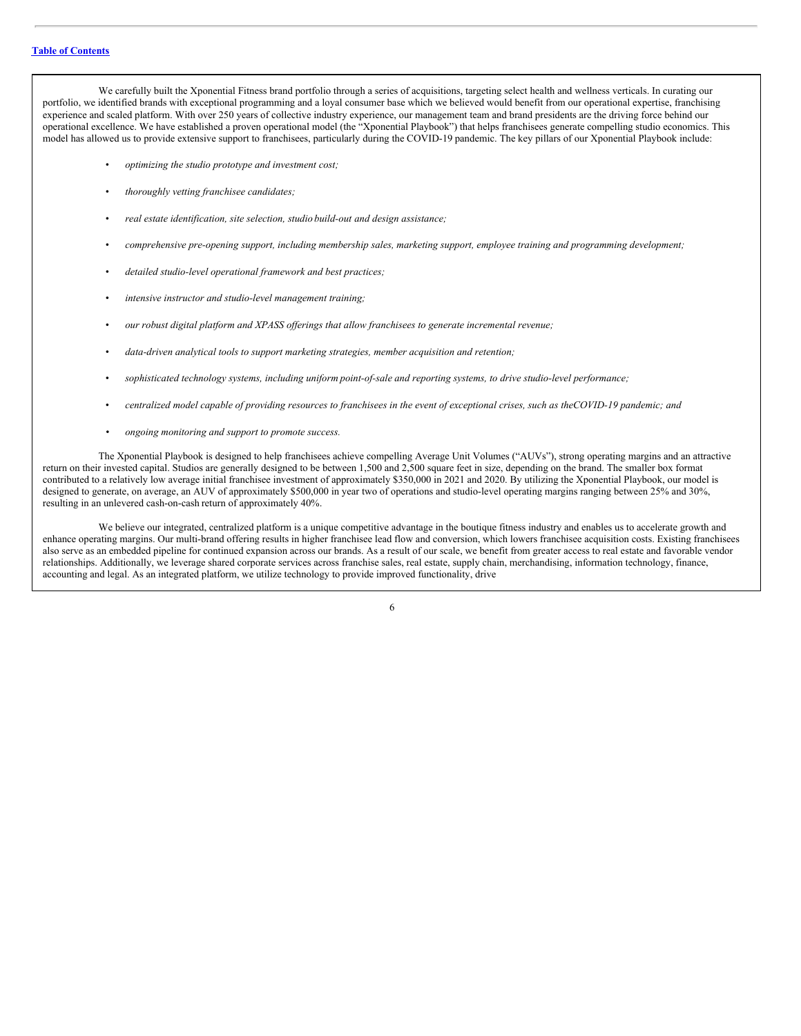We carefully built the Xponential Fitness brand portfolio through a series of acquisitions, targeting select health and wellness verticals. In curating our portfolio, we identified brands with exceptional programming and a loyal consumer base which we believed would benefit from our operational expertise, franchising experience and scaled platform. With over 250 years of collective industry experience, our management team and brand presidents are the driving force behind our operational excellence. We have established a proven operational model (the "Xponential Playbook") that helps franchisees generate compelling studio economics. This model has allowed us to provide extensive support to franchisees, particularly during the COVID-19 pandemic. The key pillars of our Xponential Playbook include:

- *optimizing the studio prototype and investment cost;*
- *thoroughly vetting franchisee candidates;*
- *real estate identification, site selection, studio build-out and design assistance;*
- *comprehensive pre-opening support, including membership sales, marketing support, employee training and programming development;*
- *detailed studio-level operational framework and best practices;*
- *intensive instructor and studio-level management training;*
- *our robust digital platform and XPASS offerings that allow franchisees to generate incremental revenue;*
- *data-driven analytical tools to support marketing strategies, member acquisition and retention;*
- *sophisticated technology systems, including uniform point-of-sale and reporting systems, to drive studio-level performance;*
- *centralized model capable of providing resources to franchisees in the event of exceptional crises, such as the COVID-19 pandemic; and*
- *ongoing monitoring and support to promote success.*

The Xponential Playbook is designed to help franchisees achieve compelling Average Unit Volumes ("AUVs"), strong operating margins and an attractive return on their invested capital. Studios are generally designed to be between 1,500 and 2,500 square feet in size, depending on the brand. The smaller box format contributed to a relatively low average initial franchisee investment of approximately $350,000 in 2021 and 2020. By utilizing the Xponential Playbook, our model is designed to generate, on average, an AUV of approximately $500,000 in year two of operations and studio-level operating margins ranging between 25% and 30%, resulting in an unlevered cash-on-cash return of approximately 40%.

We believe our integrated, centralized platform is a unique competitive advantage in the boutique fitness industry and enables us to accelerate growth and enhance operating margins. Our multi-brand offering results in higher franchisee lead flow and conversion, which lowers franchisee acquisition costs. Existing franchisees also serve as an embedded pipeline for continued expansion across our brands. As a result of our scale, we benefit from greater access to real estate and favorable vendor relationships. Additionally, we leverage shared corporate services across franchise sales, real estate, supply chain, merchandising, information technology, finance, accounting and legal. As an integrated platform, we utilize technology to provide improved functionality, drive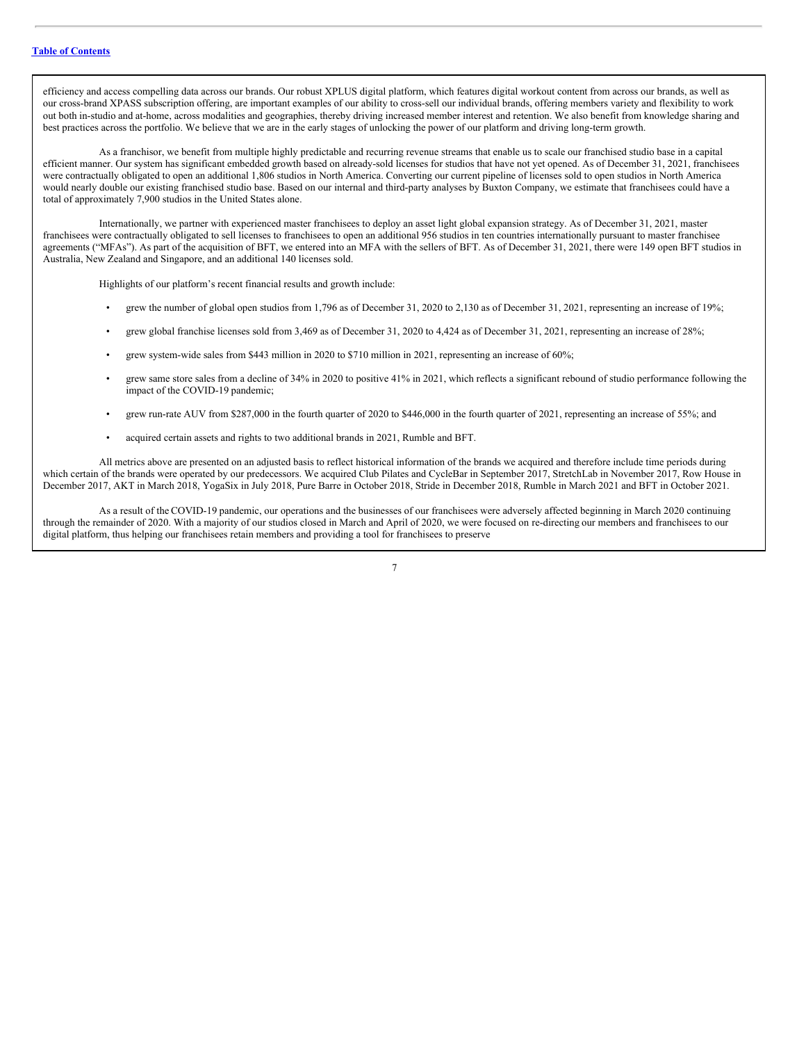efficiency and access compelling data across our brands. Our robust XPLUS digital platform, which features digital workout content from across our brands, as well as our cross-brand XPASS subscription offering, are important examples of our ability to cross-sell our individual brands, offering members variety and flexibility to work out both in-studio and at-home, across modalities and geographies, thereby driving increased member interest and retention. We also benefit from knowledge sharing and best practices across the portfolio. We believe that we are in the early stages of unlocking the power of our platform and driving long-term growth.

As a franchisor, we benefit from multiple highly predictable and recurring revenue streams that enable us to scale our franchised studio base in a capital efficient manner. Our system has significant embedded growth based on already-sold licenses for studios that have not yet opened. As of December 31, 2021, franchisees were contractually obligated to open an additional 1,806 studios in North America. Converting our current pipeline of licenses sold to open studios in North America would nearly double our existing franchised studio base. Based on our internal and third-party analyses by Buxton Company, we estimate that franchisees could have a total of approximately 7,900 studios in the United States alone.

Internationally, we partner with experienced master franchisees to deploy an asset light global expansion strategy. As of December 31, 2021, master franchisees were contractually obligated to sell licenses to franchisees to open an additional 956 studios in ten countries internationally pursuant to master franchisee agreements ("MFAs"). As part of the acquisition of BFT, we entered into an MFA with the sellers of BFT. As of December 31, 2021, there were 149 open BFT studios in Australia, New Zealand and Singapore, and an additional 140 licenses sold.

Highlights of our platform's recent financial results and growth include:

- grew the number of global open studios from 1,796 as of December 31, 2020 to 2,130 as of December 31, 2021, representing an increase of 19%;
- grew global franchise licenses sold from 3,469 as of December 31, 2020 to 4,424 as of December 31, 2021, representing an increase of 28%;
- grew system-wide sales from $443 million in 2020 to $710 million in 2021, representing an increase of 60%;
- grew same store sales from a decline of 34% in 2020 to positive 41% in 2021, which reflects a significant rebound of studio performance following the impact of the COVID-19 pandemic;
- grew run-rate AUV from $287,000 in the fourth quarter of 2020 to $446,000 in the fourth quarter of 2021, representing an increase of 55%; and
- acquired certain assets and rights to two additional brands in 2021, Rumble and BFT.

All metrics above are presented on an adjusted basis to reflect historical information of the brands we acquired and therefore include time periods during which certain of the brands were operated by our predecessors. We acquired Club Pilates and CycleBar in September 2017, StretchLab in November 2017, Row House in December 2017, AKT in March 2018, YogaSix in July 2018, Pure Barre in October 2018, Stride in December 2018, Rumble in March 2021 and BFT in October 2021.

As a result of the COVID-19 pandemic, our operations and the businesses of our franchisees were adversely affected beginning in March 2020 continuing through the remainder of 2020. With a majority of our studios closed in March and April of 2020, we were focused on re-directing our members and franchisees to our digital platform, thus helping our franchisees retain members and providing a tool for franchisees to preserve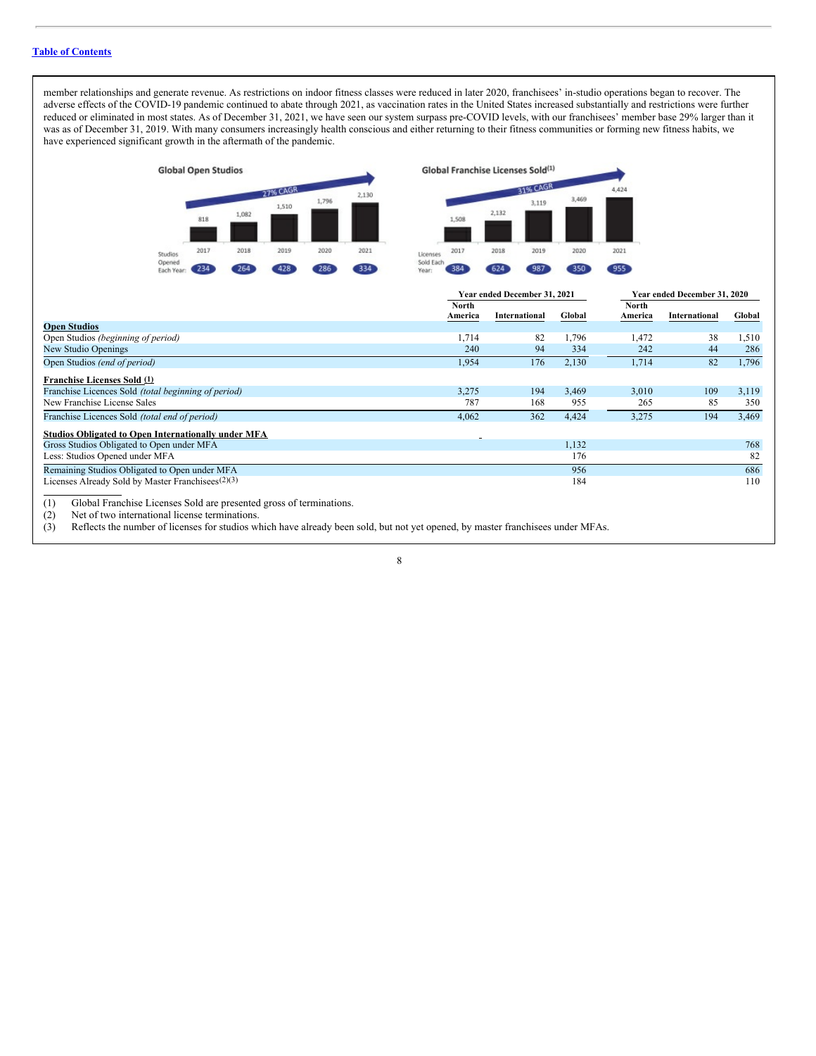member relationships and generate revenue. As restrictions on indoor fitness classes were reduced in later 2020, franchisees' in-studio operations began to recover. The adverse effects of the COVID-19 pandemic continued to abate through 2021, as vaccination rates in the United States increased substantially and restrictions were further reduced or eliminated in most states. As of December 31, 2021, we have seen our system surpass pre-COVID levels, with our franchisees' member base 29% larger than it was as of December 31, 2019. With many consumers increasingly health conscious and either returning to their fitness communities or forming new fitness habits, we have experienced significant growth in the aftermath of the pandemic.

**Global Open Studios** (27% CAGR)

| | 2017 | 2018 | 2019 | 2020 | 2021 |
|---|---|---|---|---|---|
| Open Studios | 818 | 1,082 | 1,510 | 1,796 | 2,130 |
| Studios Opened Each Year | 234 | 264 | 428 | 286 | 334 |

**Global Franchise Licenses Sold[(1)]** (31% CAGR)

| | 2017 | 2018 | 2019 | 2020 | 2021 |
|---|---|---|---|---|---|
| Licenses Sold | 1,508 | 2,132 | 3,119 | 3,469 | 4,424 |
| Licenses Sold Each Year | 384 | 624 | 987 | 350 | 955 |

| | Year ended December 31, 2021 | | | Year ended December 31, 2020 | | |
|---|---|---|---|---|---|---|
| | North America | International | Global | North America | International | Global |
| **Open Studios** | | | | | | |
| Open Studios *(beginning of period)* | 1,714 | 82 | 1,796 | 1,472 | 38 | 1,510 |
| New Studio Openings | 240 | 94 | 334 | 242 | 44 | 286 |
| Open Studios *(end of period)* | 1,954 | 176 | 2,130 | 1,714 | 82 | 1,796 |
| **Franchise Licenses Sold (1)** | | | | | | |
| Franchise Licences Sold *(total beginning of period)* | 3,275 | 194 | 3,469 | 3,010 | 109 | 3,119 |
| New Franchise License Sales | 787 | 168 | 955 | 265 | 85 | 350 |
| Franchise Licences Sold *(total end of period)* | 4,062 | 362 | 4,424 | 3,275 | 194 | 3,469 |
| **Studios Obligated to Open Internationally under MFA** | | | | | | |
| Gross Studios Obligated to Open under MFA | | | 1,132 | | | 768 |
| Less: Studios Opened under MFA | | | 176 | | | 82 |
| Remaining Studios Obligated to Open under MFA | | | 956 | | | 686 |
| Licenses Already Sold by Master Franchisees[(2)(3)] | | | 184 | | | 110 |

(1) Global Franchise Licenses Sold are presented gross of terminations.

(2) Net of two international license terminations.

(3) Reflects the number of licenses for studios which have already been sold, but not yet opened, by master franchisees under MFAs.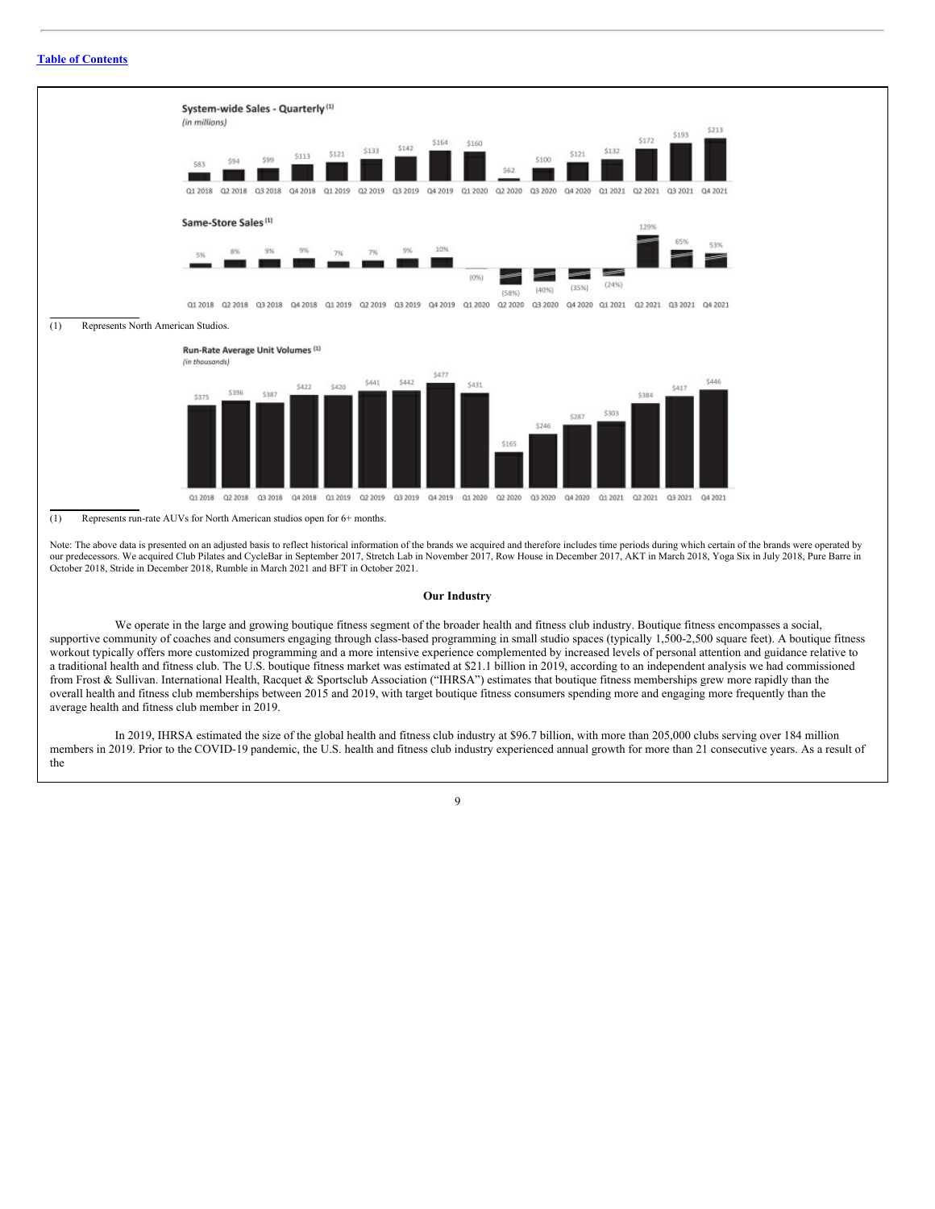**System-wide Sales - Quarterly** [(1)]
*(in millions)*

| Q1 2018 | Q2 2018 | Q3 2018 | Q4 2018 | Q1 2019 | Q2 2019 | Q3 2019 | Q4 2019 | Q1 2020 | Q2 2020 | Q3 2020 | Q4 2020 | Q1 2021 | Q2 2021 | Q3 2021 | Q4 2021 |
|---|---|---|---|---|---|---|---|---|---|---|---|---|---|---|---|
| $83 | $94 | $99 | $113 | $121 | $133 | $142 | $164 | $160 | $62 | $100 | $121 | $132 | $172 | $193 | $213 |

**Same-Store Sales** [(1)]

| Q1 2018 | Q2 2018 | Q3 2018 | Q4 2018 | Q1 2019 | Q2 2019 | Q3 2019 | Q4 2019 | Q1 2020 | Q2 2020 | Q3 2020 | Q4 2020 | Q1 2021 | Q2 2021 | Q3 2021 | Q4 2021 |
|---|---|---|---|---|---|---|---|---|---|---|---|---|---|---|---|
| 5% | 8% | 9% | 9% | 7% | 7% | 9% | 10% | (0%) | (58%) | (40%) | (35%) | (24%) | 129% | 65% | 53% |

(1) Represents North American Studios.

**Run-Rate Average Unit Volumes** [(1)]
*(in thousands)*

| Q1 2018 | Q2 2018 | Q3 2018 | Q4 2018 | Q1 2019 | Q2 2019 | Q3 2019 | Q4 2019 | Q1 2020 | Q2 2020 | Q3 2020 | Q4 2020 | Q1 2021 | Q2 2021 | Q3 2021 | Q4 2021 |
|---|---|---|---|---|---|---|---|---|---|---|---|---|---|---|---|
| $375 | $396 | $387 | $422 | $420 | $441 | $442 | $477 | $431 | $165 | $246 | $287 | $303 | $384 | $417 | $446 |

(1) Represents run-rate AUVs for North American studios open for 6+ months.

Note: The above data is presented on an adjusted basis to reflect historical information of the brands we acquired and therefore includes time periods during which certain of the brands were operated by our predecessors. We acquired Club Pilates and CycleBar in September 2017, Stretch Lab in November 2017, Row House in December 2017, AKT in March 2018, Yoga Six in July 2018, Pure Barre in October 2018, Stride in December 2018, Rumble in March 2021 and BFT in October 2021.

## Our Industry

We operate in the large and growing boutique fitness segment of the broader health and fitness club industry. Boutique fitness encompasses a social, supportive community of coaches and consumers engaging through class-based programming in small studio spaces (typically 1,500-2,500 square feet). A boutique fitness workout typically offers more customized programming and a more intensive experience complemented by increased levels of personal attention and guidance relative to a traditional health and fitness club. The U.S. boutique fitness market was estimated at $21.1 billion in 2019, according to an independent analysis we had commissioned from Frost & Sullivan. International Health, Racquet & Sportsclub Association ("IHRSA") estimates that boutique fitness memberships grew more rapidly than the overall health and fitness club memberships between 2015 and 2019, with target boutique fitness consumers spending more and engaging more frequently than the average health and fitness club member in 2019.

In 2019, IHRSA estimated the size of the global health and fitness club industry at $96.7 billion, with more than 205,000 clubs serving over 184 million members in 2019. Prior to the COVID-19 pandemic, the U.S. health and fitness club industry experienced annual growth for more than 21 consecutive years. As a result of the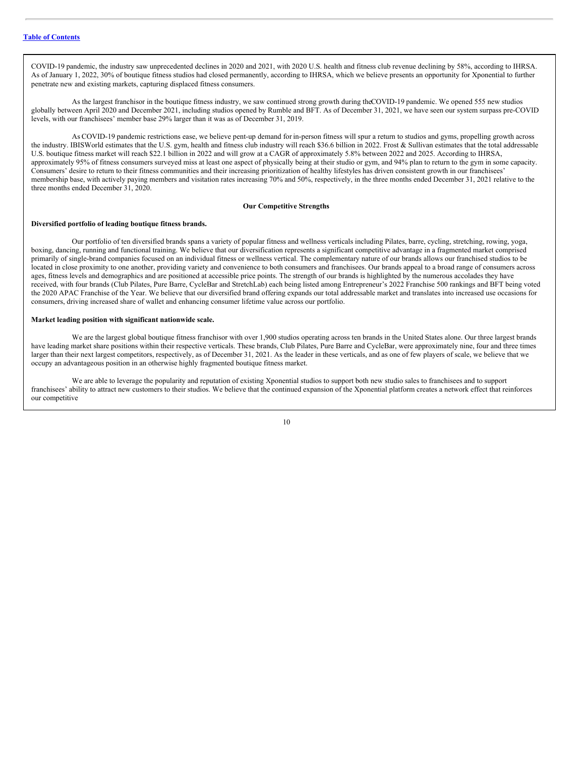COVID-19 pandemic, the industry saw unprecedented declines in 2020 and 2021, with 2020 U.S. health and fitness club revenue declining by 58%, according to IHRSA. As of January 1, 2022, 30% of boutique fitness studios had closed permanently, according to IHRSA, which we believe presents an opportunity for Xponential to further penetrate new and existing markets, capturing displaced fitness consumers.

As the largest franchisor in the boutique fitness industry, we saw continued strong growth during the COVID-19 pandemic. We opened 555 new studios globally between April 2020 and December 2021, including studios opened by Rumble and BFT. As of December 31, 2021, we have seen our system surpass pre-COVID levels, with our franchisees' member base 29% larger than it was as of December 31, 2019.

As COVID-19 pandemic restrictions ease, we believe pent-up demand for in-person fitness will spur a return to studios and gyms, propelling growth across the industry. IBISWorld estimates that the U.S. gym, health and fitness club industry will reach $36.6 billion in 2022. Frost & Sullivan estimates that the total addressable U.S. boutique fitness market will reach $22.1 billion in 2022 and will grow at a CAGR of approximately 5.8% between 2022 and 2025. According to IHRSA, approximately 95% of fitness consumers surveyed miss at least one aspect of physically being at their studio or gym, and 94% plan to return to the gym in some capacity. Consumers' desire to return to their fitness communities and their increasing prioritization of healthy lifestyles has driven consistent growth in our franchisees' membership base, with actively paying members and visitation rates increasing 70% and 50%, respectively, in the three months ended December 31, 2021 relative to the three months ended December 31, 2020.

## Our Competitive Strengths

**Diversified portfolio of leading boutique fitness brands.**

Our portfolio of ten diversified brands spans a variety of popular fitness and wellness verticals including Pilates, barre, cycling, stretching, rowing, yoga, boxing, dancing, running and functional training. We believe that our diversification represents a significant competitive advantage in a fragmented market comprised primarily of single-brand companies focused on an individual fitness or wellness vertical. The complementary nature of our brands allows our franchised studios to be located in close proximity to one another, providing variety and convenience to both consumers and franchisees. Our brands appeal to a broad range of consumers across ages, fitness levels and demographics and are positioned at accessible price points. The strength of our brands is highlighted by the numerous accolades they have received, with four brands (Club Pilates, Pure Barre, CycleBar and StretchLab) each being listed among Entrepreneur's 2022 Franchise 500 rankings and BFT being voted the 2020 APAC Franchise of the Year. We believe that our diversified brand offering expands our total addressable market and translates into increased use occasions for consumers, driving increased share of wallet and enhancing consumer lifetime value across our portfolio.

**Market leading position with significant nationwide scale.**

We are the largest global boutique fitness franchisor with over 1,900 studios operating across ten brands in the United States alone. Our three largest brands have leading market share positions within their respective verticals. These brands, Club Pilates, Pure Barre and CycleBar, were approximately nine, four and three times larger than their next largest competitors, respectively, as of December 31, 2021. As the leader in these verticals, and as one of few players of scale, we believe that we occupy an advantageous position in an otherwise highly fragmented boutique fitness market.

We are able to leverage the popularity and reputation of existing Xponential studios to support both new studio sales to franchisees and to support franchisees' ability to attract new customers to their studios. We believe that the continued expansion of the Xponential platform creates a network effect that reinforces our competitive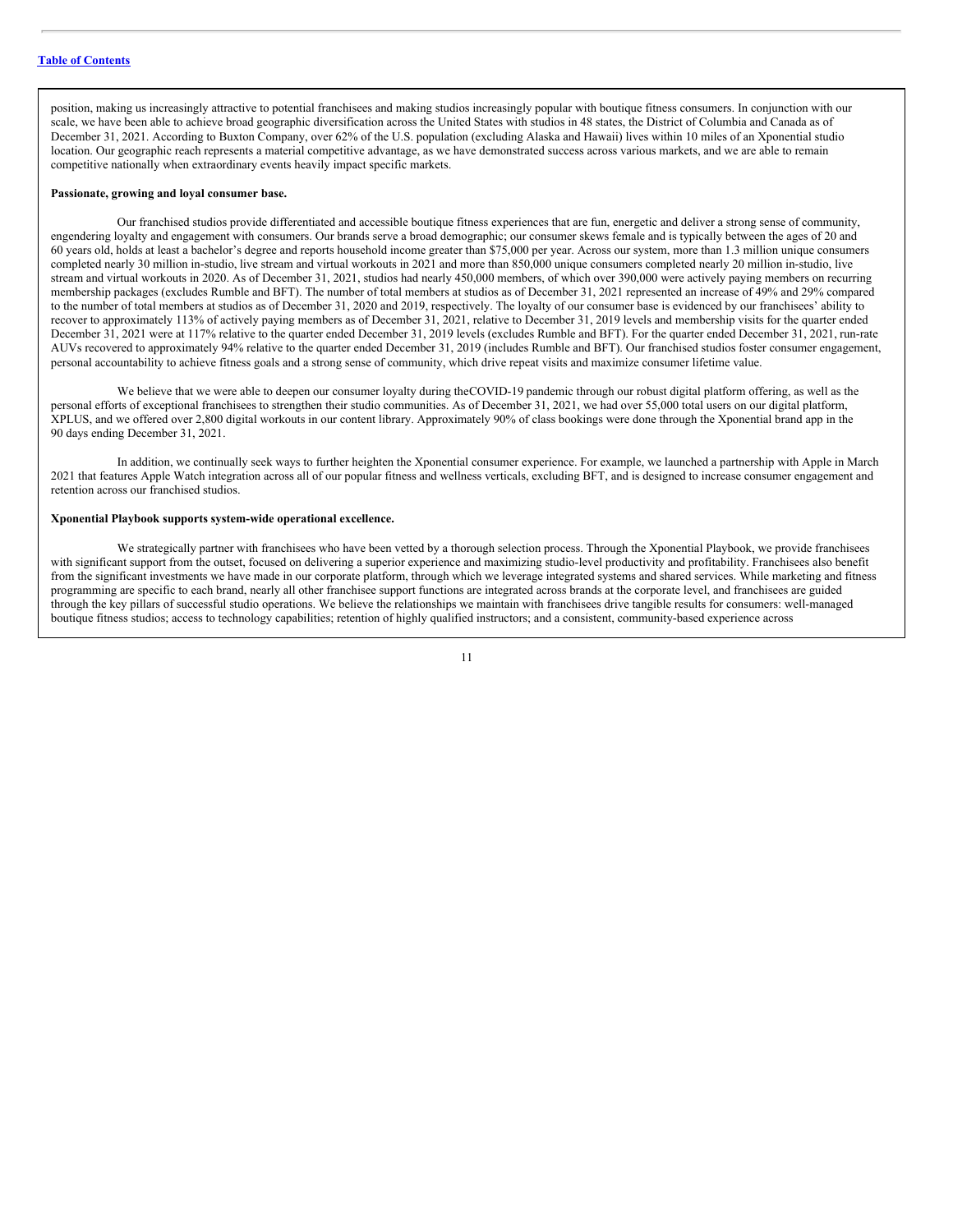position, making us increasingly attractive to potential franchisees and making studios increasingly popular with boutique fitness consumers. In conjunction with our scale, we have been able to achieve broad geographic diversification across the United States with studios in 48 states, the District of Columbia and Canada as of December 31, 2021. According to Buxton Company, over 62% of the U.S. population (excluding Alaska and Hawaii) lives within 10 miles of an Xponential studio location. Our geographic reach represents a material competitive advantage, as we have demonstrated success across various markets, and we are able to remain competitive nationally when extraordinary events heavily impact specific markets.

**Passionate, growing and loyal consumer base.**

Our franchised studios provide differentiated and accessible boutique fitness experiences that are fun, energetic and deliver a strong sense of community, engendering loyalty and engagement with consumers. Our brands serve a broad demographic; our consumer skews female and is typically between the ages of 20 and 60 years old, holds at least a bachelor's degree and reports household income greater than $75,000 per year. Across our system, more than 1.3 million unique consumers completed nearly 30 million in-studio, live stream and virtual workouts in 2021 and more than 850,000 unique consumers completed nearly 20 million in-studio, live stream and virtual workouts in 2020. As of December 31, 2021, studios had nearly 450,000 members, of which over 390,000 were actively paying members on recurring membership packages (excludes Rumble and BFT). The number of total members at studios as of December 31, 2021 represented an increase of 49% and 29% compared to the number of total members at studios as of December 31, 2020 and 2019, respectively. The loyalty of our consumer base is evidenced by our franchisees' ability to recover to approximately 113% of actively paying members as of December 31, 2021, relative to December 31, 2019 levels and membership visits for the quarter ended December 31, 2021 were at 117% relative to the quarter ended December 31, 2019 levels (excludes Rumble and BFT). For the quarter ended December 31, 2021, run-rate AUVs recovered to approximately 94% relative to the quarter ended December 31, 2019 (includes Rumble and BFT). Our franchised studios foster consumer engagement, personal accountability to achieve fitness goals and a strong sense of community, which drive repeat visits and maximize consumer lifetime value.

We believe that we were able to deepen our consumer loyalty during theCOVID-19 pandemic through our robust digital platform offering, as well as the personal efforts of exceptional franchisees to strengthen their studio communities. As of December 31, 2021, we had over 55,000 total users on our digital platform, XPLUS, and we offered over 2,800 digital workouts in our content library. Approximately 90% of class bookings were done through the Xponential brand app in the 90 days ending December 31, 2021.

In addition, we continually seek ways to further heighten the Xponential consumer experience. For example, we launched a partnership with Apple in March 2021 that features Apple Watch integration across all of our popular fitness and wellness verticals, excluding BFT, and is designed to increase consumer engagement and retention across our franchised studios.

**Xponential Playbook supports system-wide operational excellence.**

We strategically partner with franchisees who have been vetted by a thorough selection process. Through the Xponential Playbook, we provide franchisees with significant support from the outset, focused on delivering a superior experience and maximizing studio-level productivity and profitability. Franchisees also benefit from the significant investments we have made in our corporate platform, through which we leverage integrated systems and shared services. While marketing and fitness programming are specific to each brand, nearly all other franchisee support functions are integrated across brands at the corporate level, and franchisees are guided through the key pillars of successful studio operations. We believe the relationships we maintain with franchisees drive tangible results for consumers: well-managed boutique fitness studios; access to technology capabilities; retention of highly qualified instructors; and a consistent, community-based experience across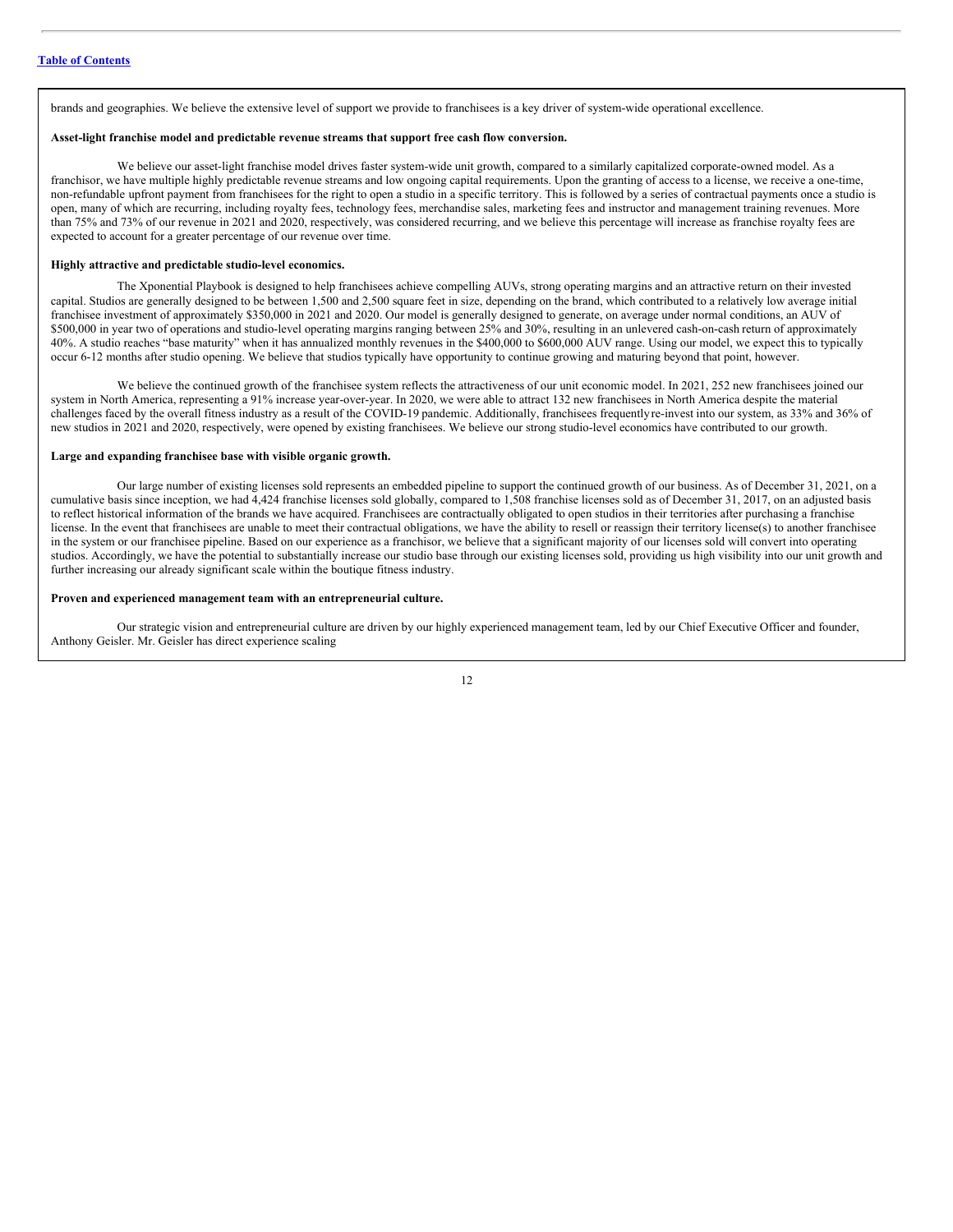brands and geographies. We believe the extensive level of support we provide to franchisees is a key driver of system-wide operational excellence.

**Asset-light franchise model and predictable revenue streams that support free cash flow conversion.**

We believe our asset-light franchise model drives faster system-wide unit growth, compared to a similarly capitalized corporate-owned model. As a franchisor, we have multiple highly predictable revenue streams and low ongoing capital requirements. Upon the granting of access to a license, we receive a one-time, non-refundable upfront payment from franchisees for the right to open a studio in a specific territory. This is followed by a series of contractual payments once a studio is open, many of which are recurring, including royalty fees, technology fees, merchandise sales, marketing fees and instructor and management training revenues. More than 75% and 73% of our revenue in 2021 and 2020, respectively, was considered recurring, and we believe this percentage will increase as franchise royalty fees are expected to account for a greater percentage of our revenue over time.

**Highly attractive and predictable studio-level economics.**

The Xponential Playbook is designed to help franchisees achieve compelling AUVs, strong operating margins and an attractive return on their invested capital. Studios are generally designed to be between 1,500 and 2,500 square feet in size, depending on the brand, which contributed to a relatively low average initial franchisee investment of approximately $350,000 in 2021 and 2020. Our model is generally designed to generate, on average under normal conditions, an AUV of $500,000 in year two of operations and studio-level operating margins ranging between 25% and 30%, resulting in an unlevered cash-on-cash return of approximately 40%. A studio reaches "base maturity" when it has annualized monthly revenues in the $400,000 to $600,000 AUV range. Using our model, we expect this to typically occur 6-12 months after studio opening. We believe that studios typically have opportunity to continue growing and maturing beyond that point, however.

We believe the continued growth of the franchisee system reflects the attractiveness of our unit economic model. In 2021, 252 new franchisees joined our system in North America, representing a 91% increase year-over-year. In 2020, we were able to attract 132 new franchisees in North America despite the material challenges faced by the overall fitness industry as a result of the COVID-19 pandemic. Additionally, franchisees frequently re-invest into our system, as 33% and 36% of new studios in 2021 and 2020, respectively, were opened by existing franchisees. We believe our strong studio-level economics have contributed to our growth.

**Large and expanding franchisee base with visible organic growth.**

Our large number of existing licenses sold represents an embedded pipeline to support the continued growth of our business. As of December 31, 2021, on a cumulative basis since inception, we had 4,424 franchise licenses sold globally, compared to 1,508 franchise licenses sold as of December 31, 2017, on an adjusted basis to reflect historical information of the brands we have acquired. Franchisees are contractually obligated to open studios in their territories after purchasing a franchise license. In the event that franchisees are unable to meet their contractual obligations, we have the ability to resell or reassign their territory license(s) to another franchisee in the system or our franchisee pipeline. Based on our experience as a franchisor, we believe that a significant majority of our licenses sold will convert into operating studios. Accordingly, we have the potential to substantially increase our studio base through our existing licenses sold, providing us high visibility into our unit growth and further increasing our already significant scale within the boutique fitness industry.

**Proven and experienced management team with an entrepreneurial culture.**

Our strategic vision and entrepreneurial culture are driven by our highly experienced management team, led by our Chief Executive Officer and founder, Anthony Geisler. Mr. Geisler has direct experience scaling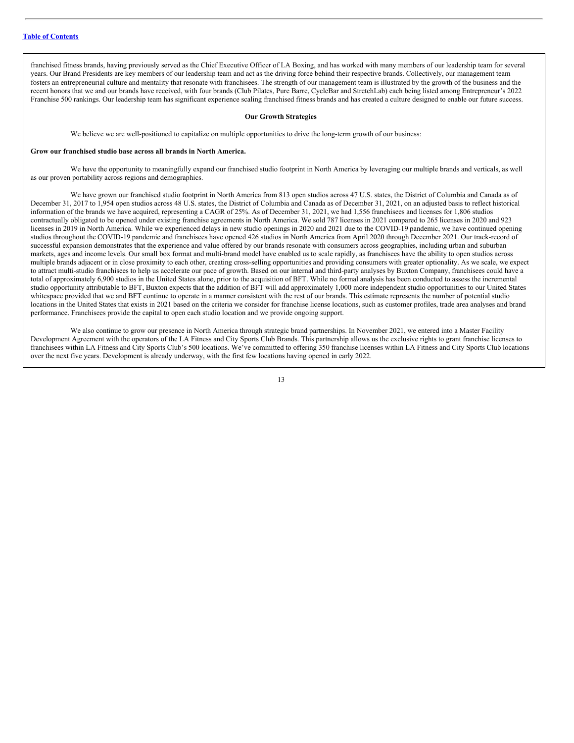franchised fitness brands, having previously served as the Chief Executive Officer of LA Boxing, and has worked with many members of our leadership team for several years. Our Brand Presidents are key members of our leadership team and act as the driving force behind their respective brands. Collectively, our management team fosters an entrepreneurial culture and mentality that resonate with franchisees. The strength of our management team is illustrated by the growth of the business and the recent honors that we and our brands have received, with four brands (Club Pilates, Pure Barre, CycleBar and StretchLab) each being listed among Entrepreneur's 2022 Franchise 500 rankings. Our leadership team has significant experience scaling franchised fitness brands and has created a culture designed to enable our future success.

## Our Growth Strategies

We believe we are well-positioned to capitalize on multiple opportunities to drive the long-term growth of our business:

**Grow our franchised studio base across all brands in North America.**

We have the opportunity to meaningfully expand our franchised studio footprint in North America by leveraging our multiple brands and verticals, as well as our proven portability across regions and demographics.

We have grown our franchised studio footprint in North America from 813 open studios across 47 U.S. states, the District of Columbia and Canada as of December 31, 2017 to 1,954 open studios across 48 U.S. states, the District of Columbia and Canada as of December 31, 2021, on an adjusted basis to reflect historical information of the brands we have acquired, representing a CAGR of 25%. As of December 31, 2021, we had 1,556 franchisees and licenses for 1,806 studios contractually obligated to be opened under existing franchise agreements in North America. We sold 787 licenses in 2021 compared to 265 licenses in 2020 and 923 licenses in 2019 in North America. While we experienced delays in new studio openings in 2020 and 2021 due to the COVID-19 pandemic, we have continued opening studios throughout the COVID-19 pandemic and franchisees have opened 426 studios in North America from April 2020 through December 2021. Our track-record of successful expansion demonstrates that the experience and value offered by our brands resonate with consumers across geographies, including urban and suburban markets, ages and income levels. Our small box format and multi-brand model have enabled us to scale rapidly, as franchisees have the ability to open studios across multiple brands adjacent or in close proximity to each other, creating cross-selling opportunities and providing consumers with greater optionality. As we scale, we expect to attract multi-studio franchisees to help us accelerate our pace of growth. Based on our internal and third-party analyses by Buxton Company, franchisees could have a total of approximately 6,900 studios in the United States alone, prior to the acquisition of BFT. While no formal analysis has been conducted to assess the incremental studio opportunity attributable to BFT, Buxton expects that the addition of BFT will add approximately 1,000 more independent studio opportunities to our United States whitespace provided that we and BFT continue to operate in a manner consistent with the rest of our brands. This estimate represents the number of potential studio locations in the United States that exists in 2021 based on the criteria we consider for franchise license locations, such as customer profiles, trade area analyses and brand performance. Franchisees provide the capital to open each studio location and we provide ongoing support.

We also continue to grow our presence in North America through strategic brand partnerships. In November 2021, we entered into a Master Facility Development Agreement with the operators of the LA Fitness and City Sports Club Brands. This partnership allows us the exclusive rights to grant franchise licenses to franchisees within LA Fitness and City Sports Club's 500 locations. We've committed to offering 350 franchise licenses within LA Fitness and City Sports Club locations over the next five years. Development is already underway, with the first few locations having opened in early 2022.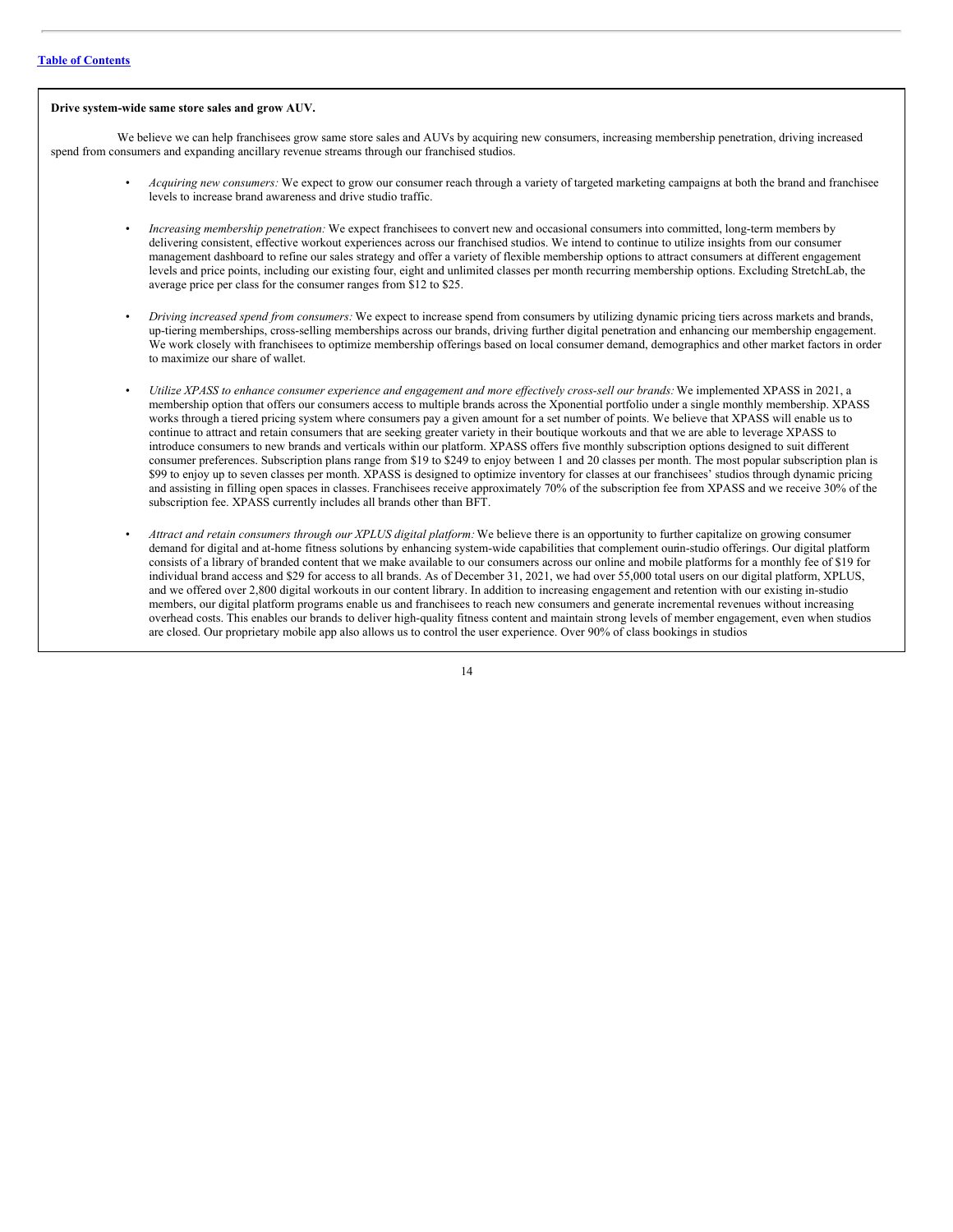**Drive system-wide same store sales and grow AUV.**

We believe we can help franchisees grow same store sales and AUVs by acquiring new consumers, increasing membership penetration, driving increased spend from consumers and expanding ancillary revenue streams through our franchised studios.

- *Acquiring new consumers:* We expect to grow our consumer reach through a variety of targeted marketing campaigns at both the brand and franchisee levels to increase brand awareness and drive studio traffic.

- *Increasing membership penetration:* We expect franchisees to convert new and occasional consumers into committed, long-term members by delivering consistent, effective workout experiences across our franchised studios. We intend to continue to utilize insights from our consumer management dashboard to refine our sales strategy and offer a variety of flexible membership options to attract consumers at different engagement levels and price points, including our existing four, eight and unlimited classes per month recurring membership options. Excluding StretchLab, the average price per class for the consumer ranges from $12 to $25.

- *Driving increased spend from consumers:* We expect to increase spend from consumers by utilizing dynamic pricing tiers across markets and brands, up-tiering memberships, cross-selling memberships across our brands, driving further digital penetration and enhancing our membership engagement. We work closely with franchisees to optimize membership offerings based on local consumer demand, demographics and other market factors in order to maximize our share of wallet.

- *Utilize XPASS to enhance consumer experience and engagement and more effectively cross-sell our brands:* We implemented XPASS in 2021, a membership option that offers our consumers access to multiple brands across the Xponential portfolio under a single monthly membership. XPASS works through a tiered pricing system where consumers pay a given amount for a set number of points. We believe that XPASS will enable us to continue to attract and retain consumers that are seeking greater variety in their boutique workouts and that we are able to leverage XPASS to introduce consumers to new brands and verticals within our platform. XPASS offers five monthly subscription options designed to suit different consumer preferences. Subscription plans range from $19 to $249 to enjoy between 1 and 20 classes per month. The most popular subscription plan is $99 to enjoy up to seven classes per month. XPASS is designed to optimize inventory for classes at our franchisees' studios through dynamic pricing and assisting in filling open spaces in classes. Franchisees receive approximately 70% of the subscription fee from XPASS and we receive 30% of the subscription fee. XPASS currently includes all brands other than BFT.

- *Attract and retain consumers through our XPLUS digital platform:* We believe there is an opportunity to further capitalize on growing consumer demand for digital and at-home fitness solutions by enhancing system-wide capabilities that complement our in-studio offerings. Our digital platform consists of a library of branded content that we make available to our consumers across our online and mobile platforms for a monthly fee of $19 for individual brand access and $29 for access to all brands. As of December 31, 2021, we had over 55,000 total users on our digital platform, XPLUS, and we offered over 2,800 digital workouts in our content library. In addition to increasing engagement and retention with our existing in-studio members, our digital platform programs enable us and franchisees to reach new consumers and generate incremental revenues without increasing overhead costs. This enables our brands to deliver high-quality fitness content and maintain strong levels of member engagement, even when studios are closed. Our proprietary mobile app also allows us to control the user experience. Over 90% of class bookings in studios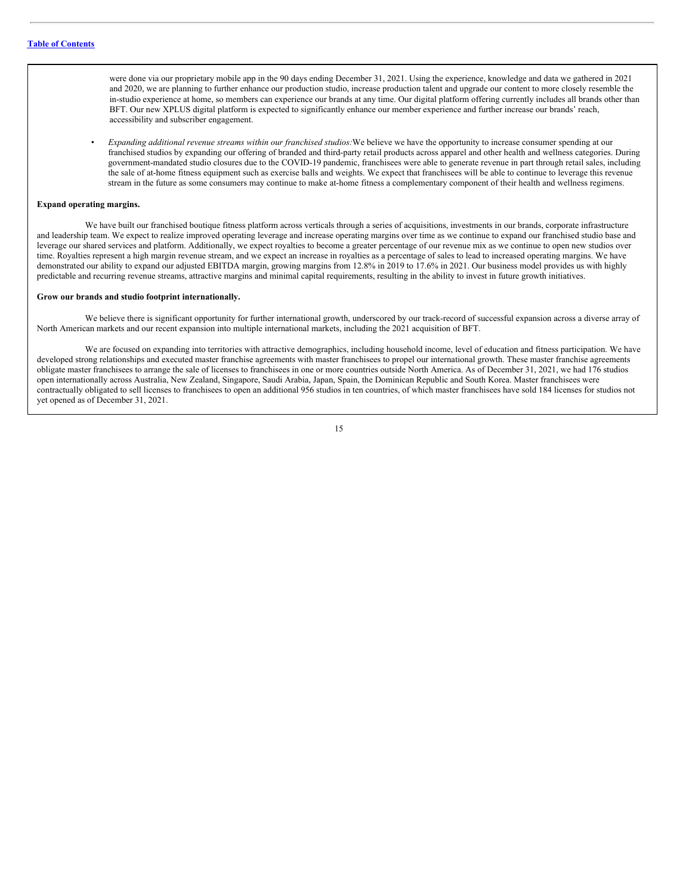were done via our proprietary mobile app in the 90 days ending December 31, 2021. Using the experience, knowledge and data we gathered in 2021 and 2020, we are planning to further enhance our production studio, increase production talent and upgrade our content to more closely resemble the in-studio experience at home, so members can experience our brands at any time. Our digital platform offering currently includes all brands other than BFT. Our new XPLUS digital platform is expected to significantly enhance our member experience and further increase our brands' reach, accessibility and subscriber engagement.

- *Expanding additional revenue streams within our franchised studios:* We believe we have the opportunity to increase consumer spending at our franchised studios by expanding our offering of branded and third-party retail products across apparel and other health and wellness categories. During government-mandated studio closures due to the COVID-19 pandemic, franchisees were able to generate revenue in part through retail sales, including the sale of at-home fitness equipment such as exercise balls and weights. We expect that franchisees will be able to continue to leverage this revenue stream in the future as some consumers may continue to make at-home fitness a complementary component of their health and wellness regimens.

**Expand operating margins.**

We have built our franchised boutique fitness platform across verticals through a series of acquisitions, investments in our brands, corporate infrastructure and leadership team. We expect to realize improved operating leverage and increase operating margins over time as we continue to expand our franchised studio base and leverage our shared services and platform. Additionally, we expect royalties to become a greater percentage of our revenue mix as we continue to open new studios over time. Royalties represent a high margin revenue stream, and we expect an increase in royalties as a percentage of sales to lead to increased operating margins. We have demonstrated our ability to expand our adjusted EBITDA margin, growing margins from 12.8% in 2019 to 17.6% in 2021. Our business model provides us with highly predictable and recurring revenue streams, attractive margins and minimal capital requirements, resulting in the ability to invest in future growth initiatives.

**Grow our brands and studio footprint internationally.**

We believe there is significant opportunity for further international growth, underscored by our track-record of successful expansion across a diverse array of North American markets and our recent expansion into multiple international markets, including the 2021 acquisition of BFT.

We are focused on expanding into territories with attractive demographics, including household income, level of education and fitness participation. We have developed strong relationships and executed master franchise agreements with master franchisees to propel our international growth. These master franchise agreements obligate master franchisees to arrange the sale of licenses to franchisees in one or more countries outside North America. As of December 31, 2021, we had 176 studios open internationally across Australia, New Zealand, Singapore, Saudi Arabia, Japan, Spain, the Dominican Republic and South Korea. Master franchisees were contractually obligated to sell licenses to franchisees to open an additional 956 studios in ten countries, of which master franchisees have sold 184 licenses for studios not yet opened as of December 31, 2021.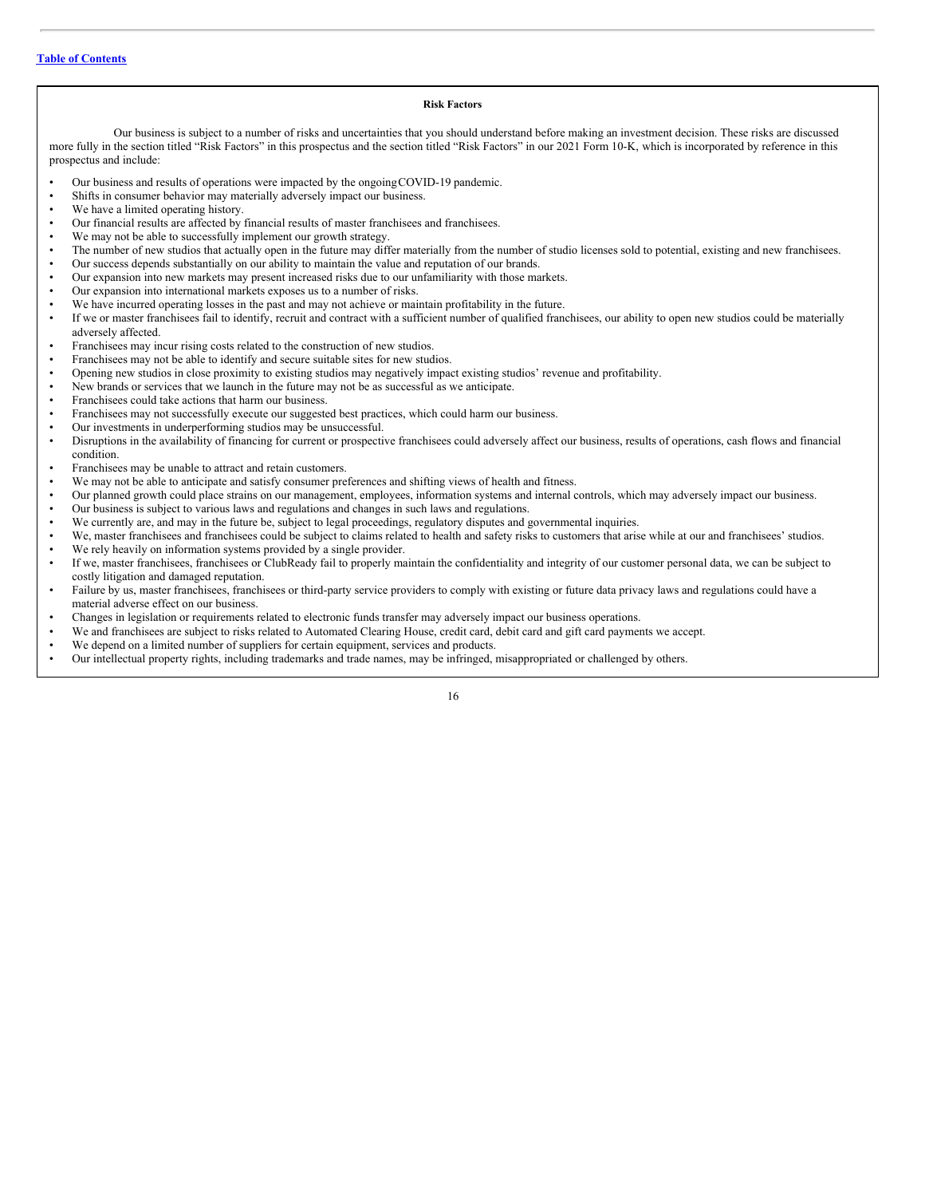**Risk Factors**

Our business is subject to a number of risks and uncertainties that you should understand before making an investment decision. These risks are discussed more fully in the section titled "Risk Factors" in this prospectus and the section titled "Risk Factors" in our 2021 Form 10-K, which is incorporated by reference in this prospectus and include:

- Our business and results of operations were impacted by the ongoing COVID-19 pandemic.
- Shifts in consumer behavior may materially adversely impact our business.
- We have a limited operating history.
- Our financial results are affected by financial results of master franchisees and franchisees.
- We may not be able to successfully implement our growth strategy.
- The number of new studios that actually open in the future may differ materially from the number of studio licenses sold to potential, existing and new franchisees.
- Our success depends substantially on our ability to maintain the value and reputation of our brands.
- Our expansion into new markets may present increased risks due to our unfamiliarity with those markets.
- Our expansion into international markets exposes us to a number of risks.
- We have incurred operating losses in the past and may not achieve or maintain profitability in the future.
- If we or master franchisees fail to identify, recruit and contract with a sufficient number of qualified franchisees, our ability to open new studios could be materially adversely affected.
- Franchisees may incur rising costs related to the construction of new studios.
- Franchisees may not be able to identify and secure suitable sites for new studios.
- Opening new studios in close proximity to existing studios may negatively impact existing studios' revenue and profitability.
- New brands or services that we launch in the future may not be as successful as we anticipate.
- Franchisees could take actions that harm our business.
- Franchisees may not successfully execute our suggested best practices, which could harm our business.
- Our investments in underperforming studios may be unsuccessful.
- Disruptions in the availability of financing for current or prospective franchisees could adversely affect our business, results of operations, cash flows and financial condition.
- Franchisees may be unable to attract and retain customers.
- We may not be able to anticipate and satisfy consumer preferences and shifting views of health and fitness.
- Our planned growth could place strains on our management, employees, information systems and internal controls, which may adversely impact our business.
- Our business is subject to various laws and regulations and changes in such laws and regulations.
- We currently are, and may in the future be, subject to legal proceedings, regulatory disputes and governmental inquiries.
- We, master franchisees and franchisees could be subject to claims related to health and safety risks to customers that arise while at our and franchisees' studios.
- We rely heavily on information systems provided by a single provider.
- If we, master franchisees, franchisees or ClubReady fail to properly maintain the confidentiality and integrity of our customer personal data, we can be subject to costly litigation and damaged reputation.
- Failure by us, master franchisees, franchisees or third-party service providers to comply with existing or future data privacy laws and regulations could have a material adverse effect on our business.
- Changes in legislation or requirements related to electronic funds transfer may adversely impact our business operations.
- We and franchisees are subject to risks related to Automated Clearing House, credit card, debit card and gift card payments we accept.
- We depend on a limited number of suppliers for certain equipment, services and products.
- Our intellectual property rights, including trademarks and trade names, may be infringed, misappropriated or challenged by others.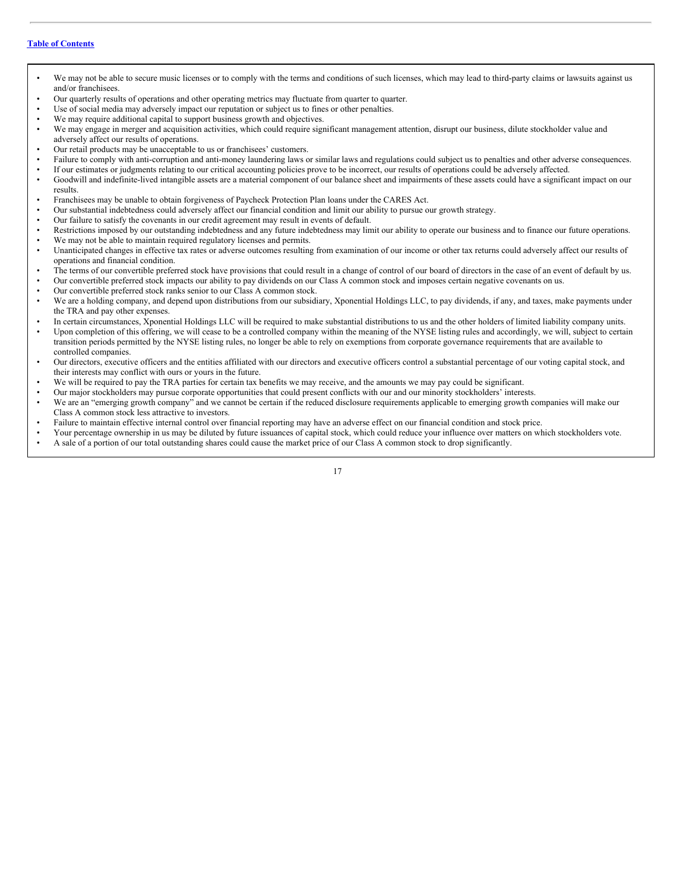- We may not be able to secure music licenses or to comply with the terms and conditions of such licenses, which may lead to third-party claims or lawsuits against us and/or franchisees.
- Our quarterly results of operations and other operating metrics may fluctuate from quarter to quarter.
- Use of social media may adversely impact our reputation or subject us to fines or other penalties.
- We may require additional capital to support business growth and objectives.
- We may engage in merger and acquisition activities, which could require significant management attention, disrupt our business, dilute stockholder value and adversely affect our results of operations.
- Our retail products may be unacceptable to us or franchisees' customers.
- Failure to comply with anti-corruption and anti-money laundering laws or similar laws and regulations could subject us to penalties and other adverse consequences.
- If our estimates or judgments relating to our critical accounting policies prove to be incorrect, our results of operations could be adversely affected.
- Goodwill and indefinite-lived intangible assets are a material component of our balance sheet and impairments of these assets could have a significant impact on our results.
- Franchisees may be unable to obtain forgiveness of Paycheck Protection Plan loans under the CARES Act.
- Our substantial indebtedness could adversely affect our financial condition and limit our ability to pursue our growth strategy.
- Our failure to satisfy the covenants in our credit agreement may result in events of default.
- Restrictions imposed by our outstanding indebtedness and any future indebtedness may limit our ability to operate our business and to finance our future operations.
- We may not be able to maintain required regulatory licenses and permits.
- Unanticipated changes in effective tax rates or adverse outcomes resulting from examination of our income or other tax returns could adversely affect our results of operations and financial condition.
- The terms of our convertible preferred stock have provisions that could result in a change of control of our board of directors in the case of an event of default by us.
- Our convertible preferred stock impacts our ability to pay dividends on our Class A common stock and imposes certain negative covenants on us.
- Our convertible preferred stock ranks senior to our Class A common stock.
- We are a holding company, and depend upon distributions from our subsidiary, Xponential Holdings LLC, to pay dividends, if any, and taxes, make payments under the TRA and pay other expenses.
- In certain circumstances, Xponential Holdings LLC will be required to make substantial distributions to us and the other holders of limited liability company units.
- Upon completion of this offering, we will cease to be a controlled company within the meaning of the NYSE listing rules and accordingly, we will, subject to certain transition periods permitted by the NYSE listing rules, no longer be able to rely on exemptions from corporate governance requirements that are available to controlled companies.
- Our directors, executive officers and the entities affiliated with our directors and executive officers control a substantial percentage of our voting capital stock, and their interests may conflict with ours or yours in the future.
- We will be required to pay the TRA parties for certain tax benefits we may receive, and the amounts we may pay could be significant.
- Our major stockholders may pursue corporate opportunities that could present conflicts with our and our minority stockholders' interests.
- We are an "emerging growth company" and we cannot be certain if the reduced disclosure requirements applicable to emerging growth companies will make our Class A common stock less attractive to investors.
- Failure to maintain effective internal control over financial reporting may have an adverse effect on our financial condition and stock price.
- Your percentage ownership in us may be diluted by future issuances of capital stock, which could reduce your influence over matters on which stockholders vote.
- A sale of a portion of our total outstanding shares could cause the market price of our Class A common stock to drop significantly.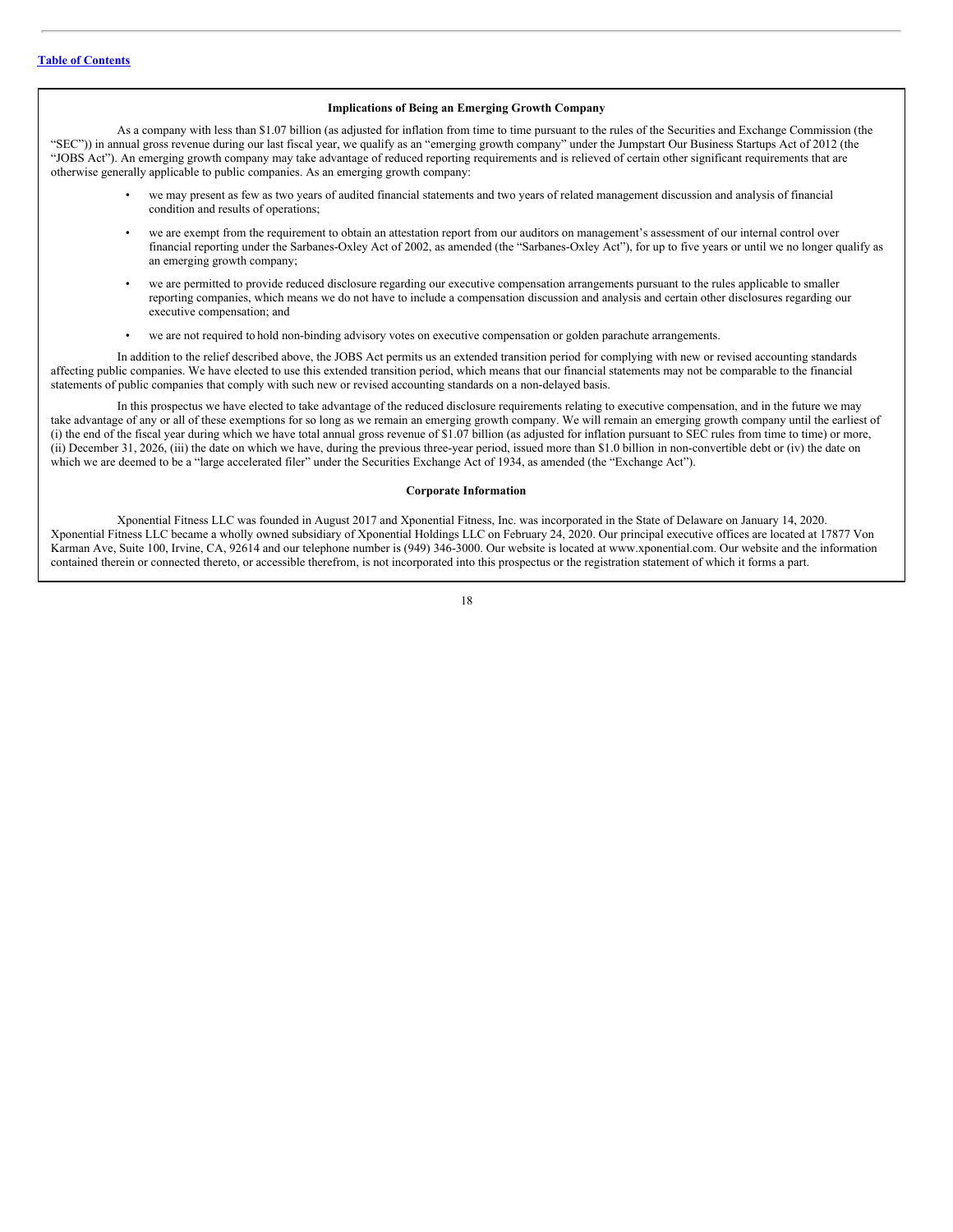**Implications of Being an Emerging Growth Company**

As a company with less than $1.07 billion (as adjusted for inflation from time to time pursuant to the rules of the Securities and Exchange Commission (the "SEC")) in annual gross revenue during our last fiscal year, we qualify as an "emerging growth company" under the Jumpstart Our Business Startups Act of 2012 (the "JOBS Act"). An emerging growth company may take advantage of reduced reporting requirements and is relieved of certain other significant requirements that are otherwise generally applicable to public companies. As an emerging growth company:

- we may present as few as two years of audited financial statements and two years of related management discussion and analysis of financial condition and results of operations;
- we are exempt from the requirement to obtain an attestation report from our auditors on management's assessment of our internal control over financial reporting under the Sarbanes-Oxley Act of 2002, as amended (the "Sarbanes-Oxley Act"), for up to five years or until we no longer qualify as an emerging growth company;
- we are permitted to provide reduced disclosure regarding our executive compensation arrangements pursuant to the rules applicable to smaller reporting companies, which means we do not have to include a compensation discussion and analysis and certain other disclosures regarding our executive compensation; and
- we are not required to hold non-binding advisory votes on executive compensation or golden parachute arrangements.

In addition to the relief described above, the JOBS Act permits us an extended transition period for complying with new or revised accounting standards affecting public companies. We have elected to use this extended transition period, which means that our financial statements may not be comparable to the financial statements of public companies that comply with such new or revised accounting standards on a non-delayed basis.

In this prospectus we have elected to take advantage of the reduced disclosure requirements relating to executive compensation, and in the future we may take advantage of any or all of these exemptions for so long as we remain an emerging growth company. We will remain an emerging growth company until the earliest of (i) the end of the fiscal year during which we have total annual gross revenue of $1.07 billion (as adjusted for inflation pursuant to SEC rules from time to time) or more, (ii) December 31, 2026, (iii) the date on which we have, during the previous three-year period, issued more than $1.0 billion in non-convertible debt or (iv) the date on which we are deemed to be a "large accelerated filer" under the Securities Exchange Act of 1934, as amended (the "Exchange Act").

**Corporate Information**

Xponential Fitness LLC was founded in August 2017 and Xponential Fitness, Inc. was incorporated in the State of Delaware on January 14, 2020. Xponential Fitness LLC became a wholly owned subsidiary of Xponential Holdings LLC on February 24, 2020. Our principal executive offices are located at 17877 Von Karman Ave, Suite 100, Irvine, CA, 92614 and our telephone number is (949) 346-3000. Our website is located at www.xponential.com. Our website and the information contained therein or connected thereto, or accessible therefrom, is not incorporated into this prospectus or the registration statement of which it forms a part.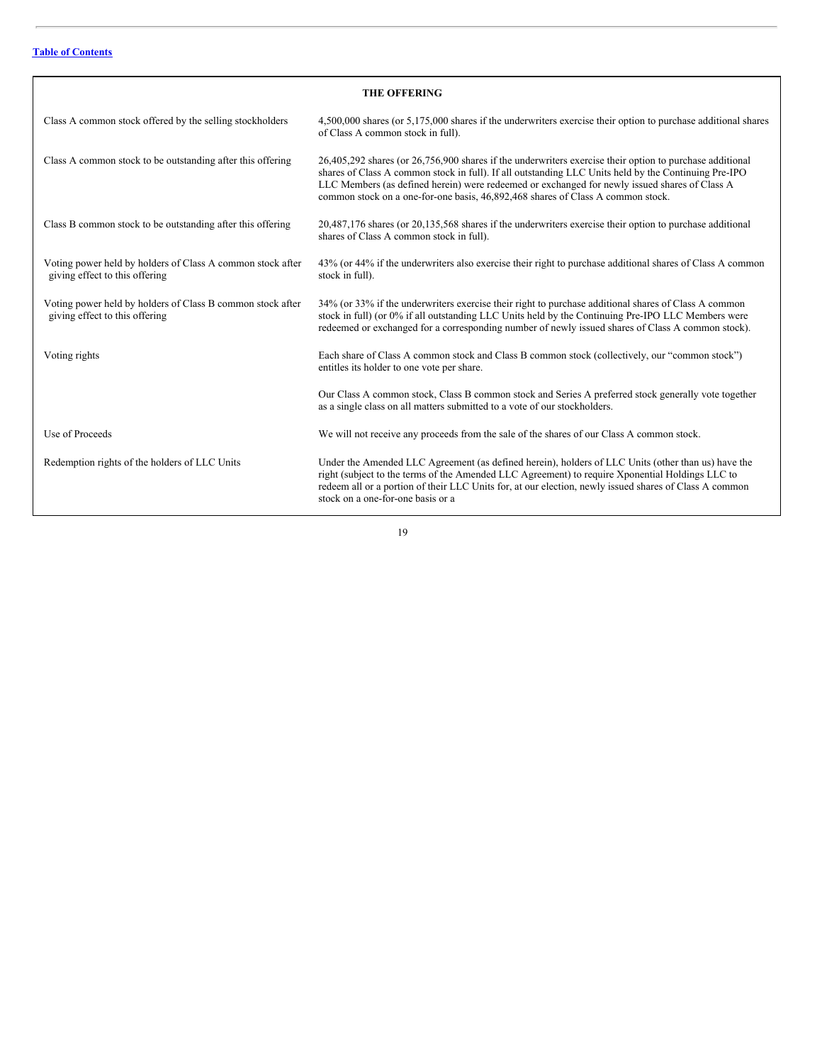[Table of Contents](#)

## THE OFFERING

| | |
|---|---|
| Class A common stock offered by the selling stockholders | 4,500,000 shares (or 5,175,000 shares if the underwriters exercise their option to purchase additional shares of Class A common stock in full). |
| Class A common stock to be outstanding after this offering | 26,405,292 shares (or 26,756,900 shares if the underwriters exercise their option to purchase additional shares of Class A common stock in full). If all outstanding LLC Units held by the Continuing Pre-IPO LLC Members (as defined herein) were redeemed or exchanged for newly issued shares of Class A common stock on a one-for-one basis, 46,892,468 shares of Class A common stock. |
| Class B common stock to be outstanding after this offering | 20,487,176 shares (or 20,135,568 shares if the underwriters exercise their option to purchase additional shares of Class A common stock in full). |
| Voting power held by holders of Class A common stock after giving effect to this offering | 43% (or 44% if the underwriters also exercise their right to purchase additional shares of Class A common stock in full). |
| Voting power held by holders of Class B common stock after giving effect to this offering | 34% (or 33% if the underwriters exercise their right to purchase additional shares of Class A common stock in full) (or 0% if all outstanding LLC Units held by the Continuing Pre-IPO LLC Members were redeemed or exchanged for a corresponding number of newly issued shares of Class A common stock). |
| Voting rights | Each share of Class A common stock and Class B common stock (collectively, our "common stock") entitles its holder to one vote per share.<br><br>Our Class A common stock, Class B common stock and Series A preferred stock generally vote together as a single class on all matters submitted to a vote of our stockholders. |
| Use of Proceeds | We will not receive any proceeds from the sale of the shares of our Class A common stock. |
| Redemption rights of the holders of LLC Units | Under the Amended LLC Agreement (as defined herein), holders of LLC Units (other than us) have the right (subject to the terms of the Amended LLC Agreement) to require Xponential Holdings LLC to redeem all or a portion of their LLC Units for, at our election, newly issued shares of Class A common stock on a one-for-one basis or a |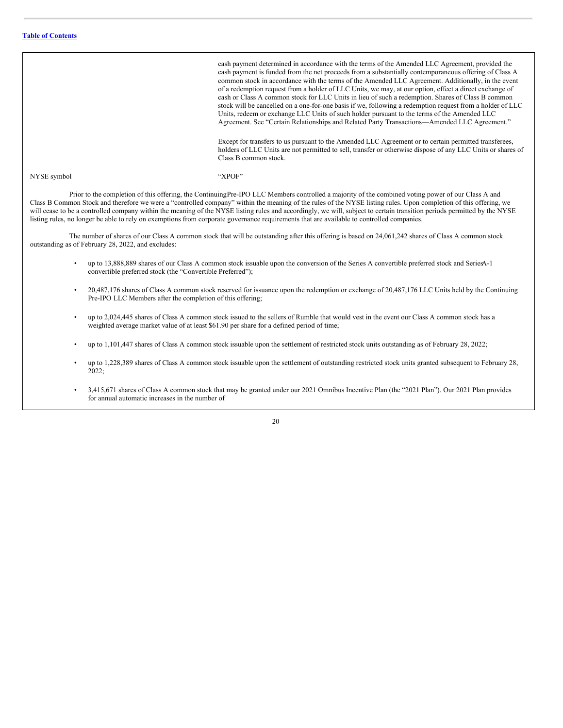| | |
|---|---|
| | cash payment determined in accordance with the terms of the Amended LLC Agreement, provided the cash payment is funded from the net proceeds from a substantially contemporaneous offering of Class A common stock in accordance with the terms of the Amended LLC Agreement. Additionally, in the event of a redemption request from a holder of LLC Units, we may, at our option, effect a direct exchange of cash or Class A common stock for LLC Units in lieu of such a redemption. Shares of Class B common stock will be cancelled on a one-for-one basis if we, following a redemption request from a holder of LLC Units, redeem or exchange LLC Units of such holder pursuant to the terms of the Amended LLC Agreement. See "Certain Relationships and Related Party Transactions—Amended LLC Agreement."<br><br>Except for transfers to us pursuant to the Amended LLC Agreement or to certain permitted transferees, holders of LLC Units are not permitted to sell, transfer or otherwise dispose of any LLC Units or shares of Class B common stock. |
| NYSE symbol | "XPOF" |

Prior to the completion of this offering, the Continuing Pre-IPO LLC Members controlled a majority of the combined voting power of our Class A and Class B Common Stock and therefore we were a "controlled company" within the meaning of the rules of the NYSE listing rules. Upon completion of this offering, we will cease to be a controlled company within the meaning of the NYSE listing rules and accordingly, we will, subject to certain transition periods permitted by the NYSE listing rules, no longer be able to rely on exemptions from corporate governance requirements that are available to controlled companies.

The number of shares of our Class A common stock that will be outstanding after this offering is based on 24,061,242 shares of Class A common stock outstanding as of February 28, 2022, and excludes:

- up to 13,888,889 shares of our Class A common stock issuable upon the conversion of the Series A convertible preferred stock and Series A-1 convertible preferred stock (the "Convertible Preferred");
- 20,487,176 shares of Class A common stock reserved for issuance upon the redemption or exchange of 20,487,176 LLC Units held by the Continuing Pre-IPO LLC Members after the completion of this offering;
- up to 2,024,445 shares of Class A common stock issued to the sellers of Rumble that would vest in the event our Class A common stock has a weighted average market value of at least $61.90 per share for a defined period of time;
- up to 1,101,447 shares of Class A common stock issuable upon the settlement of restricted stock units outstanding as of February 28, 2022;
- up to 1,228,389 shares of Class A common stock issuable upon the settlement of outstanding restricted stock units granted subsequent to February 28, 2022;
- 3,415,671 shares of Class A common stock that may be granted under our 2021 Omnibus Incentive Plan (the "2021 Plan"). Our 2021 Plan provides for annual automatic increases in the number of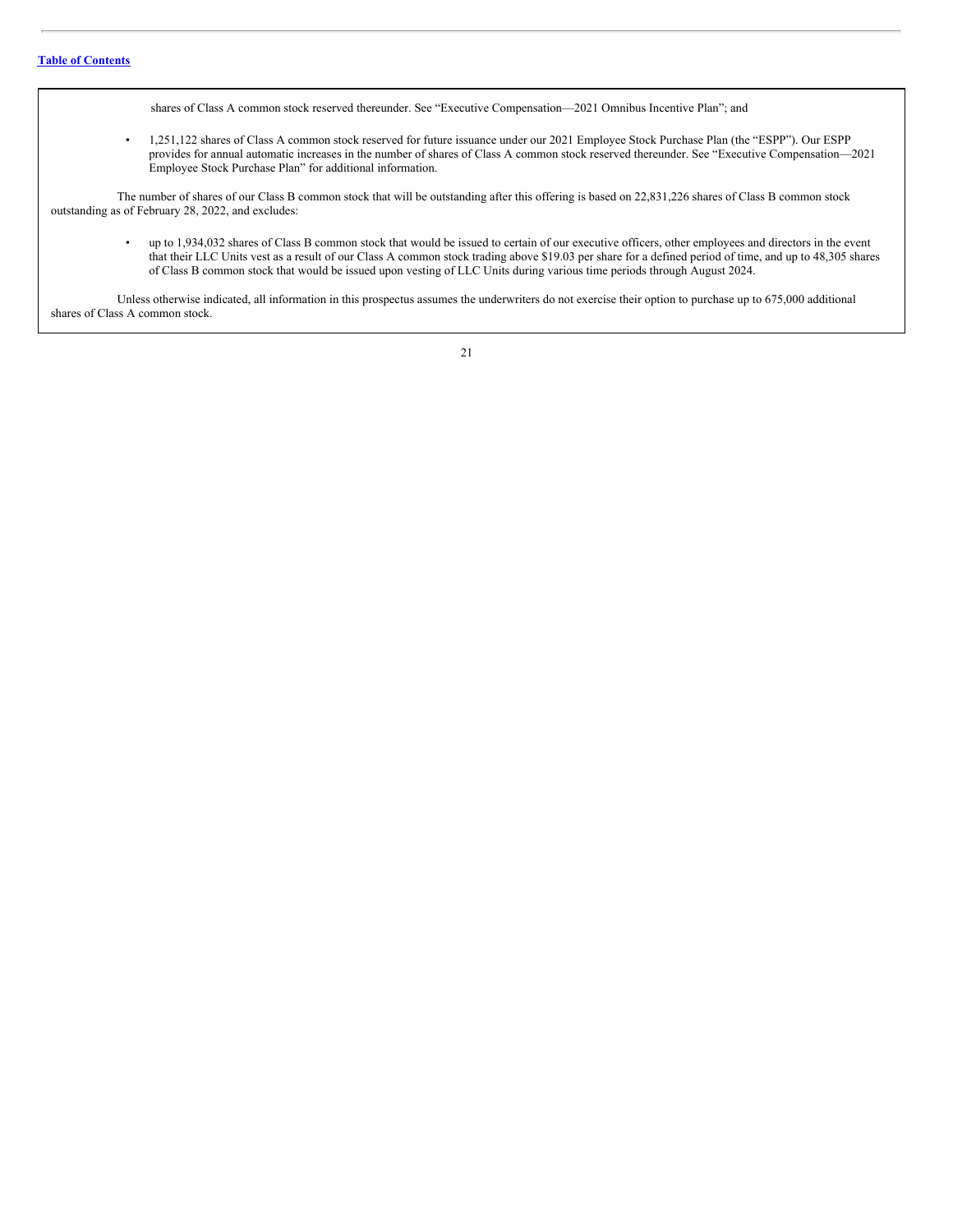shares of Class A common stock reserved thereunder. See "Executive Compensation—2021 Omnibus Incentive Plan"; and

- 1,251,122 shares of Class A common stock reserved for future issuance under our 2021 Employee Stock Purchase Plan (the "ESPP"). Our ESPP provides for annual automatic increases in the number of shares of Class A common stock reserved thereunder. See "Executive Compensation—2021 Employee Stock Purchase Plan" for additional information.

The number of shares of our Class B common stock that will be outstanding after this offering is based on 22,831,226 shares of Class B common stock outstanding as of February 28, 2022, and excludes:

- up to 1,934,032 shares of Class B common stock that would be issued to certain of our executive officers, other employees and directors in the event that their LLC Units vest as a result of our Class A common stock trading above $19.03 per share for a defined period of time, and up to 48,305 shares of Class B common stock that would be issued upon vesting of LLC Units during various time periods through August 2024.

Unless otherwise indicated, all information in this prospectus assumes the underwriters do not exercise their option to purchase up to 675,000 additional shares of Class A common stock.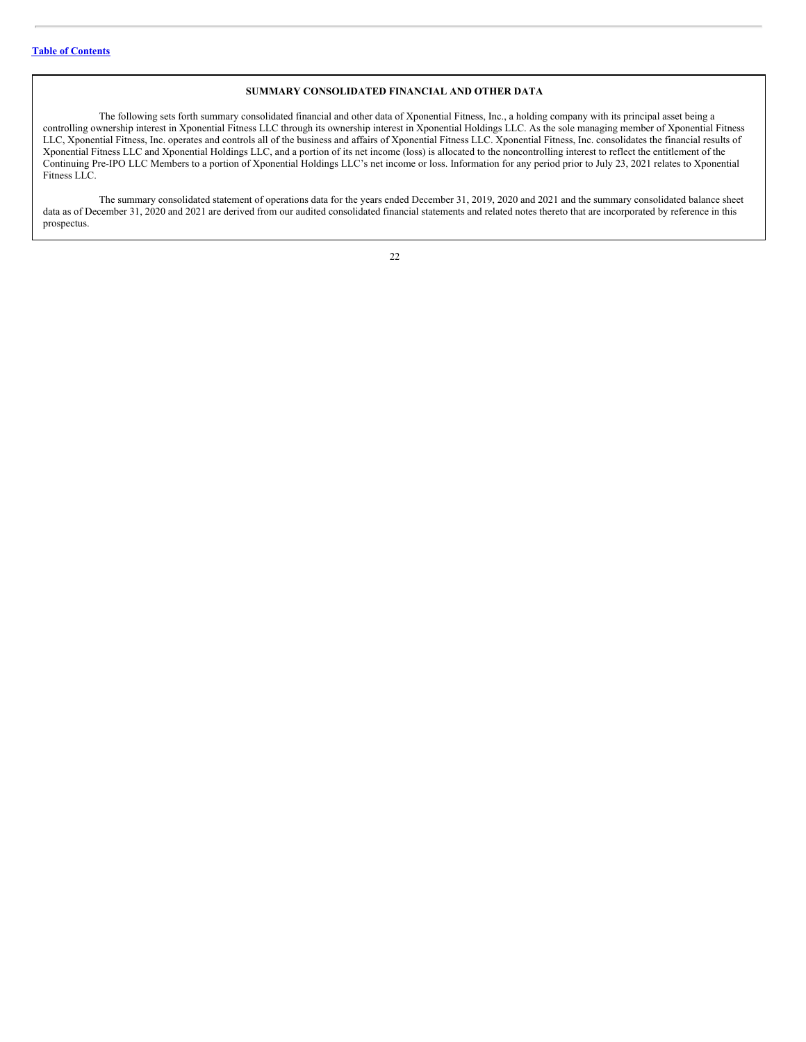## SUMMARY CONSOLIDATED FINANCIAL AND OTHER DATA

The following sets forth summary consolidated financial and other data of Xponential Fitness, Inc., a holding company with its principal asset being a controlling ownership interest in Xponential Fitness LLC through its ownership interest in Xponential Holdings LLC. As the sole managing member of Xponential Fitness LLC, Xponential Fitness, Inc. operates and controls all of the business and affairs of Xponential Fitness LLC. Xponential Fitness, Inc. consolidates the financial results of Xponential Fitness LLC and Xponential Holdings LLC, and a portion of its net income (loss) is allocated to the noncontrolling interest to reflect the entitlement of the Continuing Pre-IPO LLC Members to a portion of Xponential Holdings LLC's net income or loss. Information for any period prior to July 23, 2021 relates to Xponential Fitness LLC.

The summary consolidated statement of operations data for the years ended December 31, 2019, 2020 and 2021 and the summary consolidated balance sheet data as of December 31, 2020 and 2021 are derived from our audited consolidated financial statements and related notes thereto that are incorporated by reference in this prospectus.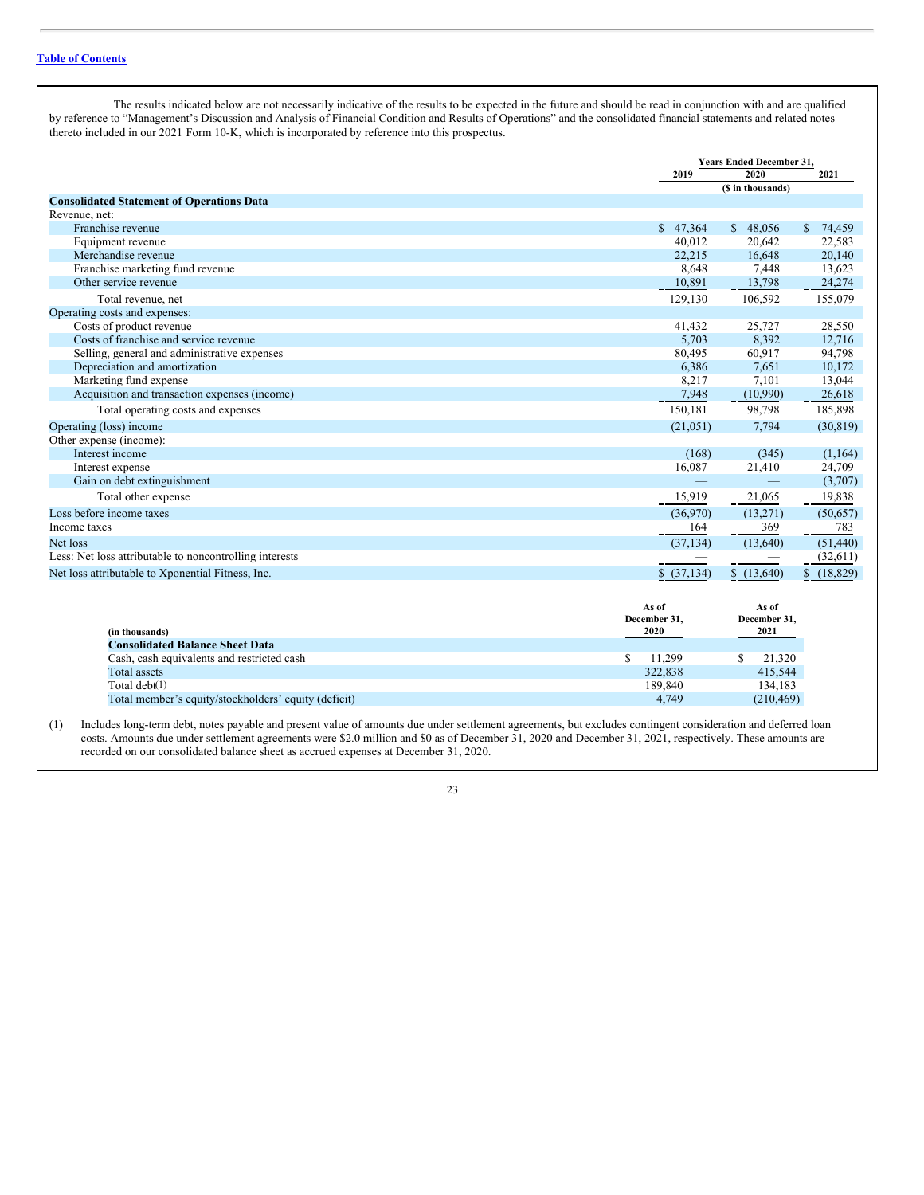The results indicated below are not necessarily indicative of the results to be expected in the future and should be read in conjunction with and are qualified by reference to "Management's Discussion and Analysis of Financial Condition and Results of Operations" and the consolidated financial statements and related notes thereto included in our 2021 Form 10-K, which is incorporated by reference into this prospectus.

| | Years Ended December 31, | | |
|---|---|---|---|
| | 2019 | 2020 | 2021 |
| | ($ in thousands) | | |
| **Consolidated Statement of Operations Data** | | | |
| Revenue, net: | | | |
| Franchise revenue | $ 47,364 | $ 48,056 | $ 74,459 |
| Equipment revenue | 40,012 | 20,642 | 22,583 |
| Merchandise revenue | 22,215 | 16,648 | 20,140 |
| Franchise marketing fund revenue | 8,648 | 7,448 | 13,623 |
| Other service revenue | 10,891 | 13,798 | 24,274 |
| Total revenue, net | 129,130 | 106,592 | 155,079 |
| Operating costs and expenses: | | | |
| Costs of product revenue | 41,432 | 25,727 | 28,550 |
| Costs of franchise and service revenue | 5,703 | 8,392 | 12,716 |
| Selling, general and administrative expenses | 80,495 | 60,917 | 94,798 |
| Depreciation and amortization | 6,386 | 7,651 | 10,172 |
| Marketing fund expense | 8,217 | 7,101 | 13,044 |
| Acquisition and transaction expenses (income) | 7,948 | (10,990) | 26,618 |
| Total operating costs and expenses | 150,181 | 98,798 | 185,898 |
| Operating (loss) income | (21,051) | 7,794 | (30,819) |
| Other expense (income): | | | |
| Interest income | (168) | (345) | (1,164) |
| Interest expense | 16,087 | 21,410 | 24,709 |
| Gain on debt extinguishment | — | — | (3,707) |
| Total other expense | 15,919 | 21,065 | 19,838 |
| Loss before income taxes | (36,970) | (13,271) | (50,657) |
| Income taxes | 164 | 369 | 783 |
| Net loss | (37,134) | (13,640) | (51,440) |
| Less: Net loss attributable to noncontrolling interests | — | — | (32,611) |
| Net loss attributable to Xponential Fitness, Inc. | $ (37,134) | $ (13,640) | $ (18,829) |

| (in thousands) | As of December 31, 2020 | As of December 31, 2021 |
|---|---|---|
| **Consolidated Balance Sheet Data** | | |
| Cash, cash equivalents and restricted cash | $ 11,299 | $ 21,320 |
| Total assets | 322,838 | 415,544 |
| Total debt(1) | 189,840 | 134,183 |
| Total member's equity/stockholders' equity (deficit) | 4,749 | (210,469) |

(1) Includes long-term debt, notes payable and present value of amounts due under settlement agreements, but excludes contingent consideration and deferred loan costs. Amounts due under settlement agreements were $2.0 million and $0 as of December 31, 2020 and December 31, 2021, respectively. These amounts are recorded on our consolidated balance sheet as accrued expenses at December 31, 2020.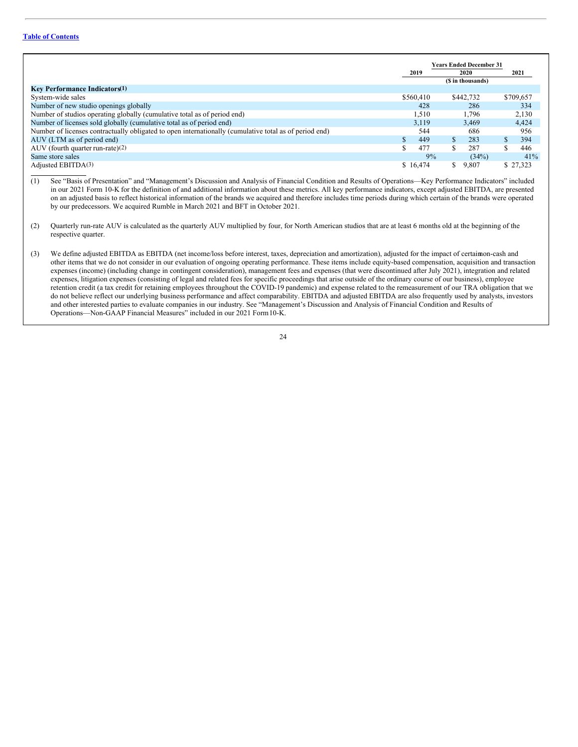Table of Contents

| | Years Ended December 31 | | |
|---|---|---|---|
| | 2019 | 2020 | 2021 |
| | ($ in thousands) | | |
| **Key Performance Indicators[(1)]** | | | |
| System-wide sales | $560,410 | $442,732 | $709,657 |
| Number of new studio openings globally | 428 | 286 | 334 |
| Number of studios operating globally (cumulative total as of period end) | 1,510 | 1,796 | 2,130 |
| Number of licenses sold globally (cumulative total as of period end) | 3,119 | 3,469 | 4,424 |
| Number of licenses contractually obligated to open internationally (cumulative total as of period end) | 544 | 686 | 956 |
| AUV (LTM as of period end) | $ 449 | $ 283 | $ 394 |
| AUV (fourth quarter run-rate)[(2)] | $ 477 | $ 287 | $ 446 |
| Same store sales | 9% | (34%) | 41% |
| Adjusted EBITDA[(3)] | $ 16,474 | $ 9,807 | $ 27,323 |

(1) See "Basis of Presentation" and "Management's Discussion and Analysis of Financial Condition and Results of Operations—Key Performance Indicators" included in our 2021 Form 10-K for the definition of and additional information about these metrics. All key performance indicators, except adjusted EBITDA, are presented on an adjusted basis to reflect historical information of the brands we acquired and therefore includes time periods during which certain of the brands were operated by our predecessors. We acquired Rumble in March 2021 and BFT in October 2021.

(2) Quarterly run-rate AUV is calculated as the quarterly AUV multiplied by four, for North American studios that are at least 6 months old at the beginning of the respective quarter.

(3) We define adjusted EBITDA as EBITDA (net income/loss before interest, taxes, depreciation and amortization), adjusted for the impact of certain non-cash and other items that we do not consider in our evaluation of ongoing operating performance. These items include equity-based compensation, acquisition and transaction expenses (income) (including change in contingent consideration), management fees and expenses (that were discontinued after July 2021), integration and related expenses, litigation expenses (consisting of legal and related fees for specific proceedings that arise outside of the ordinary course of our business), employee retention credit (a tax credit for retaining employees throughout the COVID-19 pandemic) and expense related to the remeasurement of our TRA obligation that we do not believe reflect our underlying business performance and affect comparability. EBITDA and adjusted EBITDA are also frequently used by analysts, investors and other interested parties to evaluate companies in our industry. See "Management's Discussion and Analysis of Financial Condition and Results of Operations—Non-GAAP Financial Measures" included in our 2021 Form 10-K.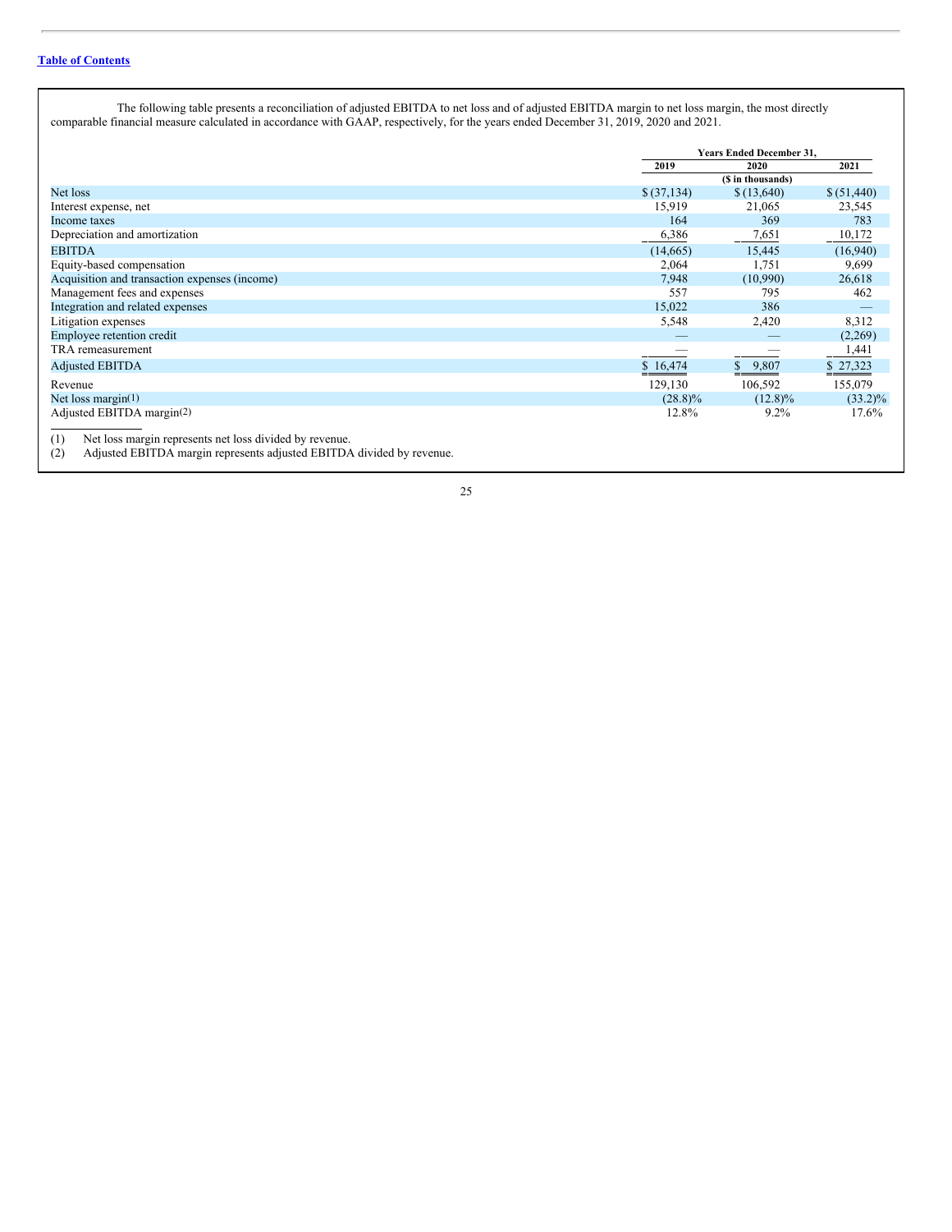The following table presents a reconciliation of adjusted EBITDA to net loss and of adjusted EBITDA margin to net loss margin, the most directly comparable financial measure calculated in accordance with GAAP, respectively, for the years ended December 31, 2019, 2020 and 2021.

| | Years Ended December 31, | | |
|---|---|---|---|
| | 2019 | 2020 | 2021 |
| | ($ in thousands) | | |
| Net loss | $ (37,134) | $ (13,640) | $ (51,440) |
| Interest expense, net | 15,919 | 21,065 | 23,545 |
| Income taxes | 164 | 369 | 783 |
| Depreciation and amortization | 6,386 | 7,651 | 10,172 |
| EBITDA | (14,665) | 15,445 | (16,940) |
| Equity-based compensation | 2,064 | 1,751 | 9,699 |
| Acquisition and transaction expenses (income) | 7,948 | (10,990) | 26,618 |
| Management fees and expenses | 557 | 795 | 462 |
| Integration and related expenses | 15,022 | 386 | — |
| Litigation expenses | 5,548 | 2,420 | 8,312 |
| Employee retention credit | — | — | (2,269) |
| TRA remeasurement | — | — | 1,441 |
| Adjusted EBITDA | $ 16,474 | $ 9,807 | $ 27,323 |
| Revenue | 129,130 | 106,592 | 155,079 |
| Net loss margin(1) | (28.8)% | (12.8)% | (33.2)% |
| Adjusted EBITDA margin(2) | 12.8% | 9.2% | 17.6% |

(1) Net loss margin represents net loss divided by revenue.

(2) Adjusted EBITDA margin represents adjusted EBITDA divided by revenue.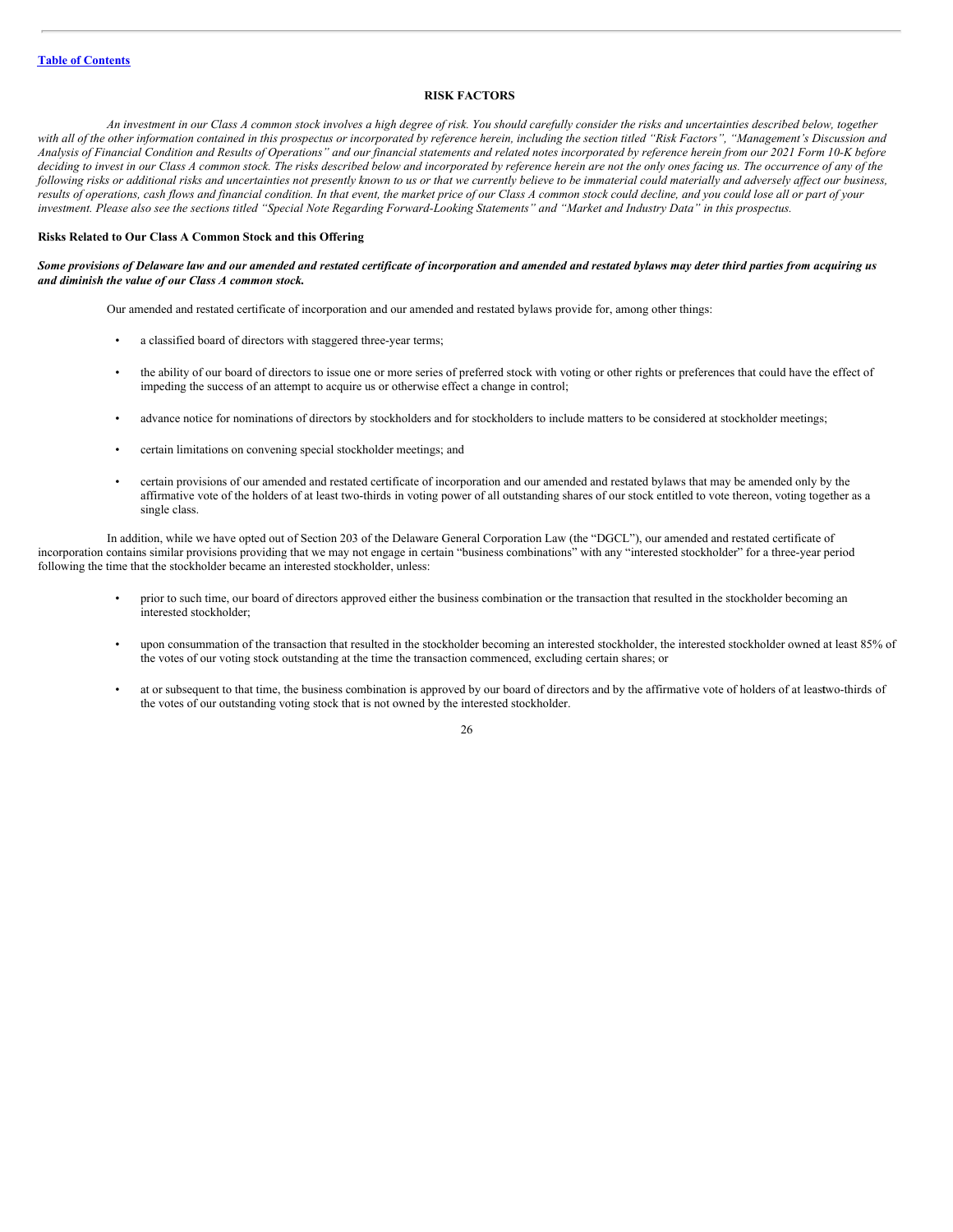## RISK FACTORS

*An investment in our Class A common stock involves a high degree of risk. You should carefully consider the risks and uncertainties described below, together with all of the other information contained in this prospectus or incorporated by reference herein, including the section titled "Risk Factors", "Management's Discussion and Analysis of Financial Condition and Results of Operations" and our financial statements and related notes incorporated by reference herein from our 2021 Form 10-K before deciding to invest in our Class A common stock. The risks described below and incorporated by reference herein are not the only ones facing us. The occurrence of any of the following risks or additional risks and uncertainties not presently known to us or that we currently believe to be immaterial could materially and adversely affect our business, results of operations, cash flows and financial condition. In that event, the market price of our Class A common stock could decline, and you could lose all or part of your investment. Please also see the sections titled "Special Note Regarding Forward-Looking Statements" and "Market and Industry Data" in this prospectus.*

### Risks Related to Our Class A Common Stock and this Offering

***Some provisions of Delaware law and our amended and restated certificate of incorporation and amended and restated bylaws may deter third parties from acquiring us and diminish the value of our Class A common stock.***

Our amended and restated certificate of incorporation and our amended and restated bylaws provide for, among other things:

- a classified board of directors with staggered three-year terms;
- the ability of our board of directors to issue one or more series of preferred stock with voting or other rights or preferences that could have the effect of impeding the success of an attempt to acquire us or otherwise effect a change in control;
- advance notice for nominations of directors by stockholders and for stockholders to include matters to be considered at stockholder meetings;
- certain limitations on convening special stockholder meetings; and
- certain provisions of our amended and restated certificate of incorporation and our amended and restated bylaws that may be amended only by the affirmative vote of the holders of at least two-thirds in voting power of all outstanding shares of our stock entitled to vote thereon, voting together as a single class.

In addition, while we have opted out of Section 203 of the Delaware General Corporation Law (the "DGCL"), our amended and restated certificate of incorporation contains similar provisions providing that we may not engage in certain "business combinations" with any "interested stockholder" for a three-year period following the time that the stockholder became an interested stockholder, unless:

- prior to such time, our board of directors approved either the business combination or the transaction that resulted in the stockholder becoming an interested stockholder;
- upon consummation of the transaction that resulted in the stockholder becoming an interested stockholder, the interested stockholder owned at least 85% of the votes of our voting stock outstanding at the time the transaction commenced, excluding certain shares; or
- at or subsequent to that time, the business combination is approved by our board of directors and by the affirmative vote of holders of at least two-thirds of the votes of our outstanding voting stock that is not owned by the interested stockholder.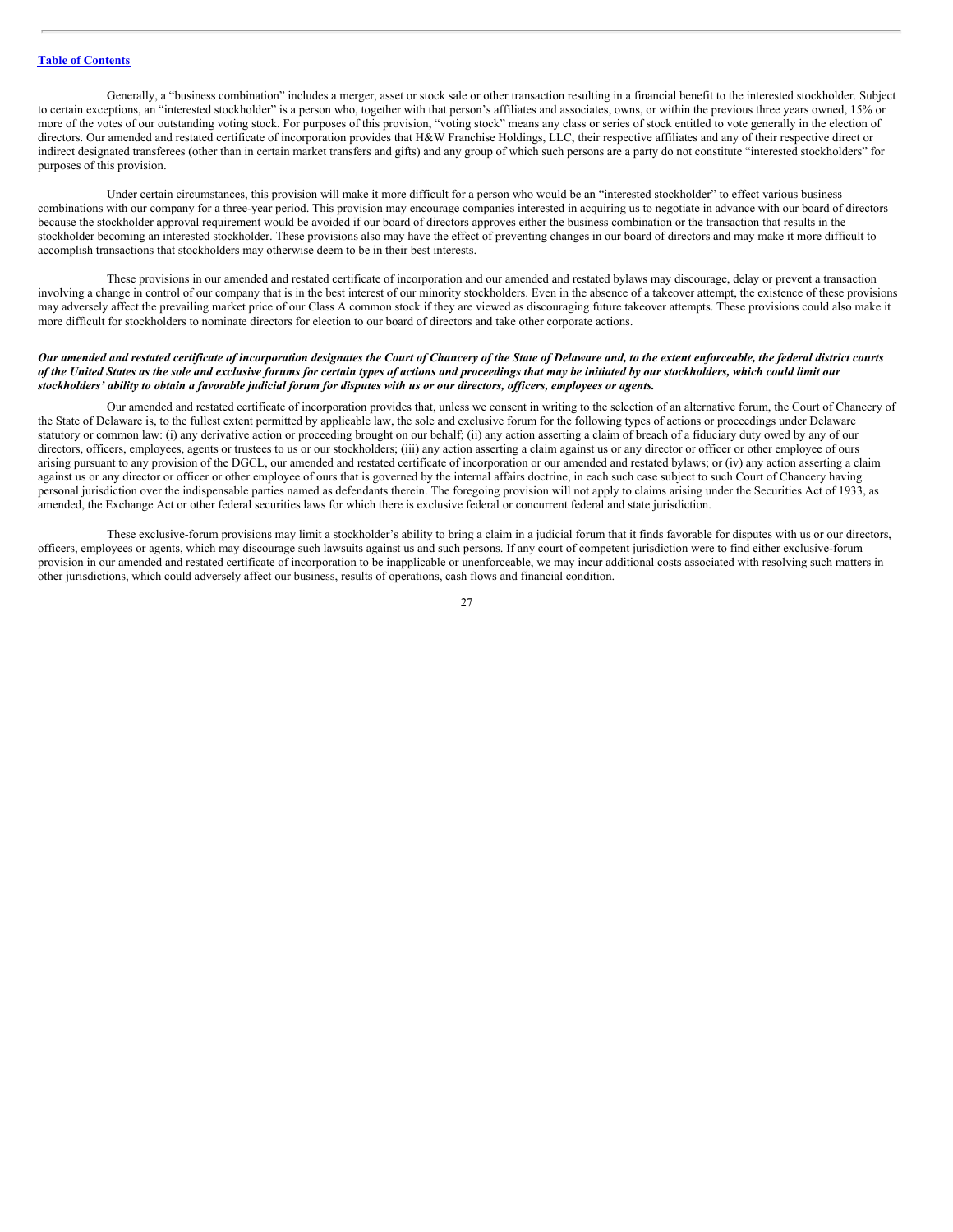Generally, a "business combination" includes a merger, asset or stock sale or other transaction resulting in a financial benefit to the interested stockholder. Subject to certain exceptions, an "interested stockholder" is a person who, together with that person's affiliates and associates, owns, or within the previous three years owned, 15% or more of the votes of our outstanding voting stock. For purposes of this provision, "voting stock" means any class or series of stock entitled to vote generally in the election of directors. Our amended and restated certificate of incorporation provides that H&W Franchise Holdings, LLC, their respective affiliates and any of their respective direct or indirect designated transferees (other than in certain market transfers and gifts) and any group of which such persons are a party do not constitute "interested stockholders" for purposes of this provision.

Under certain circumstances, this provision will make it more difficult for a person who would be an "interested stockholder" to effect various business combinations with our company for a three-year period. This provision may encourage companies interested in acquiring us to negotiate in advance with our board of directors because the stockholder approval requirement would be avoided if our board of directors approves either the business combination or the transaction that results in the stockholder becoming an interested stockholder. These provisions also may have the effect of preventing changes in our board of directors and may make it more difficult to accomplish transactions that stockholders may otherwise deem to be in their best interests.

These provisions in our amended and restated certificate of incorporation and our amended and restated bylaws may discourage, delay or prevent a transaction involving a change in control of our company that is in the best interest of our minority stockholders. Even in the absence of a takeover attempt, the existence of these provisions may adversely affect the prevailing market price of our Class A common stock if they are viewed as discouraging future takeover attempts. These provisions could also make it more difficult for stockholders to nominate directors for election to our board of directors and take other corporate actions.

***Our amended and restated certificate of incorporation designates the Court of Chancery of the State of Delaware and, to the extent enforceable, the federal district courts of the United States as the sole and exclusive forums for certain types of actions and proceedings that may be initiated by our stockholders, which could limit our stockholders' ability to obtain a favorable judicial forum for disputes with us or our directors, officers, employees or agents.***

Our amended and restated certificate of incorporation provides that, unless we consent in writing to the selection of an alternative forum, the Court of Chancery of the State of Delaware is, to the fullest extent permitted by applicable law, the sole and exclusive forum for the following types of actions or proceedings under Delaware statutory or common law: (i) any derivative action or proceeding brought on our behalf; (ii) any action asserting a claim of breach of a fiduciary duty owed by any of our directors, officers, employees, agents or trustees to us or our stockholders; (iii) any action asserting a claim against us or any director or officer or other employee of ours arising pursuant to any provision of the DGCL, our amended and restated certificate of incorporation or our amended and restated bylaws; or (iv) any action asserting a claim against us or any director or officer or other employee of ours that is governed by the internal affairs doctrine, in each such case subject to such Court of Chancery having personal jurisdiction over the indispensable parties named as defendants therein. The foregoing provision will not apply to claims arising under the Securities Act of 1933, as amended, the Exchange Act or other federal securities laws for which there is exclusive federal or concurrent federal and state jurisdiction.

These exclusive-forum provisions may limit a stockholder's ability to bring a claim in a judicial forum that it finds favorable for disputes with us or our directors, officers, employees or agents, which may discourage such lawsuits against us and such persons. If any court of competent jurisdiction were to find either exclusive-forum provision in our amended and restated certificate of incorporation to be inapplicable or unenforceable, we may incur additional costs associated with resolving such matters in other jurisdictions, which could adversely affect our business, results of operations, cash flows and financial condition.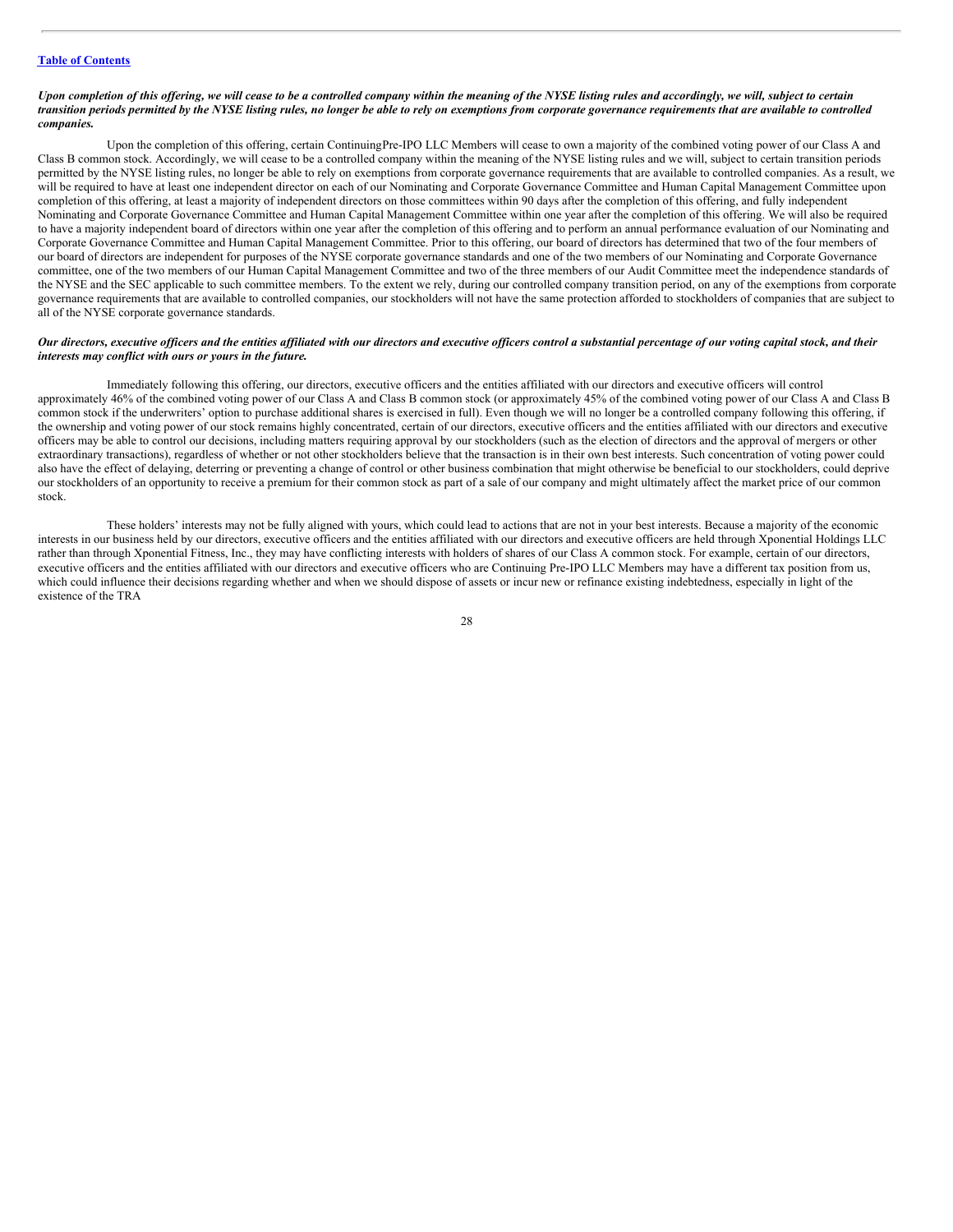*Upon completion of this offering, we will cease to be a controlled company within the meaning of the NYSE listing rules and accordingly, we will, subject to certain transition periods permitted by the NYSE listing rules, no longer be able to rely on exemptions from corporate governance requirements that are available to controlled companies.*

Upon the completion of this offering, certain ContinuingPre-IPO LLC Members will cease to own a majority of the combined voting power of our Class A and Class B common stock. Accordingly, we will cease to be a controlled company within the meaning of the NYSE listing rules and we will, subject to certain transition periods permitted by the NYSE listing rules, no longer be able to rely on exemptions from corporate governance requirements that are available to controlled companies. As a result, we will be required to have at least one independent director on each of our Nominating and Corporate Governance Committee and Human Capital Management Committee upon completion of this offering, at least a majority of independent directors on those committees within 90 days after the completion of this offering, and fully independent Nominating and Corporate Governance Committee and Human Capital Management Committee within one year after the completion of this offering. We will also be required to have a majority independent board of directors within one year after the completion of this offering and to perform an annual performance evaluation of our Nominating and Corporate Governance Committee and Human Capital Management Committee. Prior to this offering, our board of directors has determined that two of the four members of our board of directors are independent for purposes of the NYSE corporate governance standards and one of the two members of our Nominating and Corporate Governance committee, one of the two members of our Human Capital Management Committee and two of the three members of our Audit Committee meet the independence standards of the NYSE and the SEC applicable to such committee members. To the extent we rely, during our controlled company transition period, on any of the exemptions from corporate governance requirements that are available to controlled companies, our stockholders will not have the same protection afforded to stockholders of companies that are subject to all of the NYSE corporate governance standards.

*Our directors, executive officers and the entities affiliated with our directors and executive officers control a substantial percentage of our voting capital stock, and their interests may conflict with ours or yours in the future.*

Immediately following this offering, our directors, executive officers and the entities affiliated with our directors and executive officers will control approximately 46% of the combined voting power of our Class A and Class B common stock (or approximately 45% of the combined voting power of our Class A and Class B common stock if the underwriters' option to purchase additional shares is exercised in full). Even though we will no longer be a controlled company following this offering, if the ownership and voting power of our stock remains highly concentrated, certain of our directors, executive officers and the entities affiliated with our directors and executive officers may be able to control our decisions, including matters requiring approval by our stockholders (such as the election of directors and the approval of mergers or other extraordinary transactions), regardless of whether or not other stockholders believe that the transaction is in their own best interests. Such concentration of voting power could also have the effect of delaying, deterring or preventing a change of control or other business combination that might otherwise be beneficial to our stockholders, could deprive our stockholders of an opportunity to receive a premium for their common stock as part of a sale of our company and might ultimately affect the market price of our common stock.

These holders' interests may not be fully aligned with yours, which could lead to actions that are not in your best interests. Because a majority of the economic interests in our business held by our directors, executive officers and the entities affiliated with our directors and executive officers are held through Xponential Holdings LLC rather than through Xponential Fitness, Inc., they may have conflicting interests with holders of shares of our Class A common stock. For example, certain of our directors, executive officers and the entities affiliated with our directors and executive officers who are Continuing Pre-IPO LLC Members may have a different tax position from us, which could influence their decisions regarding whether and when we should dispose of assets or incur new or refinance existing indebtedness, especially in light of the existence of the TRA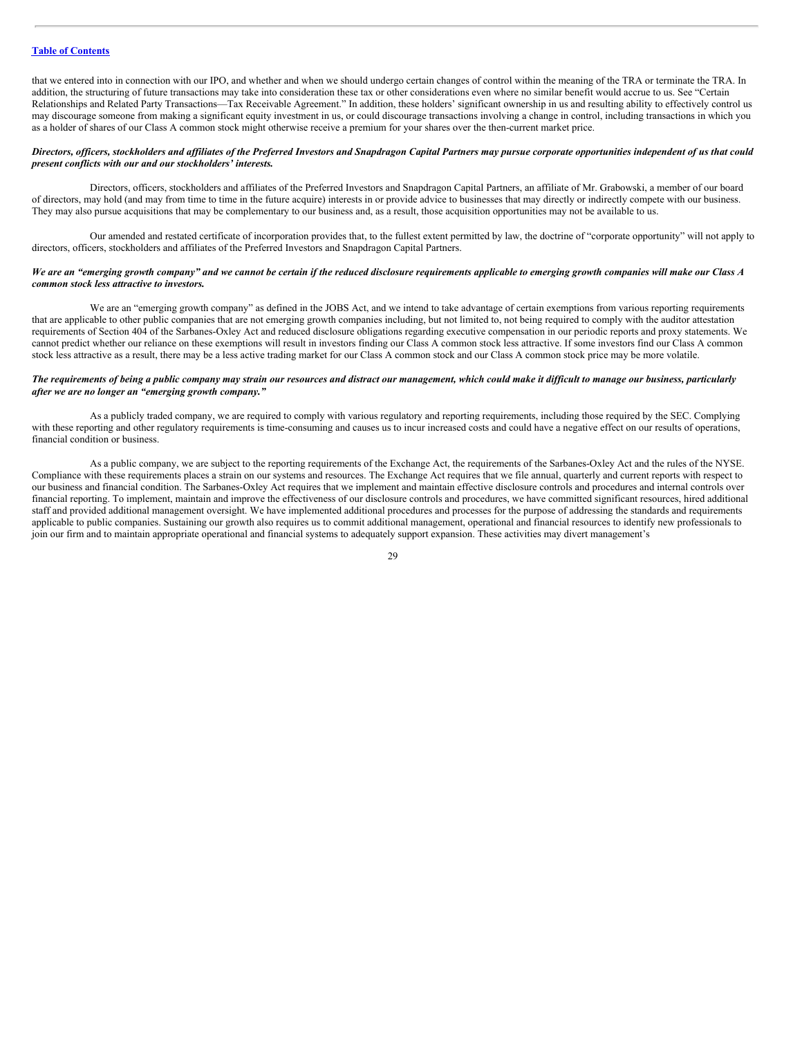that we entered into in connection with our IPO, and whether and when we should undergo certain changes of control within the meaning of the TRA or terminate the TRA. In addition, the structuring of future transactions may take into consideration these tax or other considerations even where no similar benefit would accrue to us. See "Certain Relationships and Related Party Transactions—Tax Receivable Agreement." In addition, these holders' significant ownership in us and resulting ability to effectively control us may discourage someone from making a significant equity investment in us, or could discourage transactions involving a change in control, including transactions in which you as a holder of shares of our Class A common stock might otherwise receive a premium for your shares over the then-current market price.

***Directors, officers, stockholders and affiliates of the Preferred Investors and Snapdragon Capital Partners may pursue corporate opportunities independent of us that could present conflicts with our and our stockholders' interests.***

Directors, officers, stockholders and affiliates of the Preferred Investors and Snapdragon Capital Partners, an affiliate of Mr. Grabowski, a member of our board of directors, may hold (and may from time to time in the future acquire) interests in or provide advice to businesses that may directly or indirectly compete with our business. They may also pursue acquisitions that may be complementary to our business and, as a result, those acquisition opportunities may not be available to us.

Our amended and restated certificate of incorporation provides that, to the fullest extent permitted by law, the doctrine of "corporate opportunity" will not apply to directors, officers, stockholders and affiliates of the Preferred Investors and Snapdragon Capital Partners.

***We are an "emerging growth company" and we cannot be certain if the reduced disclosure requirements applicable to emerging growth companies will make our Class A common stock less attractive to investors.***

We are an "emerging growth company" as defined in the JOBS Act, and we intend to take advantage of certain exemptions from various reporting requirements that are applicable to other public companies that are not emerging growth companies including, but not limited to, not being required to comply with the auditor attestation requirements of Section 404 of the Sarbanes-Oxley Act and reduced disclosure obligations regarding executive compensation in our periodic reports and proxy statements. We cannot predict whether our reliance on these exemptions will result in investors finding our Class A common stock less attractive. If some investors find our Class A common stock less attractive as a result, there may be a less active trading market for our Class A common stock and our Class A common stock price may be more volatile.

***The requirements of being a public company may strain our resources and distract our management, which could make it difficult to manage our business, particularly after we are no longer an "emerging growth company."***

As a publicly traded company, we are required to comply with various regulatory and reporting requirements, including those required by the SEC. Complying with these reporting and other regulatory requirements is time-consuming and causes us to incur increased costs and could have a negative effect on our results of operations, financial condition or business.

As a public company, we are subject to the reporting requirements of the Exchange Act, the requirements of the Sarbanes-Oxley Act and the rules of the NYSE. Compliance with these requirements places a strain on our systems and resources. The Exchange Act requires that we file annual, quarterly and current reports with respect to our business and financial condition. The Sarbanes-Oxley Act requires that we implement and maintain effective disclosure controls and procedures and internal controls over financial reporting. To implement, maintain and improve the effectiveness of our disclosure controls and procedures, we have committed significant resources, hired additional staff and provided additional management oversight. We have implemented additional procedures and processes for the purpose of addressing the standards and requirements applicable to public companies. Sustaining our growth also requires us to commit additional management, operational and financial resources to identify new professionals to join our firm and to maintain appropriate operational and financial systems to adequately support expansion. These activities may divert management's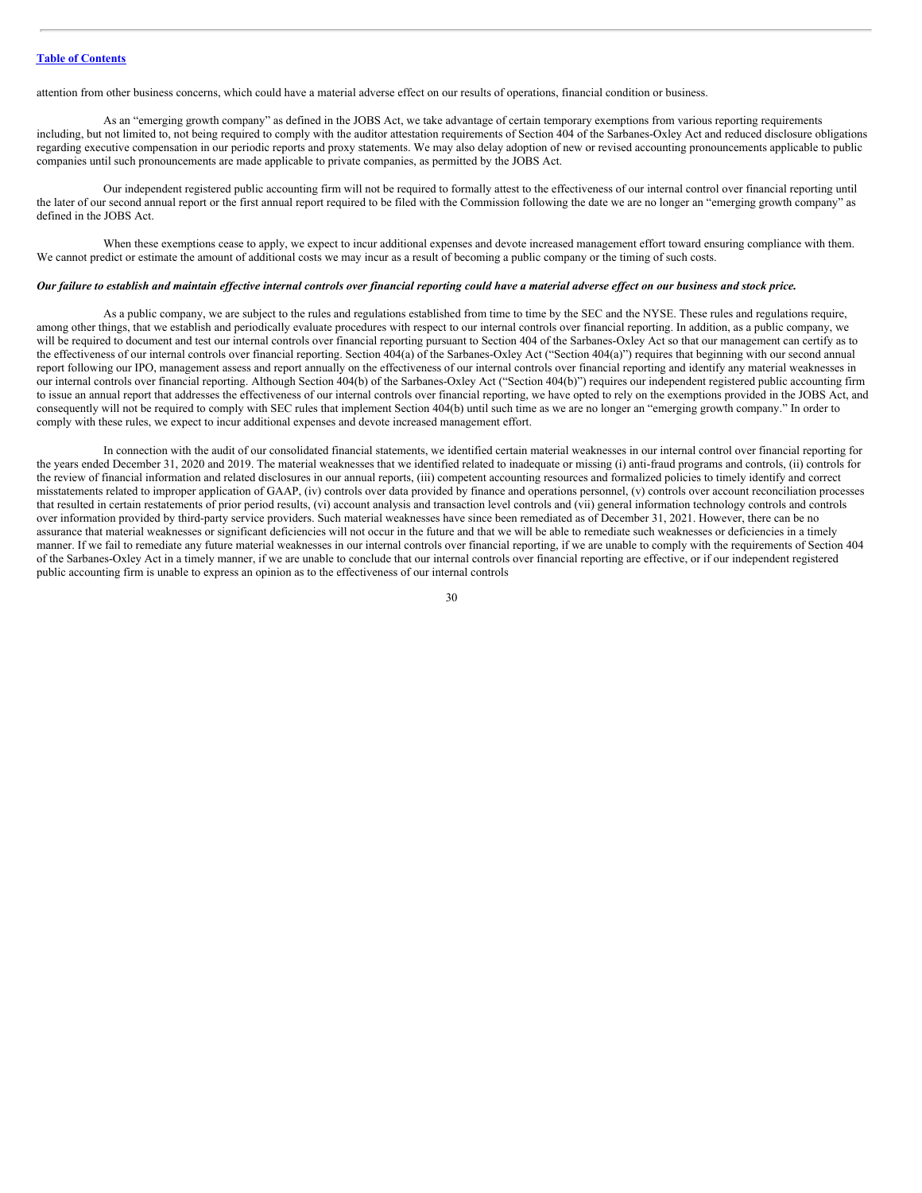attention from other business concerns, which could have a material adverse effect on our results of operations, financial condition or business.

As an "emerging growth company" as defined in the JOBS Act, we take advantage of certain temporary exemptions from various reporting requirements including, but not limited to, not being required to comply with the auditor attestation requirements of Section 404 of the Sarbanes-Oxley Act and reduced disclosure obligations regarding executive compensation in our periodic reports and proxy statements. We may also delay adoption of new or revised accounting pronouncements applicable to public companies until such pronouncements are made applicable to private companies, as permitted by the JOBS Act.

Our independent registered public accounting firm will not be required to formally attest to the effectiveness of our internal control over financial reporting until the later of our second annual report or the first annual report required to be filed with the Commission following the date we are no longer an "emerging growth company" as defined in the JOBS Act.

When these exemptions cease to apply, we expect to incur additional expenses and devote increased management effort toward ensuring compliance with them. We cannot predict or estimate the amount of additional costs we may incur as a result of becoming a public company or the timing of such costs.

***Our failure to establish and maintain effective internal controls over financial reporting could have a material adverse effect on our business and stock price.***

As a public company, we are subject to the rules and regulations established from time to time by the SEC and the NYSE. These rules and regulations require, among other things, that we establish and periodically evaluate procedures with respect to our internal controls over financial reporting. In addition, as a public company, we will be required to document and test our internal controls over financial reporting pursuant to Section 404 of the Sarbanes-Oxley Act so that our management can certify as to the effectiveness of our internal controls over financial reporting. Section 404(a) of the Sarbanes-Oxley Act ("Section 404(a)") requires that beginning with our second annual report following our IPO, management assess and report annually on the effectiveness of our internal controls over financial reporting and identify any material weaknesses in our internal controls over financial reporting. Although Section 404(b) of the Sarbanes-Oxley Act ("Section 404(b)") requires our independent registered public accounting firm to issue an annual report that addresses the effectiveness of our internal controls over financial reporting, we have opted to rely on the exemptions provided in the JOBS Act, and consequently will not be required to comply with SEC rules that implement Section 404(b) until such time as we are no longer an "emerging growth company." In order to comply with these rules, we expect to incur additional expenses and devote increased management effort.

In connection with the audit of our consolidated financial statements, we identified certain material weaknesses in our internal control over financial reporting for the years ended December 31, 2020 and 2019. The material weaknesses that we identified related to inadequate or missing (i) anti-fraud programs and controls, (ii) controls for the review of financial information and related disclosures in our annual reports, (iii) competent accounting resources and formalized policies to timely identify and correct misstatements related to improper application of GAAP, (iv) controls over data provided by finance and operations personnel, (v) controls over account reconciliation processes that resulted in certain restatements of prior period results, (vi) account analysis and transaction level controls and (vii) general information technology controls and controls over information provided by third-party service providers. Such material weaknesses have since been remediated as of December 31, 2021. However, there can be no assurance that material weaknesses or significant deficiencies will not occur in the future and that we will be able to remediate such weaknesses or deficiencies in a timely manner. If we fail to remediate any future material weaknesses in our internal controls over financial reporting, if we are unable to comply with the requirements of Section 404 of the Sarbanes-Oxley Act in a timely manner, if we are unable to conclude that our internal controls over financial reporting are effective, or if our independent registered public accounting firm is unable to express an opinion as to the effectiveness of our internal controls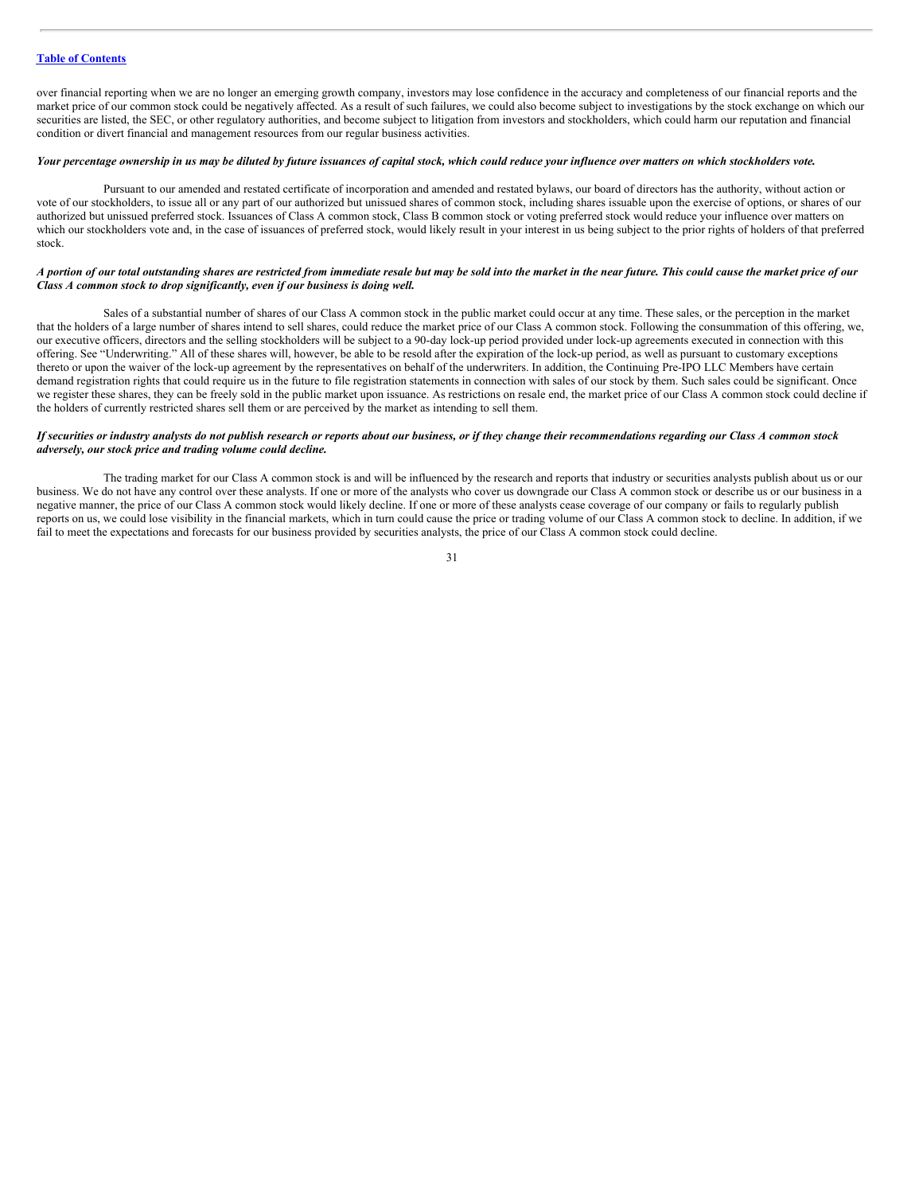over financial reporting when we are no longer an emerging growth company, investors may lose confidence in the accuracy and completeness of our financial reports and the market price of our common stock could be negatively affected. As a result of such failures, we could also become subject to investigations by the stock exchange on which our securities are listed, the SEC, or other regulatory authorities, and become subject to litigation from investors and stockholders, which could harm our reputation and financial condition or divert financial and management resources from our regular business activities.

***Your percentage ownership in us may be diluted by future issuances of capital stock, which could reduce your influence over matters on which stockholders vote.***

Pursuant to our amended and restated certificate of incorporation and amended and restated bylaws, our board of directors has the authority, without action or vote of our stockholders, to issue all or any part of our authorized but unissued shares of common stock, including shares issuable upon the exercise of options, or shares of our authorized but unissued preferred stock. Issuances of Class A common stock, Class B common stock or voting preferred stock would reduce your influence over matters on which our stockholders vote and, in the case of issuances of preferred stock, would likely result in your interest in us being subject to the prior rights of holders of that preferred stock.

***A portion of our total outstanding shares are restricted from immediate resale but may be sold into the market in the near future. This could cause the market price of our Class A common stock to drop significantly, even if our business is doing well.***

Sales of a substantial number of shares of our Class A common stock in the public market could occur at any time. These sales, or the perception in the market that the holders of a large number of shares intend to sell shares, could reduce the market price of our Class A common stock. Following the consummation of this offering, we, our executive officers, directors and the selling stockholders will be subject to a 90-day lock-up period provided under lock-up agreements executed in connection with this offering. See "Underwriting." All of these shares will, however, be able to be resold after the expiration of the lock-up period, as well as pursuant to customary exceptions thereto or upon the waiver of the lock-up agreement by the representatives on behalf of the underwriters. In addition, the Continuing Pre-IPO LLC Members have certain demand registration rights that could require us in the future to file registration statements in connection with sales of our stock by them. Such sales could be significant. Once we register these shares, they can be freely sold in the public market upon issuance. As restrictions on resale end, the market price of our Class A common stock could decline if the holders of currently restricted shares sell them or are perceived by the market as intending to sell them.

***If securities or industry analysts do not publish research or reports about our business, or if they change their recommendations regarding our Class A common stock adversely, our stock price and trading volume could decline.***

The trading market for our Class A common stock is and will be influenced by the research and reports that industry or securities analysts publish about us or our business. We do not have any control over these analysts. If one or more of the analysts who cover us downgrade our Class A common stock or describe us or our business in a negative manner, the price of our Class A common stock would likely decline. If one or more of these analysts cease coverage of our company or fails to regularly publish reports on us, we could lose visibility in the financial markets, which in turn could cause the price or trading volume of our Class A common stock to decline. In addition, if we fail to meet the expectations and forecasts for our business provided by securities analysts, the price of our Class A common stock could decline.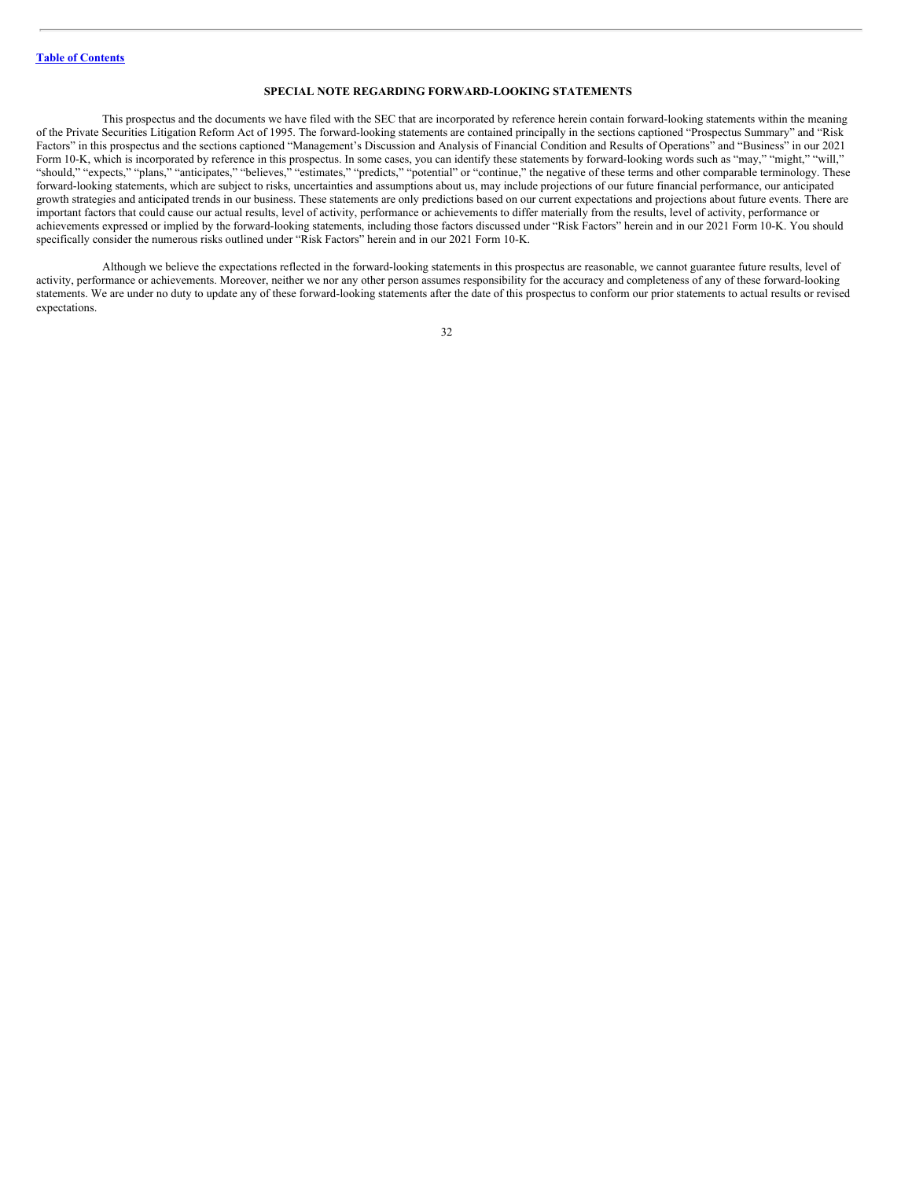## SPECIAL NOTE REGARDING FORWARD-LOOKING STATEMENTS

This prospectus and the documents we have filed with the SEC that are incorporated by reference herein contain forward-looking statements within the meaning of the Private Securities Litigation Reform Act of 1995. The forward-looking statements are contained principally in the sections captioned "Prospectus Summary" and "Risk Factors" in this prospectus and the sections captioned "Management's Discussion and Analysis of Financial Condition and Results of Operations" and "Business" in our 2021 Form 10-K, which is incorporated by reference in this prospectus. In some cases, you can identify these statements by forward-looking words such as "may," "might," "will," "should," "expects," "plans," "anticipates," "believes," "estimates," "predicts," "potential" or "continue," the negative of these terms and other comparable terminology. These forward-looking statements, which are subject to risks, uncertainties and assumptions about us, may include projections of our future financial performance, our anticipated growth strategies and anticipated trends in our business. These statements are only predictions based on our current expectations and projections about future events. There are important factors that could cause our actual results, level of activity, performance or achievements to differ materially from the results, level of activity, performance or achievements expressed or implied by the forward-looking statements, including those factors discussed under "Risk Factors" herein and in our 2021 Form 10-K. You should specifically consider the numerous risks outlined under "Risk Factors" herein and in our 2021 Form 10-K.

Although we believe the expectations reflected in the forward-looking statements in this prospectus are reasonable, we cannot guarantee future results, level of activity, performance or achievements. Moreover, neither we nor any other person assumes responsibility for the accuracy and completeness of any of these forward-looking statements. We are under no duty to update any of these forward-looking statements after the date of this prospectus to conform our prior statements to actual results or revised expectations.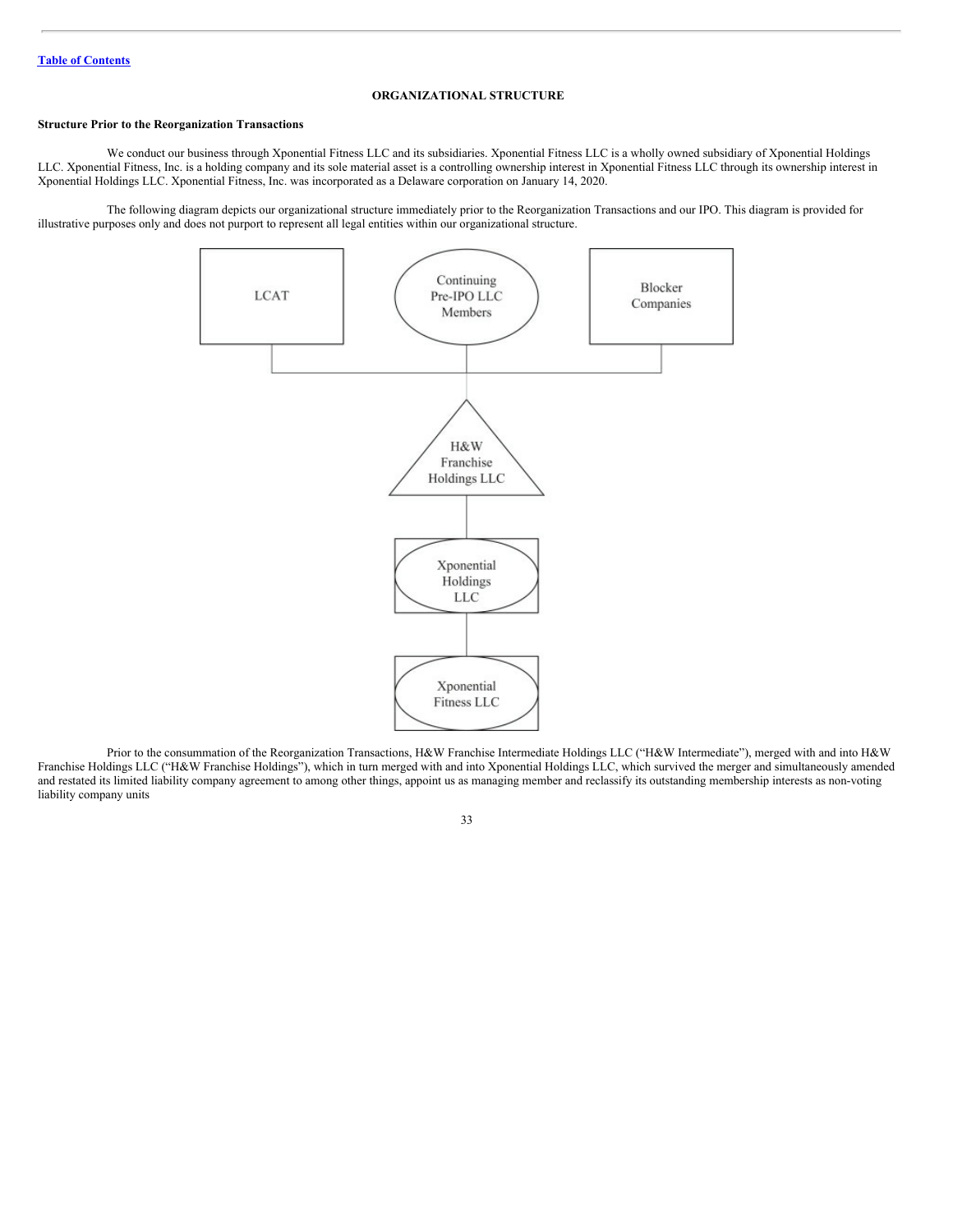[Table of Contents](#)

## ORGANIZATIONAL STRUCTURE

### Structure Prior to the Reorganization Transactions

We conduct our business through Xponential Fitness LLC and its subsidiaries. Xponential Fitness LLC is a wholly owned subsidiary of Xponential Holdings LLC. Xponential Fitness, Inc. is a holding company and its sole material asset is a controlling ownership interest in Xponential Fitness LLC through its ownership interest in Xponential Holdings LLC. Xponential Fitness, Inc. was incorporated as a Delaware corporation on January 14, 2020.

The following diagram depicts our organizational structure immediately prior to the Reorganization Transactions and our IPO. This diagram is provided for illustrative purposes only and does not purport to represent all legal entities within our organizational structure.

LCAT

Continuing Pre-IPO LLC Members

Blocker Companies

H&W Franchise Holdings LLC

Xponential Holdings LLC

Xponential Fitness LLC

Prior to the consummation of the Reorganization Transactions, H&W Franchise Intermediate Holdings LLC ("H&W Intermediate"), merged with and into H&W Franchise Holdings LLC ("H&W Franchise Holdings"), which in turn merged with and into Xponential Holdings LLC, which survived the merger and simultaneously amended and restated its limited liability company agreement to among other things, appoint us as managing member and reclassify its outstanding membership interests as non-voting liability company units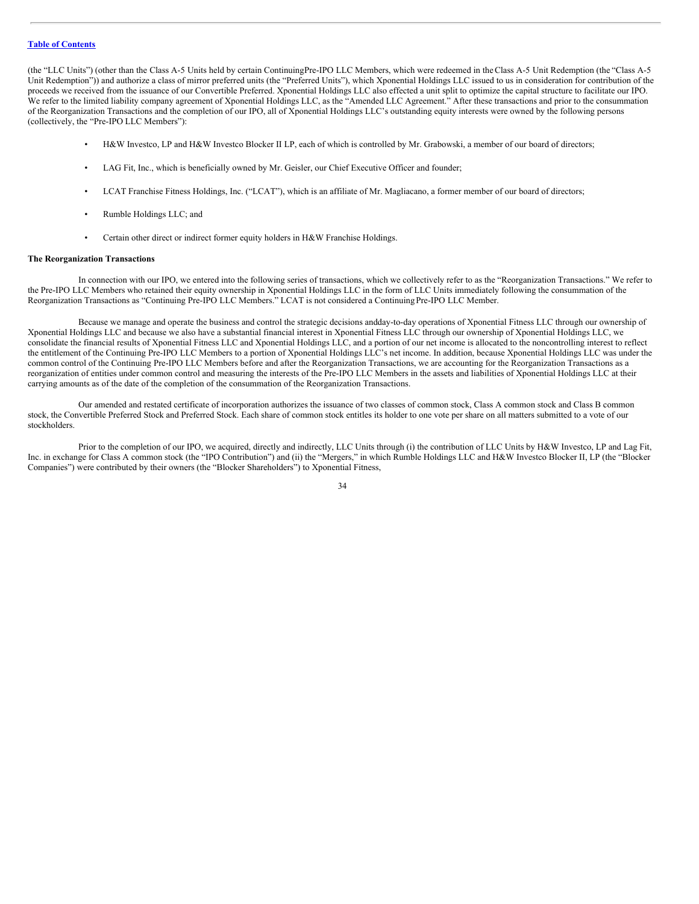(the "LLC Units") (other than the Class A-5 Units held by certain Continuing Pre-IPO LLC Members, which were redeemed in the Class A-5 Unit Redemption (the "Class A-5 Unit Redemption")) and authorize a class of mirror preferred units (the "Preferred Units"), which Xponential Holdings LLC issued to us in consideration for contribution of the proceeds we received from the issuance of our Convertible Preferred. Xponential Holdings LLC also effected a unit split to optimize the capital structure to facilitate our IPO. We refer to the limited liability company agreement of Xponential Holdings LLC, as the "Amended LLC Agreement." After these transactions and prior to the consummation of the Reorganization Transactions and the completion of our IPO, all of Xponential Holdings LLC's outstanding equity interests were owned by the following persons (collectively, the "Pre-IPO LLC Members"):

- H&W Investco, LP and H&W Investco Blocker II LP, each of which is controlled by Mr. Grabowski, a member of our board of directors;
- LAG Fit, Inc., which is beneficially owned by Mr. Geisler, our Chief Executive Officer and founder;
- LCAT Franchise Fitness Holdings, Inc. ("LCAT"), which is an affiliate of Mr. Magliacano, a former member of our board of directors;
- Rumble Holdings LLC; and
- Certain other direct or indirect former equity holders in H&W Franchise Holdings.

**The Reorganization Transactions**

In connection with our IPO, we entered into the following series of transactions, which we collectively refer to as the "Reorganization Transactions." We refer to the Pre-IPO LLC Members who retained their equity ownership in Xponential Holdings LLC in the form of LLC Units immediately following the consummation of the Reorganization Transactions as "Continuing Pre-IPO LLC Members." LCAT is not considered a Continuing Pre-IPO LLC Member.

Because we manage and operate the business and control the strategic decisions and day-to-day operations of Xponential Fitness LLC through our ownership of Xponential Holdings LLC and because we also have a substantial financial interest in Xponential Fitness LLC through our ownership of Xponential Holdings LLC, we consolidate the financial results of Xponential Fitness LLC and Xponential Holdings LLC, and a portion of our net income is allocated to the noncontrolling interest to reflect the entitlement of the Continuing Pre-IPO LLC Members to a portion of Xponential Holdings LLC's net income. In addition, because Xponential Holdings LLC was under the common control of the Continuing Pre-IPO LLC Members before and after the Reorganization Transactions, we are accounting for the Reorganization Transactions as a reorganization of entities under common control and measuring the interests of the Pre-IPO LLC Members in the assets and liabilities of Xponential Holdings LLC at their carrying amounts as of the date of the completion of the consummation of the Reorganization Transactions.

Our amended and restated certificate of incorporation authorizes the issuance of two classes of common stock, Class A common stock and Class B common stock, the Convertible Preferred Stock and Preferred Stock. Each share of common stock entitles its holder to one vote per share on all matters submitted to a vote of our stockholders.

Prior to the completion of our IPO, we acquired, directly and indirectly, LLC Units through (i) the contribution of LLC Units by H&W Investco, LP and Lag Fit, Inc. in exchange for Class A common stock (the "IPO Contribution") and (ii) the "Mergers," in which Rumble Holdings LLC and H&W Investco Blocker II, LP (the "Blocker Companies") were contributed by their owners (the "Blocker Shareholders") to Xponential Fitness,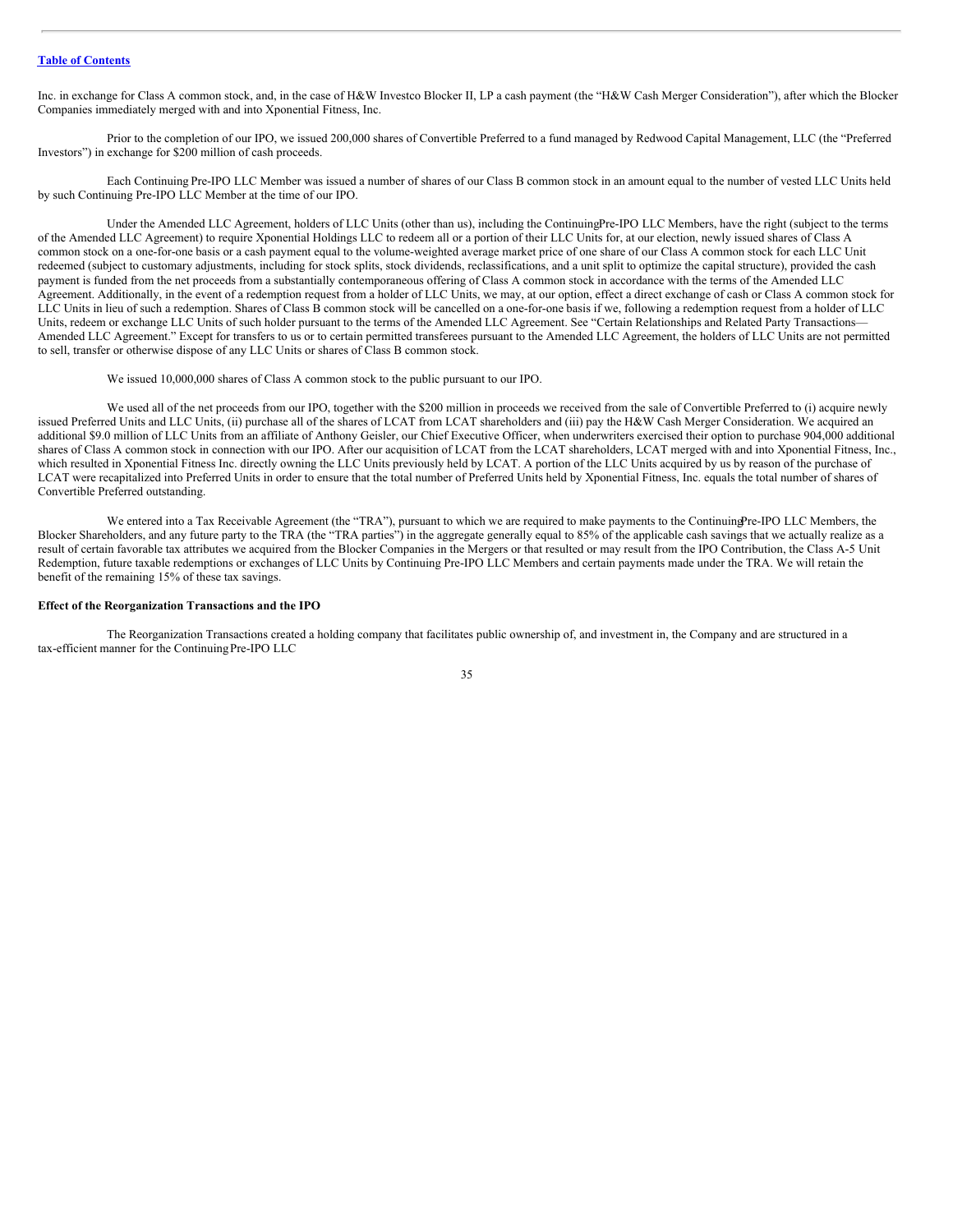Inc. in exchange for Class A common stock, and, in the case of H&W Investco Blocker II, LP a cash payment (the "H&W Cash Merger Consideration"), after which the Blocker Companies immediately merged with and into Xponential Fitness, Inc.

Prior to the completion of our IPO, we issued 200,000 shares of Convertible Preferred to a fund managed by Redwood Capital Management, LLC (the "Preferred Investors") in exchange for $200 million of cash proceeds.

Each Continuing Pre-IPO LLC Member was issued a number of shares of our Class B common stock in an amount equal to the number of vested LLC Units held by such Continuing Pre-IPO LLC Member at the time of our IPO.

Under the Amended LLC Agreement, holders of LLC Units (other than us), including the Continuing Pre-IPO LLC Members, have the right (subject to the terms of the Amended LLC Agreement) to require Xponential Holdings LLC to redeem all or a portion of their LLC Units for, at our election, newly issued shares of Class A common stock on a one-for-one basis or a cash payment equal to the volume-weighted average market price of one share of our Class A common stock for each LLC Unit redeemed (subject to customary adjustments, including for stock splits, stock dividends, reclassifications, and a unit split to optimize the capital structure), provided the cash payment is funded from the net proceeds from a substantially contemporaneous offering of Class A common stock in accordance with the terms of the Amended LLC Agreement. Additionally, in the event of a redemption request from a holder of LLC Units, we may, at our option, effect a direct exchange of cash or Class A common stock for LLC Units in lieu of such a redemption. Shares of Class B common stock will be cancelled on a one-for-one basis if we, following a redemption request from a holder of LLC Units, redeem or exchange LLC Units of such holder pursuant to the terms of the Amended LLC Agreement. See "Certain Relationships and Related Party Transactions—Amended LLC Agreement." Except for transfers to us or to certain permitted transferees pursuant to the Amended LLC Agreement, the holders of LLC Units are not permitted to sell, transfer or otherwise dispose of any LLC Units or shares of Class B common stock.

We issued 10,000,000 shares of Class A common stock to the public pursuant to our IPO.

We used all of the net proceeds from our IPO, together with the $200 million in proceeds we received from the sale of Convertible Preferred to (i) acquire newly issued Preferred Units and LLC Units, (ii) purchase all of the shares of LCAT from LCAT shareholders and (iii) pay the H&W Cash Merger Consideration. We acquired an additional $9.0 million of LLC Units from an affiliate of Anthony Geisler, our Chief Executive Officer, when underwriters exercised their option to purchase 904,000 additional shares of Class A common stock in connection with our IPO. After our acquisition of LCAT from the LCAT shareholders, LCAT merged with and into Xponential Fitness, Inc., which resulted in Xponential Fitness Inc. directly owning the LLC Units previously held by LCAT. A portion of the LLC Units acquired by us by reason of the purchase of LCAT were recapitalized into Preferred Units in order to ensure that the total number of Preferred Units held by Xponential Fitness, Inc. equals the total number of shares of Convertible Preferred outstanding.

We entered into a Tax Receivable Agreement (the "TRA"), pursuant to which we are required to make payments to the Continuing Pre-IPO LLC Members, the Blocker Shareholders, and any future party to the TRA (the "TRA parties") in the aggregate generally equal to 85% of the applicable cash savings that we actually realize as a result of certain favorable tax attributes we acquired from the Blocker Companies in the Mergers or that resulted or may result from the IPO Contribution, the Class A-5 Unit Redemption, future taxable redemptions or exchanges of LLC Units by Continuing Pre-IPO LLC Members and certain payments made under the TRA. We will retain the benefit of the remaining 15% of these tax savings.

**Effect of the Reorganization Transactions and the IPO**

The Reorganization Transactions created a holding company that facilitates public ownership of, and investment in, the Company and are structured in a tax-efficient manner for the Continuing Pre-IPO LLC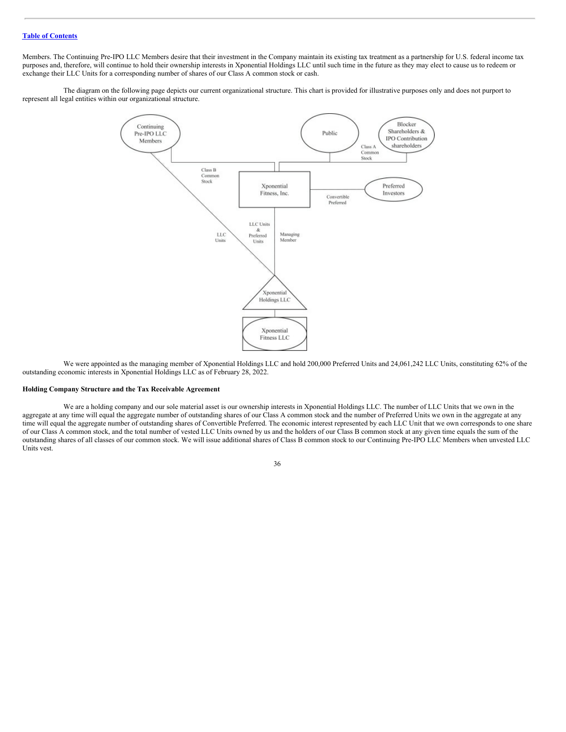Members. The Continuing Pre-IPO LLC Members desire that their investment in the Company maintain its existing tax treatment as a partnership for U.S. federal income tax purposes and, therefore, will continue to hold their ownership interests in Xponential Holdings LLC until such time in the future as they may elect to cause us to redeem or exchange their LLC Units for a corresponding number of shares of our Class A common stock or cash.

The diagram on the following page depicts our current organizational structure. This chart is provided for illustrative purposes only and does not purport to represent all legal entities within our organizational structure.

We were appointed as the managing member of Xponential Holdings LLC and hold 200,000 Preferred Units and 24,061,242 LLC Units, constituting 62% of the outstanding economic interests in Xponential Holdings LLC as of February 28, 2022.

**Holding Company Structure and the Tax Receivable Agreement**

We are a holding company and our sole material asset is our ownership interests in Xponential Holdings LLC. The number of LLC Units that we own in the aggregate at any time will equal the aggregate number of outstanding shares of our Class A common stock and the number of Preferred Units we own in the aggregate at any time will equal the aggregate number of outstanding shares of Convertible Preferred. The economic interest represented by each LLC Unit that we own corresponds to one share of our Class A common stock, and the total number of vested LLC Units owned by us and the holders of our Class B common stock at any given time equals the sum of the outstanding shares of all classes of our common stock. We will issue additional shares of Class B common stock to our Continuing Pre-IPO LLC Members when unvested LLC Units vest.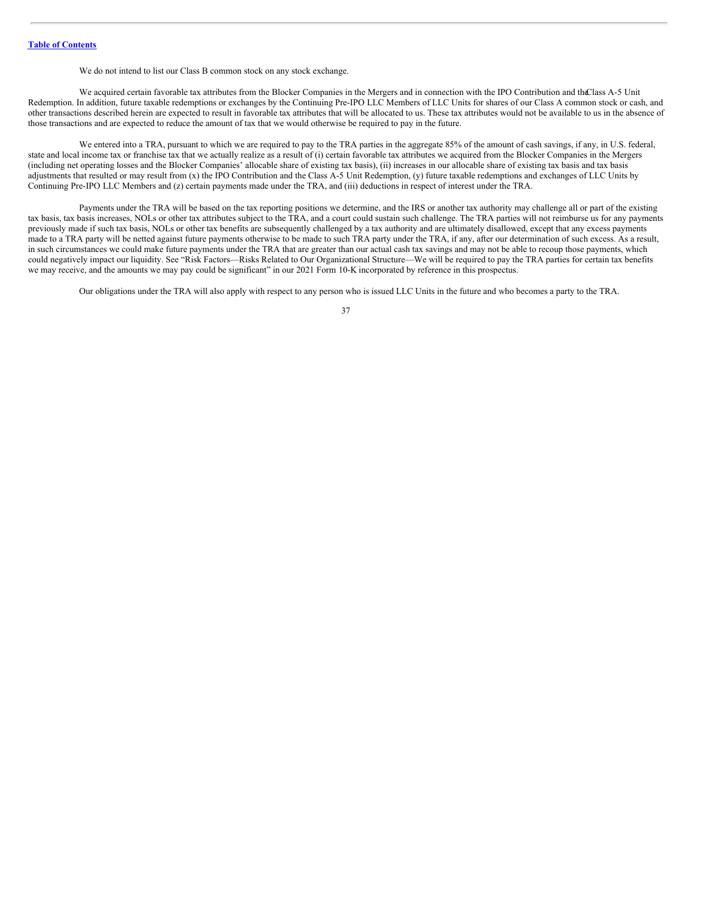We do not intend to list our Class B common stock on any stock exchange.

We acquired certain favorable tax attributes from the Blocker Companies in the Mergers and in connection with the IPO Contribution and the Class A-5 Unit Redemption. In addition, future taxable redemptions or exchanges by the Continuing Pre-IPO LLC Members of LLC Units for shares of our Class A common stock or cash, and other transactions described herein are expected to result in favorable tax attributes that will be allocated to us. These tax attributes would not be available to us in the absence of those transactions and are expected to reduce the amount of tax that we would otherwise be required to pay in the future.

We entered into a TRA, pursuant to which we are required to pay to the TRA parties in the aggregate 85% of the amount of cash savings, if any, in U.S. federal, state and local income tax or franchise tax that we actually realize as a result of (i) certain favorable tax attributes we acquired from the Blocker Companies in the Mergers (including net operating losses and the Blocker Companies' allocable share of existing tax basis), (ii) increases in our allocable share of existing tax basis and tax basis adjustments that resulted or may result from (x) the IPO Contribution and the Class A-5 Unit Redemption, (y) future taxable redemptions and exchanges of LLC Units by Continuing Pre-IPO LLC Members and (z) certain payments made under the TRA, and (iii) deductions in respect of interest under the TRA.

Payments under the TRA will be based on the tax reporting positions we determine, and the IRS or another tax authority may challenge all or part of the existing tax basis, tax basis increases, NOLs or other tax attributes subject to the TRA, and a court could sustain such challenge. The TRA parties will not reimburse us for any payments previously made if such tax basis, NOLs or other tax benefits are subsequently challenged by a tax authority and are ultimately disallowed, except that any excess payments made to a TRA party will be netted against future payments otherwise to be made to such TRA party under the TRA, if any, after our determination of such excess. As a result, in such circumstances we could make future payments under the TRA that are greater than our actual cash tax savings and may not be able to recoup those payments, which could negatively impact our liquidity. See "Risk Factors—Risks Related to Our Organizational Structure—We will be required to pay the TRA parties for certain tax benefits we may receive, and the amounts we may pay could be significant" in our 2021 Form 10-K incorporated by reference in this prospectus.

Our obligations under the TRA will also apply with respect to any person who is issued LLC Units in the future and who becomes a party to the TRA.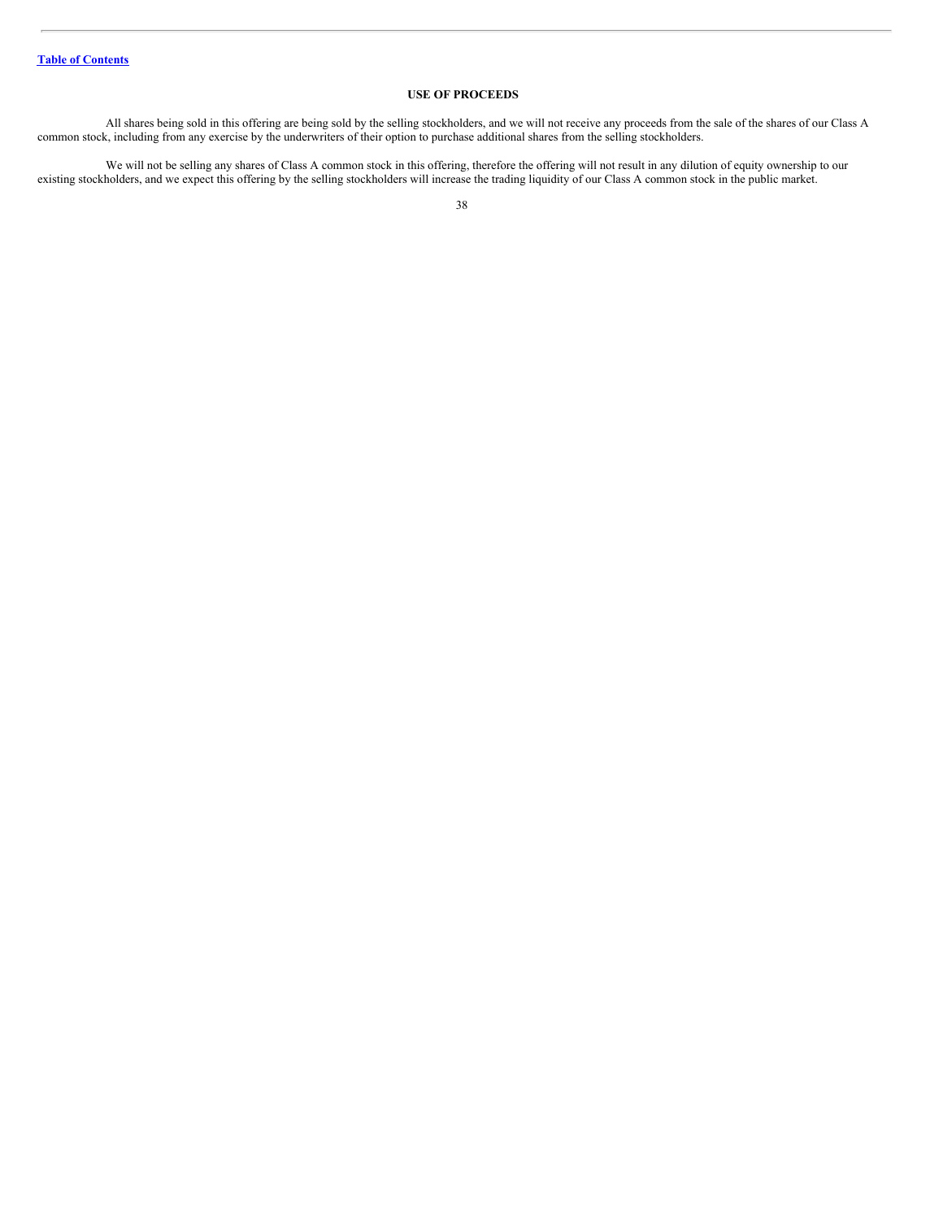# USE OF PROCEEDS

All shares being sold in this offering are being sold by the selling stockholders, and we will not receive any proceeds from the sale of the shares of our Class A common stock, including from any exercise by the underwriters of their option to purchase additional shares from the selling stockholders.

We will not be selling any shares of Class A common stock in this offering, therefore the offering will not result in any dilution of equity ownership to our existing stockholders, and we expect this offering by the selling stockholders will increase the trading liquidity of our Class A common stock in the public market.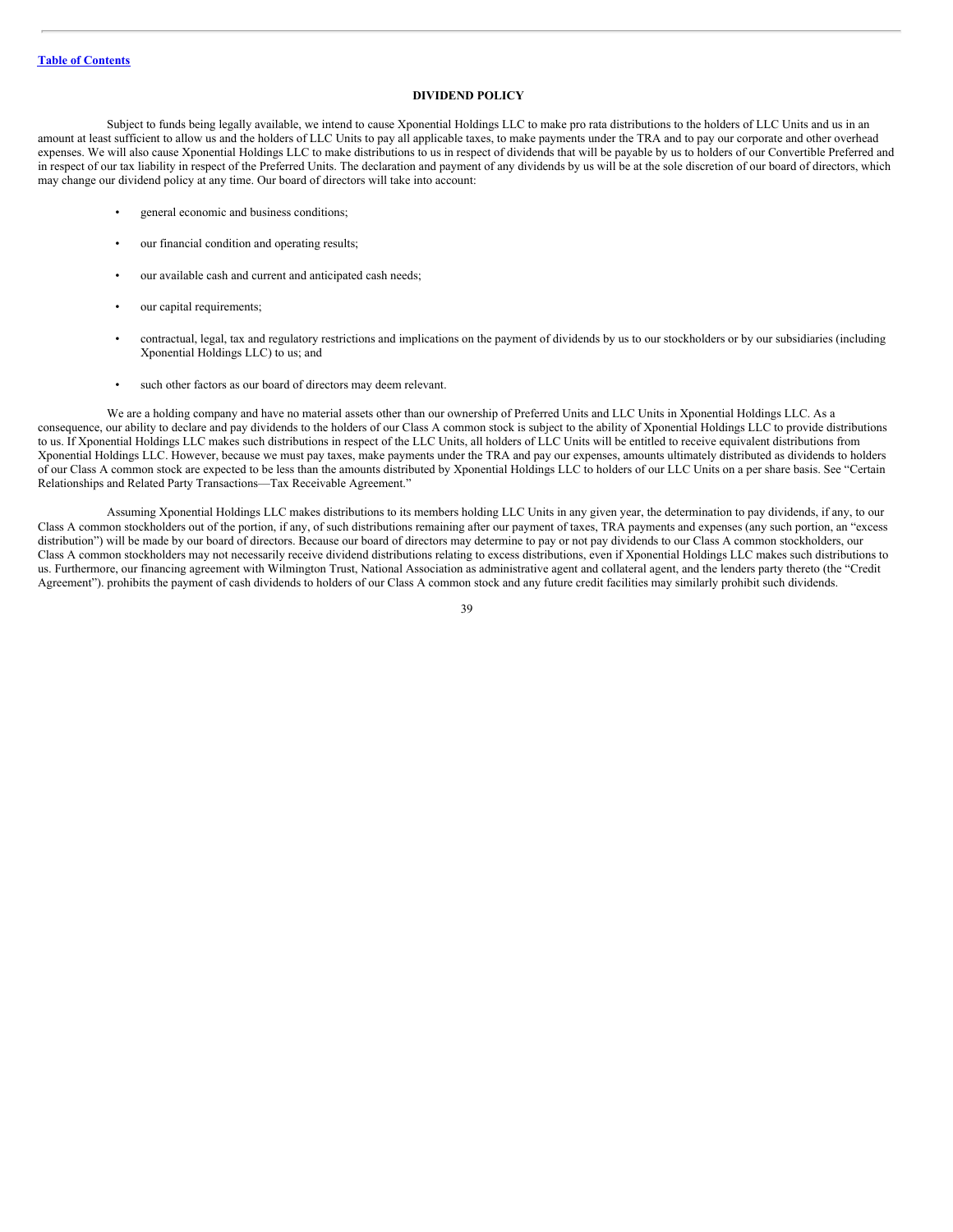## DIVIDEND POLICY

Subject to funds being legally available, we intend to cause Xponential Holdings LLC to make pro rata distributions to the holders of LLC Units and us in an amount at least sufficient to allow us and the holders of LLC Units to pay all applicable taxes, to make payments under the TRA and to pay our corporate and other overhead expenses. We will also cause Xponential Holdings LLC to make distributions to us in respect of dividends that will be payable by us to holders of our Convertible Preferred and in respect of our tax liability in respect of the Preferred Units. The declaration and payment of any dividends by us will be at the sole discretion of our board of directors, which may change our dividend policy at any time. Our board of directors will take into account:

- general economic and business conditions;
- our financial condition and operating results;
- our available cash and current and anticipated cash needs;
- our capital requirements;
- contractual, legal, tax and regulatory restrictions and implications on the payment of dividends by us to our stockholders or by our subsidiaries (including Xponential Holdings LLC) to us; and
- such other factors as our board of directors may deem relevant.

We are a holding company and have no material assets other than our ownership of Preferred Units and LLC Units in Xponential Holdings LLC. As a consequence, our ability to declare and pay dividends to the holders of our Class A common stock is subject to the ability of Xponential Holdings LLC to provide distributions to us. If Xponential Holdings LLC makes such distributions in respect of the LLC Units, all holders of LLC Units will be entitled to receive equivalent distributions from Xponential Holdings LLC. However, because we must pay taxes, make payments under the TRA and pay our expenses, amounts ultimately distributed as dividends to holders of our Class A common stock are expected to be less than the amounts distributed by Xponential Holdings LLC to holders of our LLC Units on a per share basis. See "Certain Relationships and Related Party Transactions—Tax Receivable Agreement."

Assuming Xponential Holdings LLC makes distributions to its members holding LLC Units in any given year, the determination to pay dividends, if any, to our Class A common stockholders out of the portion, if any, of such distributions remaining after our payment of taxes, TRA payments and expenses (any such portion, an "excess distribution") will be made by our board of directors. Because our board of directors may determine to pay or not pay dividends to our Class A common stockholders, our Class A common stockholders may not necessarily receive dividend distributions relating to excess distributions, even if Xponential Holdings LLC makes such distributions to us. Furthermore, our financing agreement with Wilmington Trust, National Association as administrative agent and collateral agent, and the lenders party thereto (the "Credit Agreement"). prohibits the payment of cash dividends to holders of our Class A common stock and any future credit facilities may similarly prohibit such dividends.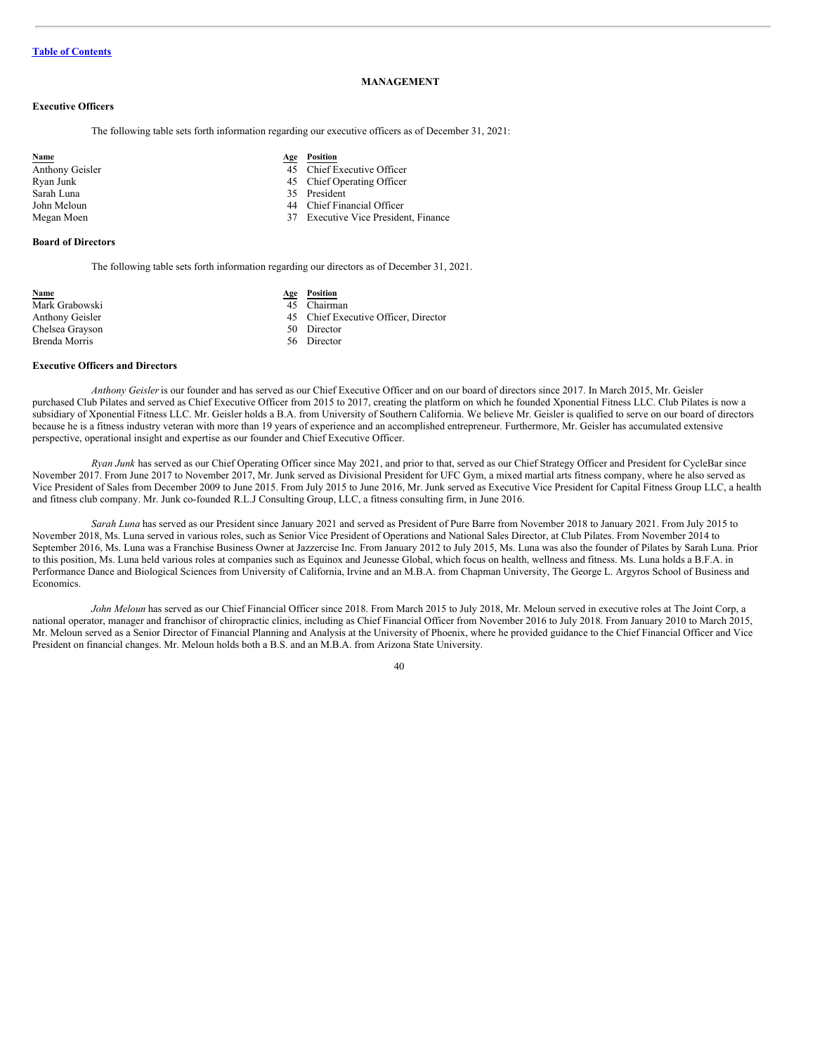[Table of Contents](#)

# MANAGEMENT

## Executive Officers

The following table sets forth information regarding our executive officers as of December 31, 2021:

| Name | Age | Position |
| --- | --- | --- |
| Anthony Geisler | 45 | Chief Executive Officer |
| Ryan Junk | 45 | Chief Operating Officer |
| Sarah Luna | 35 | President |
| John Meloun | 44 | Chief Financial Officer |
| Megan Moen | 37 | Executive Vice President, Finance |

## Board of Directors

The following table sets forth information regarding our directors as of December 31, 2021.

| Name | Age | Position |
| --- | --- | --- |
| Mark Grabowski | 45 | Chairman |
| Anthony Geisler | 45 | Chief Executive Officer, Director |
| Chelsea Grayson | 50 | Director |
| Brenda Morris | 56 | Director |

## Executive Officers and Directors

*Anthony Geisler* is our founder and has served as our Chief Executive Officer and on our board of directors since 2017. In March 2015, Mr. Geisler purchased Club Pilates and served as Chief Executive Officer from 2015 to 2017, creating the platform on which he founded Xponential Fitness LLC. Club Pilates is now a subsidiary of Xponential Fitness LLC. Mr. Geisler holds a B.A. from University of Southern California. We believe Mr. Geisler is qualified to serve on our board of directors because he is a fitness industry veteran with more than 19 years of experience and an accomplished entrepreneur. Furthermore, Mr. Geisler has accumulated extensive perspective, operational insight and expertise as our founder and Chief Executive Officer.

*Ryan Junk* has served as our Chief Operating Officer since May 2021, and prior to that, served as our Chief Strategy Officer and President for CycleBar since November 2017. From June 2017 to November 2017, Mr. Junk served as Divisional President for UFC Gym, a mixed martial arts fitness company, where he also served as Vice President of Sales from December 2009 to June 2015. From July 2015 to June 2016, Mr. Junk served as Executive Vice President for Capital Fitness Group LLC, a health and fitness club company. Mr. Junk co-founded R.L.J Consulting Group, LLC, a fitness consulting firm, in June 2016.

*Sarah Luna* has served as our President since January 2021 and served as President of Pure Barre from November 2018 to January 2021. From July 2015 to November 2018, Ms. Luna served in various roles, such as Senior Vice President of Operations and National Sales Director, at Club Pilates. From November 2014 to September 2016, Ms. Luna was a Franchise Business Owner at Jazzercise Inc. From January 2012 to July 2015, Ms. Luna was also the founder of Pilates by Sarah Luna. Prior to this position, Ms. Luna held various roles at companies such as Equinox and Jeunesse Global, which focus on health, wellness and fitness. Ms. Luna holds a B.F.A. in Performance Dance and Biological Sciences from University of California, Irvine and an M.B.A. from Chapman University, The George L. Argyros School of Business and Economics.

*John Meloun* has served as our Chief Financial Officer since 2018. From March 2015 to July 2018, Mr. Meloun served in executive roles at The Joint Corp, a national operator, manager and franchisor of chiropractic clinics, including as Chief Financial Officer from November 2016 to July 2018. From January 2010 to March 2015, Mr. Meloun served as a Senior Director of Financial Planning and Analysis at the University of Phoenix, where he provided guidance to the Chief Financial Officer and Vice President on financial changes. Mr. Meloun holds both a B.S. and an M.B.A. from Arizona State University.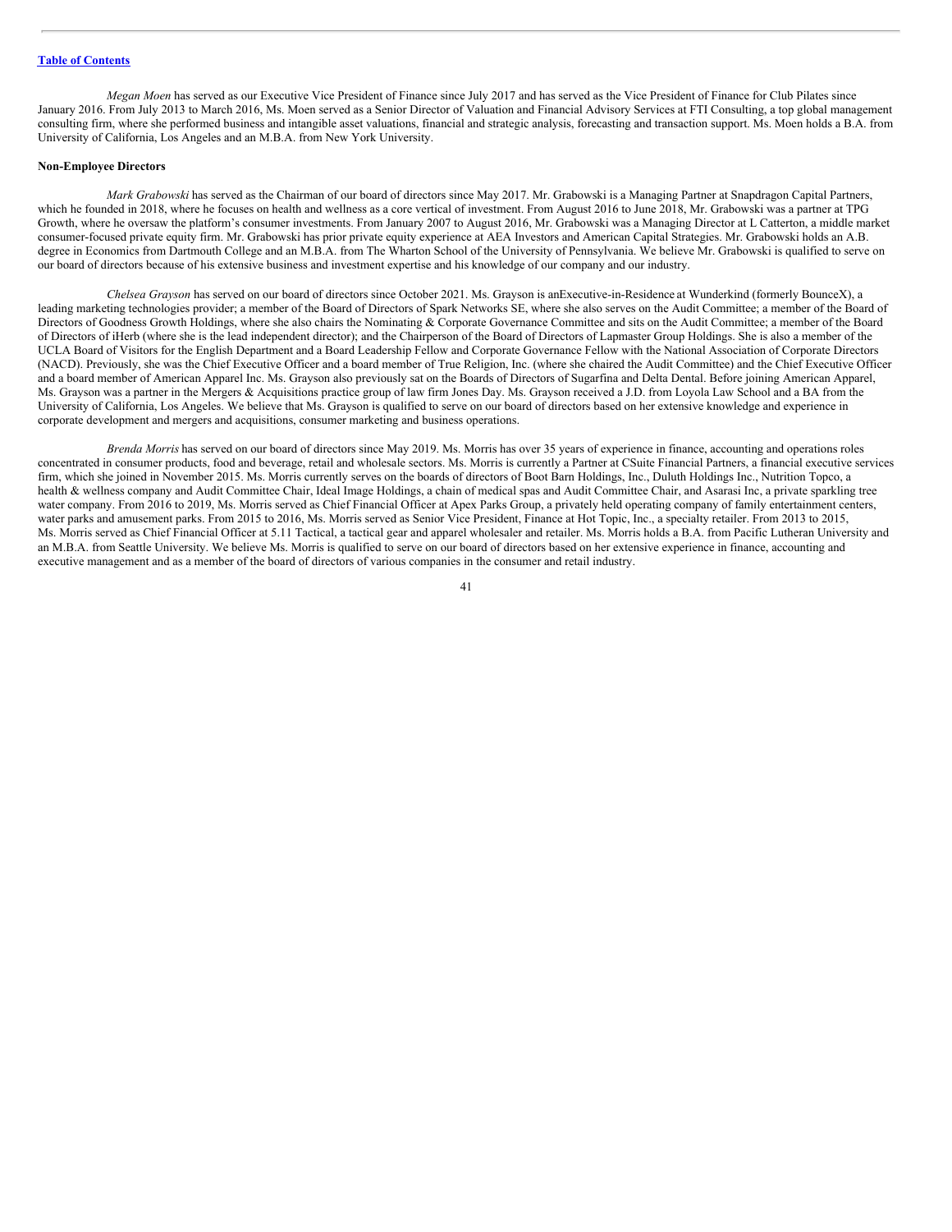[Table of Contents](#)

*Megan Moen* has served as our Executive Vice President of Finance since July 2017 and has served as the Vice President of Finance for Club Pilates since January 2016. From July 2013 to March 2016, Ms. Moen served as a Senior Director of Valuation and Financial Advisory Services at FTI Consulting, a top global management consulting firm, where she performed business and intangible asset valuations, financial and strategic analysis, forecasting and transaction support. Ms. Moen holds a B.A. from University of California, Los Angeles and an M.B.A. from New York University.

**Non-Employee Directors**

*Mark Grabowski* has served as the Chairman of our board of directors since May 2017. Mr. Grabowski is a Managing Partner at Snapdragon Capital Partners, which he founded in 2018, where he focuses on health and wellness as a core vertical of investment. From August 2016 to June 2018, Mr. Grabowski was a partner at TPG Growth, where he oversaw the platform's consumer investments. From January 2007 to August 2016, Mr. Grabowski was a Managing Director at L Catterton, a middle market consumer-focused private equity firm. Mr. Grabowski has prior private equity experience at AEA Investors and American Capital Strategies. Mr. Grabowski holds an A.B. degree in Economics from Dartmouth College and an M.B.A. from The Wharton School of the University of Pennsylvania. We believe Mr. Grabowski is qualified to serve on our board of directors because of his extensive business and investment expertise and his knowledge of our company and our industry.

*Chelsea Grayson* has served on our board of directors since October 2021. Ms. Grayson is anExecutive-in-Residence at Wunderkind (formerly BounceX), a leading marketing technologies provider; a member of the Board of Directors of Spark Networks SE, where she also serves on the Audit Committee; a member of the Board of Directors of Goodness Growth Holdings, where she also chairs the Nominating & Corporate Governance Committee and sits on the Audit Committee; a member of the Board of Directors of iHerb (where she is the lead independent director); and the Chairperson of the Board of Directors of Lapmaster Group Holdings. She is also a member of the UCLA Board of Visitors for the English Department and a Board Leadership Fellow and Corporate Governance Fellow with the National Association of Corporate Directors (NACD). Previously, she was the Chief Executive Officer and a board member of True Religion, Inc. (where she chaired the Audit Committee) and the Chief Executive Officer and a board member of American Apparel Inc. Ms. Grayson also previously sat on the Boards of Directors of Sugarfina and Delta Dental. Before joining American Apparel, Ms. Grayson was a partner in the Mergers & Acquisitions practice group of law firm Jones Day. Ms. Grayson received a J.D. from Loyola Law School and a BA from the University of California, Los Angeles. We believe that Ms. Grayson is qualified to serve on our board of directors based on her extensive knowledge and experience in corporate development and mergers and acquisitions, consumer marketing and business operations.

*Brenda Morris* has served on our board of directors since May 2019. Ms. Morris has over 35 years of experience in finance, accounting and operations roles concentrated in consumer products, food and beverage, retail and wholesale sectors. Ms. Morris is currently a Partner at CSuite Financial Partners, a financial executive services firm, which she joined in November 2015. Ms. Morris currently serves on the boards of directors of Boot Barn Holdings, Inc., Duluth Holdings Inc., Nutrition Topco, a health & wellness company and Audit Committee Chair, Ideal Image Holdings, a chain of medical spas and Audit Committee Chair, and Asarasi Inc, a private sparkling tree water company. From 2016 to 2019, Ms. Morris served as Chief Financial Officer at Apex Parks Group, a privately held operating company of family entertainment centers, water parks and amusement parks. From 2015 to 2016, Ms. Morris served as Senior Vice President, Finance at Hot Topic, Inc., a specialty retailer. From 2013 to 2015, Ms. Morris served as Chief Financial Officer at 5.11 Tactical, a tactical gear and apparel wholesaler and retailer. Ms. Morris holds a B.A. from Pacific Lutheran University and an M.B.A. from Seattle University. We believe Ms. Morris is qualified to serve on our board of directors based on her extensive experience in finance, accounting and executive management and as a member of the board of directors of various companies in the consumer and retail industry.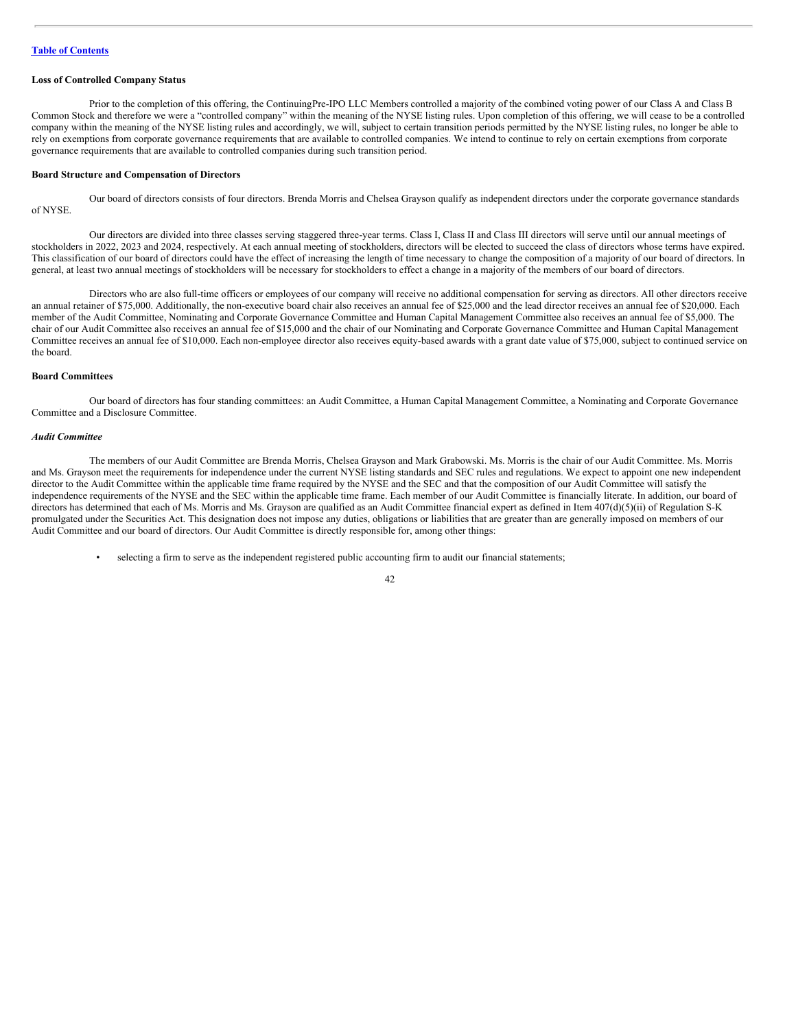**Loss of Controlled Company Status**

Prior to the completion of this offering, the ContinuingPre-IPO LLC Members controlled a majority of the combined voting power of our Class A and Class B Common Stock and therefore we were a "controlled company" within the meaning of the NYSE listing rules. Upon completion of this offering, we will cease to be a controlled company within the meaning of the NYSE listing rules and accordingly, we will, subject to certain transition periods permitted by the NYSE listing rules, no longer be able to rely on exemptions from corporate governance requirements that are available to controlled companies. We intend to continue to rely on certain exemptions from corporate governance requirements that are available to controlled companies during such transition period.

**Board Structure and Compensation of Directors**

Our board of directors consists of four directors. Brenda Morris and Chelsea Grayson qualify as independent directors under the corporate governance standards of NYSE.

Our directors are divided into three classes serving staggered three-year terms. Class I, Class II and Class III directors will serve until our annual meetings of stockholders in 2022, 2023 and 2024, respectively. At each annual meeting of stockholders, directors will be elected to succeed the class of directors whose terms have expired. This classification of our board of directors could have the effect of increasing the length of time necessary to change the composition of a majority of our board of directors. In general, at least two annual meetings of stockholders will be necessary for stockholders to effect a change in a majority of the members of our board of directors.

Directors who are also full-time officers or employees of our company will receive no additional compensation for serving as directors. All other directors receive an annual retainer of $75,000. Additionally, the non-executive board chair also receives an annual fee of $25,000 and the lead director receives an annual fee of $20,000. Each member of the Audit Committee, Nominating and Corporate Governance Committee and Human Capital Management Committee also receives an annual fee of $5,000. The chair of our Audit Committee also receives an annual fee of $15,000 and the chair of our Nominating and Corporate Governance Committee and Human Capital Management Committee receives an annual fee of $10,000. Each non-employee director also receives equity-based awards with a grant date value of $75,000, subject to continued service on the board.

**Board Committees**

Our board of directors has four standing committees: an Audit Committee, a Human Capital Management Committee, a Nominating and Corporate Governance Committee and a Disclosure Committee.

***Audit Committee***

The members of our Audit Committee are Brenda Morris, Chelsea Grayson and Mark Grabowski. Ms. Morris is the chair of our Audit Committee. Ms. Morris and Ms. Grayson meet the requirements for independence under the current NYSE listing standards and SEC rules and regulations. We expect to appoint one new independent director to the Audit Committee within the applicable time frame required by the NYSE and the SEC and that the composition of our Audit Committee will satisfy the independence requirements of the NYSE and the SEC within the applicable time frame. Each member of our Audit Committee is financially literate. In addition, our board of directors has determined that each of Ms. Morris and Ms. Grayson are qualified as an Audit Committee financial expert as defined in Item 407(d)(5)(ii) of Regulation S-K promulgated under the Securities Act. This designation does not impose any duties, obligations or liabilities that are greater than are generally imposed on members of our Audit Committee and our board of directors. Our Audit Committee is directly responsible for, among other things:

- selecting a firm to serve as the independent registered public accounting firm to audit our financial statements;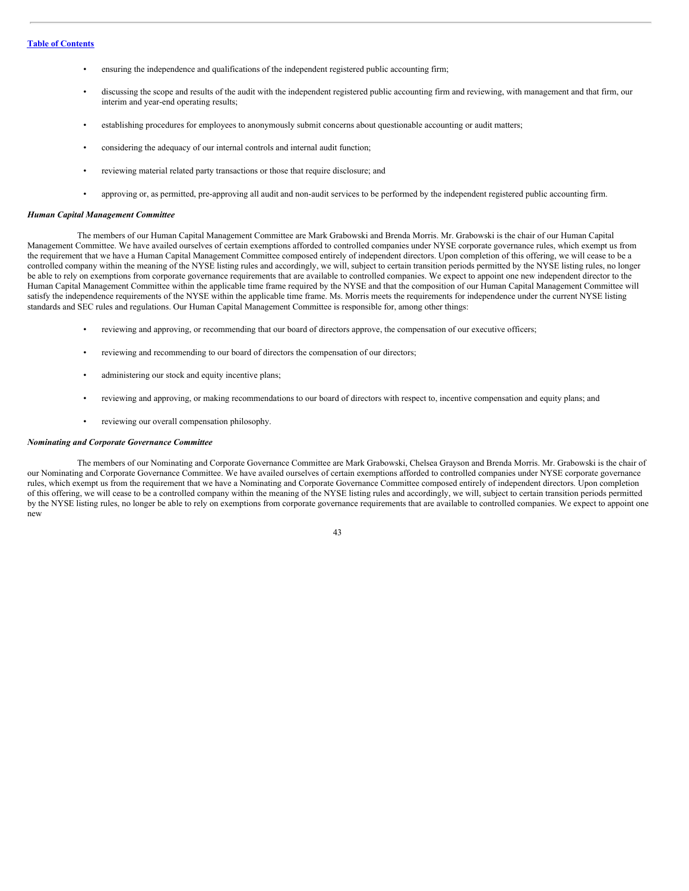- ensuring the independence and qualifications of the independent registered public accounting firm;
- discussing the scope and results of the audit with the independent registered public accounting firm and reviewing, with management and that firm, our interim and year-end operating results;
- establishing procedures for employees to anonymously submit concerns about questionable accounting or audit matters;
- considering the adequacy of our internal controls and internal audit function;
- reviewing material related party transactions or those that require disclosure; and
- approving or, as permitted, pre-approving all audit and non-audit services to be performed by the independent registered public accounting firm.

***Human Capital Management Committee***

The members of our Human Capital Management Committee are Mark Grabowski and Brenda Morris. Mr. Grabowski is the chair of our Human Capital Management Committee. We have availed ourselves of certain exemptions afforded to controlled companies under NYSE corporate governance rules, which exempt us from the requirement that we have a Human Capital Management Committee composed entirely of independent directors. Upon completion of this offering, we will cease to be a controlled company within the meaning of the NYSE listing rules and accordingly, we will, subject to certain transition periods permitted by the NYSE listing rules, no longer be able to rely on exemptions from corporate governance requirements that are available to controlled companies. We expect to appoint one new independent director to the Human Capital Management Committee within the applicable time frame required by the NYSE and that the composition of our Human Capital Management Committee will satisfy the independence requirements of the NYSE within the applicable time frame. Ms. Morris meets the requirements for independence under the current NYSE listing standards and SEC rules and regulations. Our Human Capital Management Committee is responsible for, among other things:

- reviewing and approving, or recommending that our board of directors approve, the compensation of our executive officers;
- reviewing and recommending to our board of directors the compensation of our directors;
- administering our stock and equity incentive plans;
- reviewing and approving, or making recommendations to our board of directors with respect to, incentive compensation and equity plans; and
- reviewing our overall compensation philosophy.

***Nominating and Corporate Governance Committee***

The members of our Nominating and Corporate Governance Committee are Mark Grabowski, Chelsea Grayson and Brenda Morris. Mr. Grabowski is the chair of our Nominating and Corporate Governance Committee. We have availed ourselves of certain exemptions afforded to controlled companies under NYSE corporate governance rules, which exempt us from the requirement that we have a Nominating and Corporate Governance Committee composed entirely of independent directors. Upon completion of this offering, we will cease to be a controlled company within the meaning of the NYSE listing rules and accordingly, we will, subject to certain transition periods permitted by the NYSE listing rules, no longer be able to rely on exemptions from corporate governance requirements that are available to controlled companies. We expect to appoint one new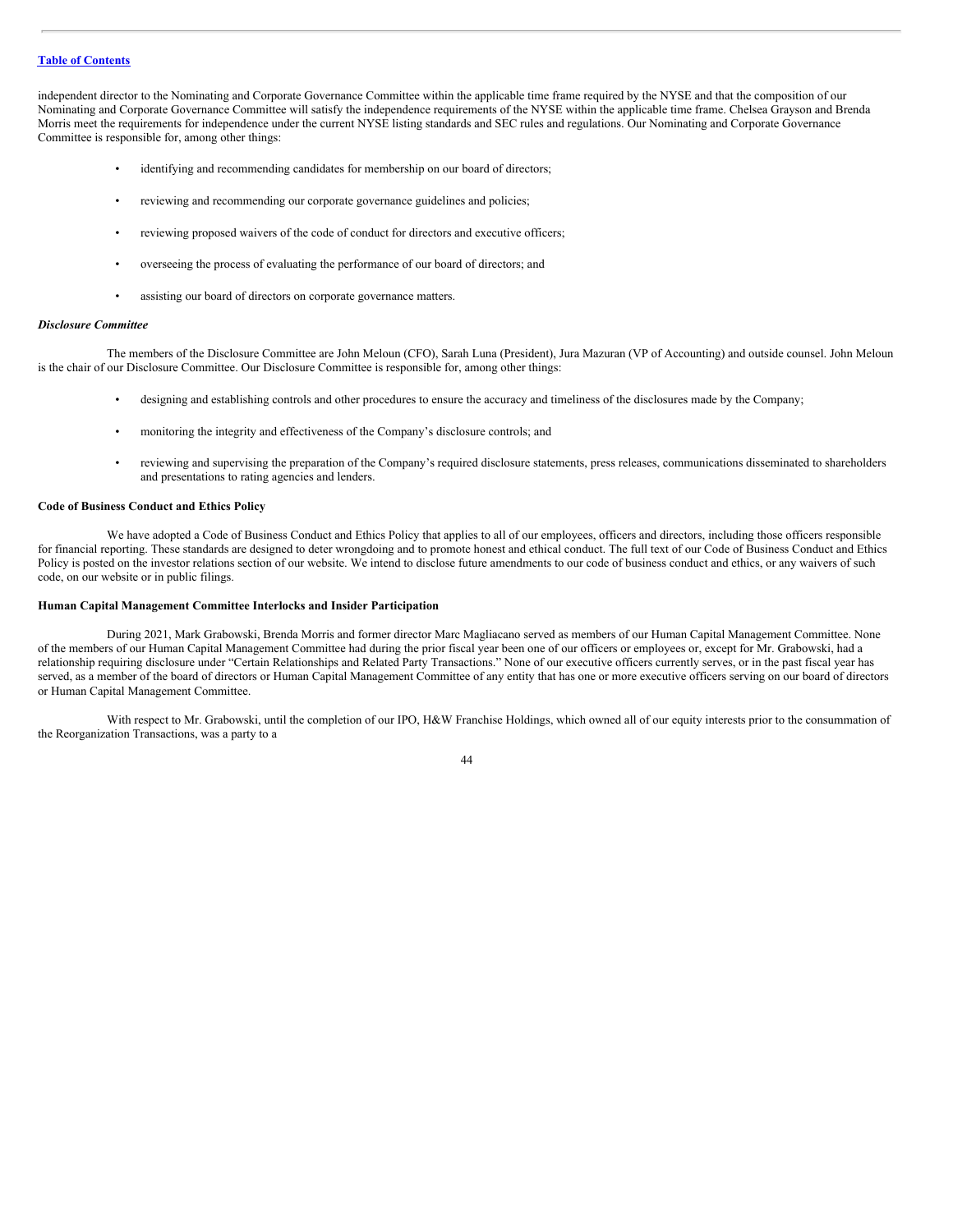independent director to the Nominating and Corporate Governance Committee within the applicable time frame required by the NYSE and that the composition of our Nominating and Corporate Governance Committee will satisfy the independence requirements of the NYSE within the applicable time frame. Chelsea Grayson and Brenda Morris meet the requirements for independence under the current NYSE listing standards and SEC rules and regulations. Our Nominating and Corporate Governance Committee is responsible for, among other things:

- identifying and recommending candidates for membership on our board of directors;
- reviewing and recommending our corporate governance guidelines and policies;
- reviewing proposed waivers of the code of conduct for directors and executive officers;
- overseeing the process of evaluating the performance of our board of directors; and
- assisting our board of directors on corporate governance matters.

*Disclosure Committee*

The members of the Disclosure Committee are John Meloun (CFO), Sarah Luna (President), Jura Mazuran (VP of Accounting) and outside counsel. John Meloun is the chair of our Disclosure Committee. Our Disclosure Committee is responsible for, among other things:

- designing and establishing controls and other procedures to ensure the accuracy and timeliness of the disclosures made by the Company;
- monitoring the integrity and effectiveness of the Company's disclosure controls; and
- reviewing and supervising the preparation of the Company's required disclosure statements, press releases, communications disseminated to shareholders and presentations to rating agencies and lenders.

**Code of Business Conduct and Ethics Policy**

We have adopted a Code of Business Conduct and Ethics Policy that applies to all of our employees, officers and directors, including those officers responsible for financial reporting. These standards are designed to deter wrongdoing and to promote honest and ethical conduct. The full text of our Code of Business Conduct and Ethics Policy is posted on the investor relations section of our website. We intend to disclose future amendments to our code of business conduct and ethics, or any waivers of such code, on our website or in public filings.

**Human Capital Management Committee Interlocks and Insider Participation**

During 2021, Mark Grabowski, Brenda Morris and former director Marc Magliacano served as members of our Human Capital Management Committee. None of the members of our Human Capital Management Committee had during the prior fiscal year been one of our officers or employees or, except for Mr. Grabowski, had a relationship requiring disclosure under "Certain Relationships and Related Party Transactions." None of our executive officers currently serves, or in the past fiscal year has served, as a member of the board of directors or Human Capital Management Committee of any entity that has one or more executive officers serving on our board of directors or Human Capital Management Committee.

With respect to Mr. Grabowski, until the completion of our IPO, H&W Franchise Holdings, which owned all of our equity interests prior to the consummation of the Reorganization Transactions, was a party to a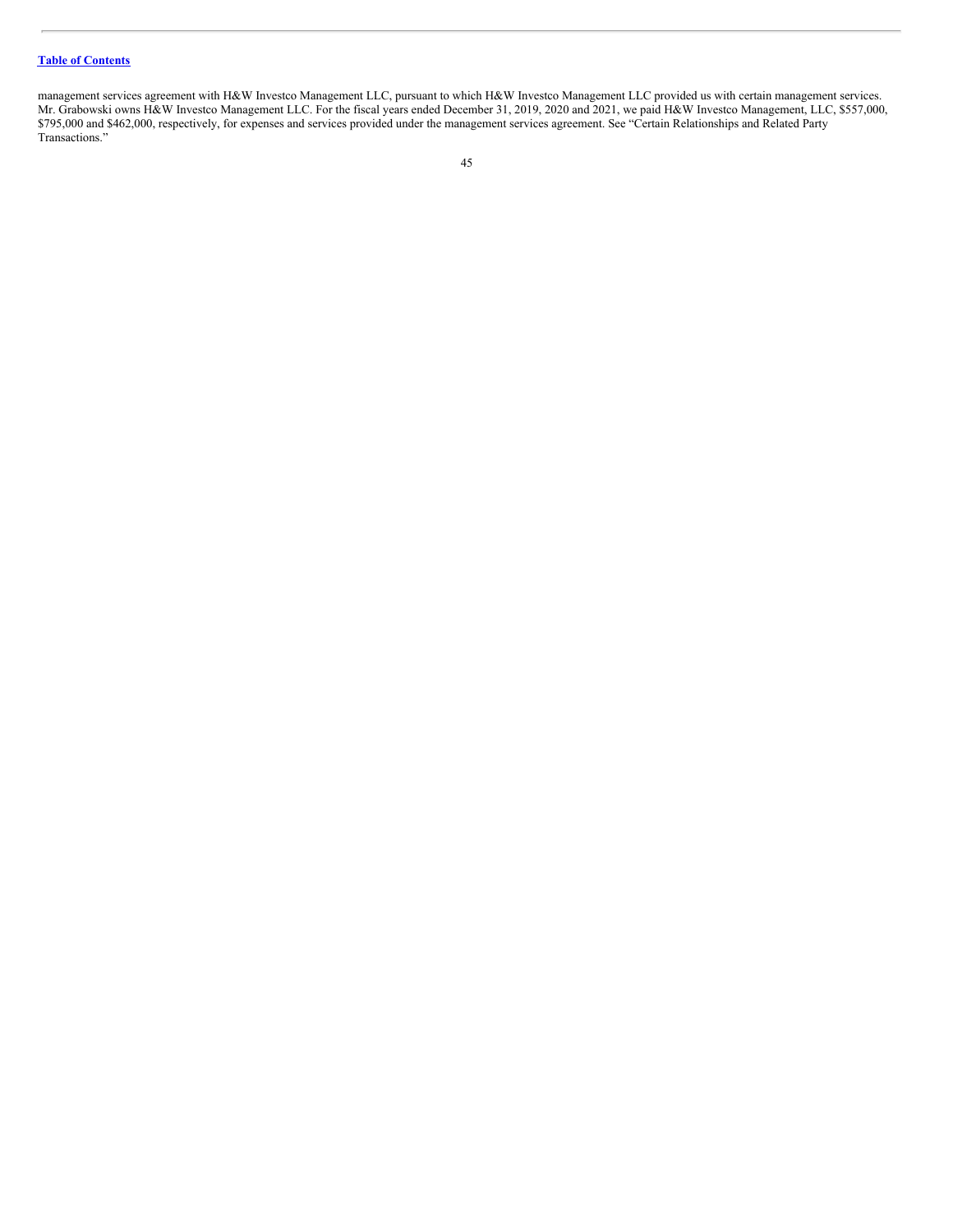management services agreement with H&W Investco Management LLC, pursuant to which H&W Investco Management LLC provided us with certain management services. Mr. Grabowski owns H&W Investco Management LLC. For the fiscal years ended December 31, 2019, 2020 and 2021, we paid H&W Investco Management, LLC, $557,000, $795,000 and $462,000, respectively, for expenses and services provided under the management services agreement. See "Certain Relationships and Related Party Transactions."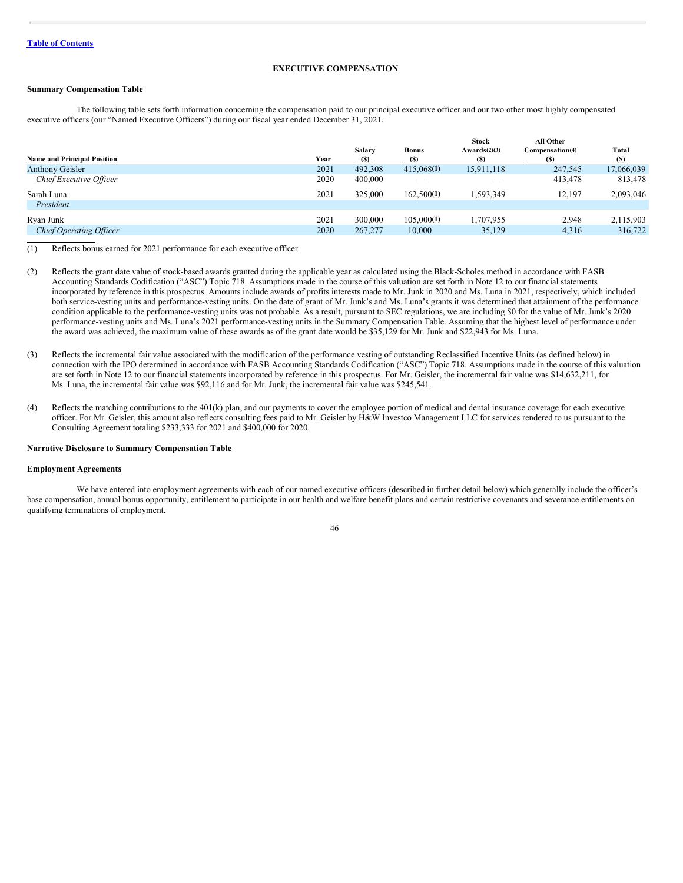[Table of Contents](#)

# EXECUTIVE COMPENSATION

## Summary Compensation Table

The following table sets forth information concerning the compensation paid to our principal executive officer and our two other most highly compensated executive officers (our "Named Executive Officers") during our fiscal year ended December 31, 2021.

| Name and Principal Position | Year | Salary ($) | Bonus ($) | Stock Awards(2)(3) ($) | All Other Compensation(4) ($) | Total ($) |
|---|---|---|---|---|---|---|
| Anthony Geisler | 2021 | 492,308 | 415,068(1) | 15,911,118 | 247,545 | 17,066,039 |
| *Chief Executive Officer* | 2020 | 400,000 | — | — | 413,478 | 813,478 |
| Sarah Luna | 2021 | 325,000 | 162,500(1) | 1,593,349 | 12,197 | 2,093,046 |
| *President* | | | | | | |
| Ryan Junk | 2021 | 300,000 | 105,000(1) | 1,707,955 | 2,948 | 2,115,903 |
| *Chief Operating Officer* | 2020 | 267,277 | 10,000 | 35,129 | 4,316 | 316,722 |

(1) Reflects bonus earned for 2021 performance for each executive officer.

(2) Reflects the grant date value of stock-based awards granted during the applicable year as calculated using the Black-Scholes method in accordance with FASB Accounting Standards Codification ("ASC") Topic 718. Assumptions made in the course of this valuation are set forth in Note 12 to our financial statements incorporated by reference in this prospectus. Amounts include awards of profits interests made to Mr. Junk in 2020 and Ms. Luna in 2021, respectively, which included both service-vesting units and performance-vesting units. On the date of grant of Mr. Junk's and Ms. Luna's grants it was determined that attainment of the performance condition applicable to the performance-vesting units was not probable. As a result, pursuant to SEC regulations, we are including $0 for the value of Mr. Junk's 2020 performance-vesting units and Ms. Luna's 2021 performance-vesting units in the Summary Compensation Table. Assuming that the highest level of performance under the award was achieved, the maximum value of these awards as of the grant date would be $35,129 for Mr. Junk and $22,943 for Ms. Luna.

(3) Reflects the incremental fair value associated with the modification of the performance vesting of outstanding Reclassified Incentive Units (as defined below) in connection with the IPO determined in accordance with FASB Accounting Standards Codification ("ASC") Topic 718. Assumptions made in the course of this valuation are set forth in Note 12 to our financial statements incorporated by reference in this prospectus. For Mr. Geisler, the incremental fair value was $14,632,211, for Ms. Luna, the incremental fair value was $92,116 and for Mr. Junk, the incremental fair value was $245,541.

(4) Reflects the matching contributions to the 401(k) plan, and our payments to cover the employee portion of medical and dental insurance coverage for each executive officer. For Mr. Geisler, this amount also reflects consulting fees paid to Mr. Geisler by H&W Investco Management LLC for services rendered to us pursuant to the Consulting Agreement totaling $233,333 for 2021 and $400,000 for 2020.

## Narrative Disclosure to Summary Compensation Table

### Employment Agreements

We have entered into employment agreements with each of our named executive officers (described in further detail below) which generally include the officer's base compensation, annual bonus opportunity, entitlement to participate in our health and welfare benefit plans and certain restrictive covenants and severance entitlements on qualifying terminations of employment.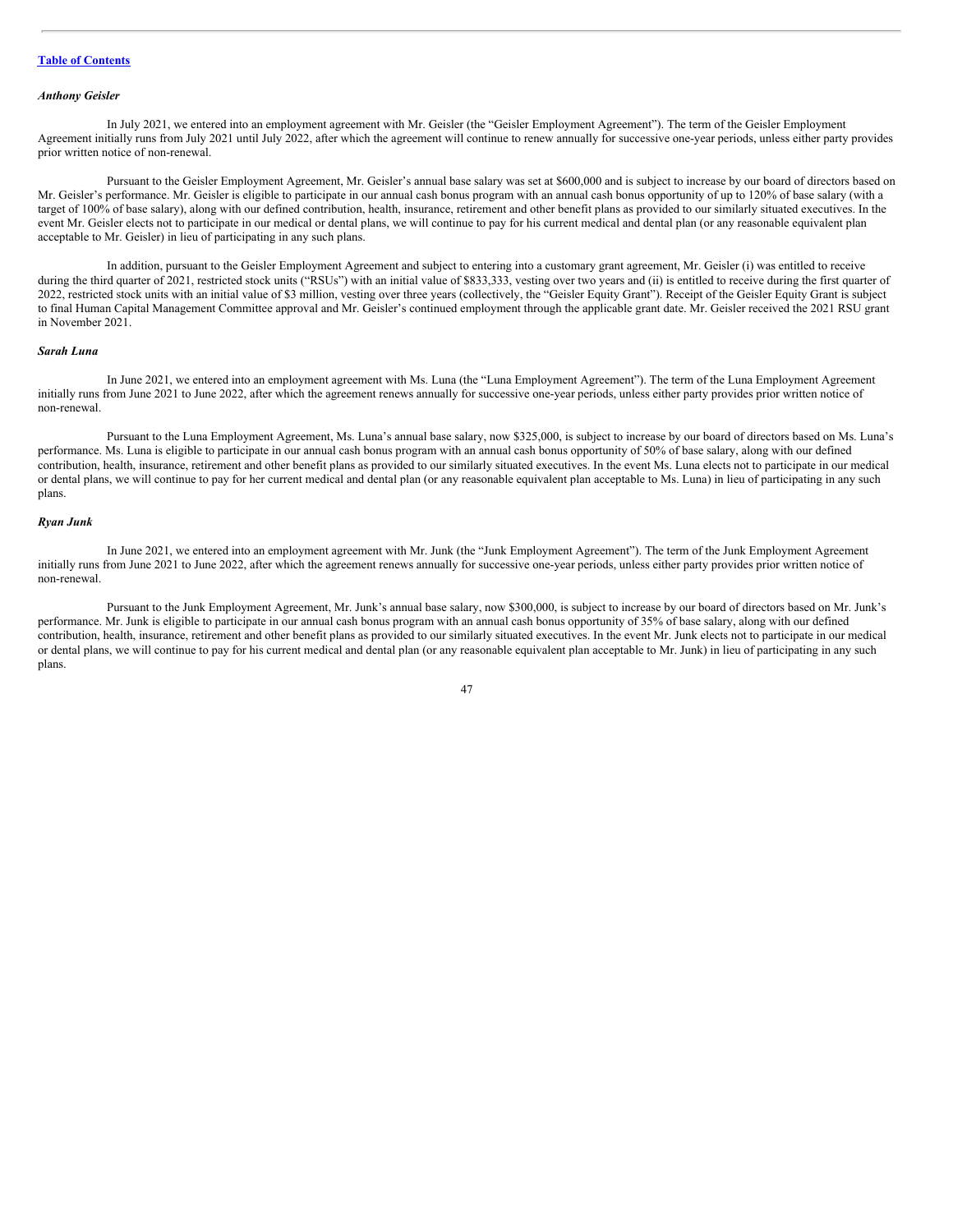*Anthony Geisler*

In July 2021, we entered into an employment agreement with Mr. Geisler (the "Geisler Employment Agreement"). The term of the Geisler Employment Agreement initially runs from July 2021 until July 2022, after which the agreement will continue to renew annually for successive one-year periods, unless either party provides prior written notice of non-renewal.

Pursuant to the Geisler Employment Agreement, Mr. Geisler's annual base salary was set at $600,000 and is subject to increase by our board of directors based on Mr. Geisler's performance. Mr. Geisler is eligible to participate in our annual cash bonus program with an annual cash bonus opportunity of up to 120% of base salary (with a target of 100% of base salary), along with our defined contribution, health, insurance, retirement and other benefit plans as provided to our similarly situated executives. In the event Mr. Geisler elects not to participate in our medical or dental plans, we will continue to pay for his current medical and dental plan (or any reasonable equivalent plan acceptable to Mr. Geisler) in lieu of participating in any such plans.

In addition, pursuant to the Geisler Employment Agreement and subject to entering into a customary grant agreement, Mr. Geisler (i) was entitled to receive during the third quarter of 2021, restricted stock units ("RSUs") with an initial value of $833,333, vesting over two years and (ii) is entitled to receive during the first quarter of 2022, restricted stock units with an initial value of $3 million, vesting over three years (collectively, the "Geisler Equity Grant"). Receipt of the Geisler Equity Grant is subject to final Human Capital Management Committee approval and Mr. Geisler's continued employment through the applicable grant date. Mr. Geisler received the 2021 RSU grant in November 2021.

*Sarah Luna*

In June 2021, we entered into an employment agreement with Ms. Luna (the "Luna Employment Agreement"). The term of the Luna Employment Agreement initially runs from June 2021 to June 2022, after which the agreement renews annually for successive one-year periods, unless either party provides prior written notice of non-renewal.

Pursuant to the Luna Employment Agreement, Ms. Luna's annual base salary, now $325,000, is subject to increase by our board of directors based on Ms. Luna's performance. Ms. Luna is eligible to participate in our annual cash bonus program with an annual cash bonus opportunity of 50% of base salary, along with our defined contribution, health, insurance, retirement and other benefit plans as provided to our similarly situated executives. In the event Ms. Luna elects not to participate in our medical or dental plans, we will continue to pay for her current medical and dental plan (or any reasonable equivalent plan acceptable to Ms. Luna) in lieu of participating in any such plans.

*Ryan Junk*

In June 2021, we entered into an employment agreement with Mr. Junk (the "Junk Employment Agreement"). The term of the Junk Employment Agreement initially runs from June 2021 to June 2022, after which the agreement renews annually for successive one-year periods, unless either party provides prior written notice of non-renewal.

Pursuant to the Junk Employment Agreement, Mr. Junk's annual base salary, now $300,000, is subject to increase by our board of directors based on Mr. Junk's performance. Mr. Junk is eligible to participate in our annual cash bonus program with an annual cash bonus opportunity of 35% of base salary, along with our defined contribution, health, insurance, retirement and other benefit plans as provided to our similarly situated executives. In the event Mr. Junk elects not to participate in our medical or dental plans, we will continue to pay for his current medical and dental plan (or any reasonable equivalent plan acceptable to Mr. Junk) in lieu of participating in any such plans.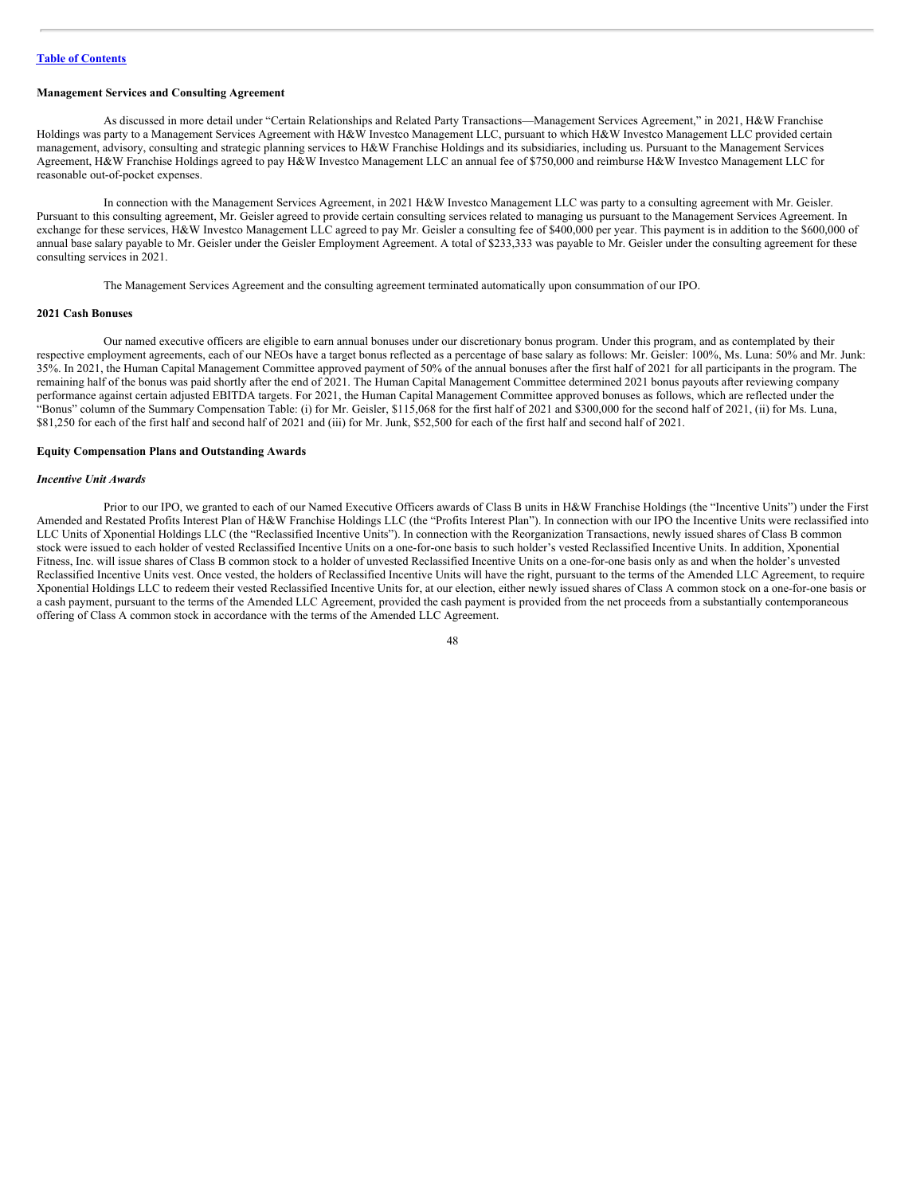#### Management Services and Consulting Agreement

As discussed in more detail under "Certain Relationships and Related Party Transactions—Management Services Agreement," in 2021, H&W Franchise Holdings was party to a Management Services Agreement with H&W Investco Management LLC, pursuant to which H&W Investco Management LLC provided certain management, advisory, consulting and strategic planning services to H&W Franchise Holdings and its subsidiaries, including us. Pursuant to the Management Services Agreement, H&W Franchise Holdings agreed to pay H&W Investco Management LLC an annual fee of $750,000 and reimburse H&W Investco Management LLC for reasonable out-of-pocket expenses.

In connection with the Management Services Agreement, in 2021 H&W Investco Management LLC was party to a consulting agreement with Mr. Geisler. Pursuant to this consulting agreement, Mr. Geisler agreed to provide certain consulting services related to managing us pursuant to the Management Services Agreement. In exchange for these services, H&W Investco Management LLC agreed to pay Mr. Geisler a consulting fee of $400,000 per year. This payment is in addition to the $600,000 of annual base salary payable to Mr. Geisler under the Geisler Employment Agreement. A total of $233,333 was payable to Mr. Geisler under the consulting agreement for these consulting services in 2021.

The Management Services Agreement and the consulting agreement terminated automatically upon consummation of our IPO.

#### 2021 Cash Bonuses

Our named executive officers are eligible to earn annual bonuses under our discretionary bonus program. Under this program, and as contemplated by their respective employment agreements, each of our NEOs have a target bonus reflected as a percentage of base salary as follows: Mr. Geisler: 100%, Ms. Luna: 50% and Mr. Junk: 35%. In 2021, the Human Capital Management Committee approved payment of 50% of the annual bonuses after the first half of 2021 for all participants in the program. The remaining half of the bonus was paid shortly after the end of 2021. The Human Capital Management Committee determined 2021 bonus payouts after reviewing company performance against certain adjusted EBITDA targets. For 2021, the Human Capital Management Committee approved bonuses as follows, which are reflected under the "Bonus" column of the Summary Compensation Table: (i) for Mr. Geisler, $115,068 for the first half of 2021 and $300,000 for the second half of 2021, (ii) for Ms. Luna, $81,250 for each of the first half and second half of 2021 and (iii) for Mr. Junk, $52,500 for each of the first half and second half of 2021.

#### Equity Compensation Plans and Outstanding Awards

##### *Incentive Unit Awards*

Prior to our IPO, we granted to each of our Named Executive Officers awards of Class B units in H&W Franchise Holdings (the "Incentive Units") under the First Amended and Restated Profits Interest Plan of H&W Franchise Holdings LLC (the "Profits Interest Plan"). In connection with our IPO the Incentive Units were reclassified into LLC Units of Xponential Holdings LLC (the "Reclassified Incentive Units"). In connection with the Reorganization Transactions, newly issued shares of Class B common stock were issued to each holder of vested Reclassified Incentive Units on a one-for-one basis to such holder's vested Reclassified Incentive Units. In addition, Xponential Fitness, Inc. will issue shares of Class B common stock to a holder of unvested Reclassified Incentive Units on a one-for-one basis only as and when the holder's unvested Reclassified Incentive Units vest. Once vested, the holders of Reclassified Incentive Units will have the right, pursuant to the terms of the Amended LLC Agreement, to require Xponential Holdings LLC to redeem their vested Reclassified Incentive Units for, at our election, either newly issued shares of Class A common stock on a one-for-one basis or a cash payment, pursuant to the terms of the Amended LLC Agreement, provided the cash payment is provided from the net proceeds from a substantially contemporaneous offering of Class A common stock in accordance with the terms of the Amended LLC Agreement.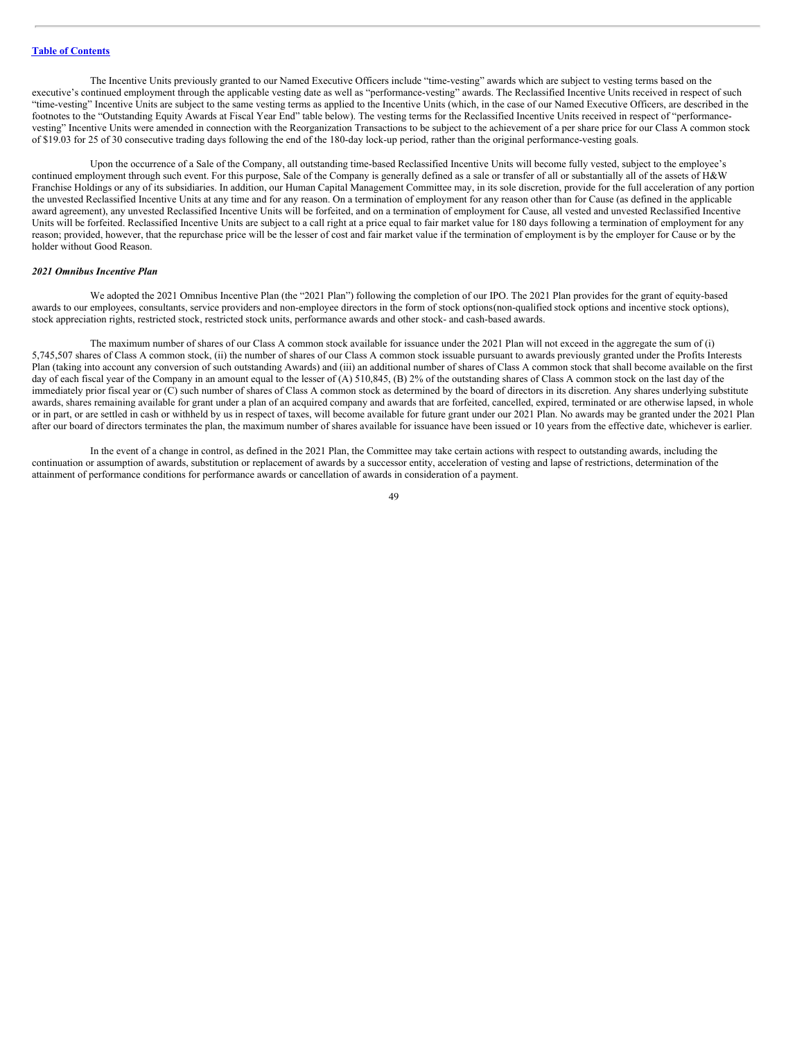The Incentive Units previously granted to our Named Executive Officers include "time-vesting" awards which are subject to vesting terms based on the executive's continued employment through the applicable vesting date as well as "performance-vesting" awards. The Reclassified Incentive Units received in respect of such "time-vesting" Incentive Units are subject to the same vesting terms as applied to the Incentive Units (which, in the case of our Named Executive Officers, are described in the footnotes to the "Outstanding Equity Awards at Fiscal Year End" table below). The vesting terms for the Reclassified Incentive Units received in respect of "performance-vesting" Incentive Units were amended in connection with the Reorganization Transactions to be subject to the achievement of a per share price for our Class A common stock of $19.03 for 25 of 30 consecutive trading days following the end of the 180-day lock-up period, rather than the original performance-vesting goals.

Upon the occurrence of a Sale of the Company, all outstanding time-based Reclassified Incentive Units will become fully vested, subject to the employee's continued employment through such event. For this purpose, Sale of the Company is generally defined as a sale or transfer of all or substantially all of the assets of H&W Franchise Holdings or any of its subsidiaries. In addition, our Human Capital Management Committee may, in its sole discretion, provide for the full acceleration of any portion the unvested Reclassified Incentive Units at any time and for any reason. On a termination of employment for any reason other than for Cause (as defined in the applicable award agreement), any unvested Reclassified Incentive Units will be forfeited, and on a termination of employment for Cause, all vested and unvested Reclassified Incentive Units will be forfeited. Reclassified Incentive Units are subject to a call right at a price equal to fair market value for 180 days following a termination of employment for any reason; provided, however, that the repurchase price will be the lesser of cost and fair market value if the termination of employment is by the employer for Cause or by the holder without Good Reason.

***2021 Omnibus Incentive Plan***

We adopted the 2021 Omnibus Incentive Plan (the "2021 Plan") following the completion of our IPO. The 2021 Plan provides for the grant of equity-based awards to our employees, consultants, service providers and non-employee directors in the form of stock options(non-qualified stock options and incentive stock options), stock appreciation rights, restricted stock, restricted stock units, performance awards and other stock- and cash-based awards.

The maximum number of shares of our Class A common stock available for issuance under the 2021 Plan will not exceed in the aggregate the sum of (i) 5,745,507 shares of Class A common stock, (ii) the number of shares of our Class A common stock issuable pursuant to awards previously granted under the Profits Interests Plan (taking into account any conversion of such outstanding Awards) and (iii) an additional number of shares of Class A common stock that shall become available on the first day of each fiscal year of the Company in an amount equal to the lesser of (A) 510,845, (B) 2% of the outstanding shares of Class A common stock on the last day of the immediately prior fiscal year or (C) such number of shares of Class A common stock as determined by the board of directors in its discretion. Any shares underlying substitute awards, shares remaining available for grant under a plan of an acquired company and awards that are forfeited, cancelled, expired, terminated or are otherwise lapsed, in whole or in part, or are settled in cash or withheld by us in respect of taxes, will become available for future grant under our 2021 Plan. No awards may be granted under the 2021 Plan after our board of directors terminates the plan, the maximum number of shares available for issuance have been issued or 10 years from the effective date, whichever is earlier.

In the event of a change in control, as defined in the 2021 Plan, the Committee may take certain actions with respect to outstanding awards, including the continuation or assumption of awards, substitution or replacement of awards by a successor entity, acceleration of vesting and lapse of restrictions, determination of the attainment of performance conditions for performance awards or cancellation of awards in consideration of a payment.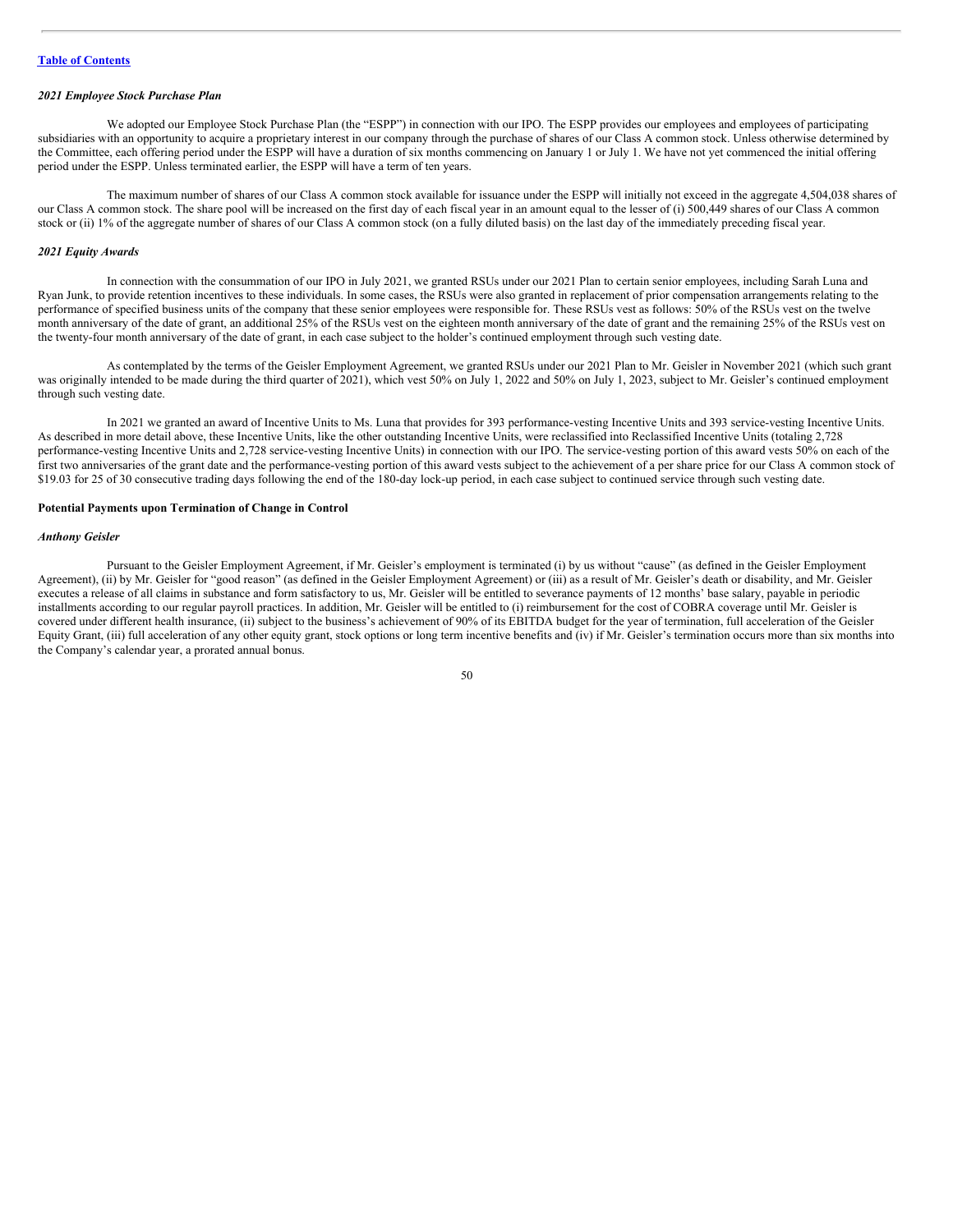### *2021 Employee Stock Purchase Plan*

We adopted our Employee Stock Purchase Plan (the "ESPP") in connection with our IPO. The ESPP provides our employees and employees of participating subsidiaries with an opportunity to acquire a proprietary interest in our company through the purchase of shares of our Class A common stock. Unless otherwise determined by the Committee, each offering period under the ESPP will have a duration of six months commencing on January 1 or July 1. We have not yet commenced the initial offering period under the ESPP. Unless terminated earlier, the ESPP will have a term of ten years.

The maximum number of shares of our Class A common stock available for issuance under the ESPP will initially not exceed in the aggregate 4,504,038 shares of our Class A common stock. The share pool will be increased on the first day of each fiscal year in an amount equal to the lesser of (i) 500,449 shares of our Class A common stock or (ii) 1% of the aggregate number of shares of our Class A common stock (on a fully diluted basis) on the last day of the immediately preceding fiscal year.

### *2021 Equity Awards*

In connection with the consummation of our IPO in July 2021, we granted RSUs under our 2021 Plan to certain senior employees, including Sarah Luna and Ryan Junk, to provide retention incentives to these individuals. In some cases, the RSUs were also granted in replacement of prior compensation arrangements relating to the performance of specified business units of the company that these senior employees were responsible for. These RSUs vest as follows: 50% of the RSUs vest on the twelve month anniversary of the date of grant, an additional 25% of the RSUs vest on the eighteen month anniversary of the date of grant and the remaining 25% of the RSUs vest on the twenty-four month anniversary of the date of grant, in each case subject to the holder's continued employment through such vesting date.

As contemplated by the terms of the Geisler Employment Agreement, we granted RSUs under our 2021 Plan to Mr. Geisler in November 2021 (which such grant was originally intended to be made during the third quarter of 2021), which vest 50% on July 1, 2022 and 50% on July 1, 2023, subject to Mr. Geisler's continued employment through such vesting date.

In 2021 we granted an award of Incentive Units to Ms. Luna that provides for 393 performance-vesting Incentive Units and 393 service-vesting Incentive Units. As described in more detail above, these Incentive Units, like the other outstanding Incentive Units, were reclassified into Reclassified Incentive Units (totaling 2,728 performance-vesting Incentive Units and 2,728 service-vesting Incentive Units) in connection with our IPO. The service-vesting portion of this award vests 50% on each of the first two anniversaries of the grant date and the performance-vesting portion of this award vests subject to the achievement of a per share price for our Class A common stock of $19.03 for 25 of 30 consecutive trading days following the end of the 180-day lock-up period, in each case subject to continued service through such vesting date.

## **Potential Payments upon Termination of Change in Control**

### *Anthony Geisler*

Pursuant to the Geisler Employment Agreement, if Mr. Geisler's employment is terminated (i) by us without "cause" (as defined in the Geisler Employment Agreement), (ii) by Mr. Geisler for "good reason" (as defined in the Geisler Employment Agreement) or (iii) as a result of Mr. Geisler's death or disability, and Mr. Geisler executes a release of all claims in substance and form satisfactory to us, Mr. Geisler will be entitled to severance payments of 12 months' base salary, payable in periodic installments according to our regular payroll practices. In addition, Mr. Geisler will be entitled to (i) reimbursement for the cost of COBRA coverage until Mr. Geisler is covered under different health insurance, (ii) subject to the business's achievement of 90% of its EBITDA budget for the year of termination, full acceleration of the Geisler Equity Grant, (iii) full acceleration of any other equity grant, stock options or long term incentive benefits and (iv) if Mr. Geisler's termination occurs more than six months into the Company's calendar year, a prorated annual bonus.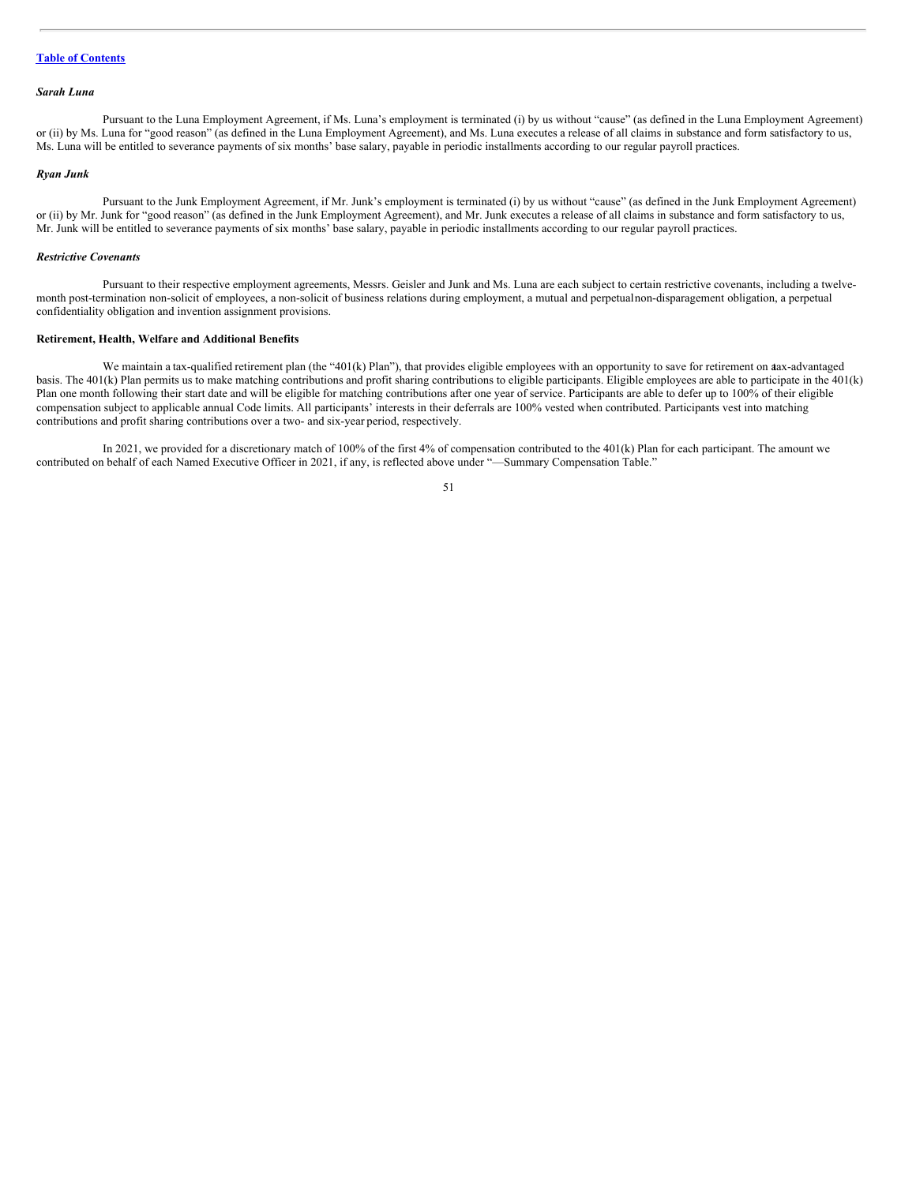### *Sarah Luna*

Pursuant to the Luna Employment Agreement, if Ms. Luna's employment is terminated (i) by us without "cause" (as defined in the Luna Employment Agreement) or (ii) by Ms. Luna for "good reason" (as defined in the Luna Employment Agreement), and Ms. Luna executes a release of all claims in substance and form satisfactory to us, Ms. Luna will be entitled to severance payments of six months' base salary, payable in periodic installments according to our regular payroll practices.

### *Ryan Junk*

Pursuant to the Junk Employment Agreement, if Mr. Junk's employment is terminated (i) by us without "cause" (as defined in the Junk Employment Agreement) or (ii) by Mr. Junk for "good reason" (as defined in the Junk Employment Agreement), and Mr. Junk executes a release of all claims in substance and form satisfactory to us, Mr. Junk will be entitled to severance payments of six months' base salary, payable in periodic installments according to our regular payroll practices.

### *Restrictive Covenants*

Pursuant to their respective employment agreements, Messrs. Geisler and Junk and Ms. Luna are each subject to certain restrictive covenants, including a twelve-month post-termination non-solicit of employees, a non-solicit of business relations during employment, a mutual and perpetual non-disparagement obligation, a perpetual confidentiality obligation and invention assignment provisions.

### Retirement, Health, Welfare and Additional Benefits

We maintain a tax-qualified retirement plan (the "401(k) Plan"), that provides eligible employees with an opportunity to save for retirement on a tax-advantaged basis. The 401(k) Plan permits us to make matching contributions and profit sharing contributions to eligible participants. Eligible employees are able to participate in the 401(k) Plan one month following their start date and will be eligible for matching contributions after one year of service. Participants are able to defer up to 100% of their eligible compensation subject to applicable annual Code limits. All participants' interests in their deferrals are 100% vested when contributed. Participants vest into matching contributions and profit sharing contributions over a two- and six-year period, respectively.

In 2021, we provided for a discretionary match of 100% of the first 4% of compensation contributed to the 401(k) Plan for each participant. The amount we contributed on behalf of each Named Executive Officer in 2021, if any, is reflected above under "—Summary Compensation Table."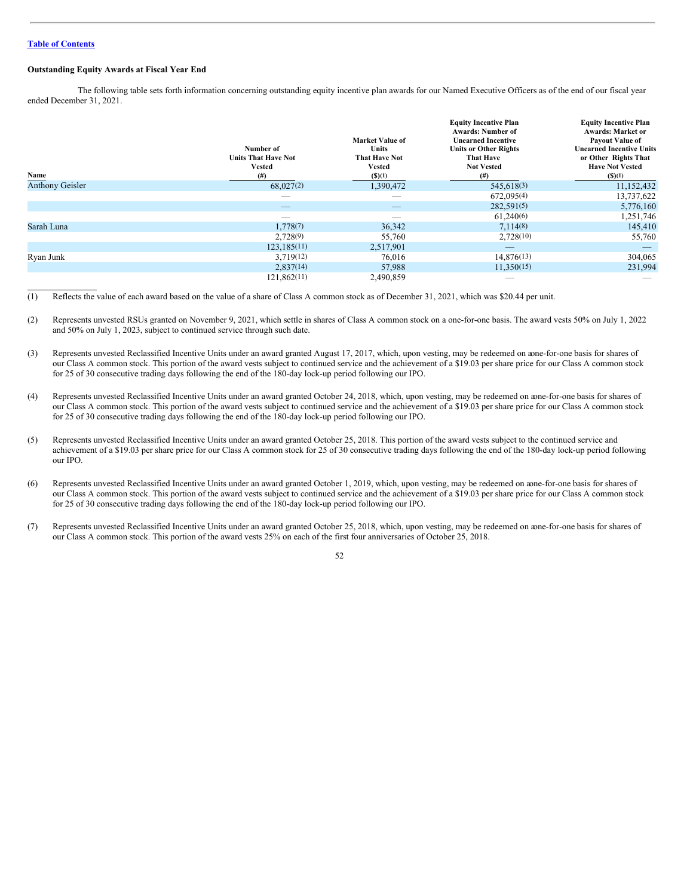Table of Contents

**Outstanding Equity Awards at Fiscal Year End**

The following table sets forth information concerning outstanding equity incentive plan awards for our Named Executive Officers as of the end of our fiscal year ended December 31, 2021.

| Name | Number of Units That Have Not Vested (#) | Market Value of Units That Have Not Vested ($)(1) | Equity Incentive Plan Awards: Number of Unearned Incentive Units or Other Rights That Have Not Vested (#) | Equity Incentive Plan Awards: Market or Payout Value of Unearned Incentive Units or Other Rights That Have Not Vested ($)(1) |
|---|---|---|---|---|
| Anthony Geisler | 68,027(2) | 1,390,472 | 545,618(3) | 11,152,432 |
| | — | — | 672,095(4) | 13,737,622 |
| | — | — | 282,591(5) | 5,776,160 |
| | — | — | 61,240(6) | 1,251,746 |
| Sarah Luna | 1,778(7) | 36,342 | 7,114(8) | 145,410 |
| | 2,728(9) | 55,760 | 2,728(10) | 55,760 |
| | 123,185(11) | 2,517,901 | — | — |
| Ryan Junk | 3,719(12) | 76,016 | 14,876(13) | 304,065 |
| | 2,837(14) | 57,988 | 11,350(15) | 231,994 |
| | 121,862(11) | 2,490,859 | — | — |

(1) Reflects the value of each award based on the value of a share of Class A common stock as of December 31, 2021, which was $20.44 per unit.

(2) Represents unvested RSUs granted on November 9, 2021, which settle in shares of Class A common stock on a one-for-one basis. The award vests 50% on July 1, 2022 and 50% on July 1, 2023, subject to continued service through such date.

(3) Represents unvested Reclassified Incentive Units under an award granted August 17, 2017, which, upon vesting, may be redeemed on a one-for-one basis for shares of our Class A common stock. This portion of the award vests subject to continued service and the achievement of a $19.03 per share price for our Class A common stock for 25 of 30 consecutive trading days following the end of the 180-day lock-up period following our IPO.

(4) Represents unvested Reclassified Incentive Units under an award granted October 24, 2018, which, upon vesting, may be redeemed on a one-for-one basis for shares of our Class A common stock. This portion of the award vests subject to continued service and the achievement of a $19.03 per share price for our Class A common stock for 25 of 30 consecutive trading days following the end of the 180-day lock-up period following our IPO.

(5) Represents unvested Reclassified Incentive Units under an award granted October 25, 2018. This portion of the award vests subject to the continued service and achievement of a $19.03 per share price for our Class A common stock for 25 of 30 consecutive trading days following the end of the 180-day lock-up period following our IPO.

(6) Represents unvested Reclassified Incentive Units under an award granted October 1, 2019, which, upon vesting, may be redeemed on a one-for-one basis for shares of our Class A common stock. This portion of the award vests subject to continued service and the achievement of a $19.03 per share price for our Class A common stock for 25 of 30 consecutive trading days following the end of the 180-day lock-up period following our IPO.

(7) Represents unvested Reclassified Incentive Units under an award granted October 25, 2018, which, upon vesting, may be redeemed on a one-for-one basis for shares of our Class A common stock. This portion of the award vests 25% on each of the first four anniversaries of October 25, 2018.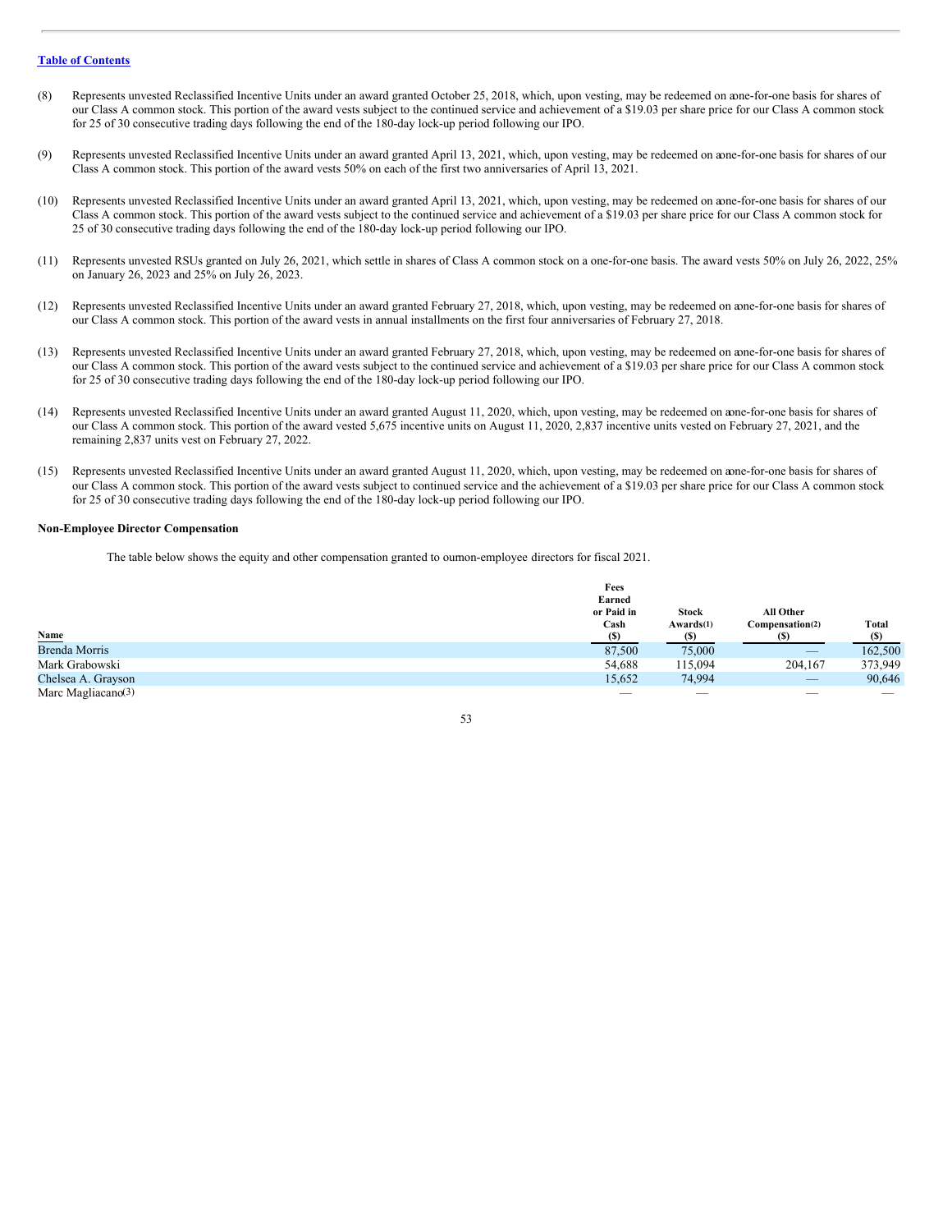[Table of Contents](#)

(8) Represents unvested Reclassified Incentive Units under an award granted October 25, 2018, which, upon vesting, may be redeemed on a one-for-one basis for shares of our Class A common stock. This portion of the award vests subject to the continued service and achievement of a $19.03 per share price for our Class A common stock for 25 of 30 consecutive trading days following the end of the 180-day lock-up period following our IPO.

(9) Represents unvested Reclassified Incentive Units under an award granted April 13, 2021, which, upon vesting, may be redeemed on a one-for-one basis for shares of our Class A common stock. This portion of the award vests 50% on each of the first two anniversaries of April 13, 2021.

(10) Represents unvested Reclassified Incentive Units under an award granted April 13, 2021, which, upon vesting, may be redeemed on a one-for-one basis for shares of our Class A common stock. This portion of the award vests subject to the continued service and achievement of a $19.03 per share price for our Class A common stock for 25 of 30 consecutive trading days following the end of the 180-day lock-up period following our IPO.

(11) Represents unvested RSUs granted on July 26, 2021, which settle in shares of Class A common stock on a one-for-one basis. The award vests 50% on July 26, 2022, 25% on January 26, 2023 and 25% on July 26, 2023.

(12) Represents unvested Reclassified Incentive Units under an award granted February 27, 2018, which, upon vesting, may be redeemed on a one-for-one basis for shares of our Class A common stock. This portion of the award vests in annual installments on the first four anniversaries of February 27, 2018.

(13) Represents unvested Reclassified Incentive Units under an award granted February 27, 2018, which, upon vesting, may be redeemed on a one-for-one basis for shares of our Class A common stock. This portion of the award vests subject to the continued service and achievement of a $19.03 per share price for our Class A common stock for 25 of 30 consecutive trading days following the end of the 180-day lock-up period following our IPO.

(14) Represents unvested Reclassified Incentive Units under an award granted August 11, 2020, which, upon vesting, may be redeemed on a one-for-one basis for shares of our Class A common stock. This portion of the award vested 5,675 incentive units on August 11, 2020, 2,837 incentive units vested on February 27, 2021, and the remaining 2,837 units vest on February 27, 2022.

(15) Represents unvested Reclassified Incentive Units under an award granted August 11, 2020, which, upon vesting, may be redeemed on a one-for-one basis for shares of our Class A common stock. This portion of the award vests subject to continued service and the achievement of a $19.03 per share price for our Class A common stock for 25 of 30 consecutive trading days following the end of the 180-day lock-up period following our IPO.

**Non-Employee Director Compensation**

The table below shows the equity and other compensation granted to our non-employee directors for fiscal 2021.

| Name | Fees Earned or Paid in Cash ($) | Stock Awards(1) ($) | All Other Compensation(2) ($) | Total ($) |
|---|---|---|---|---|
| Brenda Morris | 87,500 | 75,000 | — | 162,500 |
| Mark Grabowski | 54,688 | 115,094 | 204,167 | 373,949 |
| Chelsea A. Grayson | 15,652 | 74,994 | — | 90,646 |
| Marc Magliacano(3) | — | — | — | — |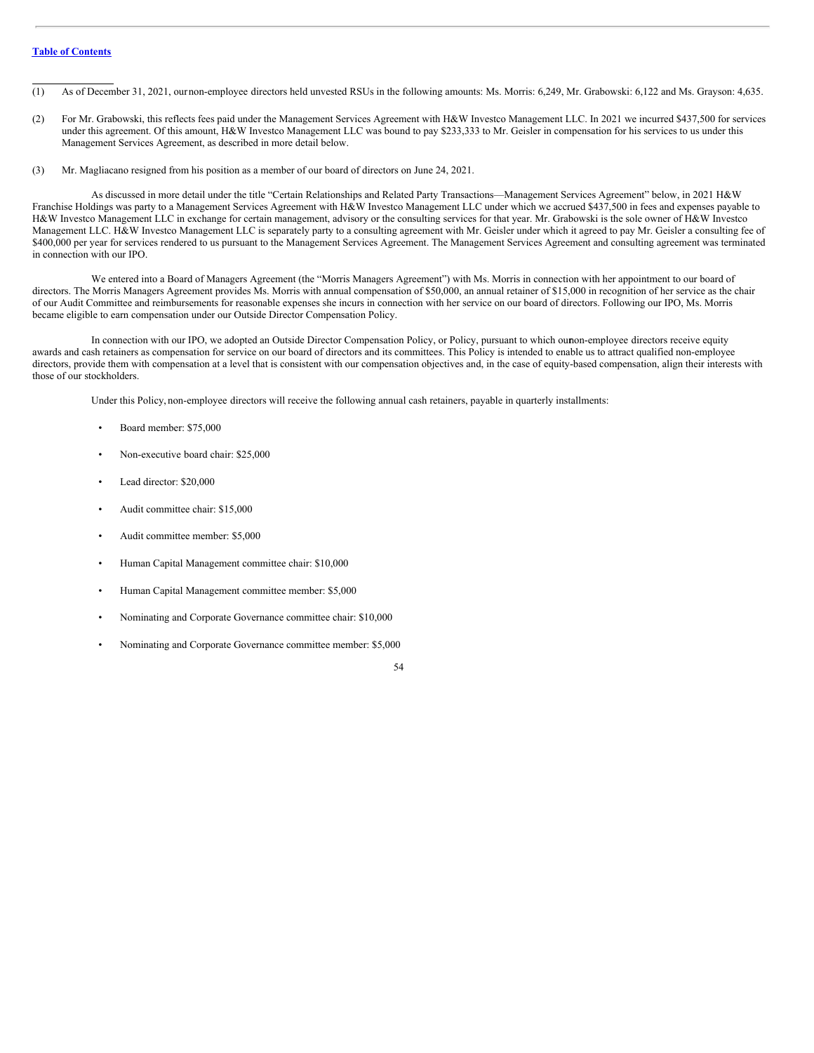(1) As of December 31, 2021, our non-employee directors held unvested RSUs in the following amounts: Ms. Morris: 6,249, Mr. Grabowski: 6,122 and Ms. Grayson: 4,635.

(2) For Mr. Grabowski, this reflects fees paid under the Management Services Agreement with H&W Investco Management LLC. In 2021 we incurred $437,500 for services under this agreement. Of this amount, H&W Investco Management LLC was bound to pay $233,333 to Mr. Geisler in compensation for his services to us under this Management Services Agreement, as described in more detail below.

(3) Mr. Magliacano resigned from his position as a member of our board of directors on June 24, 2021.

As discussed in more detail under the title "Certain Relationships and Related Party Transactions—Management Services Agreement" below, in 2021 H&W Franchise Holdings was party to a Management Services Agreement with H&W Investco Management LLC under which we accrued $437,500 in fees and expenses payable to H&W Investco Management LLC in exchange for certain management, advisory or the consulting services for that year. Mr. Grabowski is the sole owner of H&W Investco Management LLC. H&W Investco Management LLC is separately party to a consulting agreement with Mr. Geisler under which it agreed to pay Mr. Geisler a consulting fee of $400,000 per year for services rendered to us pursuant to the Management Services Agreement. The Management Services Agreement and consulting agreement was terminated in connection with our IPO.

We entered into a Board of Managers Agreement (the "Morris Managers Agreement") with Ms. Morris in connection with her appointment to our board of directors. The Morris Managers Agreement provides Ms. Morris with annual compensation of $50,000, an annual retainer of $15,000 in recognition of her service as the chair of our Audit Committee and reimbursements for reasonable expenses she incurs in connection with her service on our board of directors. Following our IPO, Ms. Morris became eligible to earn compensation under our Outside Director Compensation Policy.

In connection with our IPO, we adopted an Outside Director Compensation Policy, or Policy, pursuant to which our non-employee directors receive equity awards and cash retainers as compensation for service on our board of directors and its committees. This Policy is intended to enable us to attract qualified non-employee directors, provide them with compensation at a level that is consistent with our compensation objectives and, in the case of equity-based compensation, align their interests with those of our stockholders.

Under this Policy, non-employee directors will receive the following annual cash retainers, payable in quarterly installments:

- Board member: $75,000
- Non-executive board chair: $25,000
- Lead director: $20,000
- Audit committee chair: $15,000
- Audit committee member: $5,000
- Human Capital Management committee chair: $10,000
- Human Capital Management committee member: $5,000
- Nominating and Corporate Governance committee chair: $10,000
- Nominating and Corporate Governance committee member: $5,000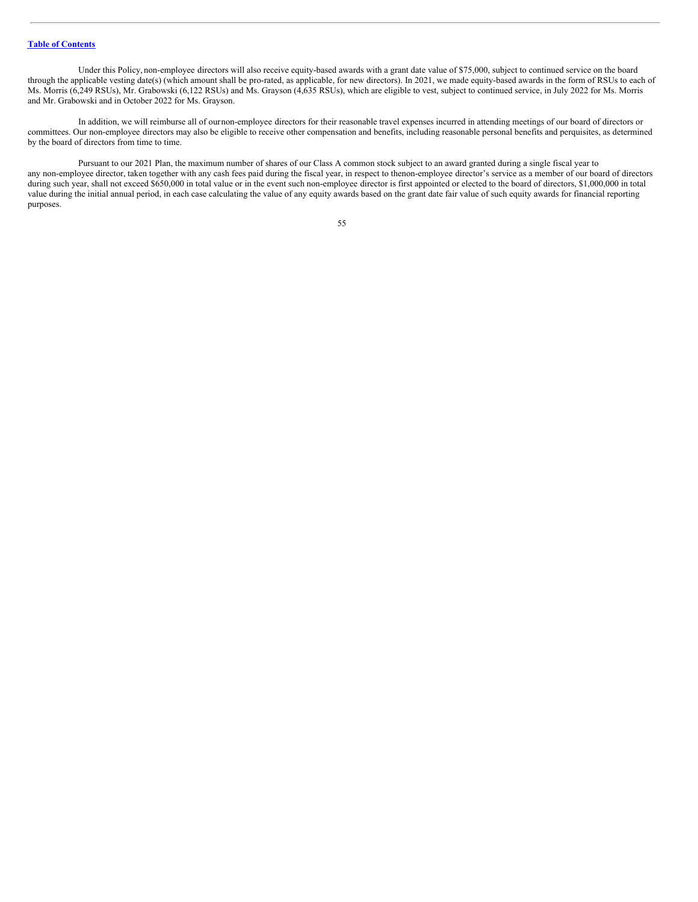Under this Policy, non-employee directors will also receive equity-based awards with a grant date value of $75,000, subject to continued service on the board through the applicable vesting date(s) (which amount shall be pro-rated, as applicable, for new directors). In 2021, we made equity-based awards in the form of RSUs to each of Ms. Morris (6,249 RSUs), Mr. Grabowski (6,122 RSUs) and Ms. Grayson (4,635 RSUs), which are eligible to vest, subject to continued service, in July 2022 for Ms. Morris and Mr. Grabowski and in October 2022 for Ms. Grayson.

In addition, we will reimburse all of our non-employee directors for their reasonable travel expenses incurred in attending meetings of our board of directors or committees. Our non-employee directors may also be eligible to receive other compensation and benefits, including reasonable personal benefits and perquisites, as determined by the board of directors from time to time.

Pursuant to our 2021 Plan, the maximum number of shares of our Class A common stock subject to an award granted during a single fiscal year to any non-employee director, taken together with any cash fees paid during the fiscal year, in respect to the non-employee director's service as a member of our board of directors during such year, shall not exceed $650,000 in total value or in the event such non-employee director is first appointed or elected to the board of directors, $1,000,000 in total value during the initial annual period, in each case calculating the value of any equity awards based on the grant date fair value of such equity awards for financial reporting purposes.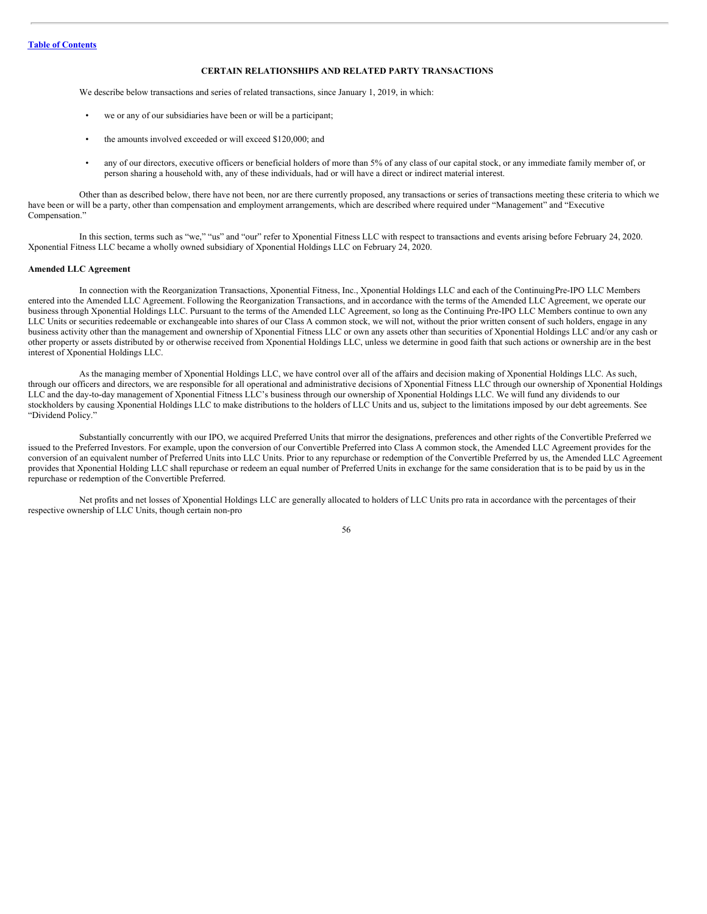## CERTAIN RELATIONSHIPS AND RELATED PARTY TRANSACTIONS

We describe below transactions and series of related transactions, since January 1, 2019, in which:

- we or any of our subsidiaries have been or will be a participant;
- the amounts involved exceeded or will exceed $120,000; and
- any of our directors, executive officers or beneficial holders of more than 5% of any class of our capital stock, or any immediate family member of, or person sharing a household with, any of these individuals, had or will have a direct or indirect material interest.

Other than as described below, there have not been, nor are there currently proposed, any transactions or series of transactions meeting these criteria to which we have been or will be a party, other than compensation and employment arrangements, which are described where required under "Management" and "Executive Compensation."

In this section, terms such as "we," "us" and "our" refer to Xponential Fitness LLC with respect to transactions and events arising before February 24, 2020. Xponential Fitness LLC became a wholly owned subsidiary of Xponential Holdings LLC on February 24, 2020.

### Amended LLC Agreement

In connection with the Reorganization Transactions, Xponential Fitness, Inc., Xponential Holdings LLC and each of the ContinuingPre-IPO LLC Members entered into the Amended LLC Agreement. Following the Reorganization Transactions, and in accordance with the terms of the Amended LLC Agreement, we operate our business through Xponential Holdings LLC. Pursuant to the terms of the Amended LLC Agreement, so long as the Continuing Pre-IPO LLC Members continue to own any LLC Units or securities redeemable or exchangeable into shares of our Class A common stock, we will not, without the prior written consent of such holders, engage in any business activity other than the management and ownership of Xponential Fitness LLC or own any assets other than securities of Xponential Holdings LLC and/or any cash or other property or assets distributed by or otherwise received from Xponential Holdings LLC, unless we determine in good faith that such actions or ownership are in the best interest of Xponential Holdings LLC.

As the managing member of Xponential Holdings LLC, we have control over all of the affairs and decision making of Xponential Holdings LLC. As such, through our officers and directors, we are responsible for all operational and administrative decisions of Xponential Fitness LLC through our ownership of Xponential Holdings LLC and the day-to-day management of Xponential Fitness LLC's business through our ownership of Xponential Holdings LLC. We will fund any dividends to our stockholders by causing Xponential Holdings LLC to make distributions to the holders of LLC Units and us, subject to the limitations imposed by our debt agreements. See "Dividend Policy."

Substantially concurrently with our IPO, we acquired Preferred Units that mirror the designations, preferences and other rights of the Convertible Preferred we issued to the Preferred Investors. For example, upon the conversion of our Convertible Preferred into Class A common stock, the Amended LLC Agreement provides for the conversion of an equivalent number of Preferred Units into LLC Units. Prior to any repurchase or redemption of the Convertible Preferred by us, the Amended LLC Agreement provides that Xponential Holding LLC shall repurchase or redeem an equal number of Preferred Units in exchange for the same consideration that is to be paid by us in the repurchase or redemption of the Convertible Preferred.

Net profits and net losses of Xponential Holdings LLC are generally allocated to holders of LLC Units pro rata in accordance with the percentages of their respective ownership of LLC Units, though certain non-pro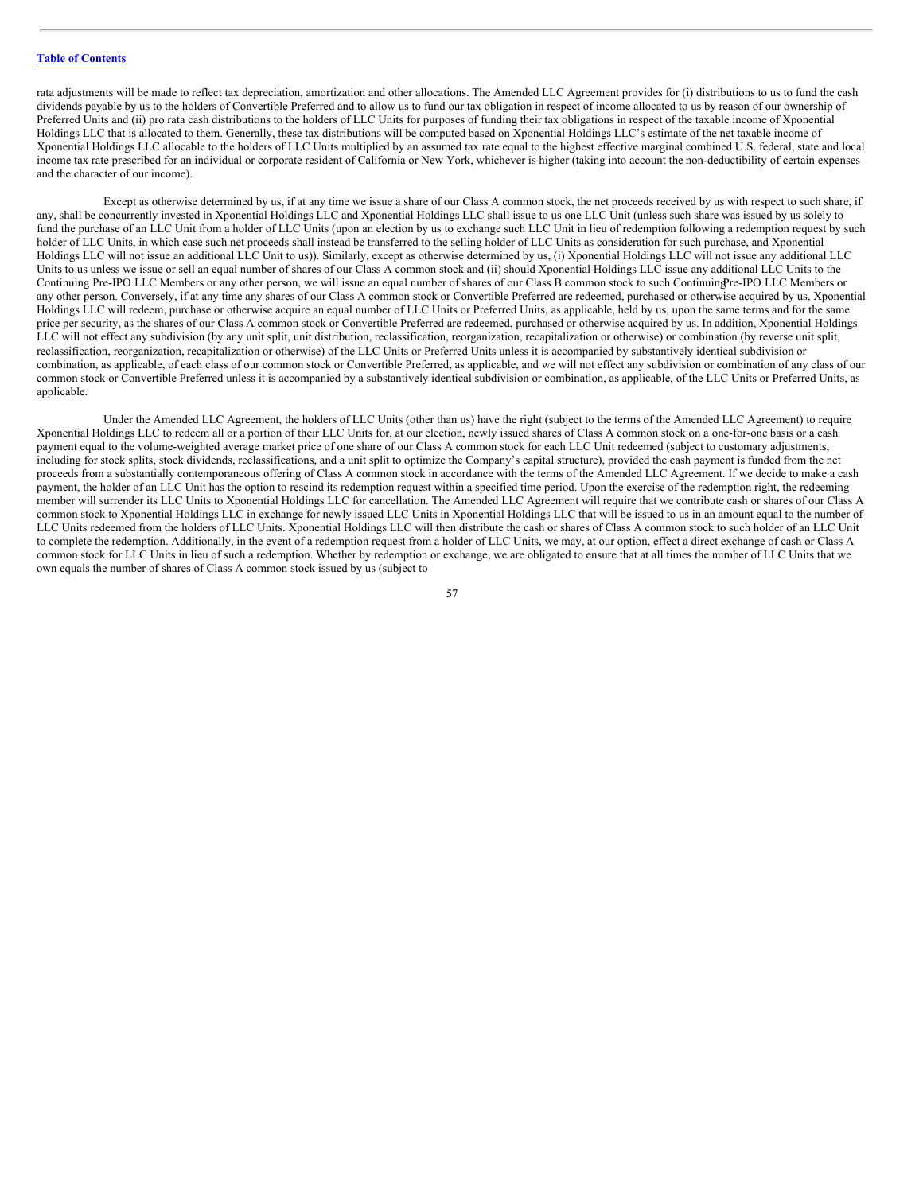rata adjustments will be made to reflect tax depreciation, amortization and other allocations. The Amended LLC Agreement provides for (i) distributions to us to fund the cash dividends payable by us to the holders of Convertible Preferred and to allow us to fund our tax obligation in respect of income allocated to us by reason of our ownership of Preferred Units and (ii) pro rata cash distributions to the holders of LLC Units for purposes of funding their tax obligations in respect of the taxable income of Xponential Holdings LLC that is allocated to them. Generally, these tax distributions will be computed based on Xponential Holdings LLC's estimate of the net taxable income of Xponential Holdings LLC allocable to the holders of LLC Units multiplied by an assumed tax rate equal to the highest effective marginal combined U.S. federal, state and local income tax rate prescribed for an individual or corporate resident of California or New York, whichever is higher (taking into account the non-deductibility of certain expenses and the character of our income).

Except as otherwise determined by us, if at any time we issue a share of our Class A common stock, the net proceeds received by us with respect to such share, if any, shall be concurrently invested in Xponential Holdings LLC and Xponential Holdings LLC shall issue to us one LLC Unit (unless such share was issued by us solely to fund the purchase of an LLC Unit from a holder of LLC Units (upon an election by us to exchange such LLC Unit in lieu of redemption following a redemption request by such holder of LLC Units, in which case such net proceeds shall instead be transferred to the selling holder of LLC Units as consideration for such purchase, and Xponential Holdings LLC will not issue an additional LLC Unit to us)). Similarly, except as otherwise determined by us, (i) Xponential Holdings LLC will not issue any additional LLC Units to us unless we issue or sell an equal number of shares of our Class A common stock and (ii) should Xponential Holdings LLC issue any additional LLC Units to the Continuing Pre-IPO LLC Members or any other person, we will issue an equal number of shares of our Class B common stock to such Continuing Pre-IPO LLC Members or any other person. Conversely, if at any time any shares of our Class A common stock or Convertible Preferred are redeemed, purchased or otherwise acquired by us, Xponential Holdings LLC will redeem, purchase or otherwise acquire an equal number of LLC Units or Preferred Units, as applicable, held by us, upon the same terms and for the same price per security, as the shares of our Class A common stock or Convertible Preferred are redeemed, purchased or otherwise acquired by us. In addition, Xponential Holdings LLC will not effect any subdivision (by any unit split, unit distribution, reclassification, reorganization, recapitalization or otherwise) or combination (by reverse unit split, reclassification, reorganization, recapitalization or otherwise) of the LLC Units or Preferred Units unless it is accompanied by substantively identical subdivision or combination, as applicable, of each class of our common stock or Convertible Preferred, as applicable, and we will not effect any subdivision or combination of any class of our common stock or Convertible Preferred unless it is accompanied by a substantively identical subdivision or combination, as applicable, of the LLC Units or Preferred Units, as applicable.

Under the Amended LLC Agreement, the holders of LLC Units (other than us) have the right (subject to the terms of the Amended LLC Agreement) to require Xponential Holdings LLC to redeem all or a portion of their LLC Units for, at our election, newly issued shares of Class A common stock on a one-for-one basis or a cash payment equal to the volume-weighted average market price of one share of our Class A common stock for each LLC Unit redeemed (subject to customary adjustments, including for stock splits, stock dividends, reclassifications, and a unit split to optimize the Company's capital structure), provided the cash payment is funded from the net proceeds from a substantially contemporaneous offering of Class A common stock in accordance with the terms of the Amended LLC Agreement. If we decide to make a cash payment, the holder of an LLC Unit has the option to rescind its redemption request within a specified time period. Upon the exercise of the redemption right, the redeeming member will surrender its LLC Units to Xponential Holdings LLC for cancellation. The Amended LLC Agreement will require that we contribute cash or shares of our Class A common stock to Xponential Holdings LLC in exchange for newly issued LLC Units in Xponential Holdings LLC that will be issued to us in an amount equal to the number of LLC Units redeemed from the holders of LLC Units. Xponential Holdings LLC will then distribute the cash or shares of Class A common stock to such holder of an LLC Unit to complete the redemption. Additionally, in the event of a redemption request from a holder of LLC Units, we may, at our option, effect a direct exchange of cash or Class A common stock for LLC Units in lieu of such a redemption. Whether by redemption or exchange, we are obligated to ensure that at all times the number of LLC Units that we own equals the number of shares of Class A common stock issued by us (subject to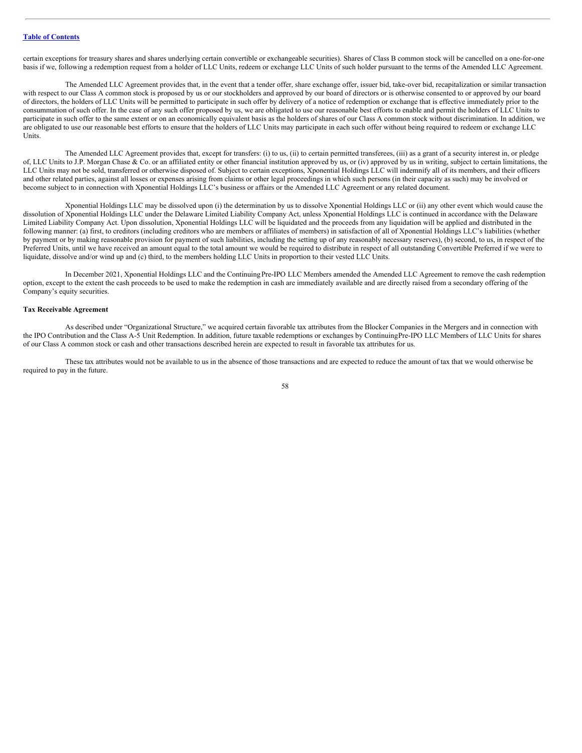certain exceptions for treasury shares and shares underlying certain convertible or exchangeable securities). Shares of Class B common stock will be cancelled on a one-for-one basis if we, following a redemption request from a holder of LLC Units, redeem or exchange LLC Units of such holder pursuant to the terms of the Amended LLC Agreement.

The Amended LLC Agreement provides that, in the event that a tender offer, share exchange offer, issuer bid, take-over bid, recapitalization or similar transaction with respect to our Class A common stock is proposed by us or our stockholders and approved by our board of directors or is otherwise consented to or approved by our board of directors, the holders of LLC Units will be permitted to participate in such offer by delivery of a notice of redemption or exchange that is effective immediately prior to the consummation of such offer. In the case of any such offer proposed by us, we are obligated to use our reasonable best efforts to enable and permit the holders of LLC Units to participate in such offer to the same extent or on an economically equivalent basis as the holders of shares of our Class A common stock without discrimination. In addition, we are obligated to use our reasonable best efforts to ensure that the holders of LLC Units may participate in each such offer without being required to redeem or exchange LLC Units.

The Amended LLC Agreement provides that, except for transfers: (i) to us, (ii) to certain permitted transferees, (iii) as a grant of a security interest in, or pledge of, LLC Units to J.P. Morgan Chase & Co. or an affiliated entity or other financial institution approved by us, or (iv) approved by us in writing, subject to certain limitations, the LLC Units may not be sold, transferred or otherwise disposed of. Subject to certain exceptions, Xponential Holdings LLC will indemnify all of its members, and their officers and other related parties, against all losses or expenses arising from claims or other legal proceedings in which such persons (in their capacity as such) may be involved or become subject to in connection with Xponential Holdings LLC's business or affairs or the Amended LLC Agreement or any related document.

Xponential Holdings LLC may be dissolved upon (i) the determination by us to dissolve Xponential Holdings LLC or (ii) any other event which would cause the dissolution of Xponential Holdings LLC under the Delaware Limited Liability Company Act, unless Xponential Holdings LLC is continued in accordance with the Delaware Limited Liability Company Act. Upon dissolution, Xponential Holdings LLC will be liquidated and the proceeds from any liquidation will be applied and distributed in the following manner: (a) first, to creditors (including creditors who are members or affiliates of members) in satisfaction of all of Xponential Holdings LLC's liabilities (whether by payment or by making reasonable provision for payment of such liabilities, including the setting up of any reasonably necessary reserves), (b) second, to us, in respect of the Preferred Units, until we have received an amount equal to the total amount we would be required to distribute in respect of all outstanding Convertible Preferred if we were to liquidate, dissolve and/or wind up and (c) third, to the members holding LLC Units in proportion to their vested LLC Units.

In December 2021, Xponential Holdings LLC and the Continuing Pre-IPO LLC Members amended the Amended LLC Agreement to remove the cash redemption option, except to the extent the cash proceeds to be used to make the redemption in cash are immediately available and are directly raised from a secondary offering of the Company's equity securities.

**Tax Receivable Agreement**

As described under "Organizational Structure," we acquired certain favorable tax attributes from the Blocker Companies in the Mergers and in connection with the IPO Contribution and the Class A-5 Unit Redemption. In addition, future taxable redemptions or exchanges by Continuing Pre-IPO LLC Members of LLC Units for shares of our Class A common stock or cash and other transactions described herein are expected to result in favorable tax attributes for us.

These tax attributes would not be available to us in the absence of those transactions and are expected to reduce the amount of tax that we would otherwise be required to pay in the future.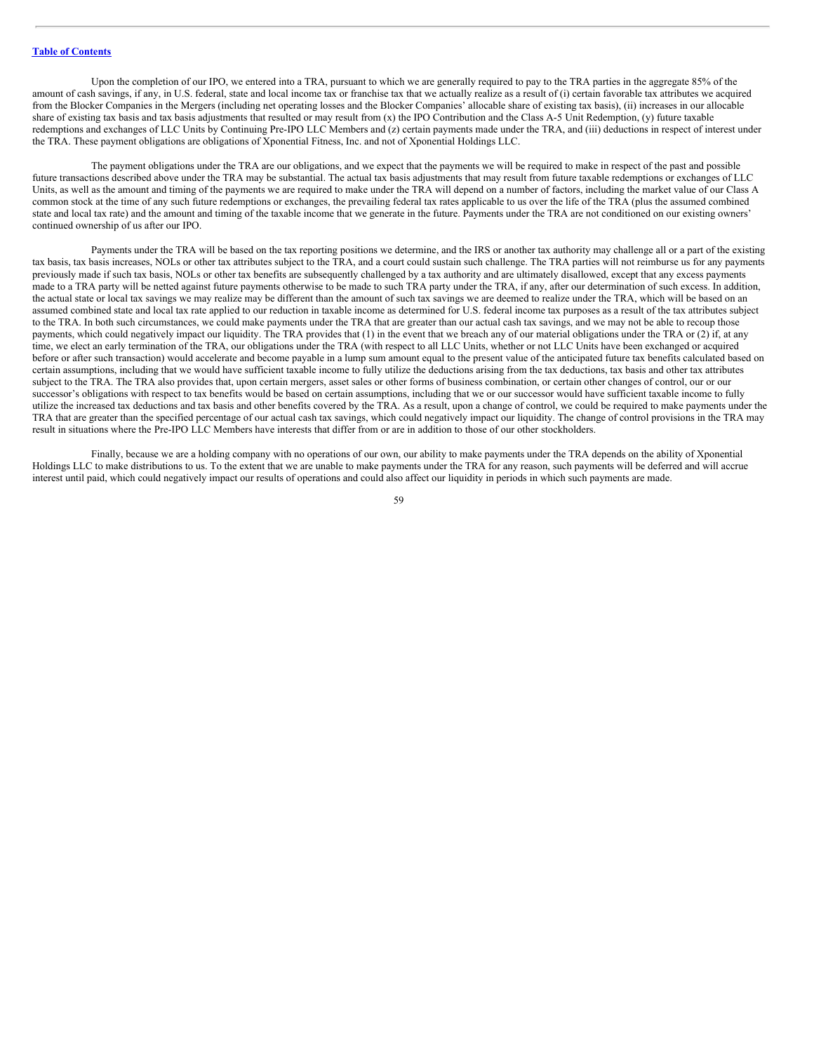Upon the completion of our IPO, we entered into a TRA, pursuant to which we are generally required to pay to the TRA parties in the aggregate 85% of the amount of cash savings, if any, in U.S. federal, state and local income tax or franchise tax that we actually realize as a result of (i) certain favorable tax attributes we acquired from the Blocker Companies in the Mergers (including net operating losses and the Blocker Companies' allocable share of existing tax basis), (ii) increases in our allocable share of existing tax basis and tax basis adjustments that resulted or may result from (x) the IPO Contribution and the Class A-5 Unit Redemption, (y) future taxable redemptions and exchanges of LLC Units by Continuing Pre-IPO LLC Members and (z) certain payments made under the TRA, and (iii) deductions in respect of interest under the TRA. These payment obligations are obligations of Xponential Fitness, Inc. and not of Xponential Holdings LLC.

The payment obligations under the TRA are our obligations, and we expect that the payments we will be required to make in respect of the past and possible future transactions described above under the TRA may be substantial. The actual tax basis adjustments that may result from future taxable redemptions or exchanges of LLC Units, as well as the amount and timing of the payments we are required to make under the TRA will depend on a number of factors, including the market value of our Class A common stock at the time of any such future redemptions or exchanges, the prevailing federal tax rates applicable to us over the life of the TRA (plus the assumed combined state and local tax rate) and the amount and timing of the taxable income that we generate in the future. Payments under the TRA are not conditioned on our existing owners' continued ownership of us after our IPO.

Payments under the TRA will be based on the tax reporting positions we determine, and the IRS or another tax authority may challenge all or a part of the existing tax basis, tax basis increases, NOLs or other tax attributes subject to the TRA, and a court could sustain such challenge. The TRA parties will not reimburse us for any payments previously made if such tax basis, NOLs or other tax benefits are subsequently challenged by a tax authority and are ultimately disallowed, except that any excess payments made to a TRA party will be netted against future payments otherwise to be made to such TRA party under the TRA, if any, after our determination of such excess. In addition, the actual state or local tax savings we may realize may be different than the amount of such tax savings we are deemed to realize under the TRA, which will be based on an assumed combined state and local tax rate applied to our reduction in taxable income as determined for U.S. federal income tax purposes as a result of the tax attributes subject to the TRA. In both such circumstances, we could make payments under the TRA that are greater than our actual cash tax savings, and we may not be able to recoup those payments, which could negatively impact our liquidity. The TRA provides that (1) in the event that we breach any of our material obligations under the TRA or (2) if, at any time, we elect an early termination of the TRA, our obligations under the TRA (with respect to all LLC Units, whether or not LLC Units have been exchanged or acquired before or after such transaction) would accelerate and become payable in a lump sum amount equal to the present value of the anticipated future tax benefits calculated based on certain assumptions, including that we would have sufficient taxable income to fully utilize the deductions arising from the tax deductions, tax basis and other tax attributes subject to the TRA. The TRA also provides that, upon certain mergers, asset sales or other forms of business combination, or certain other changes of control, our or our successor's obligations with respect to tax benefits would be based on certain assumptions, including that we or our successor would have sufficient taxable income to fully utilize the increased tax deductions and tax basis and other benefits covered by the TRA. As a result, upon a change of control, we could be required to make payments under the TRA that are greater than the specified percentage of our actual cash tax savings, which could negatively impact our liquidity. The change of control provisions in the TRA may result in situations where the Pre-IPO LLC Members have interests that differ from or are in addition to those of our other stockholders.

Finally, because we are a holding company with no operations of our own, our ability to make payments under the TRA depends on the ability of Xponential Holdings LLC to make distributions to us. To the extent that we are unable to make payments under the TRA for any reason, such payments will be deferred and will accrue interest until paid, which could negatively impact our results of operations and could also affect our liquidity in periods in which such payments are made.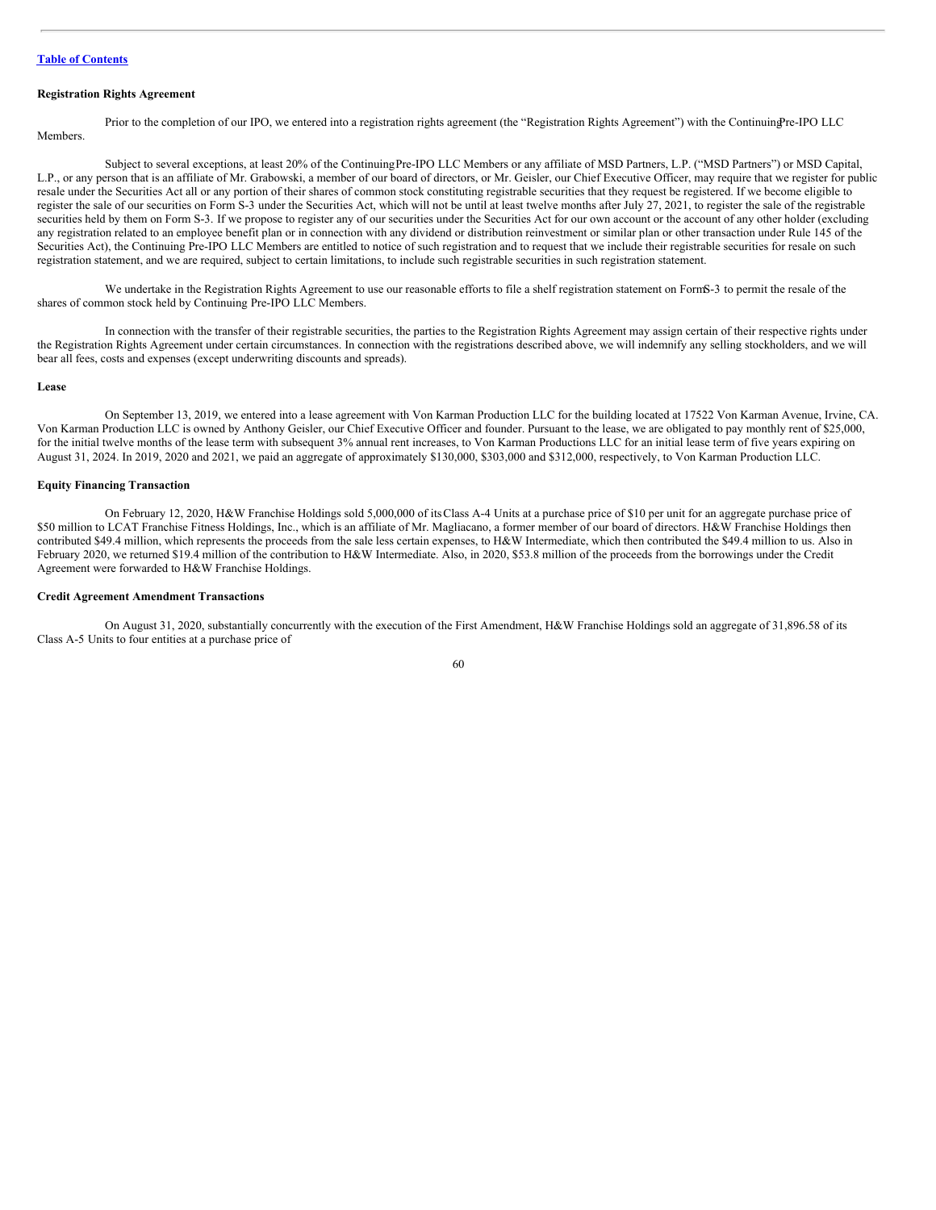[Table of Contents](#)

**Registration Rights Agreement**

Prior to the completion of our IPO, we entered into a registration rights agreement (the "Registration Rights Agreement") with the Continuing Pre-IPO LLC Members.

Subject to several exceptions, at least 20% of the Continuing Pre-IPO LLC Members or any affiliate of MSD Partners, L.P. ("MSD Partners") or MSD Capital, L.P., or any person that is an affiliate of Mr. Grabowski, a member of our board of directors, or Mr. Geisler, our Chief Executive Officer, may require that we register for public resale under the Securities Act all or any portion of their shares of common stock constituting registrable securities that they request be registered. If we become eligible to register the sale of our securities on Form S-3 under the Securities Act, which will not be until at least twelve months after July 27, 2021, to register the sale of the registrable securities held by them on Form S-3. If we propose to register any of our securities under the Securities Act for our own account or the account of any other holder (excluding any registration related to an employee benefit plan or in connection with any dividend or distribution reinvestment or similar plan or other transaction under Rule 145 of the Securities Act), the Continuing Pre-IPO LLC Members are entitled to notice of such registration and to request that we include their registrable securities for resale on such registration statement, and we are required, subject to certain limitations, to include such registrable securities in such registration statement.

We undertake in the Registration Rights Agreement to use our reasonable efforts to file a shelf registration statement on Form S-3 to permit the resale of the shares of common stock held by Continuing Pre-IPO LLC Members.

In connection with the transfer of their registrable securities, the parties to the Registration Rights Agreement may assign certain of their respective rights under the Registration Rights Agreement under certain circumstances. In connection with the registrations described above, we will indemnify any selling stockholders, and we will bear all fees, costs and expenses (except underwriting discounts and spreads).

**Lease**

On September 13, 2019, we entered into a lease agreement with Von Karman Production LLC for the building located at 17522 Von Karman Avenue, Irvine, CA. Von Karman Production LLC is owned by Anthony Geisler, our Chief Executive Officer and founder. Pursuant to the lease, we are obligated to pay monthly rent of $25,000, for the initial twelve months of the lease term with subsequent 3% annual rent increases, to Von Karman Productions LLC for an initial lease term of five years expiring on August 31, 2024. In 2019, 2020 and 2021, we paid an aggregate of approximately $130,000, $303,000 and $312,000, respectively, to Von Karman Production LLC.

**Equity Financing Transaction**

On February 12, 2020, H&W Franchise Holdings sold 5,000,000 of its Class A-4 Units at a purchase price of $10 per unit for an aggregate purchase price of $50 million to LCAT Franchise Fitness Holdings, Inc., which is an affiliate of Mr. Magliacano, a former member of our board of directors. H&W Franchise Holdings then contributed $49.4 million, which represents the proceeds from the sale less certain expenses, to H&W Intermediate, which then contributed the $49.4 million to us. Also in February 2020, we returned $19.4 million of the contribution to H&W Intermediate. Also, in 2020, $53.8 million of the proceeds from the borrowings under the Credit Agreement were forwarded to H&W Franchise Holdings.

**Credit Agreement Amendment Transactions**

On August 31, 2020, substantially concurrently with the execution of the First Amendment, H&W Franchise Holdings sold an aggregate of 31,896.58 of its Class A-5 Units to four entities at a purchase price of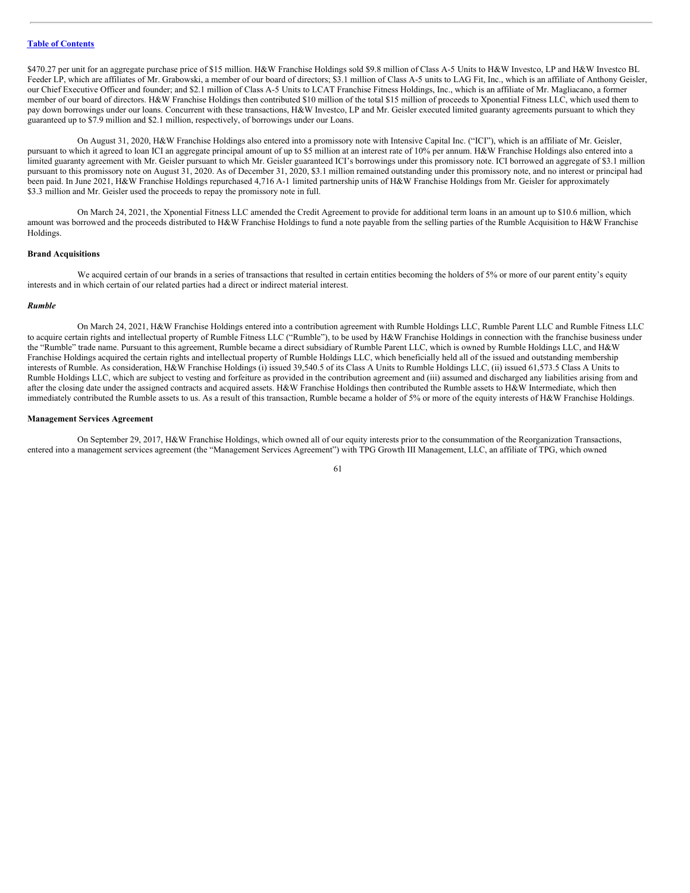$470.27 per unit for an aggregate purchase price of $15 million. H&W Franchise Holdings sold $9.8 million of Class A-5 Units to H&W Investco, LP and H&W Investco BL Feeder LP, which are affiliates of Mr. Grabowski, a member of our board of directors; $3.1 million of Class A-5 units to LAG Fit, Inc., which is an affiliate of Anthony Geisler, our Chief Executive Officer and founder; and $2.1 million of Class A-5 Units to LCAT Franchise Fitness Holdings, Inc., which is an affiliate of Mr. Magliacano, a former member of our board of directors. H&W Franchise Holdings then contributed $10 million of the total $15 million of proceeds to Xponential Fitness LLC, which used them to pay down borrowings under our loans. Concurrent with these transactions, H&W Investco, LP and Mr. Geisler executed limited guaranty agreements pursuant to which they guaranteed up to $7.9 million and $2.1 million, respectively, of borrowings under our Loans.

On August 31, 2020, H&W Franchise Holdings also entered into a promissory note with Intensive Capital Inc. ("ICI"), which is an affiliate of Mr. Geisler, pursuant to which it agreed to loan ICI an aggregate principal amount of up to $5 million at an interest rate of 10% per annum. H&W Franchise Holdings also entered into a limited guaranty agreement with Mr. Geisler pursuant to which Mr. Geisler guaranteed ICI's borrowings under this promissory note. ICI borrowed an aggregate of $3.1 million pursuant to this promissory note on August 31, 2020. As of December 31, 2020, $3.1 million remained outstanding under this promissory note, and no interest or principal had been paid. In June 2021, H&W Franchise Holdings repurchased 4,716 A-1 limited partnership units of H&W Franchise Holdings from Mr. Geisler for approximately $3.3 million and Mr. Geisler used the proceeds to repay the promissory note in full.

On March 24, 2021, the Xponential Fitness LLC amended the Credit Agreement to provide for additional term loans in an amount up to $10.6 million, which amount was borrowed and the proceeds distributed to H&W Franchise Holdings to fund a note payable from the selling parties of the Rumble Acquisition to H&W Franchise Holdings.

**Brand Acquisitions**

We acquired certain of our brands in a series of transactions that resulted in certain entities becoming the holders of 5% or more of our parent entity's equity interests and in which certain of our related parties had a direct or indirect material interest.

***Rumble***

On March 24, 2021, H&W Franchise Holdings entered into a contribution agreement with Rumble Holdings LLC, Rumble Parent LLC and Rumble Fitness LLC to acquire certain rights and intellectual property of Rumble Fitness LLC ("Rumble"), to be used by H&W Franchise Holdings in connection with the franchise business under the "Rumble" trade name. Pursuant to this agreement, Rumble became a direct subsidiary of Rumble Parent LLC, which is owned by Rumble Holdings LLC, and H&W Franchise Holdings acquired the certain rights and intellectual property of Rumble Holdings LLC, which beneficially held all of the issued and outstanding membership interests of Rumble. As consideration, H&W Franchise Holdings (i) issued 39,540.5 of its Class A Units to Rumble Holdings LLC, (ii) issued 61,573.5 Class A Units to Rumble Holdings LLC, which are subject to vesting and forfeiture as provided in the contribution agreement and (iii) assumed and discharged any liabilities arising from and after the closing date under the assigned contracts and acquired assets. H&W Franchise Holdings then contributed the Rumble assets to H&W Intermediate, which then immediately contributed the Rumble assets to us. As a result of this transaction, Rumble became a holder of 5% or more of the equity interests of H&W Franchise Holdings.

**Management Services Agreement**

On September 29, 2017, H&W Franchise Holdings, which owned all of our equity interests prior to the consummation of the Reorganization Transactions, entered into a management services agreement (the "Management Services Agreement") with TPG Growth III Management, LLC, an affiliate of TPG, which owned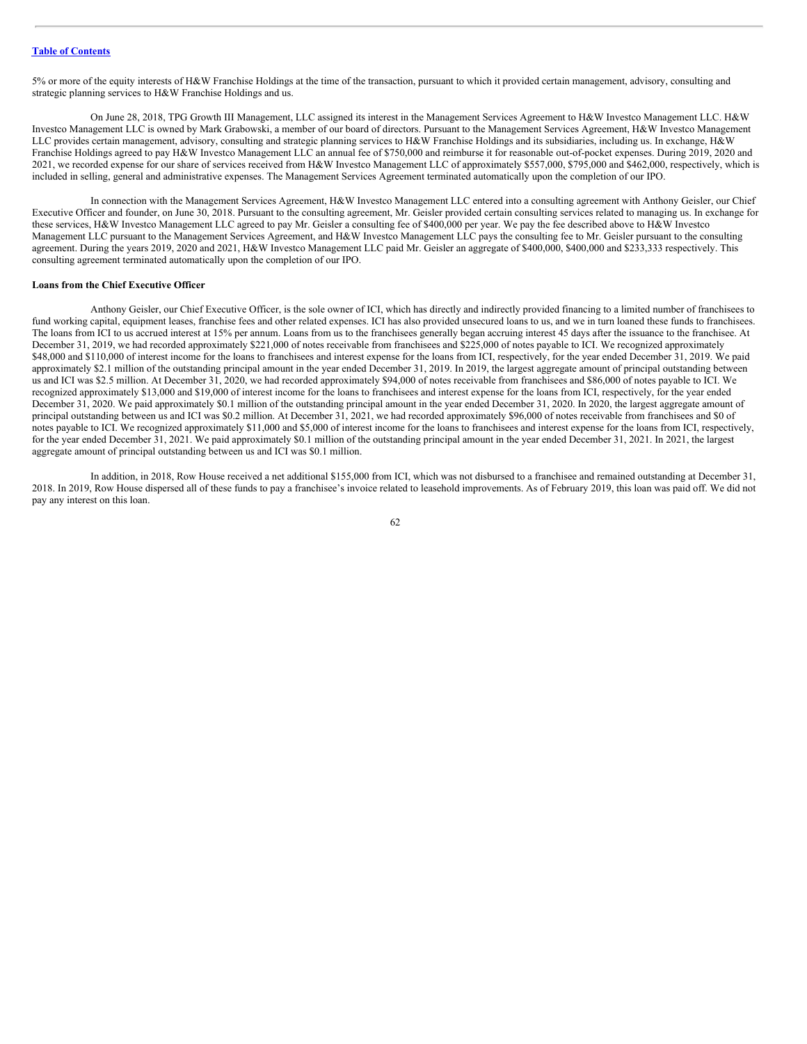5% or more of the equity interests of H&W Franchise Holdings at the time of the transaction, pursuant to which it provided certain management, advisory, consulting and strategic planning services to H&W Franchise Holdings and us.

On June 28, 2018, TPG Growth III Management, LLC assigned its interest in the Management Services Agreement to H&W Investco Management LLC. H&W Investco Management LLC is owned by Mark Grabowski, a member of our board of directors. Pursuant to the Management Services Agreement, H&W Investco Management LLC provides certain management, advisory, consulting and strategic planning services to H&W Franchise Holdings and its subsidiaries, including us. In exchange, H&W Franchise Holdings agreed to pay H&W Investco Management LLC an annual fee of $750,000 and reimburse it for reasonable out-of-pocket expenses. During 2019, 2020 and 2021, we recorded expense for our share of services received from H&W Investco Management LLC of approximately $557,000, $795,000 and $462,000, respectively, which is included in selling, general and administrative expenses. The Management Services Agreement terminated automatically upon the completion of our IPO.

In connection with the Management Services Agreement, H&W Investco Management LLC entered into a consulting agreement with Anthony Geisler, our Chief Executive Officer and founder, on June 30, 2018. Pursuant to the consulting agreement, Mr. Geisler provided certain consulting services related to managing us. In exchange for these services, H&W Investco Management LLC agreed to pay Mr. Geisler a consulting fee of $400,000 per year. We pay the fee described above to H&W Investco Management LLC pursuant to the Management Services Agreement, and H&W Investco Management LLC pays the consulting fee to Mr. Geisler pursuant to the consulting agreement. During the years 2019, 2020 and 2021, H&W Investco Management LLC paid Mr. Geisler an aggregate of $400,000, $400,000 and $233,333 respectively. This consulting agreement terminated automatically upon the completion of our IPO.

**Loans from the Chief Executive Officer**

Anthony Geisler, our Chief Executive Officer, is the sole owner of ICI, which has directly and indirectly provided financing to a limited number of franchisees to fund working capital, equipment leases, franchise fees and other related expenses. ICI has also provided unsecured loans to us, and we in turn loaned these funds to franchisees. The loans from ICI to us accrued interest at 15% per annum. Loans from us to the franchisees generally began accruing interest 45 days after the issuance to the franchisee. At December 31, 2019, we had recorded approximately $221,000 of notes receivable from franchisees and $225,000 of notes payable to ICI. We recognized approximately $48,000 and $110,000 of interest income for the loans to franchisees and interest expense for the loans from ICI, respectively, for the year ended December 31, 2019. We paid approximately $2.1 million of the outstanding principal amount in the year ended December 31, 2019. In 2019, the largest aggregate amount of principal outstanding between us and ICI was $2.5 million. At December 31, 2020, we had recorded approximately $94,000 of notes receivable from franchisees and $86,000 of notes payable to ICI. We recognized approximately $13,000 and $19,000 of interest income for the loans to franchisees and interest expense for the loans from ICI, respectively, for the year ended December 31, 2020. We paid approximately $0.1 million of the outstanding principal amount in the year ended December 31, 2020. In 2020, the largest aggregate amount of principal outstanding between us and ICI was $0.2 million. At December 31, 2021, we had recorded approximately $96,000 of notes receivable from franchisees and $0 of notes payable to ICI. We recognized approximately $11,000 and $5,000 of interest income for the loans to franchisees and interest expense for the loans from ICI, respectively, for the year ended December 31, 2021. We paid approximately $0.1 million of the outstanding principal amount in the year ended December 31, 2021. In 2021, the largest aggregate amount of principal outstanding between us and ICI was $0.1 million.

In addition, in 2018, Row House received a net additional $155,000 from ICI, which was not disbursed to a franchisee and remained outstanding at December 31, 2018. In 2019, Row House dispersed all of these funds to pay a franchisee's invoice related to leasehold improvements. As of February 2019, this loan was paid off. We did not pay any interest on this loan.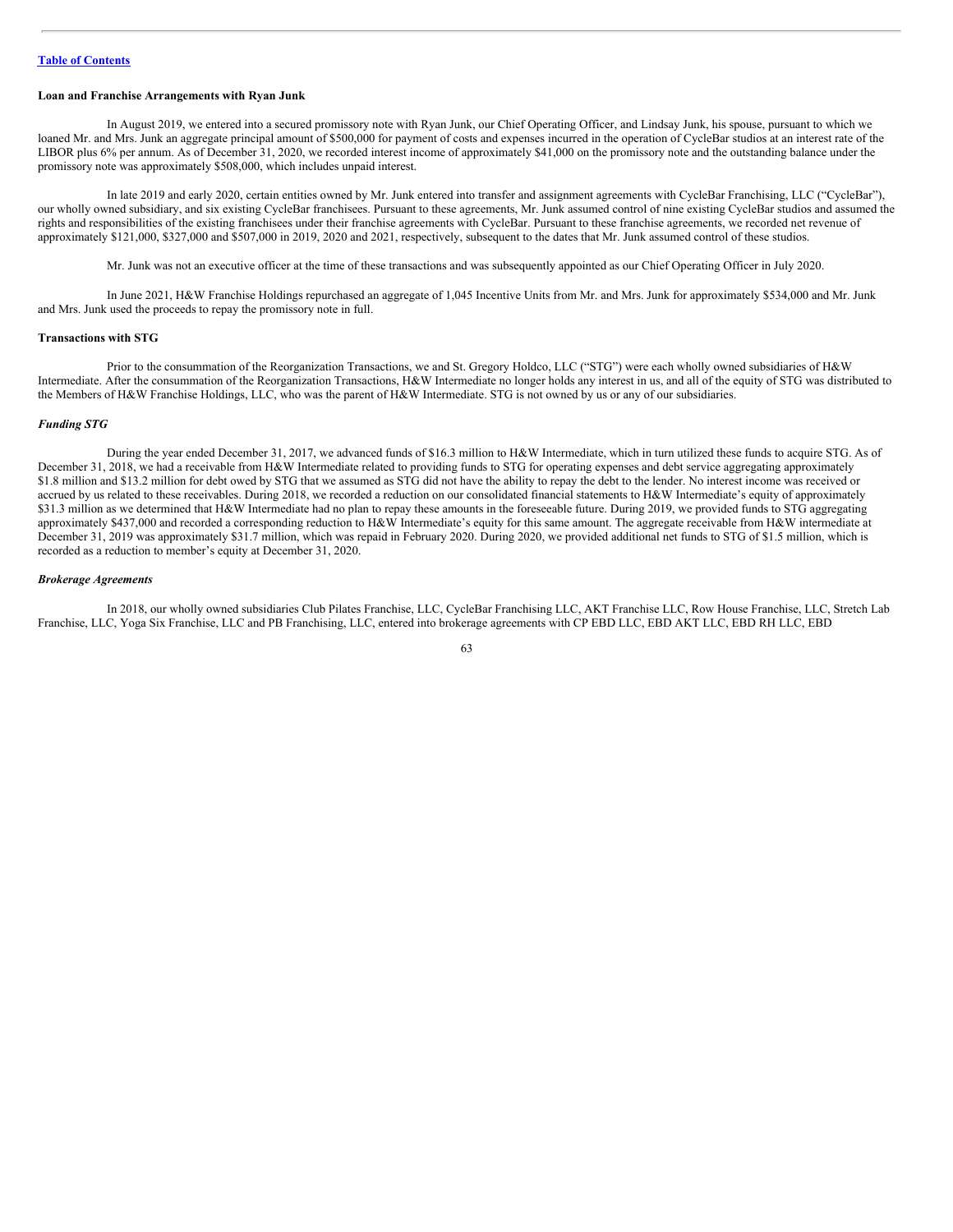**Loan and Franchise Arrangements with Ryan Junk**

In August 2019, we entered into a secured promissory note with Ryan Junk, our Chief Operating Officer, and Lindsay Junk, his spouse, pursuant to which we loaned Mr. and Mrs. Junk an aggregate principal amount of $500,000 for payment of costs and expenses incurred in the operation of CycleBar studios at an interest rate of the LIBOR plus 6% per annum. As of December 31, 2020, we recorded interest income of approximately $41,000 on the promissory note and the outstanding balance under the promissory note was approximately $508,000, which includes unpaid interest.

In late 2019 and early 2020, certain entities owned by Mr. Junk entered into transfer and assignment agreements with CycleBar Franchising, LLC ("CycleBar"), our wholly owned subsidiary, and six existing CycleBar franchisees. Pursuant to these agreements, Mr. Junk assumed control of nine existing CycleBar studios and assumed the rights and responsibilities of the existing franchisees under their franchise agreements with CycleBar. Pursuant to these franchise agreements, we recorded net revenue of approximately $121,000, $327,000 and $507,000 in 2019, 2020 and 2021, respectively, subsequent to the dates that Mr. Junk assumed control of these studios.

Mr. Junk was not an executive officer at the time of these transactions and was subsequently appointed as our Chief Operating Officer in July 2020.

In June 2021, H&W Franchise Holdings repurchased an aggregate of 1,045 Incentive Units from Mr. and Mrs. Junk for approximately $534,000 and Mr. Junk and Mrs. Junk used the proceeds to repay the promissory note in full.

**Transactions with STG**

Prior to the consummation of the Reorganization Transactions, we and St. Gregory Holdco, LLC ("STG") were each wholly owned subsidiaries of H&W Intermediate. After the consummation of the Reorganization Transactions, H&W Intermediate no longer holds any interest in us, and all of the equity of STG was distributed to the Members of H&W Franchise Holdings, LLC, who was the parent of H&W Intermediate. STG is not owned by us or any of our subsidiaries.

***Funding STG***

During the year ended December 31, 2017, we advanced funds of $16.3 million to H&W Intermediate, which in turn utilized these funds to acquire STG. As of December 31, 2018, we had a receivable from H&W Intermediate related to providing funds to STG for operating expenses and debt service aggregating approximately $1.8 million and $13.2 million for debt owed by STG that we assumed as STG did not have the ability to repay the debt to the lender. No interest income was received or accrued by us related to these receivables. During 2018, we recorded a reduction on our consolidated financial statements to H&W Intermediate's equity of approximately $31.3 million as we determined that H&W Intermediate had no plan to repay these amounts in the foreseeable future. During 2019, we provided funds to STG aggregating approximately $437,000 and recorded a corresponding reduction to H&W Intermediate's equity for this same amount. The aggregate receivable from H&W intermediate at December 31, 2019 was approximately $31.7 million, which was repaid in February 2020. During 2020, we provided additional net funds to STG of $1.5 million, which is recorded as a reduction to member's equity at December 31, 2020.

***Brokerage Agreements***

In 2018, our wholly owned subsidiaries Club Pilates Franchise, LLC, CycleBar Franchising LLC, AKT Franchise LLC, Row House Franchise, LLC, Stretch Lab Franchise, LLC, Yoga Six Franchise, LLC and PB Franchising, LLC, entered into brokerage agreements with CP EBD LLC, EBD AKT LLC, EBD RH LLC, EBD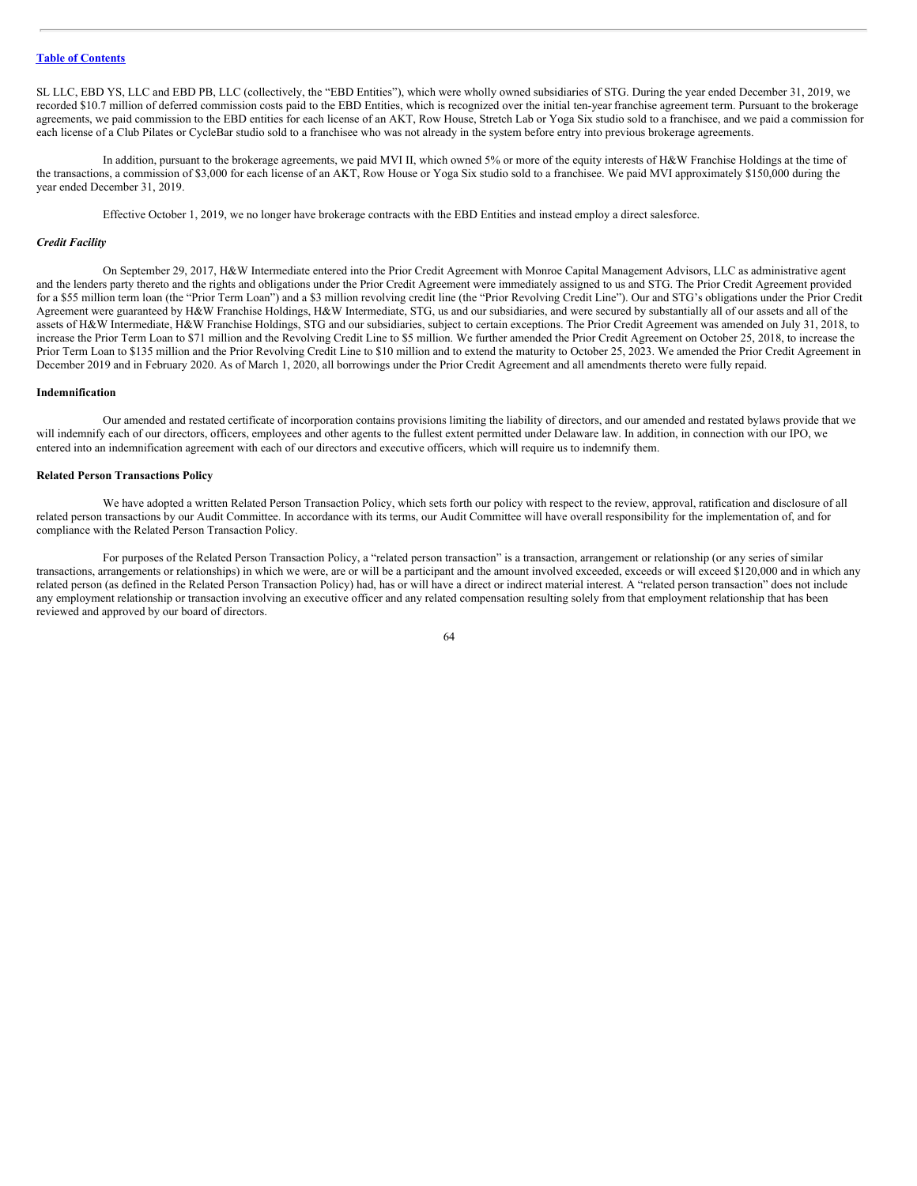SL LLC, EBD YS, LLC and EBD PB, LLC (collectively, the "EBD Entities"), which were wholly owned subsidiaries of STG. During the year ended December 31, 2019, we recorded $10.7 million of deferred commission costs paid to the EBD Entities, which is recognized over the initial ten-year franchise agreement term. Pursuant to the brokerage agreements, we paid commission to the EBD entities for each license of an AKT, Row House, Stretch Lab or Yoga Six studio sold to a franchisee, and we paid a commission for each license of a Club Pilates or CycleBar studio sold to a franchisee who was not already in the system before entry into previous brokerage agreements.

In addition, pursuant to the brokerage agreements, we paid MVI II, which owned 5% or more of the equity interests of H&W Franchise Holdings at the time of the transactions, a commission of $3,000 for each license of an AKT, Row House or Yoga Six studio sold to a franchisee. We paid MVI approximately $150,000 during the year ended December 31, 2019.

Effective October 1, 2019, we no longer have brokerage contracts with the EBD Entities and instead employ a direct salesforce.

***Credit Facility***

On September 29, 2017, H&W Intermediate entered into the Prior Credit Agreement with Monroe Capital Management Advisors, LLC as administrative agent and the lenders party thereto and the rights and obligations under the Prior Credit Agreement were immediately assigned to us and STG. The Prior Credit Agreement provided for a $55 million term loan (the "Prior Term Loan") and a $3 million revolving credit line (the "Prior Revolving Credit Line"). Our and STG's obligations under the Prior Credit Agreement were guaranteed by H&W Franchise Holdings, H&W Intermediate, STG, us and our subsidiaries, and were secured by substantially all of our assets and all of the assets of H&W Intermediate, H&W Franchise Holdings, STG and our subsidiaries, subject to certain exceptions. The Prior Credit Agreement was amended on July 31, 2018, to increase the Prior Term Loan to $71 million and the Revolving Credit Line to $5 million. We further amended the Prior Credit Agreement on October 25, 2018, to increase the Prior Term Loan to $135 million and the Prior Revolving Credit Line to $10 million and to extend the maturity to October 25, 2023. We amended the Prior Credit Agreement in December 2019 and in February 2020. As of March 1, 2020, all borrowings under the Prior Credit Agreement and all amendments thereto were fully repaid.

**Indemnification**

Our amended and restated certificate of incorporation contains provisions limiting the liability of directors, and our amended and restated bylaws provide that we will indemnify each of our directors, officers, employees and other agents to the fullest extent permitted under Delaware law. In addition, in connection with our IPO, we entered into an indemnification agreement with each of our directors and executive officers, which will require us to indemnify them.

**Related Person Transactions Policy**

We have adopted a written Related Person Transaction Policy, which sets forth our policy with respect to the review, approval, ratification and disclosure of all related person transactions by our Audit Committee. In accordance with its terms, our Audit Committee will have overall responsibility for the implementation of, and for compliance with the Related Person Transaction Policy.

For purposes of the Related Person Transaction Policy, a "related person transaction" is a transaction, arrangement or relationship (or any series of similar transactions, arrangements or relationships) in which we were, are or will be a participant and the amount involved exceeded, exceeds or will exceed $120,000 and in which any related person (as defined in the Related Person Transaction Policy) had, has or will have a direct or indirect material interest. A "related person transaction" does not include any employment relationship or transaction involving an executive officer and any related compensation resulting solely from that employment relationship that has been reviewed and approved by our board of directors.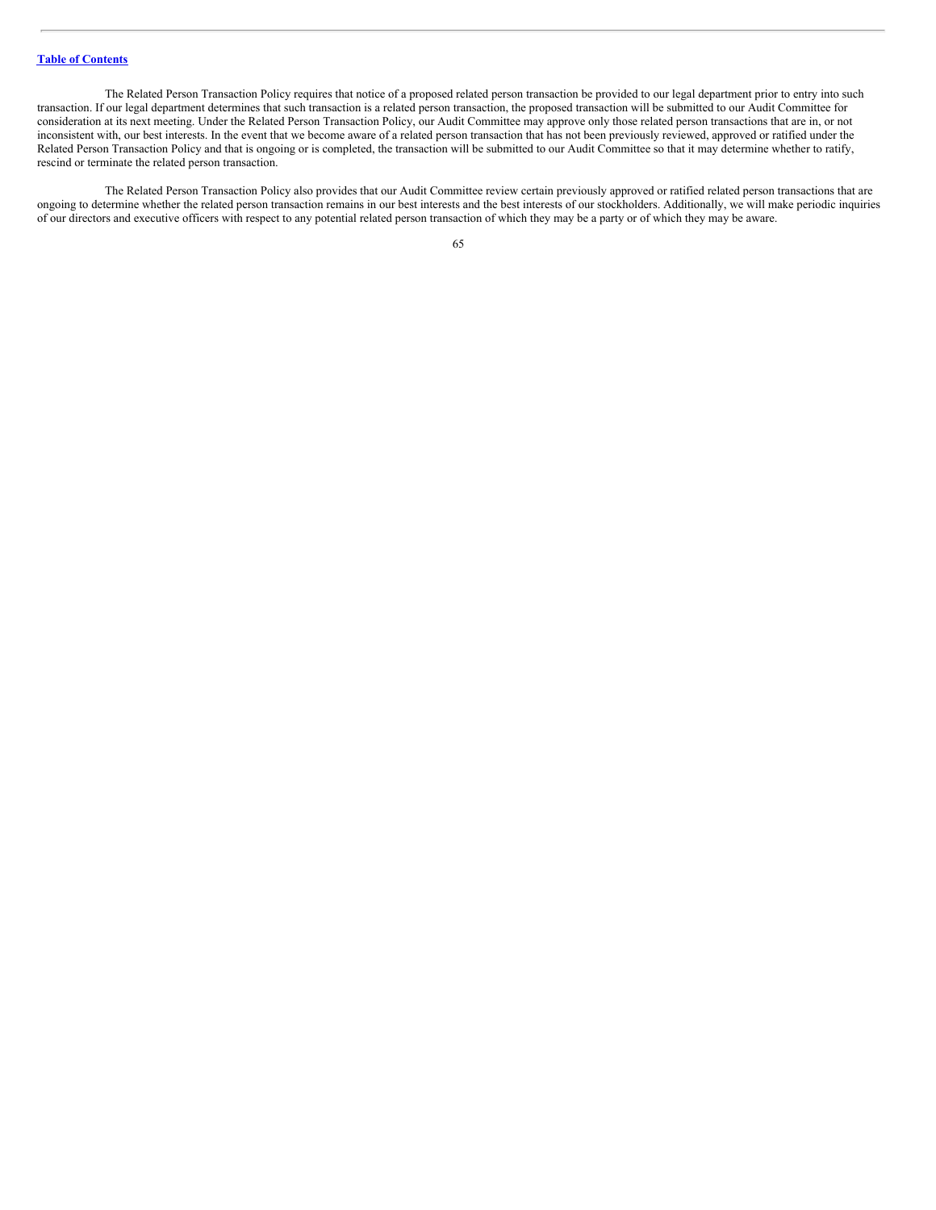The Related Person Transaction Policy requires that notice of a proposed related person transaction be provided to our legal department prior to entry into such transaction. If our legal department determines that such transaction is a related person transaction, the proposed transaction will be submitted to our Audit Committee for consideration at its next meeting. Under the Related Person Transaction Policy, our Audit Committee may approve only those related person transactions that are in, or not inconsistent with, our best interests. In the event that we become aware of a related person transaction that has not been previously reviewed, approved or ratified under the Related Person Transaction Policy and that is ongoing or is completed, the transaction will be submitted to our Audit Committee so that it may determine whether to ratify, rescind or terminate the related person transaction.

The Related Person Transaction Policy also provides that our Audit Committee review certain previously approved or ratified related person transactions that are ongoing to determine whether the related person transaction remains in our best interests and the best interests of our stockholders. Additionally, we will make periodic inquiries of our directors and executive officers with respect to any potential related person transaction of which they may be a party or of which they may be aware.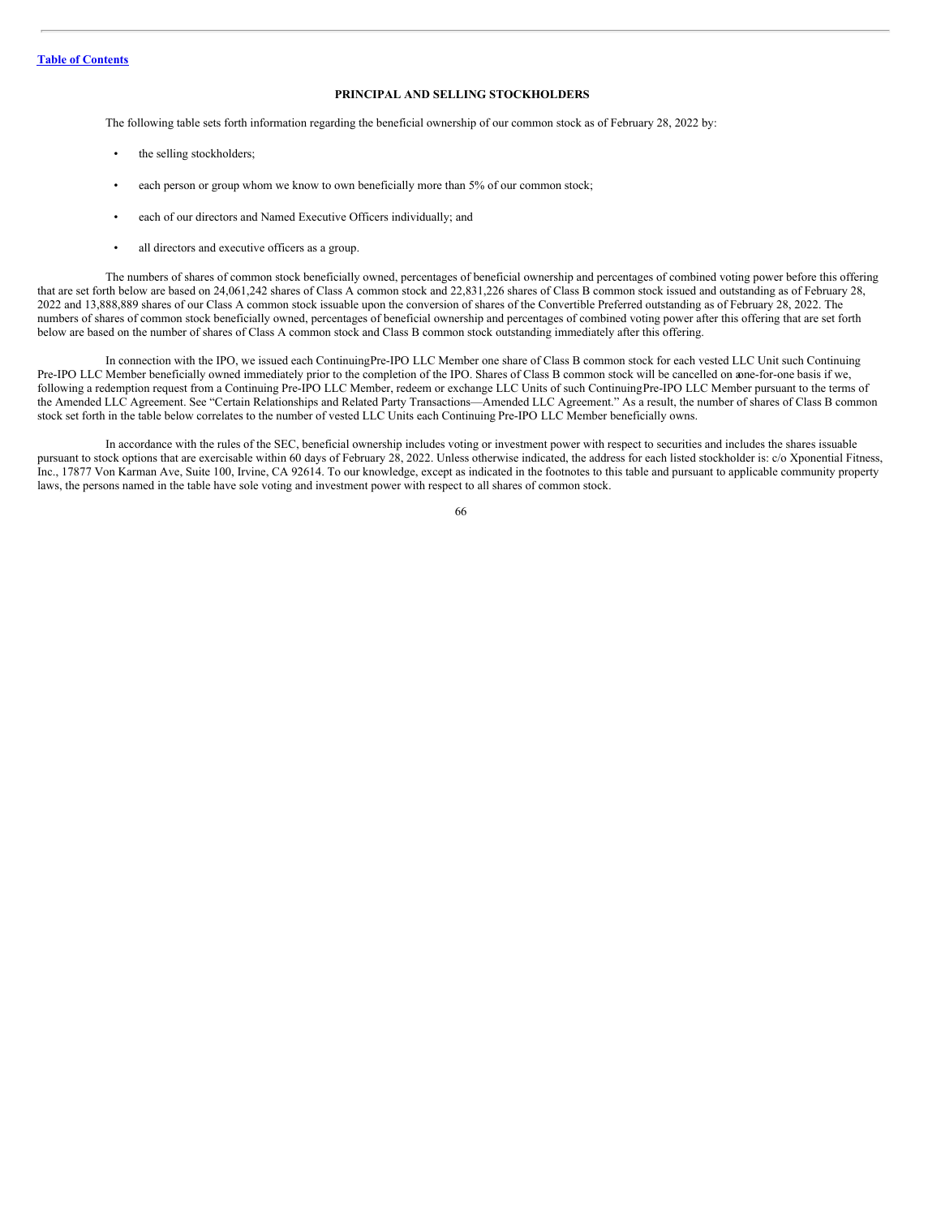Table of Contents

## PRINCIPAL AND SELLING STOCKHOLDERS

The following table sets forth information regarding the beneficial ownership of our common stock as of February 28, 2022 by:

- the selling stockholders;
- each person or group whom we know to own beneficially more than 5% of our common stock;
- each of our directors and Named Executive Officers individually; and
- all directors and executive officers as a group.

The numbers of shares of common stock beneficially owned, percentages of beneficial ownership and percentages of combined voting power before this offering that are set forth below are based on 24,061,242 shares of Class A common stock and 22,831,226 shares of Class B common stock issued and outstanding as of February 28, 2022 and 13,888,889 shares of our Class A common stock issuable upon the conversion of shares of the Convertible Preferred outstanding as of February 28, 2022. The numbers of shares of common stock beneficially owned, percentages of beneficial ownership and percentages of combined voting power after this offering that are set forth below are based on the number of shares of Class A common stock and Class B common stock outstanding immediately after this offering.

In connection with the IPO, we issued each Continuing Pre-IPO LLC Member one share of Class B common stock for each vested LLC Unit such Continuing Pre-IPO LLC Member beneficially owned immediately prior to the completion of the IPO. Shares of Class B common stock will be cancelled on a one-for-one basis if we, following a redemption request from a Continuing Pre-IPO LLC Member, redeem or exchange LLC Units of such Continuing Pre-IPO LLC Member pursuant to the terms of the Amended LLC Agreement. See "Certain Relationships and Related Party Transactions—Amended LLC Agreement." As a result, the number of shares of Class B common stock set forth in the table below correlates to the number of vested LLC Units each Continuing Pre-IPO LLC Member beneficially owns.

In accordance with the rules of the SEC, beneficial ownership includes voting or investment power with respect to securities and includes the shares issuable pursuant to stock options that are exercisable within 60 days of February 28, 2022. Unless otherwise indicated, the address for each listed stockholder is: c/o Xponential Fitness, Inc., 17877 Von Karman Ave, Suite 100, Irvine, CA 92614. To our knowledge, except as indicated in the footnotes to this table and pursuant to applicable community property laws, the persons named in the table have sole voting and investment power with respect to all shares of common stock.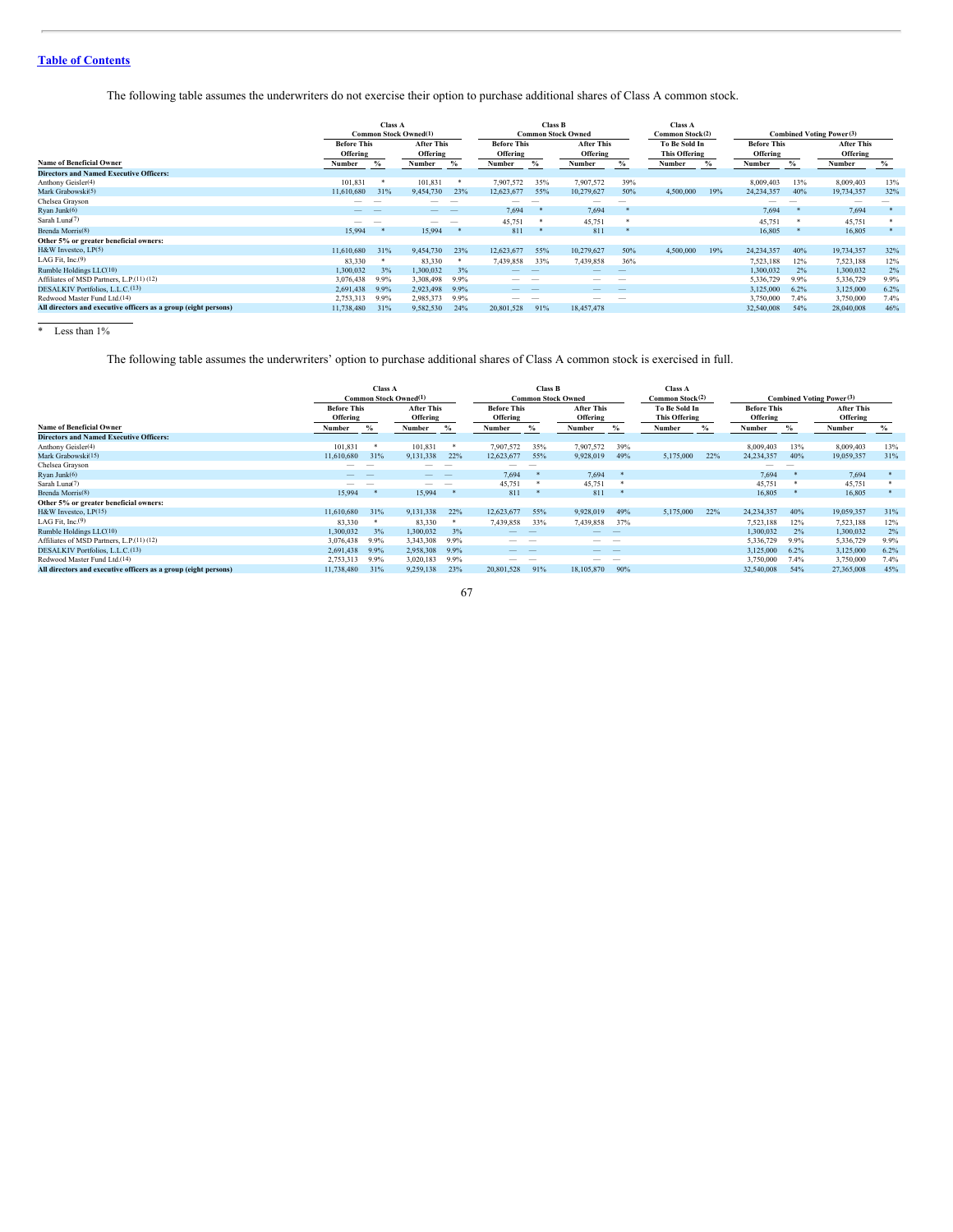The following table assumes the underwriters do not exercise their option to purchase additional shares of Class A common stock.

| Name of Beneficial Owner | Class A Common Stock Owned(1) | | | | Class B Common Stock Owned | | | | Class A Common Stock(2) | | Combined Voting Power(3) | | | |
|---|---|---|---|---|---|---|---|---|---|---|---|---|---|---|
| | Before This Offering | | After This Offering | | Before This Offering | | After This Offering | | To Be Sold In This Offering | | Before This Offering | | After This Offering | |
| | Number | % | Number | % | Number | % | Number | % | Number | % | Number | % | Number | % |
| **Directors and Named Executive Officers:** | | | | | | | | | | | | | | |
| Anthony Geisler(4) | 101,831 | * | 101,831 | * | 7,907,572 | 35% | 7,907,572 | 39% | | | 8,009,403 | 13% | 8,009,403 | 13% |
| Mark Grabowski(5) | 11,610,680 | 31% | 9,454,730 | 23% | 12,623,677 | 55% | 10,279,627 | 50% | 4,500,000 | 19% | 24,234,357 | 40% | 19,734,357 | 32% |
| Chelsea Grayson | — | — | — | — | — | — | — | — | | | — | — | — | — |
| Ryan Junk(6) | — | — | — | — | 7,694 | * | 7,694 | * | | | 7,694 | * | 7,694 | * |
| Sarah Luna(7) | — | — | — | — | 45,751 | * | 45,751 | * | | | 45,751 | * | 45,751 | * |
| Brenda Morris(8) | 15,994 | * | 15,994 | * | 811 | * | 811 | * | | | 16,805 | * | 16,805 | * |
| **Other 5% or greater beneficial owners:** | | | | | | | | | | | | | | |
| H&W Investco, LP(5) | 11,610,680 | 31% | 9,454,730 | 23% | 12,623,677 | 55% | 10,279,627 | 50% | 4,500,000 | 19% | 24,234,357 | 40% | 19,734,357 | 32% |
| LAG Fit, Inc.(9) | 83,330 | * | 83,330 | * | 7,439,858 | 33% | 7,439,858 | 36% | | | 7,523,188 | 12% | 7,523,188 | 12% |
| Rumble Holdings LLC(10) | 1,300,032 | 3% | 1,300,032 | 3% | — | — | — | — | | | 1,300,032 | 2% | 1,300,032 | 2% |
| Affiliates of MSD Partners, L.P.(11) (12) | 3,076,438 | 9.9% | 3,308,498 | 9.9% | — | — | — | — | | | 5,336,729 | 9.9% | 5,336,729 | 9.9% |
| DESALKIV Portfolios, L.L.C.(13) | 2,691,438 | 9.9% | 2,923,498 | 9.9% | — | — | — | — | | | 3,125,000 | 6.2% | 3,125,000 | 6.2% |
| Redwood Master Fund Ltd.(14) | 2,753,313 | 9.9% | 2,985,373 | 9.9% | — | — | — | — | | | 3,750,000 | 7.4% | 3,750,000 | 7.4% |
| **All directors and executive officers as a group (eight persons)** | 11,738,480 | 31% | 9,582,530 | 24% | 20,801,528 | 91% | 18,457,478 | | | | 32,540,008 | 54% | 28,040,008 | 46% |

\* Less than 1%

The following table assumes the underwriters' option to purchase additional shares of Class A common stock is exercised in full.

| Name of Beneficial Owner | Class A Common Stock Owned(1) | | | | Class B Common Stock Owned | | | | Class A Common Stock(2) | | Combined Voting Power(3) | | | |
|---|---|---|---|---|---|---|---|---|---|---|---|---|---|---|
| | Before This Offering | | After This Offering | | Before This Offering | | After This Offering | | To Be Sold In This Offering | | Before This Offering | | After This Offering | |
| | Number | % | Number | % | Number | % | Number | % | Number | % | Number | % | Number | % |
| **Directors and Named Executive Officers:** | | | | | | | | | | | | | | |
| Anthony Geisler(4) | 101,831 | * | 101,831 | * | 7,907,572 | 35% | 7,907,572 | 39% | | | 8,009,403 | 13% | 8,009,403 | 13% |
| Mark Grabowski(15) | 11,610,680 | 31% | 9,131,338 | 22% | 12,623,677 | 55% | 9,928,019 | 49% | 5,175,000 | 22% | 24,234,357 | 40% | 19,059,357 | 31% |
| Chelsea Grayson | — | — | — | — | — | — | | | | | — | — | | |
| Ryan Junk(6) | — | — | — | — | 7,694 | * | 7,694 | * | | | 7,694 | * | 7,694 | * |
| Sarah Luna(7) | — | — | — | — | 45,751 | * | 45,751 | * | | | 45,751 | * | 45,751 | * |
| Brenda Morris(8) | 15,994 | * | 15,994 | * | 811 | * | 811 | * | | | 16,805 | * | 16,805 | * |
| **Other 5% or greater beneficial owners:** | | | | | | | | | | | | | | |
| H&W Investco, LP(15) | 11,610,680 | 31% | 9,131,338 | 22% | 12,623,677 | 55% | 9,928,019 | 49% | 5,175,000 | 22% | 24,234,357 | 40% | 19,059,357 | 31% |
| LAG Fit, Inc.(9) | 83,330 | * | 83,330 | * | 7,439,858 | 33% | 7,439,858 | 37% | | | 7,523,188 | 12% | 7,523,188 | 12% |
| Rumble Holdings LLC(10) | 1,300,032 | 3% | 1,300,032 | 3% | — | — | — | — | | | 1,300,032 | 2% | 1,300,032 | 2% |
| Affiliates of MSD Partners, L.P.(11) (12) | 3,076,438 | 9.9% | 3,343,308 | 9.9% | — | — | — | — | | | 5,336,729 | 9.9% | 5,336,729 | 9.9% |
| DESALKIV Portfolios, L.L.C.(13) | 2,691,438 | 9.9% | 2,958,308 | 9.9% | — | — | — | — | | | 3,125,000 | 6.2% | 3,125,000 | 6.2% |
| Redwood Master Fund Ltd.(14) | 2,753,313 | 9.9% | 3,020,183 | 9.9% | — | — | — | — | | | 3,750,000 | 7.4% | 3,750,000 | 7.4% |
| **All directors and executive officers as a group (eight persons)** | 11,738,480 | 31% | 9,259,138 | 23% | 20,801,528 | 91% | 18,105,870 | 90% | | | 32,540,008 | 54% | 27,365,008 | 45% |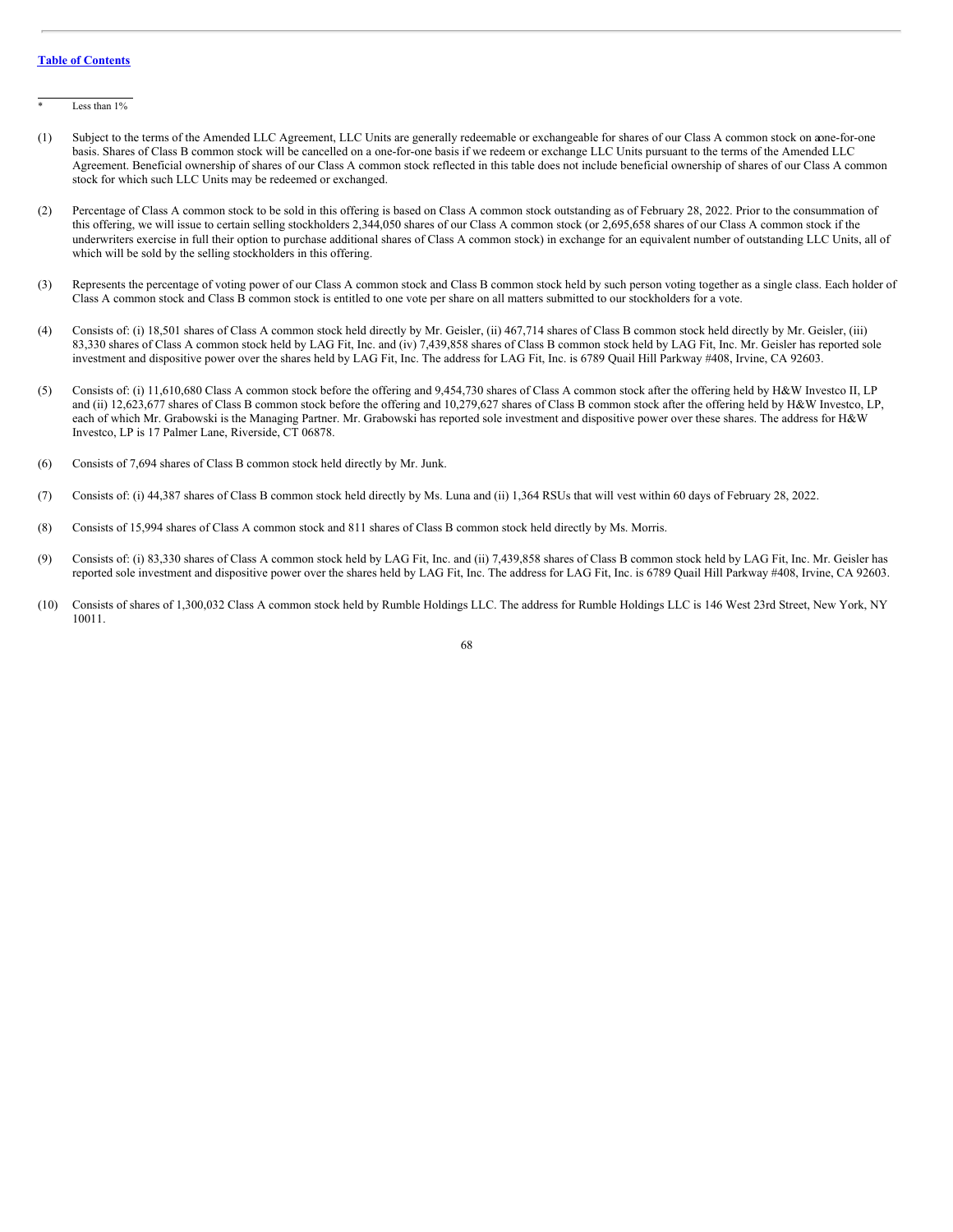[Table of Contents](#)

---

\* Less than 1%

(1) Subject to the terms of the Amended LLC Agreement, LLC Units are generally redeemable or exchangeable for shares of our Class A common stock on a one-for-one basis. Shares of Class B common stock will be cancelled on a one-for-one basis if we redeem or exchange LLC Units pursuant to the terms of the Amended LLC Agreement. Beneficial ownership of shares of our Class A common stock reflected in this table does not include beneficial ownership of shares of our Class A common stock for which such LLC Units may be redeemed or exchanged.

(2) Percentage of Class A common stock to be sold in this offering is based on Class A common stock outstanding as of February 28, 2022. Prior to the consummation of this offering, we will issue to certain selling stockholders 2,344,050 shares of our Class A common stock (or 2,695,658 shares of our Class A common stock if the underwriters exercise in full their option to purchase additional shares of Class A common stock) in exchange for an equivalent number of outstanding LLC Units, all of which will be sold by the selling stockholders in this offering.

(3) Represents the percentage of voting power of our Class A common stock and Class B common stock held by such person voting together as a single class. Each holder of Class A common stock and Class B common stock is entitled to one vote per share on all matters submitted to our stockholders for a vote.

(4) Consists of: (i) 18,501 shares of Class A common stock held directly by Mr. Geisler, (ii) 467,714 shares of Class B common stock held directly by Mr. Geisler, (iii) 83,330 shares of Class A common stock held by LAG Fit, Inc. and (iv) 7,439,858 shares of Class B common stock held by LAG Fit, Inc. Mr. Geisler has reported sole investment and dispositive power over the shares held by LAG Fit, Inc. The address for LAG Fit, Inc. is 6789 Quail Hill Parkway #408, Irvine, CA 92603.

(5) Consists of: (i) 11,610,680 Class A common stock before the offering and 9,454,730 shares of Class A common stock after the offering held by H&W Investco II, LP and (ii) 12,623,677 shares of Class B common stock before the offering and 10,279,627 shares of Class B common stock after the offering held by H&W Investco, LP, each of which Mr. Grabowski is the Managing Partner. Mr. Grabowski has reported sole investment and dispositive power over these shares. The address for H&W Investco, LP is 17 Palmer Lane, Riverside, CT 06878.

(6) Consists of 7,694 shares of Class B common stock held directly by Mr. Junk.

(7) Consists of: (i) 44,387 shares of Class B common stock held directly by Ms. Luna and (ii) 1,364 RSUs that will vest within 60 days of February 28, 2022.

(8) Consists of 15,994 shares of Class A common stock and 811 shares of Class B common stock held directly by Ms. Morris.

(9) Consists of: (i) 83,330 shares of Class A common stock held by LAG Fit, Inc. and (ii) 7,439,858 shares of Class B common stock held by LAG Fit, Inc. Mr. Geisler has reported sole investment and dispositive power over the shares held by LAG Fit, Inc. The address for LAG Fit, Inc. is 6789 Quail Hill Parkway #408, Irvine, CA 92603.

(10) Consists of shares of 1,300,032 Class A common stock held by Rumble Holdings LLC. The address for Rumble Holdings LLC is 146 West 23rd Street, New York, NY 10011.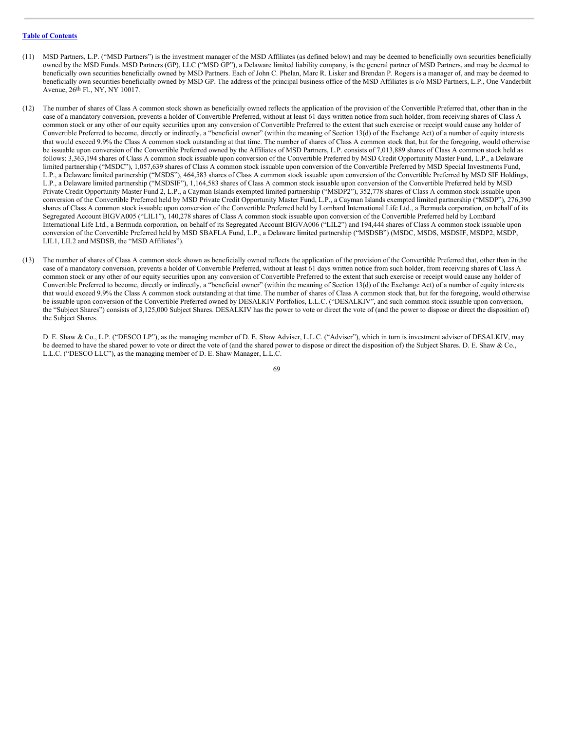[Table of Contents](#)

(11) MSD Partners, L.P. ("MSD Partners") is the investment manager of the MSD Affiliates (as defined below) and may be deemed to beneficially own securities beneficially owned by the MSD Funds. MSD Partners (GP), LLC ("MSD GP"), a Delaware limited liability company, is the general partner of MSD Partners, and may be deemed to beneficially own securities beneficially owned by MSD Partners. Each of John C. Phelan, Marc R. Lisker and Brendan P. Rogers is a manager of, and may be deemed to beneficially own securities beneficially owned by MSD GP. The address of the principal business office of the MSD Affiliates is c/o MSD Partners, L.P., One Vanderbilt Avenue, 26th Fl., NY, NY 10017.

(12) The number of shares of Class A common stock shown as beneficially owned reflects the application of the provision of the Convertible Preferred that, other than in the case of a mandatory conversion, prevents a holder of Convertible Preferred, without at least 61 days written notice from such holder, from receiving shares of Class A common stock or any other of our equity securities upon any conversion of Convertible Preferred to the extent that such exercise or receipt would cause any holder of Convertible Preferred to become, directly or indirectly, a "beneficial owner" (within the meaning of Section 13(d) of the Exchange Act) of a number of equity interests that would exceed 9.9% the Class A common stock outstanding at that time. The number of shares of Class A common stock that, but for the foregoing, would otherwise be issuable upon conversion of the Convertible Preferred owned by the Affiliates of MSD Partners, L.P. consists of 7,013,889 shares of Class A common stock held as follows: 3,363,194 shares of Class A common stock issuable upon conversion of the Convertible Preferred by MSD Credit Opportunity Master Fund, L.P., a Delaware limited partnership ("MSDC"), 1,057,639 shares of Class A common stock issuable upon conversion of the Convertible Preferred by MSD Special Investments Fund, L.P., a Delaware limited partnership ("MSDS"), 464,583 shares of Class A common stock issuable upon conversion of the Convertible Preferred by MSD SIF Holdings, L.P., a Delaware limited partnership ("MSDSIF"), 1,164,583 shares of Class A common stock issuable upon conversion of the Convertible Preferred held by MSD Private Credit Opportunity Master Fund 2, L.P., a Cayman Islands exempted limited partnership ("MSDP2"), 352,778 shares of Class A common stock issuable upon conversion of the Convertible Preferred held by MSD Private Credit Opportunity Master Fund, L.P., a Cayman Islands exempted limited partnership ("MSDP"), 276,390 shares of Class A common stock issuable upon conversion of the Convertible Preferred held by Lombard International Life Ltd., a Bermuda corporation, on behalf of its Segregated Account BIGVA005 ("LIL1"), 140,278 shares of Class A common stock issuable upon conversion of the Convertible Preferred held by Lombard International Life Ltd., a Bermuda corporation, on behalf of its Segregated Account BIGVA006 ("LIL2") and 194,444 shares of Class A common stock issuable upon conversion of the Convertible Preferred held by MSD SBAFLA Fund, L.P., a Delaware limited partnership ("MSDSB") (MSDC, MSDS, MSDSIF, MSDP2, MSDP, LIL1, LIL2 and MSDSB, the "MSD Affiliates").

(13) The number of shares of Class A common stock shown as beneficially owned reflects the application of the provision of the Convertible Preferred that, other than in the case of a mandatory conversion, prevents a holder of Convertible Preferred, without at least 61 days written notice from such holder, from receiving shares of Class A common stock or any other of our equity securities upon any conversion of Convertible Preferred to the extent that such exercise or receipt would cause any holder of Convertible Preferred to become, directly or indirectly, a "beneficial owner" (within the meaning of Section 13(d) of the Exchange Act) of a number of equity interests that would exceed 9.9% the Class A common stock outstanding at that time. The number of shares of Class A common stock that, but for the foregoing, would otherwise be issuable upon conversion of the Convertible Preferred owned by DESALKIV Portfolios, L.L.C. ("DESALKIV", and such common stock issuable upon conversion, the "Subject Shares") consists of 3,125,000 Subject Shares. DESALKIV has the power to vote or direct the vote of (and the power to dispose or direct the disposition of) the Subject Shares.

D. E. Shaw & Co., L.P. ("DESCO LP"), as the managing member of D. E. Shaw Adviser, L.L.C. ("Adviser"), which in turn is investment adviser of DESALKIV, may be deemed to have the shared power to vote or direct the vote of (and the shared power to dispose or direct the disposition of) the Subject Shares. D. E. Shaw & Co., L.L.C. ("DESCO LLC"), as the managing member of D. E. Shaw Manager, L.L.C.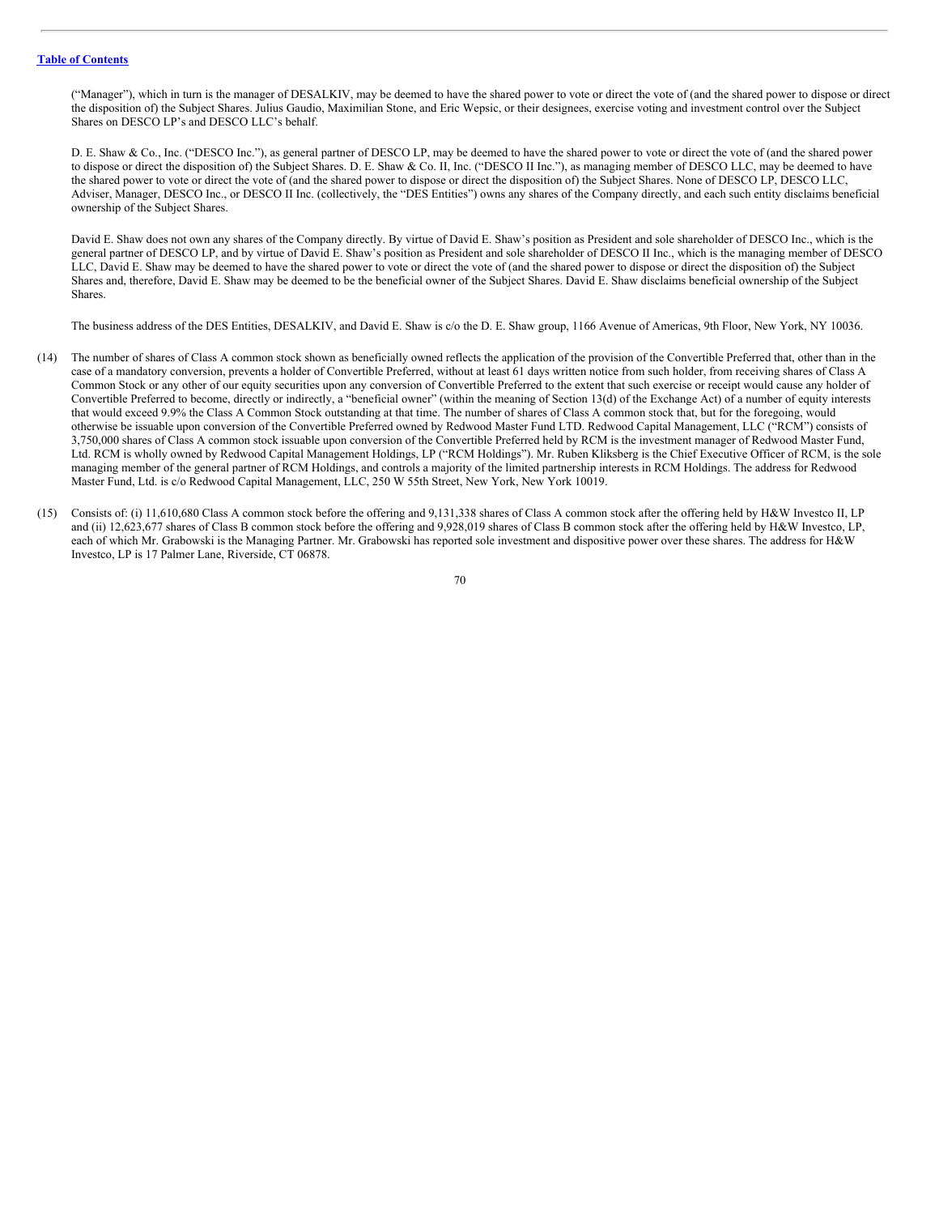("Manager"), which in turn is the manager of DESALKIV, may be deemed to have the shared power to vote or direct the vote of (and the shared power to dispose or direct the disposition of) the Subject Shares. Julius Gaudio, Maximilian Stone, and Eric Wepsic, or their designees, exercise voting and investment control over the Subject Shares on DESCO LP's and DESCO LLC's behalf.

D. E. Shaw & Co., Inc. ("DESCO Inc."), as general partner of DESCO LP, may be deemed to have the shared power to vote or direct the vote of (and the shared power to dispose or direct the disposition of) the Subject Shares. D. E. Shaw & Co. II, Inc. ("DESCO II Inc."), as managing member of DESCO LLC, may be deemed to have the shared power to vote or direct the vote of (and the shared power to dispose or direct the disposition of) the Subject Shares. None of DESCO LP, DESCO LLC, Adviser, Manager, DESCO Inc., or DESCO II Inc. (collectively, the "DES Entities") owns any shares of the Company directly, and each such entity disclaims beneficial ownership of the Subject Shares.

David E. Shaw does not own any shares of the Company directly. By virtue of David E. Shaw's position as President and sole shareholder of DESCO Inc., which is the general partner of DESCO LP, and by virtue of David E. Shaw's position as President and sole shareholder of DESCO II Inc., which is the managing member of DESCO LLC, David E. Shaw may be deemed to have the shared power to vote or direct the vote of (and the shared power to dispose or direct the disposition of) the Subject Shares and, therefore, David E. Shaw may be deemed to be the beneficial owner of the Subject Shares. David E. Shaw disclaims beneficial ownership of the Subject Shares.

The business address of the DES Entities, DESALKIV, and David E. Shaw is c/o the D. E. Shaw group, 1166 Avenue of Americas, 9th Floor, New York, NY 10036.

(14) The number of shares of Class A common stock shown as beneficially owned reflects the application of the provision of the Convertible Preferred that, other than in the case of a mandatory conversion, prevents a holder of Convertible Preferred, without at least 61 days written notice from such holder, from receiving shares of Class A Common Stock or any other of our equity securities upon any conversion of Convertible Preferred to the extent that such exercise or receipt would cause any holder of Convertible Preferred to become, directly or indirectly, a "beneficial owner" (within the meaning of Section 13(d) of the Exchange Act) of a number of equity interests that would exceed 9.9% the Class A Common Stock outstanding at that time. The number of shares of Class A common stock that, but for the foregoing, would otherwise be issuable upon conversion of the Convertible Preferred owned by Redwood Master Fund LTD. Redwood Capital Management, LLC ("RCM") consists of 3,750,000 shares of Class A common stock issuable upon conversion of the Convertible Preferred held by RCM is the investment manager of Redwood Master Fund, Ltd. RCM is wholly owned by Redwood Capital Management Holdings, LP ("RCM Holdings"). Mr. Ruben Kliksberg is the Chief Executive Officer of RCM, is the sole managing member of the general partner of RCM Holdings, and controls a majority of the limited partnership interests in RCM Holdings. The address for Redwood Master Fund, Ltd. is c/o Redwood Capital Management, LLC, 250 W 55th Street, New York, New York 10019.

(15) Consists of: (i) 11,610,680 Class A common stock before the offering and 9,131,338 shares of Class A common stock after the offering held by H&W Investco II, LP and (ii) 12,623,677 shares of Class B common stock before the offering and 9,928,019 shares of Class B common stock after the offering held by H&W Investco, LP, each of which Mr. Grabowski is the Managing Partner. Mr. Grabowski has reported sole investment and dispositive power over these shares. The address for H&W Investco, LP is 17 Palmer Lane, Riverside, CT 06878.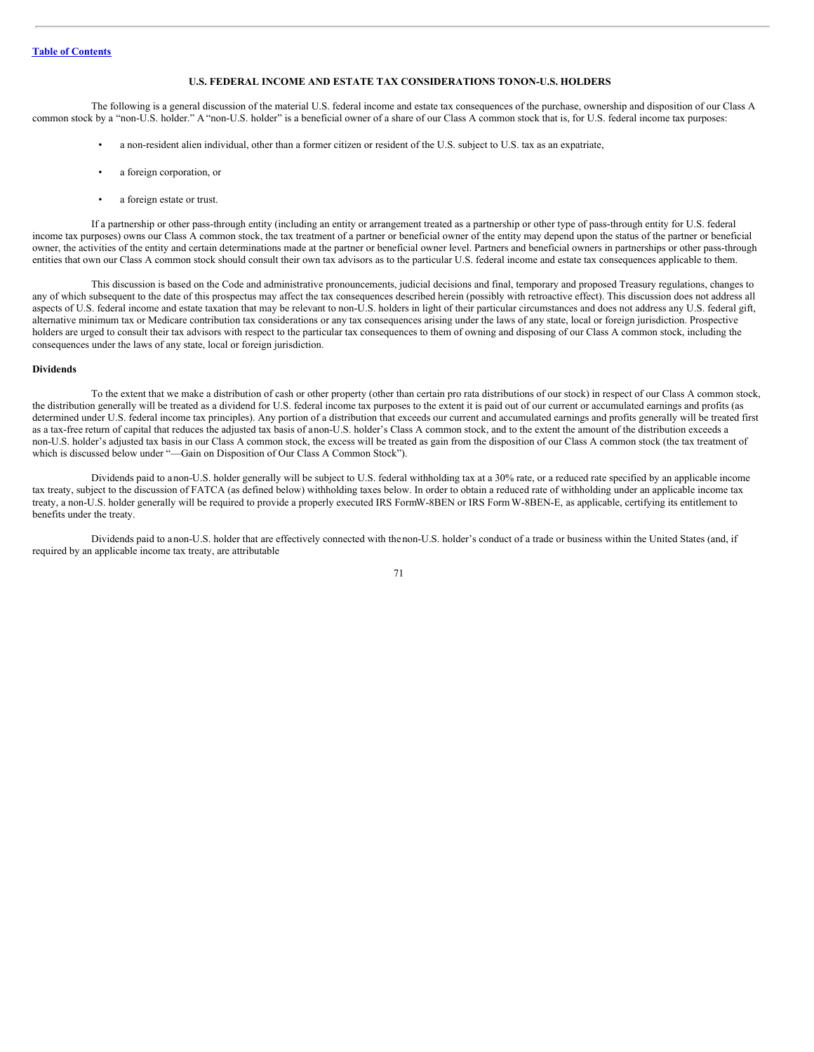## U.S. FEDERAL INCOME AND ESTATE TAX CONSIDERATIONS TO NON-U.S. HOLDERS

The following is a general discussion of the material U.S. federal income and estate tax consequences of the purchase, ownership and disposition of our Class A common stock by a "non-U.S. holder." A "non-U.S. holder" is a beneficial owner of a share of our Class A common stock that is, for U.S. federal income tax purposes:

- a non-resident alien individual, other than a former citizen or resident of the U.S. subject to U.S. tax as an expatriate,
- a foreign corporation, or
- a foreign estate or trust.

If a partnership or other pass-through entity (including an entity or arrangement treated as a partnership or other type of pass-through entity for U.S. federal income tax purposes) owns our Class A common stock, the tax treatment of a partner or beneficial owner of the entity may depend upon the status of the partner or beneficial owner, the activities of the entity and certain determinations made at the partner or beneficial owner level. Partners and beneficial owners in partnerships or other pass-through entities that own our Class A common stock should consult their own tax advisors as to the particular U.S. federal income and estate tax consequences applicable to them.

This discussion is based on the Code and administrative pronouncements, judicial decisions and final, temporary and proposed Treasury regulations, changes to any of which subsequent to the date of this prospectus may affect the tax consequences described herein (possibly with retroactive effect). This discussion does not address all aspects of U.S. federal income and estate taxation that may be relevant to non-U.S. holders in light of their particular circumstances and does not address any U.S. federal gift, alternative minimum tax or Medicare contribution tax considerations or any tax consequences arising under the laws of any state, local or foreign jurisdiction. Prospective holders are urged to consult their tax advisors with respect to the particular tax consequences to them of owning and disposing of our Class A common stock, including the consequences under the laws of any state, local or foreign jurisdiction.

### Dividends

To the extent that we make a distribution of cash or other property (other than certain pro rata distributions of our stock) in respect of our Class A common stock, the distribution generally will be treated as a dividend for U.S. federal income tax purposes to the extent it is paid out of our current or accumulated earnings and profits (as determined under U.S. federal income tax principles). Any portion of a distribution that exceeds our current and accumulated earnings and profits generally will be treated first as a tax-free return of capital that reduces the adjusted tax basis of a non-U.S. holder's Class A common stock, and to the extent the amount of the distribution exceeds a non-U.S. holder's adjusted tax basis in our Class A common stock, the excess will be treated as gain from the disposition of our Class A common stock (the tax treatment of which is discussed below under "—Gain on Disposition of Our Class A Common Stock").

Dividends paid to a non-U.S. holder generally will be subject to U.S. federal withholding tax at a 30% rate, or a reduced rate specified by an applicable income tax treaty, subject to the discussion of FATCA (as defined below) withholding taxes below. In order to obtain a reduced rate of withholding under an applicable income tax treaty, a non-U.S. holder generally will be required to provide a properly executed IRS Form W-8BEN or IRS Form W-8BEN-E, as applicable, certifying its entitlement to benefits under the treaty.

Dividends paid to a non-U.S. holder that are effectively connected with the non-U.S. holder's conduct of a trade or business within the United States (and, if required by an applicable income tax treaty, are attributable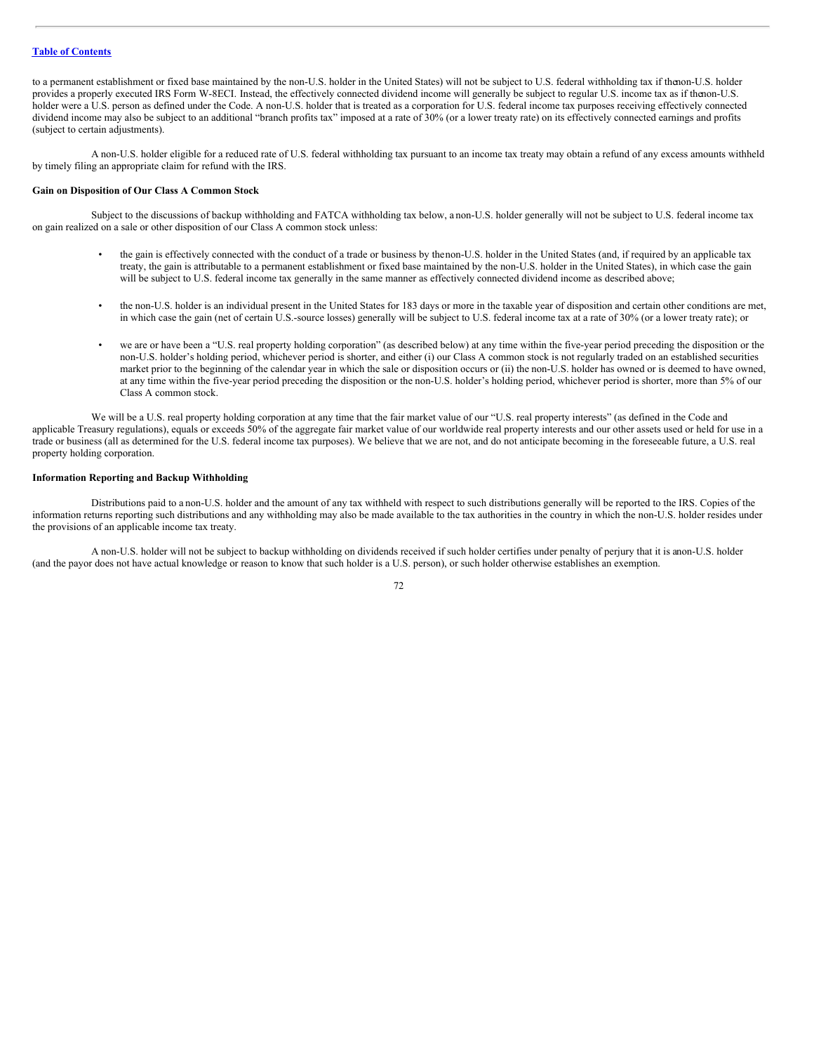to a permanent establishment or fixed base maintained by the non-U.S. holder in the United States) will not be subject to U.S. federal withholding tax if the non-U.S. holder provides a properly executed IRS Form W-8ECI. Instead, the effectively connected dividend income will generally be subject to regular U.S. income tax as if the non-U.S. holder were a U.S. person as defined under the Code. A non-U.S. holder that is treated as a corporation for U.S. federal income tax purposes receiving effectively connected dividend income may also be subject to an additional "branch profits tax" imposed at a rate of 30% (or a lower treaty rate) on its effectively connected earnings and profits (subject to certain adjustments).

A non-U.S. holder eligible for a reduced rate of U.S. federal withholding tax pursuant to an income tax treaty may obtain a refund of any excess amounts withheld by timely filing an appropriate claim for refund with the IRS.

**Gain on Disposition of Our Class A Common Stock**

Subject to the discussions of backup withholding and FATCA withholding tax below, a non-U.S. holder generally will not be subject to U.S. federal income tax on gain realized on a sale or other disposition of our Class A common stock unless:

- the gain is effectively connected with the conduct of a trade or business by the non-U.S. holder in the United States (and, if required by an applicable tax treaty, the gain is attributable to a permanent establishment or fixed base maintained by the non-U.S. holder in the United States), in which case the gain will be subject to U.S. federal income tax generally in the same manner as effectively connected dividend income as described above;

- the non-U.S. holder is an individual present in the United States for 183 days or more in the taxable year of disposition and certain other conditions are met, in which case the gain (net of certain U.S.-source losses) generally will be subject to U.S. federal income tax at a rate of 30% (or a lower treaty rate); or

- we are or have been a "U.S. real property holding corporation" (as described below) at any time within the five-year period preceding the disposition or the non-U.S. holder's holding period, whichever period is shorter, and either (i) our Class A common stock is not regularly traded on an established securities market prior to the beginning of the calendar year in which the sale or disposition occurs or (ii) the non-U.S. holder has owned or is deemed to have owned, at any time within the five-year period preceding the disposition or the non-U.S. holder's holding period, whichever period is shorter, more than 5% of our Class A common stock.

We will be a U.S. real property holding corporation at any time that the fair market value of our "U.S. real property interests" (as defined in the Code and applicable Treasury regulations), equals or exceeds 50% of the aggregate fair market value of our worldwide real property interests and our other assets used or held for use in a trade or business (all as determined for the U.S. federal income tax purposes). We believe that we are not, and do not anticipate becoming in the foreseeable future, a U.S. real property holding corporation.

**Information Reporting and Backup Withholding**

Distributions paid to a non-U.S. holder and the amount of any tax withheld with respect to such distributions generally will be reported to the IRS. Copies of the information returns reporting such distributions and any withholding may also be made available to the tax authorities in the country in which the non-U.S. holder resides under the provisions of an applicable income tax treaty.

A non-U.S. holder will not be subject to backup withholding on dividends received if such holder certifies under penalty of perjury that it is a non-U.S. holder (and the payor does not have actual knowledge or reason to know that such holder is a U.S. person), or such holder otherwise establishes an exemption.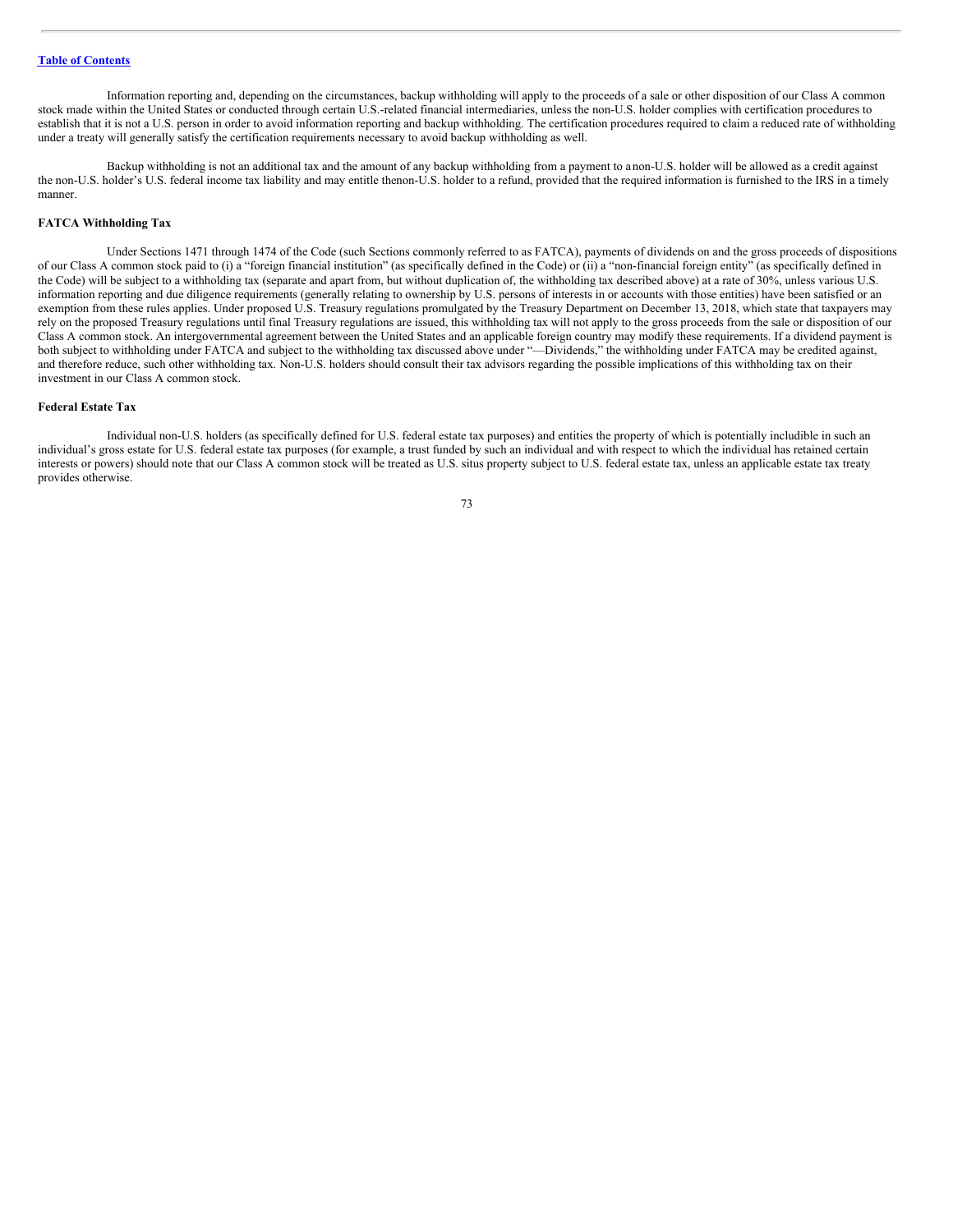Information reporting and, depending on the circumstances, backup withholding will apply to the proceeds of a sale or other disposition of our Class A common stock made within the United States or conducted through certain U.S.-related financial intermediaries, unless the non-U.S. holder complies with certification procedures to establish that it is not a U.S. person in order to avoid information reporting and backup withholding. The certification procedures required to claim a reduced rate of withholding under a treaty will generally satisfy the certification requirements necessary to avoid backup withholding as well.

Backup withholding is not an additional tax and the amount of any backup withholding from a payment to a non-U.S. holder will be allowed as a credit against the non-U.S. holder's U.S. federal income tax liability and may entitle the non-U.S. holder to a refund, provided that the required information is furnished to the IRS in a timely manner.

**FATCA Withholding Tax**

Under Sections 1471 through 1474 of the Code (such Sections commonly referred to as FATCA), payments of dividends on and the gross proceeds of dispositions of our Class A common stock paid to (i) a "foreign financial institution" (as specifically defined in the Code) or (ii) a "non-financial foreign entity" (as specifically defined in the Code) will be subject to a withholding tax (separate and apart from, but without duplication of, the withholding tax described above) at a rate of 30%, unless various U.S. information reporting and due diligence requirements (generally relating to ownership by U.S. persons of interests in or accounts with those entities) have been satisfied or an exemption from these rules applies. Under proposed U.S. Treasury regulations promulgated by the Treasury Department on December 13, 2018, which state that taxpayers may rely on the proposed Treasury regulations until final Treasury regulations are issued, this withholding tax will not apply to the gross proceeds from the sale or disposition of our Class A common stock. An intergovernmental agreement between the United States and an applicable foreign country may modify these requirements. If a dividend payment is both subject to withholding under FATCA and subject to the withholding tax discussed above under "—Dividends," the withholding under FATCA may be credited against, and therefore reduce, such other withholding tax. Non-U.S. holders should consult their tax advisors regarding the possible implications of this withholding tax on their investment in our Class A common stock.

**Federal Estate Tax**

Individual non-U.S. holders (as specifically defined for U.S. federal estate tax purposes) and entities the property of which is potentially includible in such an individual's gross estate for U.S. federal estate tax purposes (for example, a trust funded by such an individual and with respect to which the individual has retained certain interests or powers) should note that our Class A common stock will be treated as U.S. situs property subject to U.S. federal estate tax, unless an applicable estate tax treaty provides otherwise.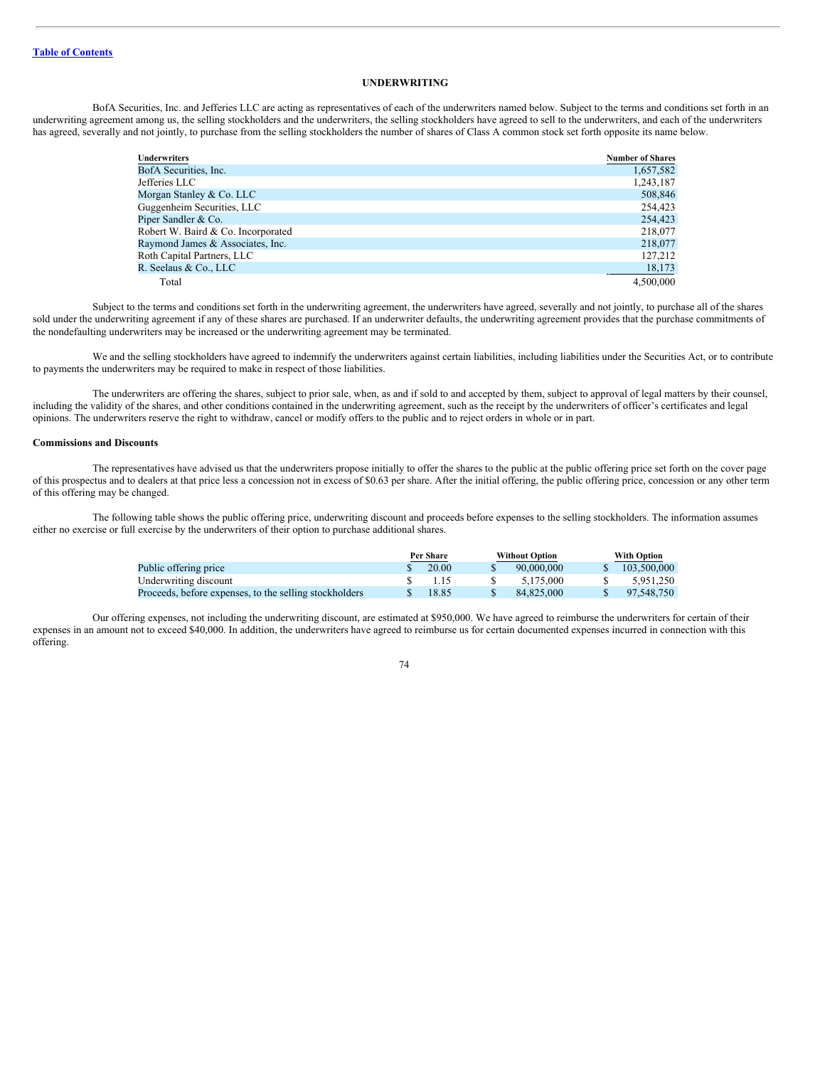[Table of Contents](#)

# UNDERWRITING

BofA Securities, Inc. and Jefferies LLC are acting as representatives of each of the underwriters named below. Subject to the terms and conditions set forth in an underwriting agreement among us, the selling stockholders and the underwriters, the selling stockholders have agreed to sell to the underwriters, and each of the underwriters has agreed, severally and not jointly, to purchase from the selling stockholders the number of shares of Class A common stock set forth opposite its name below.

| Underwriters | Number of Shares |
|---|---|
| BofA Securities, Inc. | 1,657,582 |
| Jefferies LLC | 1,243,187 |
| Morgan Stanley & Co. LLC | 508,846 |
| Guggenheim Securities, LLC | 254,423 |
| Piper Sandler & Co. | 254,423 |
| Robert W. Baird & Co. Incorporated | 218,077 |
| Raymond James & Associates, Inc. | 218,077 |
| Roth Capital Partners, LLC | 127,212 |
| R. Seelaus & Co., LLC | 18,173 |
| Total | 4,500,000 |

Subject to the terms and conditions set forth in the underwriting agreement, the underwriters have agreed, severally and not jointly, to purchase all of the shares sold under the underwriting agreement if any of these shares are purchased. If an underwriter defaults, the underwriting agreement provides that the purchase commitments of the nondefaulting underwriters may be increased or the underwriting agreement may be terminated.

We and the selling stockholders have agreed to indemnify the underwriters against certain liabilities, including liabilities under the Securities Act, or to contribute to payments the underwriters may be required to make in respect of those liabilities.

The underwriters are offering the shares, subject to prior sale, when, as and if sold to and accepted by them, subject to approval of legal matters by their counsel, including the validity of the shares, and other conditions contained in the underwriting agreement, such as the receipt by the underwriters of officer's certificates and legal opinions. The underwriters reserve the right to withdraw, cancel or modify offers to the public and to reject orders in whole or in part.

### Commissions and Discounts

The representatives have advised us that the underwriters propose initially to offer the shares to the public at the public offering price set forth on the cover page of this prospectus and to dealers at that price less a concession not in excess of $0.63 per share. After the initial offering, the public offering price, concession or any other term of this offering may be changed.

The following table shows the public offering price, underwriting discount and proceeds before expenses to the selling stockholders. The information assumes either no exercise or full exercise by the underwriters of their option to purchase additional shares.

| | Per Share | Without Option | With Option |
|---|---|---|---|
| Public offering price | $ 20.00 | $ 90,000,000 | $ 103,500,000 |
| Underwriting discount | $ 1.15 | $ 5,175,000 | $ 5,951,250 |
| Proceeds, before expenses, to the selling stockholders | $ 18.85 | $ 84,825,000 | $ 97,548,750 |

Our offering expenses, not including the underwriting discount, are estimated at $950,000. We have agreed to reimburse the underwriters for certain of their expenses in an amount not to exceed $40,000. In addition, the underwriters have agreed to reimburse us for certain documented expenses incurred in connection with this offering.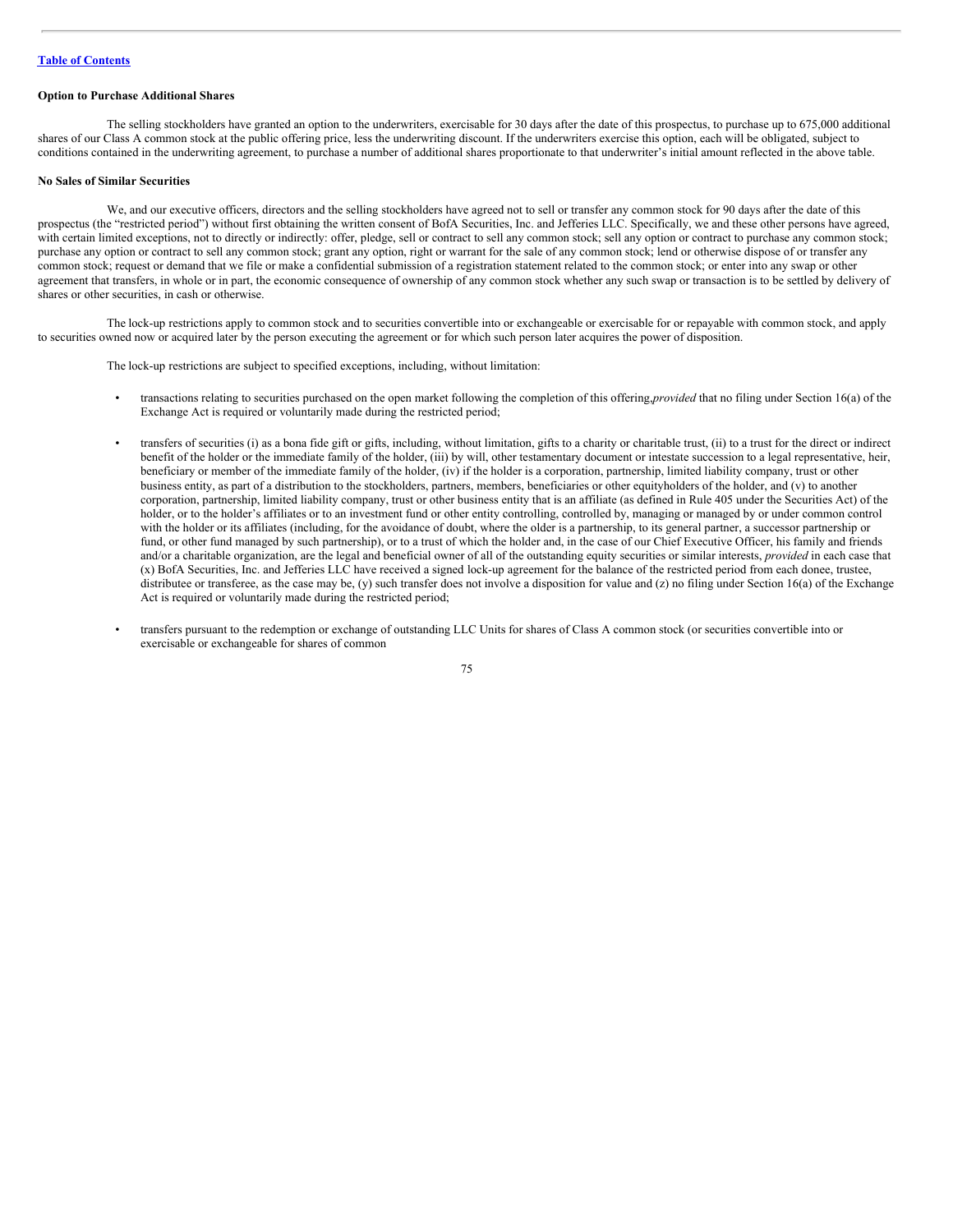**Option to Purchase Additional Shares**

The selling stockholders have granted an option to the underwriters, exercisable for 30 days after the date of this prospectus, to purchase up to 675,000 additional shares of our Class A common stock at the public offering price, less the underwriting discount. If the underwriters exercise this option, each will be obligated, subject to conditions contained in the underwriting agreement, to purchase a number of additional shares proportionate to that underwriter's initial amount reflected in the above table.

**No Sales of Similar Securities**

We, and our executive officers, directors and the selling stockholders have agreed not to sell or transfer any common stock for 90 days after the date of this prospectus (the "restricted period") without first obtaining the written consent of BofA Securities, Inc. and Jefferies LLC. Specifically, we and these other persons have agreed, with certain limited exceptions, not to directly or indirectly: offer, pledge, sell or contract to sell any common stock; sell any option or contract to purchase any common stock; purchase any option or contract to sell any common stock; grant any option, right or warrant for the sale of any common stock; lend or otherwise dispose of or transfer any common stock; request or demand that we file or make a confidential submission of a registration statement related to the common stock; or enter into any swap or other agreement that transfers, in whole or in part, the economic consequence of ownership of any common stock whether any such swap or transaction is to be settled by delivery of shares or other securities, in cash or otherwise.

The lock-up restrictions apply to common stock and to securities convertible into or exchangeable or exercisable for or repayable with common stock, and apply to securities owned now or acquired later by the person executing the agreement or for which such person later acquires the power of disposition.

The lock-up restrictions are subject to specified exceptions, including, without limitation:

- transactions relating to securities purchased on the open market following the completion of this offering, *provided* that no filing under Section 16(a) of the Exchange Act is required or voluntarily made during the restricted period;

- transfers of securities (i) as a bona fide gift or gifts, including, without limitation, gifts to a charity or charitable trust, (ii) to a trust for the direct or indirect benefit of the holder or the immediate family of the holder, (iii) by will, other testamentary document or intestate succession to a legal representative, heir, beneficiary or member of the immediate family of the holder, (iv) if the holder is a corporation, partnership, limited liability company, trust or other business entity, as part of a distribution to the stockholders, partners, members, beneficiaries or other equityholders of the holder, and (v) to another corporation, partnership, limited liability company, trust or other business entity that is an affiliate (as defined in Rule 405 under the Securities Act) of the holder, or to the holder's affiliates or to an investment fund or other entity controlling, controlled by, managing or managed by or under common control with the holder or its affiliates (including, for the avoidance of doubt, where the older is a partnership, to its general partner, a successor partnership or fund, or other fund managed by such partnership), or to a trust of which the holder and, in the case of our Chief Executive Officer, his family and friends and/or a charitable organization, are the legal and beneficial owner of all of the outstanding equity securities or similar interests, *provided* in each case that (x) BofA Securities, Inc. and Jefferies LLC have received a signed lock-up agreement for the balance of the restricted period from each donee, trustee, distributee or transferee, as the case may be, (y) such transfer does not involve a disposition for value and (z) no filing under Section 16(a) of the Exchange Act is required or voluntarily made during the restricted period;

- transfers pursuant to the redemption or exchange of outstanding LLC Units for shares of Class A common stock (or securities convertible into or exercisable or exchangeable for shares of common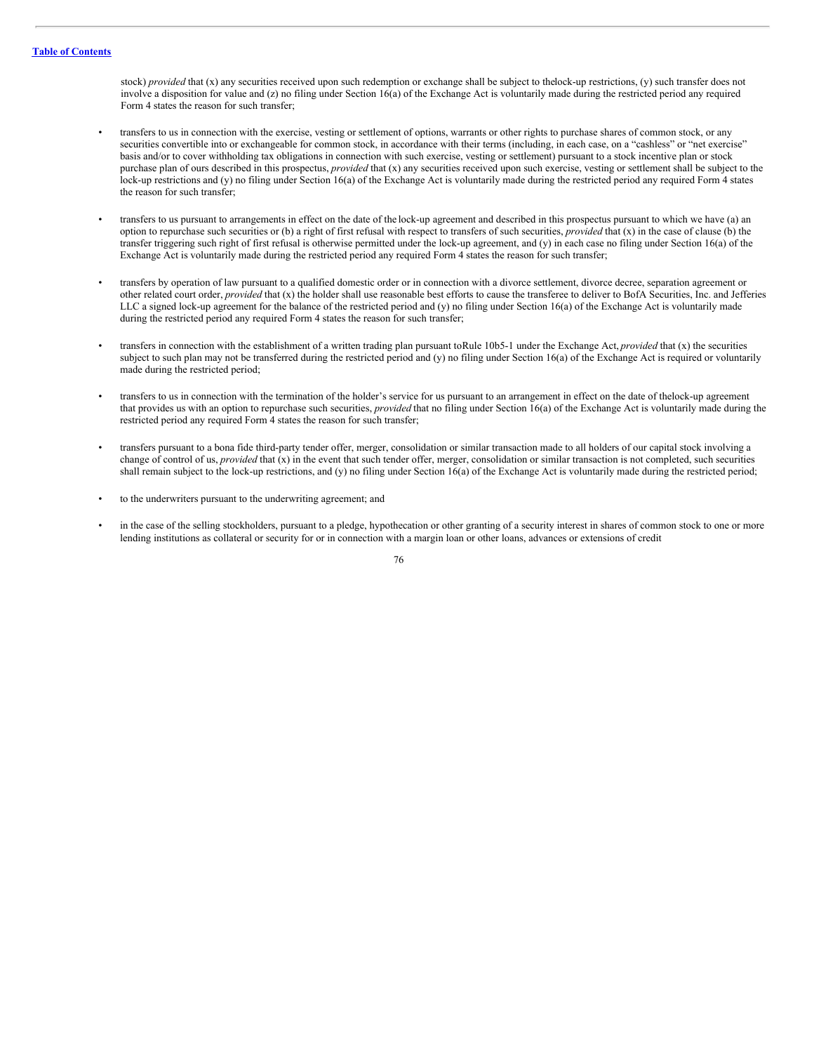stock) *provided* that (x) any securities received upon such redemption or exchange shall be subject to thelock-up restrictions, (y) such transfer does not involve a disposition for value and (z) no filing under Section 16(a) of the Exchange Act is voluntarily made during the restricted period any required Form 4 states the reason for such transfer;

- transfers to us in connection with the exercise, vesting or settlement of options, warrants or other rights to purchase shares of common stock, or any securities convertible into or exchangeable for common stock, in accordance with their terms (including, in each case, on a "cashless" or "net exercise" basis and/or to cover withholding tax obligations in connection with such exercise, vesting or settlement) pursuant to a stock incentive plan or stock purchase plan of ours described in this prospectus, *provided* that (x) any securities received upon such exercise, vesting or settlement shall be subject to the lock-up restrictions and (y) no filing under Section 16(a) of the Exchange Act is voluntarily made during the restricted period any required Form 4 states the reason for such transfer;

- transfers to us pursuant to arrangements in effect on the date of the lock-up agreement and described in this prospectus pursuant to which we have (a) an option to repurchase such securities or (b) a right of first refusal with respect to transfers of such securities, *provided* that (x) in the case of clause (b) the transfer triggering such right of first refusal is otherwise permitted under the lock-up agreement, and (y) in each case no filing under Section 16(a) of the Exchange Act is voluntarily made during the restricted period any required Form 4 states the reason for such transfer;

- transfers by operation of law pursuant to a qualified domestic order or in connection with a divorce settlement, divorce decree, separation agreement or other related court order, *provided* that (x) the holder shall use reasonable best efforts to cause the transferee to deliver to BofA Securities, Inc. and Jefferies LLC a signed lock-up agreement for the balance of the restricted period and (y) no filing under Section 16(a) of the Exchange Act is voluntarily made during the restricted period any required Form 4 states the reason for such transfer;

- transfers in connection with the establishment of a written trading plan pursuant toRule 10b5-1 under the Exchange Act, *provided* that (x) the securities subject to such plan may not be transferred during the restricted period and (y) no filing under Section 16(a) of the Exchange Act is required or voluntarily made during the restricted period;

- transfers to us in connection with the termination of the holder's service for us pursuant to an arrangement in effect on the date of thelock-up agreement that provides us with an option to repurchase such securities, *provided* that no filing under Section 16(a) of the Exchange Act is voluntarily made during the restricted period any required Form 4 states the reason for such transfer;

- transfers pursuant to a bona fide third-party tender offer, merger, consolidation or similar transaction made to all holders of our capital stock involving a change of control of us, *provided* that (x) in the event that such tender offer, merger, consolidation or similar transaction is not completed, such securities shall remain subject to the lock-up restrictions, and (y) no filing under Section 16(a) of the Exchange Act is voluntarily made during the restricted period;

- to the underwriters pursuant to the underwriting agreement; and

- in the case of the selling stockholders, pursuant to a pledge, hypothecation or other granting of a security interest in shares of common stock to one or more lending institutions as collateral or security for or in connection with a margin loan or other loans, advances or extensions of credit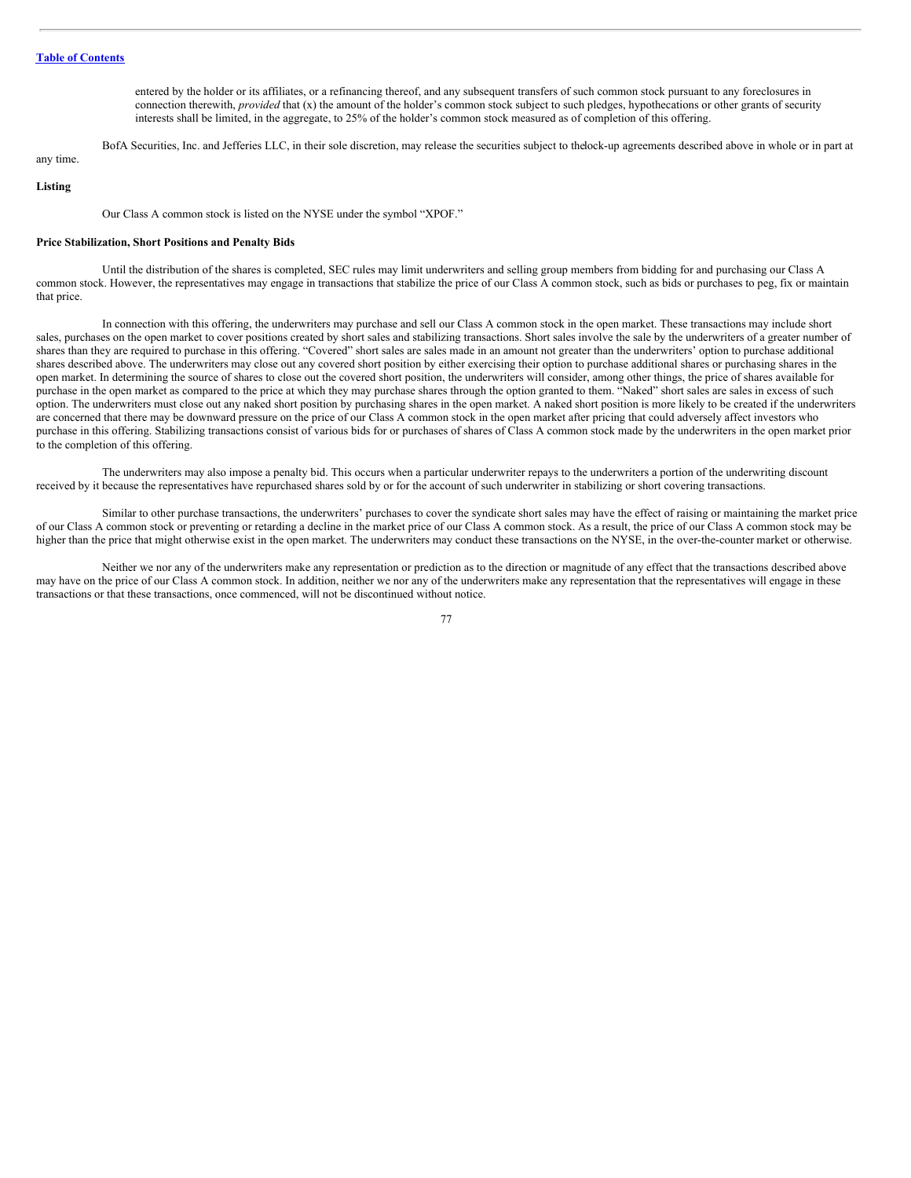entered by the holder or its affiliates, or a refinancing thereof, and any subsequent transfers of such common stock pursuant to any foreclosures in connection therewith, *provided* that (x) the amount of the holder's common stock subject to such pledges, hypothecations or other grants of security interests shall be limited, in the aggregate, to 25% of the holder's common stock measured as of completion of this offering.

BofA Securities, Inc. and Jefferies LLC, in their sole discretion, may release the securities subject to the lock-up agreements described above in whole or in part at any time.

**Listing**

Our Class A common stock is listed on the NYSE under the symbol "XPOF."

**Price Stabilization, Short Positions and Penalty Bids**

Until the distribution of the shares is completed, SEC rules may limit underwriters and selling group members from bidding for and purchasing our Class A common stock. However, the representatives may engage in transactions that stabilize the price of our Class A common stock, such as bids or purchases to peg, fix or maintain that price.

In connection with this offering, the underwriters may purchase and sell our Class A common stock in the open market. These transactions may include short sales, purchases on the open market to cover positions created by short sales and stabilizing transactions. Short sales involve the sale by the underwriters of a greater number of shares than they are required to purchase in this offering. "Covered" short sales are sales made in an amount not greater than the underwriters' option to purchase additional shares described above. The underwriters may close out any covered short position by either exercising their option to purchase additional shares or purchasing shares in the open market. In determining the source of shares to close out the covered short position, the underwriters will consider, among other things, the price of shares available for purchase in the open market as compared to the price at which they may purchase shares through the option granted to them. "Naked" short sales are sales in excess of such option. The underwriters must close out any naked short position by purchasing shares in the open market. A naked short position is more likely to be created if the underwriters are concerned that there may be downward pressure on the price of our Class A common stock in the open market after pricing that could adversely affect investors who purchase in this offering. Stabilizing transactions consist of various bids for or purchases of shares of Class A common stock made by the underwriters in the open market prior to the completion of this offering.

The underwriters may also impose a penalty bid. This occurs when a particular underwriter repays to the underwriters a portion of the underwriting discount received by it because the representatives have repurchased shares sold by or for the account of such underwriter in stabilizing or short covering transactions.

Similar to other purchase transactions, the underwriters' purchases to cover the syndicate short sales may have the effect of raising or maintaining the market price of our Class A common stock or preventing or retarding a decline in the market price of our Class A common stock. As a result, the price of our Class A common stock may be higher than the price that might otherwise exist in the open market. The underwriters may conduct these transactions on the NYSE, in the over-the-counter market or otherwise.

Neither we nor any of the underwriters make any representation or prediction as to the direction or magnitude of any effect that the transactions described above may have on the price of our Class A common stock. In addition, neither we nor any of the underwriters make any representation that the representatives will engage in these transactions or that these transactions, once commenced, will not be discontinued without notice.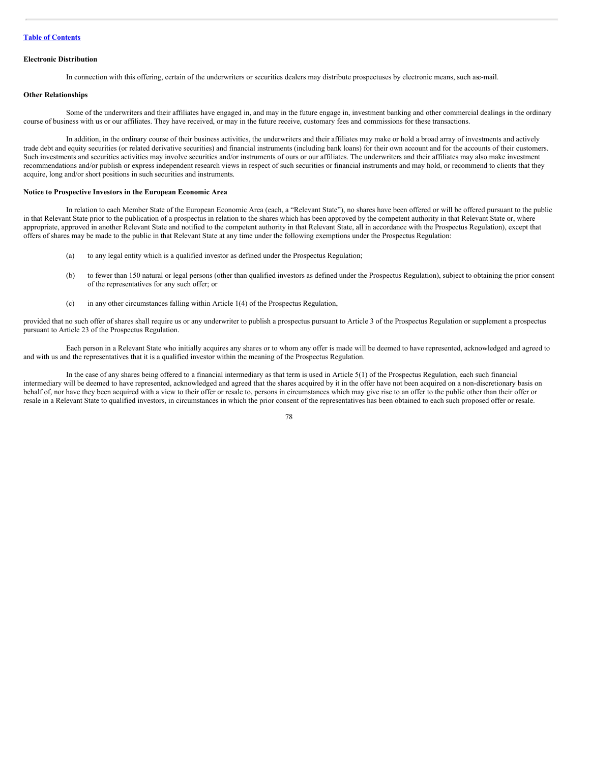**Electronic Distribution**

In connection with this offering, certain of the underwriters or securities dealers may distribute prospectuses by electronic means, such as e-mail.

**Other Relationships**

Some of the underwriters and their affiliates have engaged in, and may in the future engage in, investment banking and other commercial dealings in the ordinary course of business with us or our affiliates. They have received, or may in the future receive, customary fees and commissions for these transactions.

In addition, in the ordinary course of their business activities, the underwriters and their affiliates may make or hold a broad array of investments and actively trade debt and equity securities (or related derivative securities) and financial instruments (including bank loans) for their own account and for the accounts of their customers. Such investments and securities activities may involve securities and/or instruments of ours or our affiliates. The underwriters and their affiliates may also make investment recommendations and/or publish or express independent research views in respect of such securities or financial instruments and may hold, or recommend to clients that they acquire, long and/or short positions in such securities and instruments.

**Notice to Prospective Investors in the European Economic Area**

In relation to each Member State of the European Economic Area (each, a "Relevant State"), no shares have been offered or will be offered pursuant to the public in that Relevant State prior to the publication of a prospectus in relation to the shares which has been approved by the competent authority in that Relevant State or, where appropriate, approved in another Relevant State and notified to the competent authority in that Relevant State, all in accordance with the Prospectus Regulation), except that offers of shares may be made to the public in that Relevant State at any time under the following exemptions under the Prospectus Regulation:

(a) to any legal entity which is a qualified investor as defined under the Prospectus Regulation;

(b) to fewer than 150 natural or legal persons (other than qualified investors as defined under the Prospectus Regulation), subject to obtaining the prior consent of the representatives for any such offer; or

(c) in any other circumstances falling within Article 1(4) of the Prospectus Regulation,

provided that no such offer of shares shall require us or any underwriter to publish a prospectus pursuant to Article 3 of the Prospectus Regulation or supplement a prospectus pursuant to Article 23 of the Prospectus Regulation.

Each person in a Relevant State who initially acquires any shares or to whom any offer is made will be deemed to have represented, acknowledged and agreed to and with us and the representatives that it is a qualified investor within the meaning of the Prospectus Regulation.

In the case of any shares being offered to a financial intermediary as that term is used in Article 5(1) of the Prospectus Regulation, each such financial intermediary will be deemed to have represented, acknowledged and agreed that the shares acquired by it in the offer have not been acquired on a non-discretionary basis on behalf of, nor have they been acquired with a view to their offer or resale to, persons in circumstances which may give rise to an offer to the public other than their offer or resale in a Relevant State to qualified investors, in circumstances in which the prior consent of the representatives has been obtained to each such proposed offer or resale.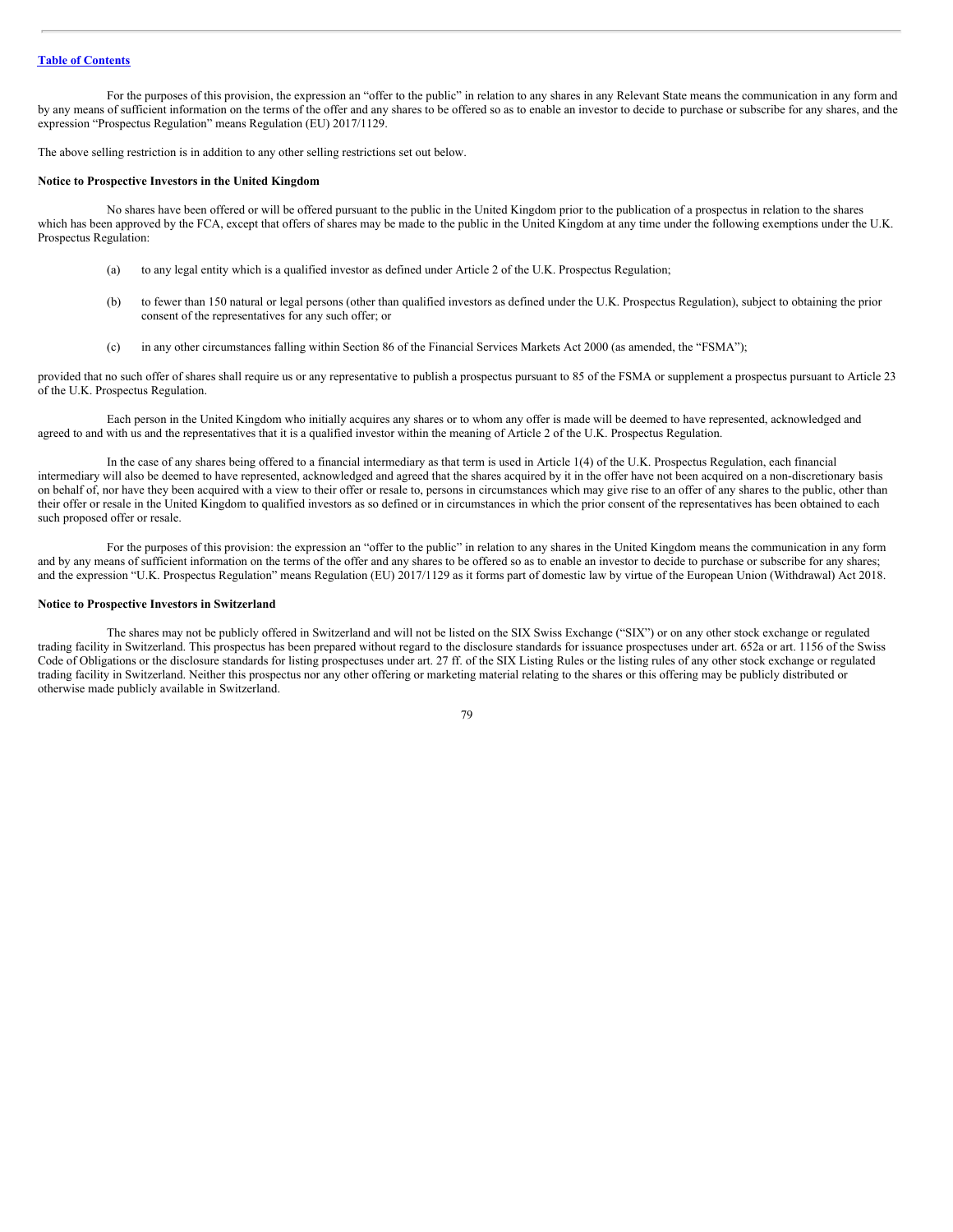For the purposes of this provision, the expression an "offer to the public" in relation to any shares in any Relevant State means the communication in any form and by any means of sufficient information on the terms of the offer and any shares to be offered so as to enable an investor to decide to purchase or subscribe for any shares, and the expression "Prospectus Regulation" means Regulation (EU) 2017/1129.

The above selling restriction is in addition to any other selling restrictions set out below.

**Notice to Prospective Investors in the United Kingdom**

No shares have been offered or will be offered pursuant to the public in the United Kingdom prior to the publication of a prospectus in relation to the shares which has been approved by the FCA, except that offers of shares may be made to the public in the United Kingdom at any time under the following exemptions under the U.K. Prospectus Regulation:

(a) to any legal entity which is a qualified investor as defined under Article 2 of the U.K. Prospectus Regulation;

(b) to fewer than 150 natural or legal persons (other than qualified investors as defined under the U.K. Prospectus Regulation), subject to obtaining the prior consent of the representatives for any such offer; or

(c) in any other circumstances falling within Section 86 of the Financial Services Markets Act 2000 (as amended, the "FSMA");

provided that no such offer of shares shall require us or any representative to publish a prospectus pursuant to 85 of the FSMA or supplement a prospectus pursuant to Article 23 of the U.K. Prospectus Regulation.

Each person in the United Kingdom who initially acquires any shares or to whom any offer is made will be deemed to have represented, acknowledged and agreed to and with us and the representatives that it is a qualified investor within the meaning of Article 2 of the U.K. Prospectus Regulation.

In the case of any shares being offered to a financial intermediary as that term is used in Article 1(4) of the U.K. Prospectus Regulation, each financial intermediary will also be deemed to have represented, acknowledged and agreed that the shares acquired by it in the offer have not been acquired on a non-discretionary basis on behalf of, nor have they been acquired with a view to their offer or resale to, persons in circumstances which may give rise to an offer of any shares to the public, other than their offer or resale in the United Kingdom to qualified investors as so defined or in circumstances in which the prior consent of the representatives has been obtained to each such proposed offer or resale.

For the purposes of this provision: the expression an "offer to the public" in relation to any shares in the United Kingdom means the communication in any form and by any means of sufficient information on the terms of the offer and any shares to be offered so as to enable an investor to decide to purchase or subscribe for any shares; and the expression "U.K. Prospectus Regulation" means Regulation (EU) 2017/1129 as it forms part of domestic law by virtue of the European Union (Withdrawal) Act 2018.

**Notice to Prospective Investors in Switzerland**

The shares may not be publicly offered in Switzerland and will not be listed on the SIX Swiss Exchange ("SIX") or on any other stock exchange or regulated trading facility in Switzerland. This prospectus has been prepared without regard to the disclosure standards for issuance prospectuses under art. 652a or art. 1156 of the Swiss Code of Obligations or the disclosure standards for listing prospectuses under art. 27 ff. of the SIX Listing Rules or the listing rules of any other stock exchange or regulated trading facility in Switzerland. Neither this prospectus nor any other offering or marketing material relating to the shares or this offering may be publicly distributed or otherwise made publicly available in Switzerland.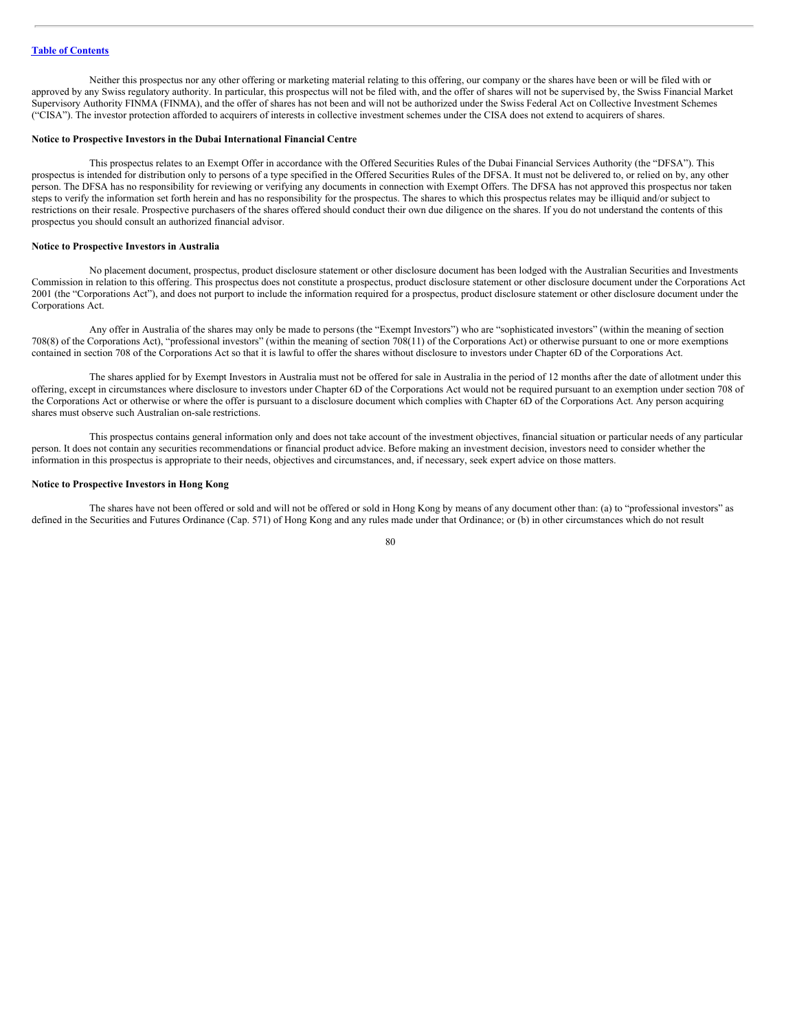Neither this prospectus nor any other offering or marketing material relating to this offering, our company or the shares have been or will be filed with or approved by any Swiss regulatory authority. In particular, this prospectus will not be filed with, and the offer of shares will not be supervised by, the Swiss Financial Market Supervisory Authority FINMA (FINMA), and the offer of shares has not been and will not be authorized under the Swiss Federal Act on Collective Investment Schemes ("CISA"). The investor protection afforded to acquirers of interests in collective investment schemes under the CISA does not extend to acquirers of shares.

**Notice to Prospective Investors in the Dubai International Financial Centre**

This prospectus relates to an Exempt Offer in accordance with the Offered Securities Rules of the Dubai Financial Services Authority (the "DFSA"). This prospectus is intended for distribution only to persons of a type specified in the Offered Securities Rules of the DFSA. It must not be delivered to, or relied on by, any other person. The DFSA has no responsibility for reviewing or verifying any documents in connection with Exempt Offers. The DFSA has not approved this prospectus nor taken steps to verify the information set forth herein and has no responsibility for the prospectus. The shares to which this prospectus relates may be illiquid and/or subject to restrictions on their resale. Prospective purchasers of the shares offered should conduct their own due diligence on the shares. If you do not understand the contents of this prospectus you should consult an authorized financial advisor.

**Notice to Prospective Investors in Australia**

No placement document, prospectus, product disclosure statement or other disclosure document has been lodged with the Australian Securities and Investments Commission in relation to this offering. This prospectus does not constitute a prospectus, product disclosure statement or other disclosure document under the Corporations Act 2001 (the "Corporations Act"), and does not purport to include the information required for a prospectus, product disclosure statement or other disclosure document under the Corporations Act.

Any offer in Australia of the shares may only be made to persons (the "Exempt Investors") who are "sophisticated investors" (within the meaning of section 708(8) of the Corporations Act), "professional investors" (within the meaning of section 708(11) of the Corporations Act) or otherwise pursuant to one or more exemptions contained in section 708 of the Corporations Act so that it is lawful to offer the shares without disclosure to investors under Chapter 6D of the Corporations Act.

The shares applied for by Exempt Investors in Australia must not be offered for sale in Australia in the period of 12 months after the date of allotment under this offering, except in circumstances where disclosure to investors under Chapter 6D of the Corporations Act would not be required pursuant to an exemption under section 708 of the Corporations Act or otherwise or where the offer is pursuant to a disclosure document which complies with Chapter 6D of the Corporations Act. Any person acquiring shares must observe such Australian on-sale restrictions.

This prospectus contains general information only and does not take account of the investment objectives, financial situation or particular needs of any particular person. It does not contain any securities recommendations or financial product advice. Before making an investment decision, investors need to consider whether the information in this prospectus is appropriate to their needs, objectives and circumstances, and, if necessary, seek expert advice on those matters.

**Notice to Prospective Investors in Hong Kong**

The shares have not been offered or sold and will not be offered or sold in Hong Kong by means of any document other than: (a) to "professional investors" as defined in the Securities and Futures Ordinance (Cap. 571) of Hong Kong and any rules made under that Ordinance; or (b) in other circumstances which do not result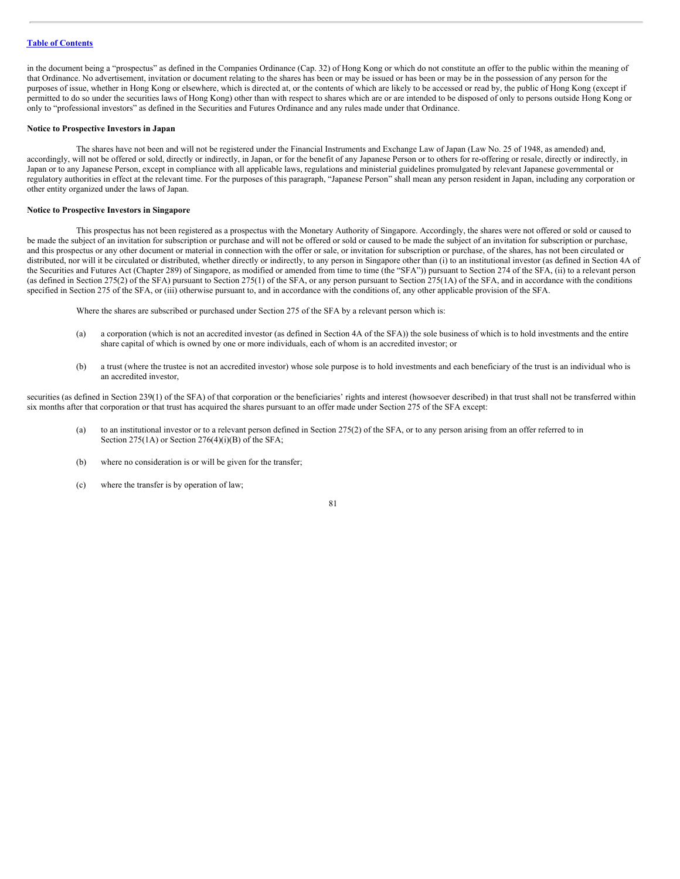in the document being a "prospectus" as defined in the Companies Ordinance (Cap. 32) of Hong Kong or which do not constitute an offer to the public within the meaning of that Ordinance. No advertisement, invitation or document relating to the shares has been or may be issued or has been or may be in the possession of any person for the purposes of issue, whether in Hong Kong or elsewhere, which is directed at, or the contents of which are likely to be accessed or read by, the public of Hong Kong (except if permitted to do so under the securities laws of Hong Kong) other than with respect to shares which are or are intended to be disposed of only to persons outside Hong Kong or only to "professional investors" as defined in the Securities and Futures Ordinance and any rules made under that Ordinance.

**Notice to Prospective Investors in Japan**

The shares have not been and will not be registered under the Financial Instruments and Exchange Law of Japan (Law No. 25 of 1948, as amended) and, accordingly, will not be offered or sold, directly or indirectly, in Japan, or for the benefit of any Japanese Person or to others for re-offering or resale, directly or indirectly, in Japan or to any Japanese Person, except in compliance with all applicable laws, regulations and ministerial guidelines promulgated by relevant Japanese governmental or regulatory authorities in effect at the relevant time. For the purposes of this paragraph, "Japanese Person" shall mean any person resident in Japan, including any corporation or other entity organized under the laws of Japan.

**Notice to Prospective Investors in Singapore**

This prospectus has not been registered as a prospectus with the Monetary Authority of Singapore. Accordingly, the shares were not offered or sold or caused to be made the subject of an invitation for subscription or purchase and will not be offered or sold or caused to be made the subject of an invitation for subscription or purchase, and this prospectus or any other document or material in connection with the offer or sale, or invitation for subscription or purchase, of the shares, has not been circulated or distributed, nor will it be circulated or distributed, whether directly or indirectly, to any person in Singapore other than (i) to an institutional investor (as defined in Section 4A of the Securities and Futures Act (Chapter 289) of Singapore, as modified or amended from time to time (the "SFA")) pursuant to Section 274 of the SFA, (ii) to a relevant person (as defined in Section 275(2) of the SFA) pursuant to Section 275(1) of the SFA, or any person pursuant to Section 275(1A) of the SFA, and in accordance with the conditions specified in Section 275 of the SFA, or (iii) otherwise pursuant to, and in accordance with the conditions of, any other applicable provision of the SFA.

Where the shares are subscribed or purchased under Section 275 of the SFA by a relevant person which is:

(a) a corporation (which is not an accredited investor (as defined in Section 4A of the SFA)) the sole business of which is to hold investments and the entire share capital of which is owned by one or more individuals, each of whom is an accredited investor; or

(b) a trust (where the trustee is not an accredited investor) whose sole purpose is to hold investments and each beneficiary of the trust is an individual who is an accredited investor,

securities (as defined in Section 239(1) of the SFA) of that corporation or the beneficiaries' rights and interest (howsoever described) in that trust shall not be transferred within six months after that corporation or that trust has acquired the shares pursuant to an offer made under Section 275 of the SFA except:

(a) to an institutional investor or to a relevant person defined in Section 275(2) of the SFA, or to any person arising from an offer referred to in Section 275(1A) or Section 276(4)(i)(B) of the SFA;

(b) where no consideration is or will be given for the transfer;

(c) where the transfer is by operation of law;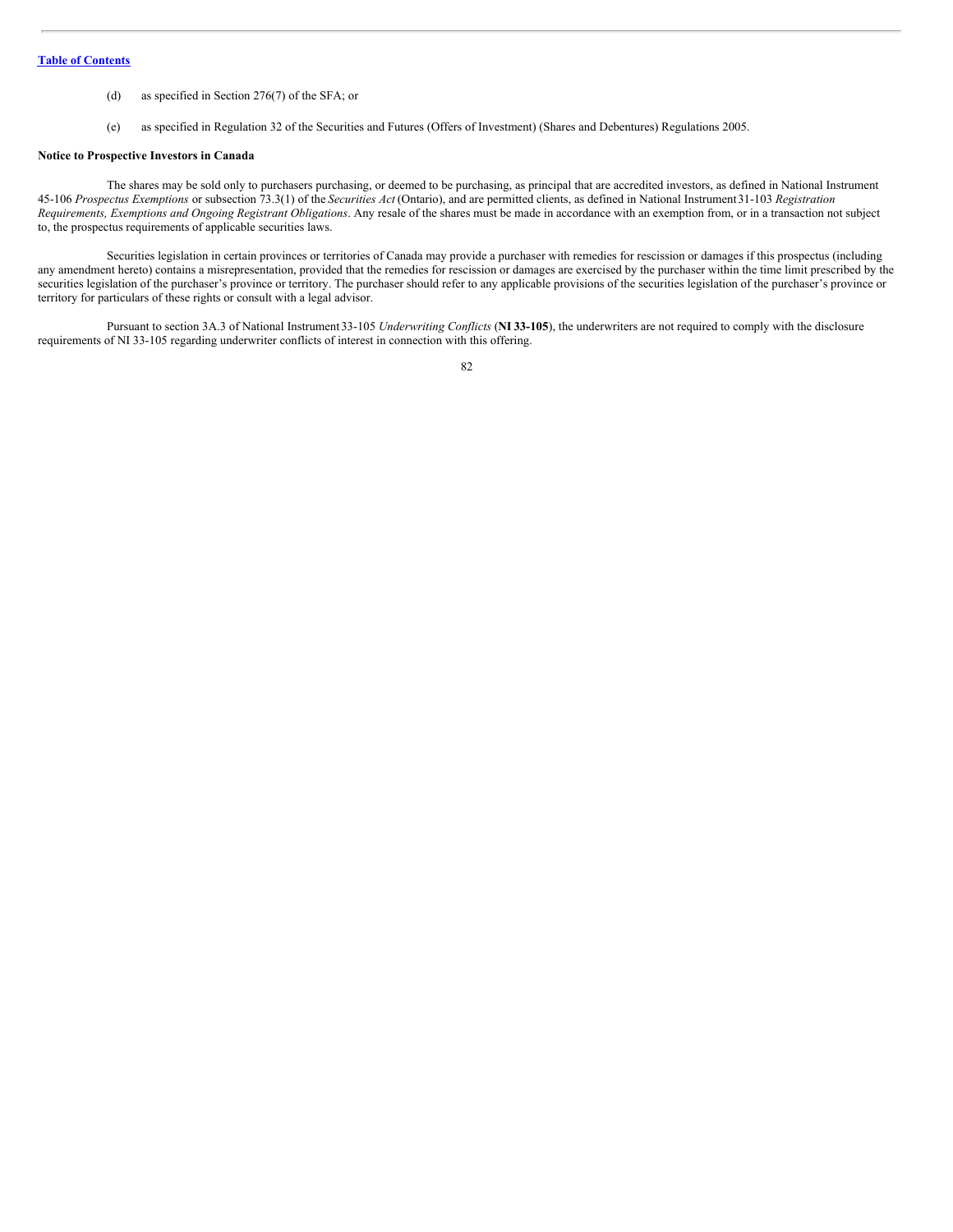(d) as specified in Section 276(7) of the SFA; or

(e) as specified in Regulation 32 of the Securities and Futures (Offers of Investment) (Shares and Debentures) Regulations 2005.

**Notice to Prospective Investors in Canada**

The shares may be sold only to purchasers purchasing, or deemed to be purchasing, as principal that are accredited investors, as defined in National Instrument 45-106 *Prospectus Exemptions* or subsection 73.3(1) of the *Securities Act* (Ontario), and are permitted clients, as defined in National Instrument 31-103 *Registration Requirements, Exemptions and Ongoing Registrant Obligations*. Any resale of the shares must be made in accordance with an exemption from, or in a transaction not subject to, the prospectus requirements of applicable securities laws.

Securities legislation in certain provinces or territories of Canada may provide a purchaser with remedies for rescission or damages if this prospectus (including any amendment hereto) contains a misrepresentation, provided that the remedies for rescission or damages are exercised by the purchaser within the time limit prescribed by the securities legislation of the purchaser's province or territory. The purchaser should refer to any applicable provisions of the securities legislation of the purchaser's province or territory for particulars of these rights or consult with a legal advisor.

Pursuant to section 3A.3 of National Instrument 33-105 *Underwriting Conflicts* (**NI 33-105**), the underwriters are not required to comply with the disclosure requirements of NI 33-105 regarding underwriter conflicts of interest in connection with this offering.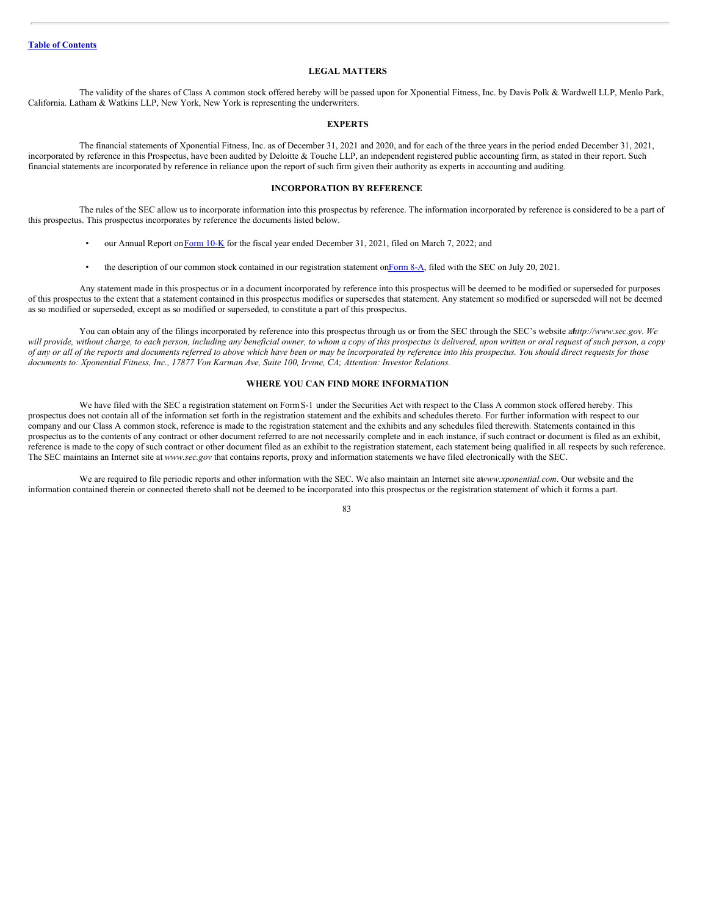## LEGAL MATTERS

The validity of the shares of Class A common stock offered hereby will be passed upon for Xponential Fitness, Inc. by Davis Polk & Wardwell LLP, Menlo Park, California. Latham & Watkins LLP, New York, New York is representing the underwriters.

## EXPERTS

The financial statements of Xponential Fitness, Inc. as of December 31, 2021 and 2020, and for each of the three years in the period ended December 31, 2021, incorporated by reference in this Prospectus, have been audited by Deloitte & Touche LLP, an independent registered public accounting firm, as stated in their report. Such financial statements are incorporated by reference in reliance upon the report of such firm given their authority as experts in accounting and auditing.

## INCORPORATION BY REFERENCE

The rules of the SEC allow us to incorporate information into this prospectus by reference. The information incorporated by reference is considered to be a part of this prospectus. This prospectus incorporates by reference the documents listed below.

- our Annual Report on Form 10-K for the fiscal year ended December 31, 2021, filed on March 7, 2022; and
- the description of our common stock contained in our registration statement on Form 8-A, filed with the SEC on July 20, 2021.

Any statement made in this prospectus or in a document incorporated by reference into this prospectus will be deemed to be modified or superseded for purposes of this prospectus to the extent that a statement contained in this prospectus modifies or supersedes that statement. Any statement so modified or superseded will not be deemed as so modified or superseded, except as so modified or superseded, to constitute a part of this prospectus.

You can obtain any of the filings incorporated by reference into this prospectus through us or from the SEC through the SEC's website at *http://www.sec.gov. We will provide, without charge, to each person, including any beneficial owner, to whom a copy of this prospectus is delivered, upon written or oral request of such person, a copy of any or all of the reports and documents referred to above which have been or may be incorporated by reference into this prospectus. You should direct requests for those documents to: Xponential Fitness, Inc., 17877 Von Karman Ave, Suite 100, Irvine, CA; Attention: Investor Relations.*

## WHERE YOU CAN FIND MORE INFORMATION

We have filed with the SEC a registration statement on Form S-1 under the Securities Act with respect to the Class A common stock offered hereby. This prospectus does not contain all of the information set forth in the registration statement and the exhibits and schedules thereto. For further information with respect to our company and our Class A common stock, reference is made to the registration statement and the exhibits and any schedules filed therewith. Statements contained in this prospectus as to the contents of any contract or other document referred to are not necessarily complete and in each instance, if such contract or document is filed as an exhibit, reference is made to the copy of such contract or other document filed as an exhibit to the registration statement, each statement being qualified in all respects by such reference. The SEC maintains an Internet site at *www.sec.gov* that contains reports, proxy and information statements we have filed electronically with the SEC.

We are required to file periodic reports and other information with the SEC. We also maintain an Internet site at *www.xponential.com*. Our website and the information contained therein or connected thereto shall not be deemed to be incorporated into this prospectus or the registration statement of which it forms a part.